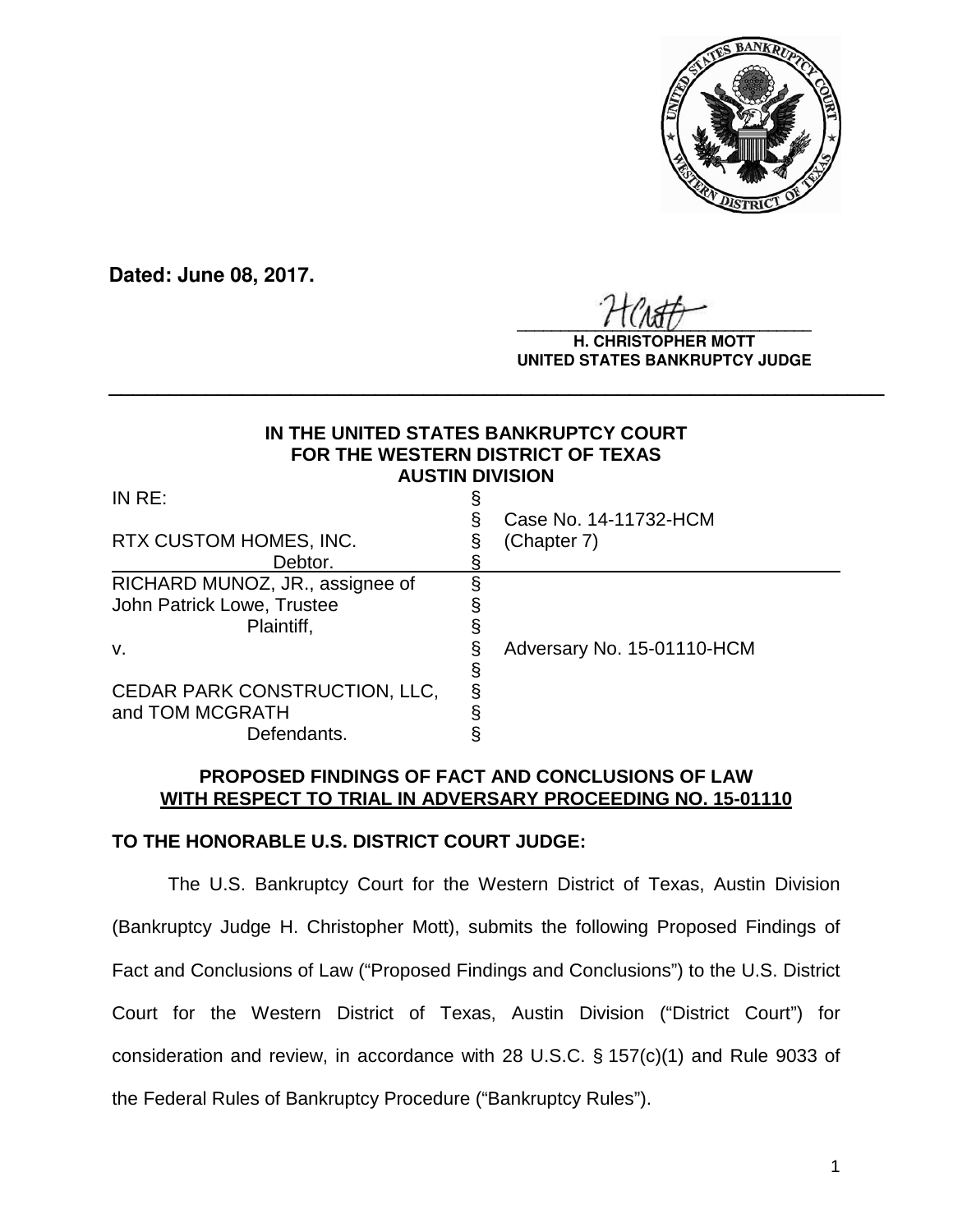**Dated: June 08, 2017.**

**H. CHRISTOPHER MOTT**
**UNITED STATES BANKRUPTCY JUDGE**

---

**IN THE UNITED STATES BANKRUPTCY COURT**
**FOR THE WESTERN DISTRICT OF TEXAS**
**AUSTIN DIVISION**

| | | |
|---|---|---|
| IN RE: | § | |
| | § | Case No. 14-11732-HCM |
| RTX CUSTOM HOMES, INC. | § | (Chapter 7) |
| Debtor. | § | |
| RICHARD MUNOZ, JR., assignee of | § | |
| John Patrick Lowe, Trustee | § | |
| Plaintiff, | § | |
| v. | § | Adversary No. 15-01110-HCM |
| | § | |
| CEDAR PARK CONSTRUCTION, LLC, | § | |
| and TOM MCGRATH | § | |
| Defendants. | § | |

**PROPOSED FINDINGS OF FACT AND CONCLUSIONS OF LAW**
**WITH RESPECT TO TRIAL IN ADVERSARY PROCEEDING NO. 15-01110**

**TO THE HONORABLE U.S. DISTRICT COURT JUDGE:**

The U.S. Bankruptcy Court for the Western District of Texas, Austin Division (Bankruptcy Judge H. Christopher Mott), submits the following Proposed Findings of Fact and Conclusions of Law ("Proposed Findings and Conclusions") to the U.S. District Court for the Western District of Texas, Austin Division ("District Court") for consideration and review, in accordance with 28 U.S.C. § 157(c)(1) and Rule 9033 of the Federal Rules of Bankruptcy Procedure ("Bankruptcy Rules").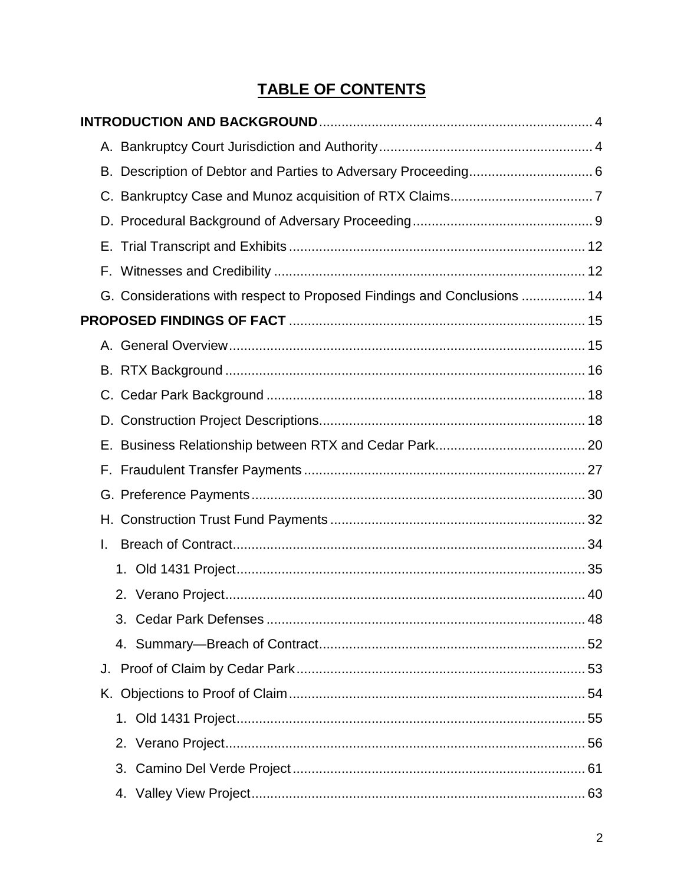# TABLE OF CONTENTS

**INTRODUCTION AND BACKGROUND** ........ 4

- A. Bankruptcy Court Jurisdiction and Authority ........ 4
- B. Description of Debtor and Parties to Adversary Proceeding ........ 6
- C. Bankruptcy Case and Munoz acquisition of RTX Claims ........ 7
- D. Procedural Background of Adversary Proceeding ........ 9
- E. Trial Transcript and Exhibits ........ 12
- F. Witnesses and Credibility ........ 12
- G. Considerations with respect to Proposed Findings and Conclusions ........ 14

**PROPOSED FINDINGS OF FACT** ........ 15

- A. General Overview ........ 15
- B. RTX Background ........ 16
- C. Cedar Park Background ........ 18
- D. Construction Project Descriptions ........ 18
- E. Business Relationship between RTX and Cedar Park ........ 20
- F. Fraudulent Transfer Payments ........ 27
- G. Preference Payments ........ 30
- H. Construction Trust Fund Payments ........ 32
- I. Breach of Contract ........ 34
  1. Old 1431 Project ........ 35
  2. Verano Project ........ 40
  3. Cedar Park Defenses ........ 48
  4. Summary—Breach of Contract ........ 52
- J. Proof of Claim by Cedar Park ........ 53
- K. Objections to Proof of Claim ........ 54
  1. Old 1431 Project ........ 55
  2. Verano Project ........ 56
  3. Camino Del Verde Project ........ 61
  4. Valley View Project ........ 63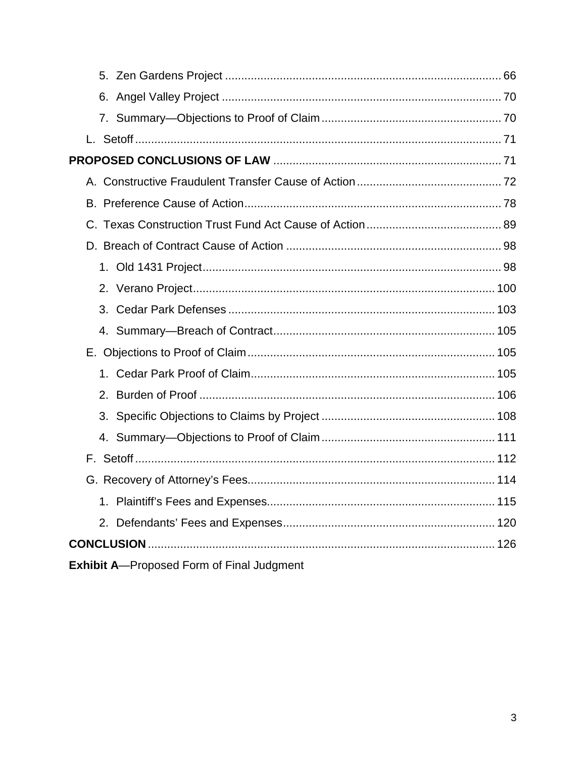- 5. Zen Gardens Project ..... 66
- 6. Angel Valley Project ..... 70
- 7. Summary—Objections to Proof of Claim ..... 70

L. Setoff ..... 71

**PROPOSED CONCLUSIONS OF LAW** ..... 71

A. Constructive Fraudulent Transfer Cause of Action ..... 72

B. Preference Cause of Action ..... 78

C. Texas Construction Trust Fund Act Cause of Action ..... 89

D. Breach of Contract Cause of Action ..... 98

- 1. Old 1431 Project ..... 98
- 2. Verano Project ..... 100
- 3. Cedar Park Defenses ..... 103
- 4. Summary—Breach of Contract ..... 105

E. Objections to Proof of Claim ..... 105

- 1. Cedar Park Proof of Claim ..... 105
- 2. Burden of Proof ..... 106
- 3. Specific Objections to Claims by Project ..... 108
- 4. Summary—Objections to Proof of Claim ..... 111

F. Setoff ..... 112

G. Recovery of Attorney's Fees ..... 114

- 1. Plaintiff's Fees and Expenses ..... 115
- 2. Defendants' Fees and Expenses ..... 120

**CONCLUSION** ..... 126

**Exhibit A**—Proposed Form of Final Judgment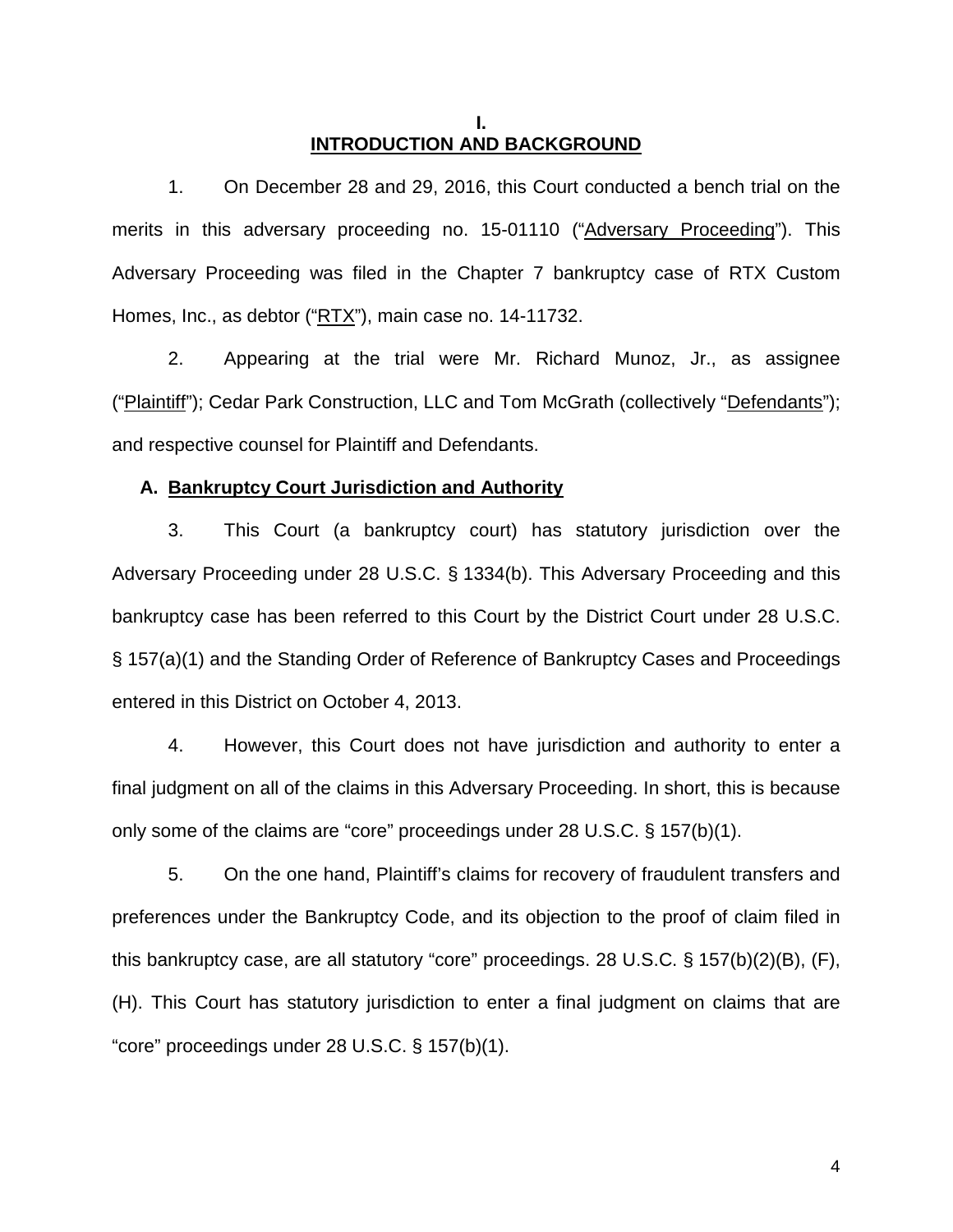# I.
# INTRODUCTION AND BACKGROUND

1. On December 28 and 29, 2016, this Court conducted a bench trial on the merits in this adversary proceeding no. 15-01110 ("Adversary Proceeding"). This Adversary Proceeding was filed in the Chapter 7 bankruptcy case of RTX Custom Homes, Inc., as debtor ("RTX"), main case no. 14-11732.

2. Appearing at the trial were Mr. Richard Munoz, Jr., as assignee ("Plaintiff"); Cedar Park Construction, LLC and Tom McGrath (collectively "Defendants"); and respective counsel for Plaintiff and Defendants.

## A. Bankruptcy Court Jurisdiction and Authority

3. This Court (a bankruptcy court) has statutory jurisdiction over the Adversary Proceeding under 28 U.S.C. § 1334(b). This Adversary Proceeding and this bankruptcy case has been referred to this Court by the District Court under 28 U.S.C. § 157(a)(1) and the Standing Order of Reference of Bankruptcy Cases and Proceedings entered in this District on October 4, 2013.

4. However, this Court does not have jurisdiction and authority to enter a final judgment on all of the claims in this Adversary Proceeding. In short, this is because only some of the claims are "core" proceedings under 28 U.S.C. § 157(b)(1).

5. On the one hand, Plaintiff's claims for recovery of fraudulent transfers and preferences under the Bankruptcy Code, and its objection to the proof of claim filed in this bankruptcy case, are all statutory "core" proceedings. 28 U.S.C. § 157(b)(2)(B), (F), (H). This Court has statutory jurisdiction to enter a final judgment on claims that are "core" proceedings under 28 U.S.C. § 157(b)(1).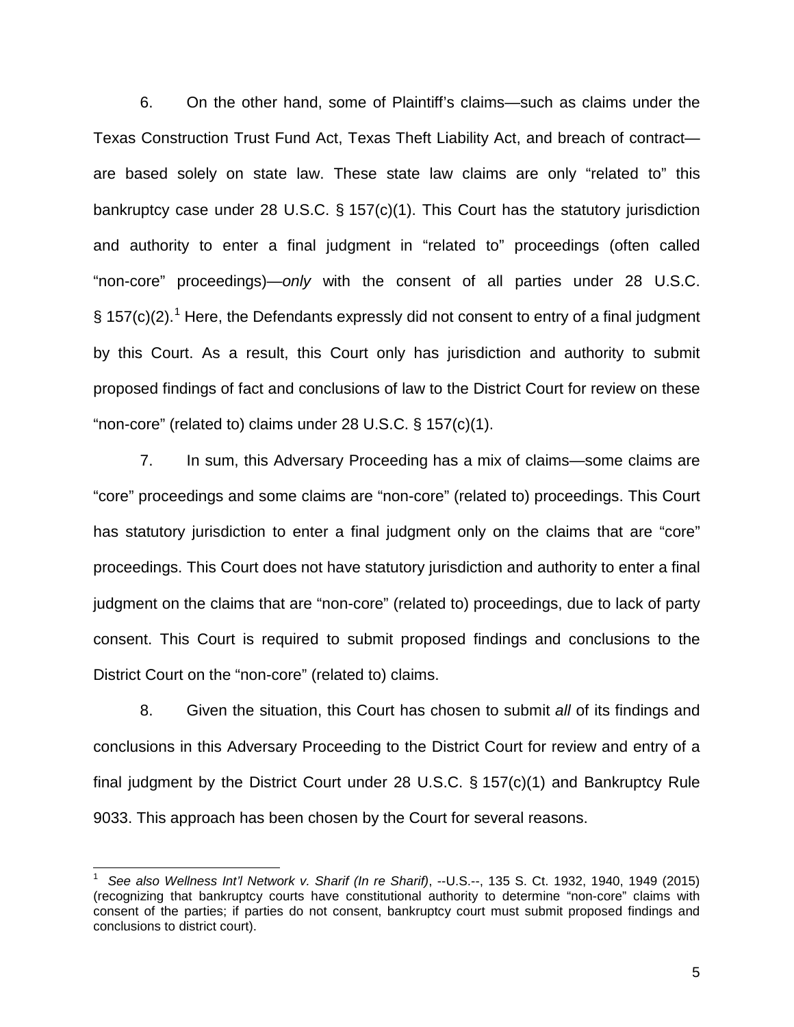6. On the other hand, some of Plaintiff's claims—such as claims under the Texas Construction Trust Fund Act, Texas Theft Liability Act, and breach of contract—are based solely on state law. These state law claims are only "related to" this bankruptcy case under 28 U.S.C. § 157(c)(1). This Court has the statutory jurisdiction and authority to enter a final judgment in "related to" proceedings (often called "non-core" proceedings)—*only* with the consent of all parties under 28 U.S.C. § 157(c)(2).[1] Here, the Defendants expressly did not consent to entry of a final judgment by this Court. As a result, this Court only has jurisdiction and authority to submit proposed findings of fact and conclusions of law to the District Court for review on these "non-core" (related to) claims under 28 U.S.C. § 157(c)(1).

7. In sum, this Adversary Proceeding has a mix of claims—some claims are "core" proceedings and some claims are "non-core" (related to) proceedings. This Court has statutory jurisdiction to enter a final judgment only on the claims that are "core" proceedings. This Court does not have statutory jurisdiction and authority to enter a final judgment on the claims that are "non-core" (related to) proceedings, due to lack of party consent. This Court is required to submit proposed findings and conclusions to the District Court on the "non-core" (related to) claims.

8. Given the situation, this Court has chosen to submit *all* of its findings and conclusions in this Adversary Proceeding to the District Court for review and entry of a final judgment by the District Court under 28 U.S.C. § 157(c)(1) and Bankruptcy Rule 9033. This approach has been chosen by the Court for several reasons.

---

[1] *See also Wellness Int'l Network v. Sharif (In re Sharif)*, --U.S.--, 135 S. Ct. 1932, 1940, 1949 (2015) (recognizing that bankruptcy courts have constitutional authority to determine "non-core" claims with consent of the parties; if parties do not consent, bankruptcy court must submit proposed findings and conclusions to district court).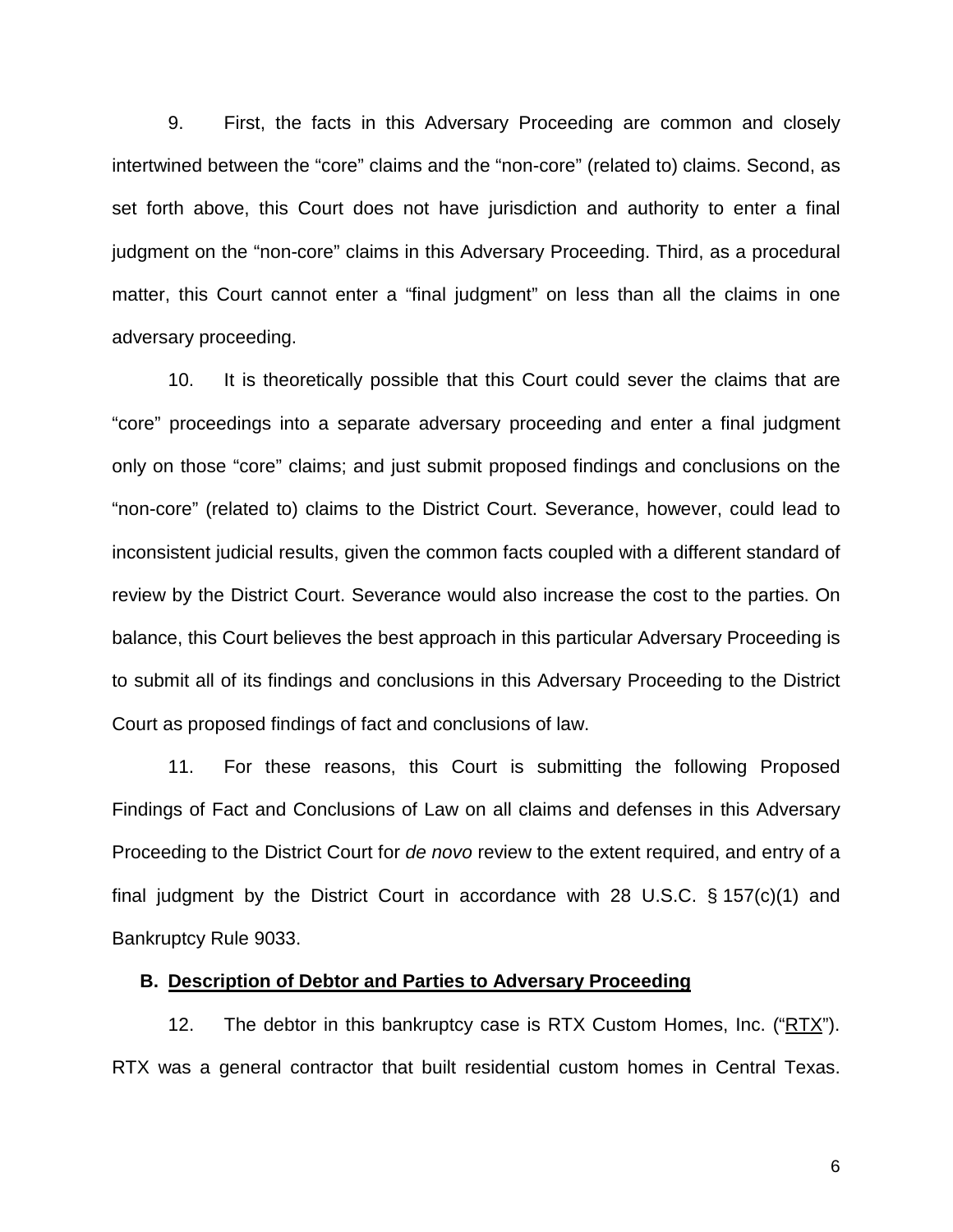9. First, the facts in this Adversary Proceeding are common and closely intertwined between the "core" claims and the "non-core" (related to) claims. Second, as set forth above, this Court does not have jurisdiction and authority to enter a final judgment on the "non-core" claims in this Adversary Proceeding. Third, as a procedural matter, this Court cannot enter a "final judgment" on less than all the claims in one adversary proceeding.

10. It is theoretically possible that this Court could sever the claims that are "core" proceedings into a separate adversary proceeding and enter a final judgment only on those "core" claims; and just submit proposed findings and conclusions on the "non-core" (related to) claims to the District Court. Severance, however, could lead to inconsistent judicial results, given the common facts coupled with a different standard of review by the District Court. Severance would also increase the cost to the parties. On balance, this Court believes the best approach in this particular Adversary Proceeding is to submit all of its findings and conclusions in this Adversary Proceeding to the District Court as proposed findings of fact and conclusions of law.

11. For these reasons, this Court is submitting the following Proposed Findings of Fact and Conclusions of Law on all claims and defenses in this Adversary Proceeding to the District Court for *de novo* review to the extent required, and entry of a final judgment by the District Court in accordance with 28 U.S.C. § 157(c)(1) and Bankruptcy Rule 9033.

### B. Description of Debtor and Parties to Adversary Proceeding

12. The debtor in this bankruptcy case is RTX Custom Homes, Inc. ("RTX"). RTX was a general contractor that built residential custom homes in Central Texas.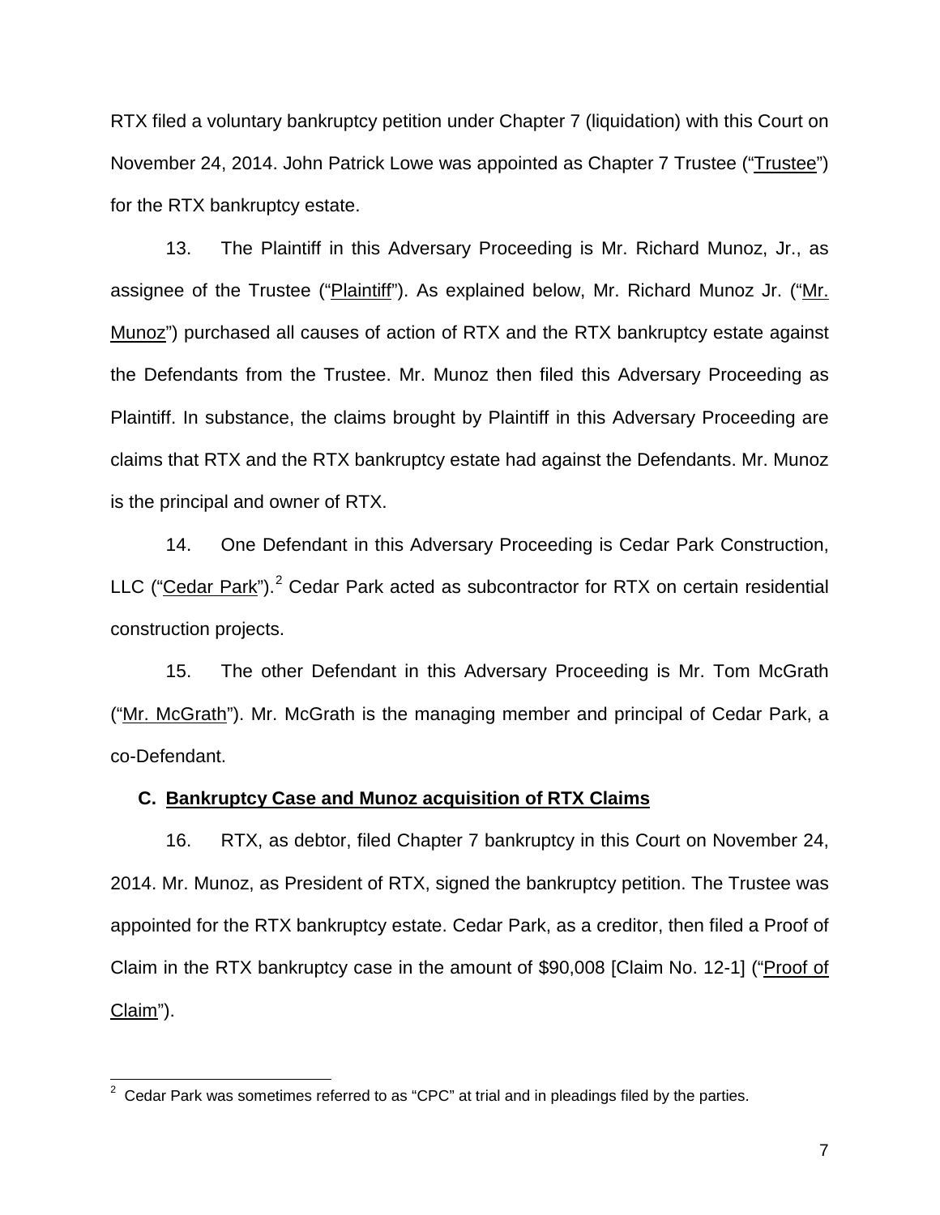RTX filed a voluntary bankruptcy petition under Chapter 7 (liquidation) with this Court on November 24, 2014. John Patrick Lowe was appointed as Chapter 7 Trustee ("Trustee") for the RTX bankruptcy estate.

13. The Plaintiff in this Adversary Proceeding is Mr. Richard Munoz, Jr., as assignee of the Trustee ("Plaintiff"). As explained below, Mr. Richard Munoz Jr. ("Mr. Munoz") purchased all causes of action of RTX and the RTX bankruptcy estate against the Defendants from the Trustee. Mr. Munoz then filed this Adversary Proceeding as Plaintiff. In substance, the claims brought by Plaintiff in this Adversary Proceeding are claims that RTX and the RTX bankruptcy estate had against the Defendants. Mr. Munoz is the principal and owner of RTX.

14. One Defendant in this Adversary Proceeding is Cedar Park Construction, LLC ("Cedar Park").[2] Cedar Park acted as subcontractor for RTX on certain residential construction projects.

15. The other Defendant in this Adversary Proceeding is Mr. Tom McGrath ("Mr. McGrath"). Mr. McGrath is the managing member and principal of Cedar Park, a co-Defendant.

### C. Bankruptcy Case and Munoz acquisition of RTX Claims

16. RTX, as debtor, filed Chapter 7 bankruptcy in this Court on November 24, 2014. Mr. Munoz, as President of RTX, signed the bankruptcy petition. The Trustee was appointed for the RTX bankruptcy estate. Cedar Park, as a creditor, then filed a Proof of Claim in the RTX bankruptcy case in the amount of $90,008 [Claim No. 12-1] ("Proof of Claim").

[2] Cedar Park was sometimes referred to as "CPC" at trial and in pleadings filed by the parties.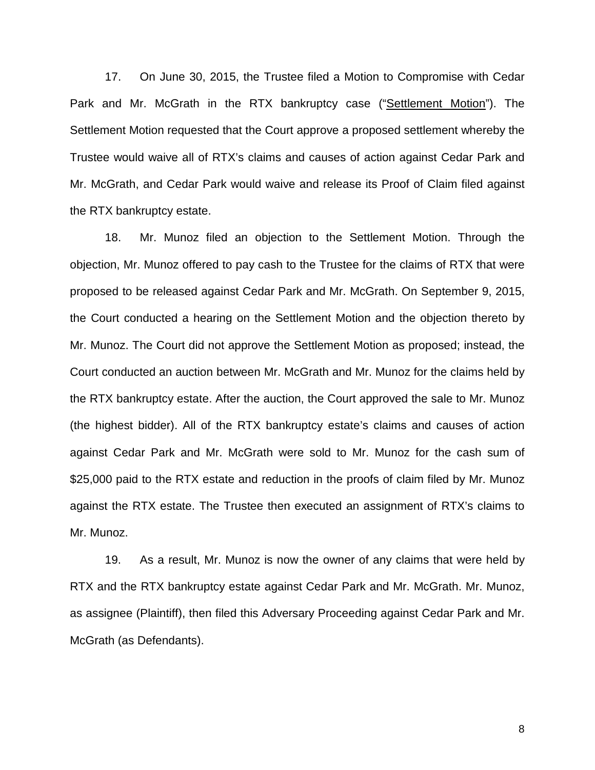17. On June 30, 2015, the Trustee filed a Motion to Compromise with Cedar Park and Mr. McGrath in the RTX bankruptcy case ("Settlement Motion"). The Settlement Motion requested that the Court approve a proposed settlement whereby the Trustee would waive all of RTX's claims and causes of action against Cedar Park and Mr. McGrath, and Cedar Park would waive and release its Proof of Claim filed against the RTX bankruptcy estate.

18. Mr. Munoz filed an objection to the Settlement Motion. Through the objection, Mr. Munoz offered to pay cash to the Trustee for the claims of RTX that were proposed to be released against Cedar Park and Mr. McGrath. On September 9, 2015, the Court conducted a hearing on the Settlement Motion and the objection thereto by Mr. Munoz. The Court did not approve the Settlement Motion as proposed; instead, the Court conducted an auction between Mr. McGrath and Mr. Munoz for the claims held by the RTX bankruptcy estate. After the auction, the Court approved the sale to Mr. Munoz (the highest bidder). All of the RTX bankruptcy estate's claims and causes of action against Cedar Park and Mr. McGrath were sold to Mr. Munoz for the cash sum of $25,000 paid to the RTX estate and reduction in the proofs of claim filed by Mr. Munoz against the RTX estate. The Trustee then executed an assignment of RTX's claims to Mr. Munoz.

19. As a result, Mr. Munoz is now the owner of any claims that were held by RTX and the RTX bankruptcy estate against Cedar Park and Mr. McGrath. Mr. Munoz, as assignee (Plaintiff), then filed this Adversary Proceeding against Cedar Park and Mr. McGrath (as Defendants).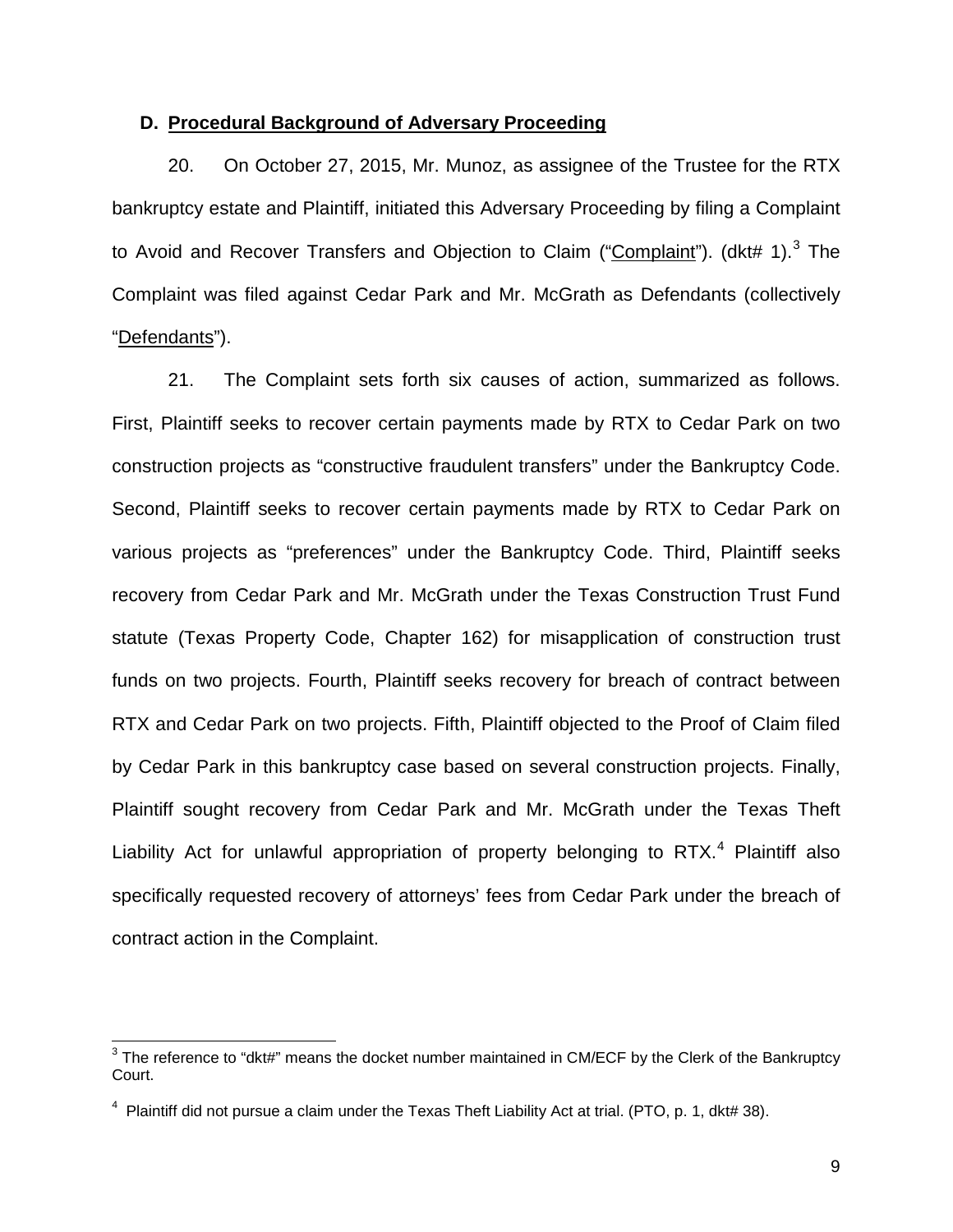### D. Procedural Background of Adversary Proceeding

20. On October 27, 2015, Mr. Munoz, as assignee of the Trustee for the RTX bankruptcy estate and Plaintiff, initiated this Adversary Proceeding by filing a Complaint to Avoid and Recover Transfers and Objection to Claim ("Complaint"). (dkt# 1).[3] The Complaint was filed against Cedar Park and Mr. McGrath as Defendants (collectively "Defendants").

21. The Complaint sets forth six causes of action, summarized as follows. First, Plaintiff seeks to recover certain payments made by RTX to Cedar Park on two construction projects as "constructive fraudulent transfers" under the Bankruptcy Code. Second, Plaintiff seeks to recover certain payments made by RTX to Cedar Park on various projects as "preferences" under the Bankruptcy Code. Third, Plaintiff seeks recovery from Cedar Park and Mr. McGrath under the Texas Construction Trust Fund statute (Texas Property Code, Chapter 162) for misapplication of construction trust funds on two projects. Fourth, Plaintiff seeks recovery for breach of contract between RTX and Cedar Park on two projects. Fifth, Plaintiff objected to the Proof of Claim filed by Cedar Park in this bankruptcy case based on several construction projects. Finally, Plaintiff sought recovery from Cedar Park and Mr. McGrath under the Texas Theft Liability Act for unlawful appropriation of property belonging to RTX.[4] Plaintiff also specifically requested recovery of attorneys' fees from Cedar Park under the breach of contract action in the Complaint.

---

[3] The reference to "dkt#" means the docket number maintained in CM/ECF by the Clerk of the Bankruptcy Court.

[4] Plaintiff did not pursue a claim under the Texas Theft Liability Act at trial. (PTO, p. 1, dkt# 38).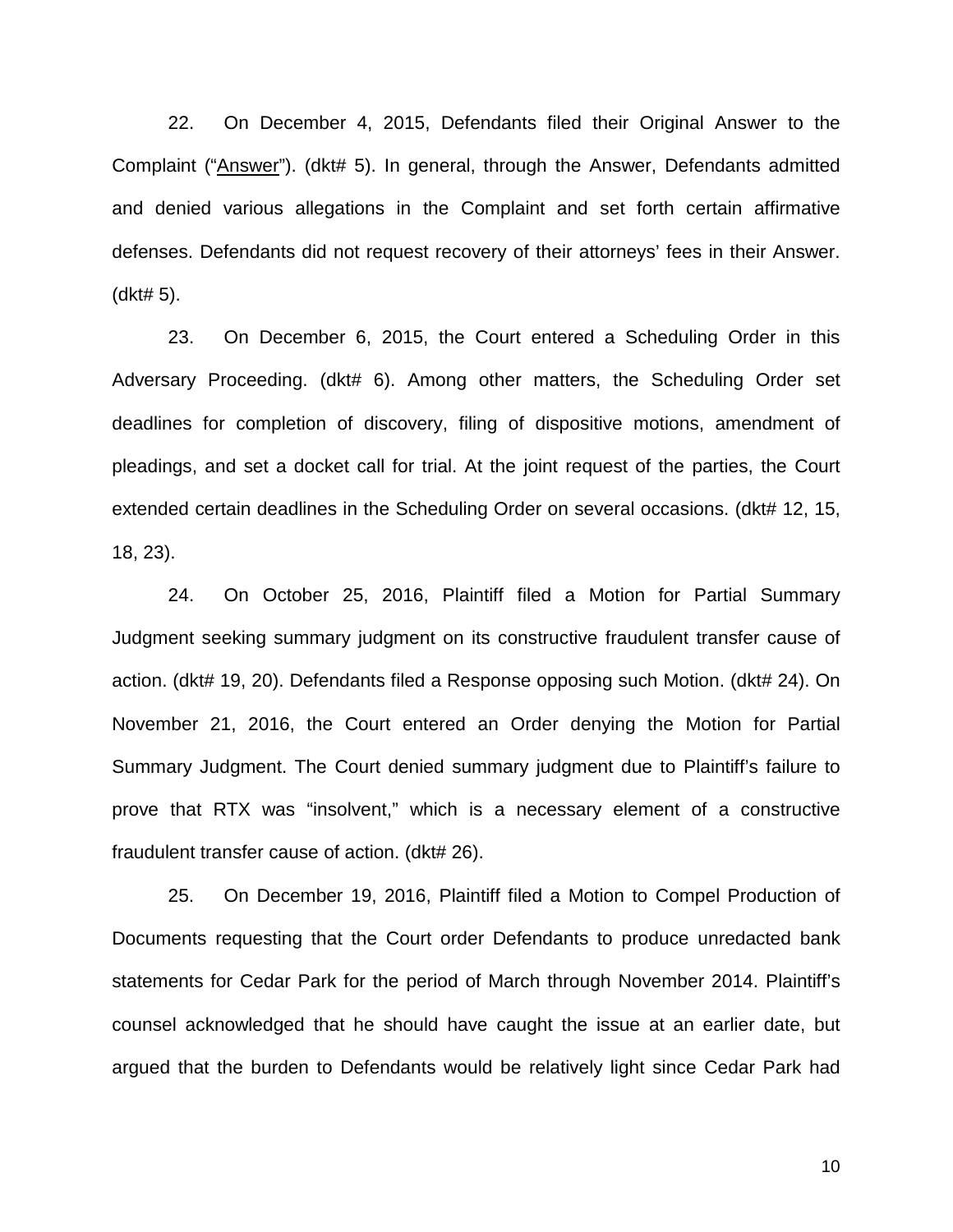22. On December 4, 2015, Defendants filed their Original Answer to the Complaint ("<u>Answer</u>"). (dkt# 5). In general, through the Answer, Defendants admitted and denied various allegations in the Complaint and set forth certain affirmative defenses. Defendants did not request recovery of their attorneys' fees in their Answer. (dkt# 5).

23. On December 6, 2015, the Court entered a Scheduling Order in this Adversary Proceeding. (dkt# 6). Among other matters, the Scheduling Order set deadlines for completion of discovery, filing of dispositive motions, amendment of pleadings, and set a docket call for trial. At the joint request of the parties, the Court extended certain deadlines in the Scheduling Order on several occasions. (dkt# 12, 15, 18, 23).

24. On October 25, 2016, Plaintiff filed a Motion for Partial Summary Judgment seeking summary judgment on its constructive fraudulent transfer cause of action. (dkt# 19, 20). Defendants filed a Response opposing such Motion. (dkt# 24). On November 21, 2016, the Court entered an Order denying the Motion for Partial Summary Judgment. The Court denied summary judgment due to Plaintiff's failure to prove that RTX was "insolvent," which is a necessary element of a constructive fraudulent transfer cause of action. (dkt# 26).

25. On December 19, 2016, Plaintiff filed a Motion to Compel Production of Documents requesting that the Court order Defendants to produce unredacted bank statements for Cedar Park for the period of March through November 2014. Plaintiff's counsel acknowledged that he should have caught the issue at an earlier date, but argued that the burden to Defendants would be relatively light since Cedar Park had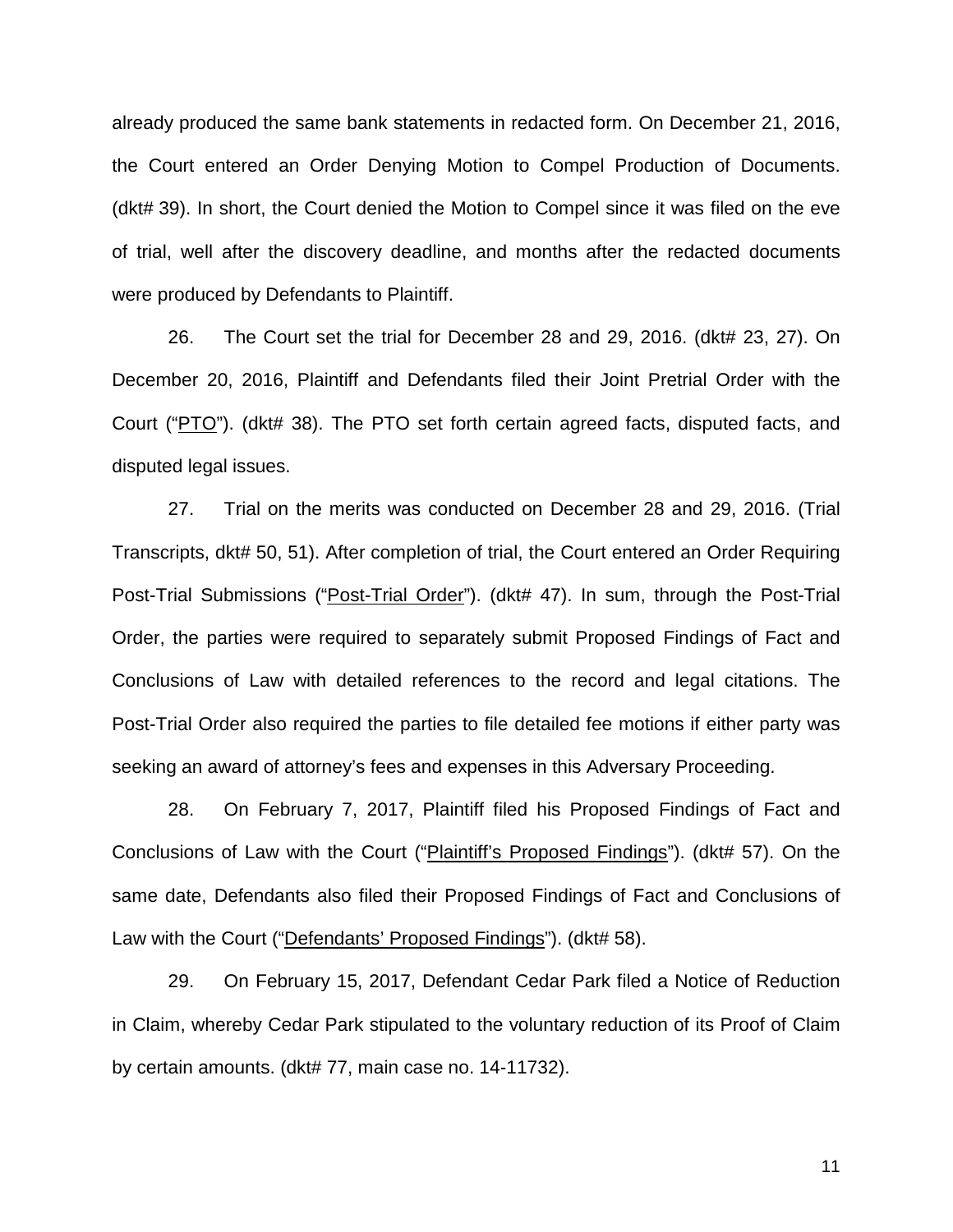already produced the same bank statements in redacted form. On December 21, 2016, the Court entered an Order Denying Motion to Compel Production of Documents. (dkt# 39). In short, the Court denied the Motion to Compel since it was filed on the eve of trial, well after the discovery deadline, and months after the redacted documents were produced by Defendants to Plaintiff.

26. The Court set the trial for December 28 and 29, 2016. (dkt# 23, 27). On December 20, 2016, Plaintiff and Defendants filed their Joint Pretrial Order with the Court ("<u>PTO</u>"). (dkt# 38). The PTO set forth certain agreed facts, disputed facts, and disputed legal issues.

27. Trial on the merits was conducted on December 28 and 29, 2016. (Trial Transcripts, dkt# 50, 51). After completion of trial, the Court entered an Order Requiring Post-Trial Submissions ("<u>Post-Trial Order</u>"). (dkt# 47). In sum, through the Post-Trial Order, the parties were required to separately submit Proposed Findings of Fact and Conclusions of Law with detailed references to the record and legal citations. The Post-Trial Order also required the parties to file detailed fee motions if either party was seeking an award of attorney's fees and expenses in this Adversary Proceeding.

28. On February 7, 2017, Plaintiff filed his Proposed Findings of Fact and Conclusions of Law with the Court ("<u>Plaintiff's Proposed Findings</u>"). (dkt# 57). On the same date, Defendants also filed their Proposed Findings of Fact and Conclusions of Law with the Court ("<u>Defendants' Proposed Findings</u>"). (dkt# 58).

29. On February 15, 2017, Defendant Cedar Park filed a Notice of Reduction in Claim, whereby Cedar Park stipulated to the voluntary reduction of its Proof of Claim by certain amounts. (dkt# 77, main case no. 14-11732).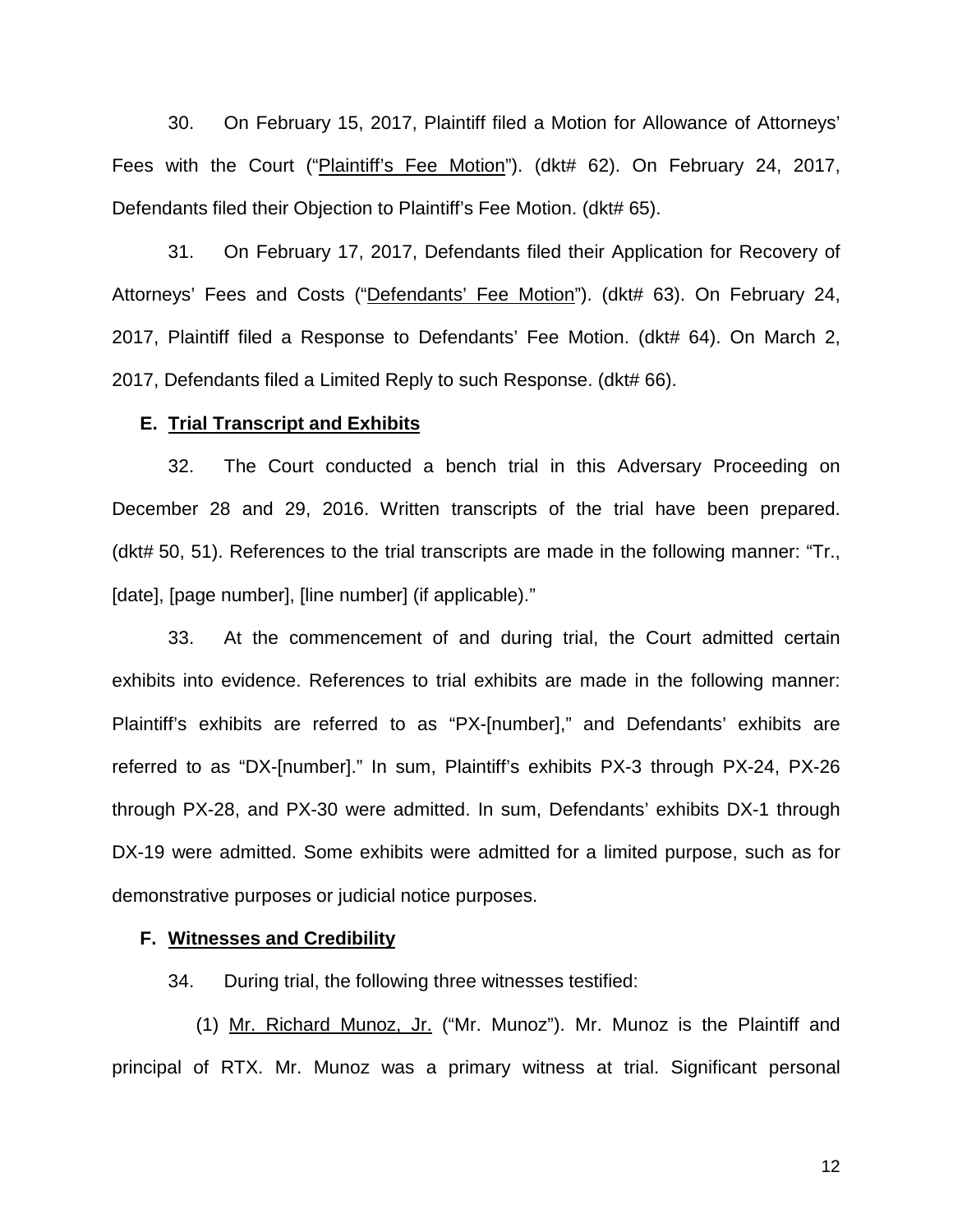30. On February 15, 2017, Plaintiff filed a Motion for Allowance of Attorneys' Fees with the Court ("Plaintiff's Fee Motion"). (dkt# 62). On February 24, 2017, Defendants filed their Objection to Plaintiff's Fee Motion. (dkt# 65).

31. On February 17, 2017, Defendants filed their Application for Recovery of Attorneys' Fees and Costs ("Defendants' Fee Motion"). (dkt# 63). On February 24, 2017, Plaintiff filed a Response to Defendants' Fee Motion. (dkt# 64). On March 2, 2017, Defendants filed a Limited Reply to such Response. (dkt# 66).

### E. Trial Transcript and Exhibits

32. The Court conducted a bench trial in this Adversary Proceeding on December 28 and 29, 2016. Written transcripts of the trial have been prepared. (dkt# 50, 51). References to the trial transcripts are made in the following manner: "Tr., [date], [page number], [line number] (if applicable)."

33. At the commencement of and during trial, the Court admitted certain exhibits into evidence. References to trial exhibits are made in the following manner: Plaintiff's exhibits are referred to as "PX-[number]," and Defendants' exhibits are referred to as "DX-[number]." In sum, Plaintiff's exhibits PX-3 through PX-24, PX-26 through PX-28, and PX-30 were admitted. In sum, Defendants' exhibits DX-1 through DX-19 were admitted. Some exhibits were admitted for a limited purpose, such as for demonstrative purposes or judicial notice purposes.

### F. Witnesses and Credibility

34. During trial, the following three witnesses testified:

(1) Mr. Richard Munoz, Jr. ("Mr. Munoz"). Mr. Munoz is the Plaintiff and principal of RTX. Mr. Munoz was a primary witness at trial. Significant personal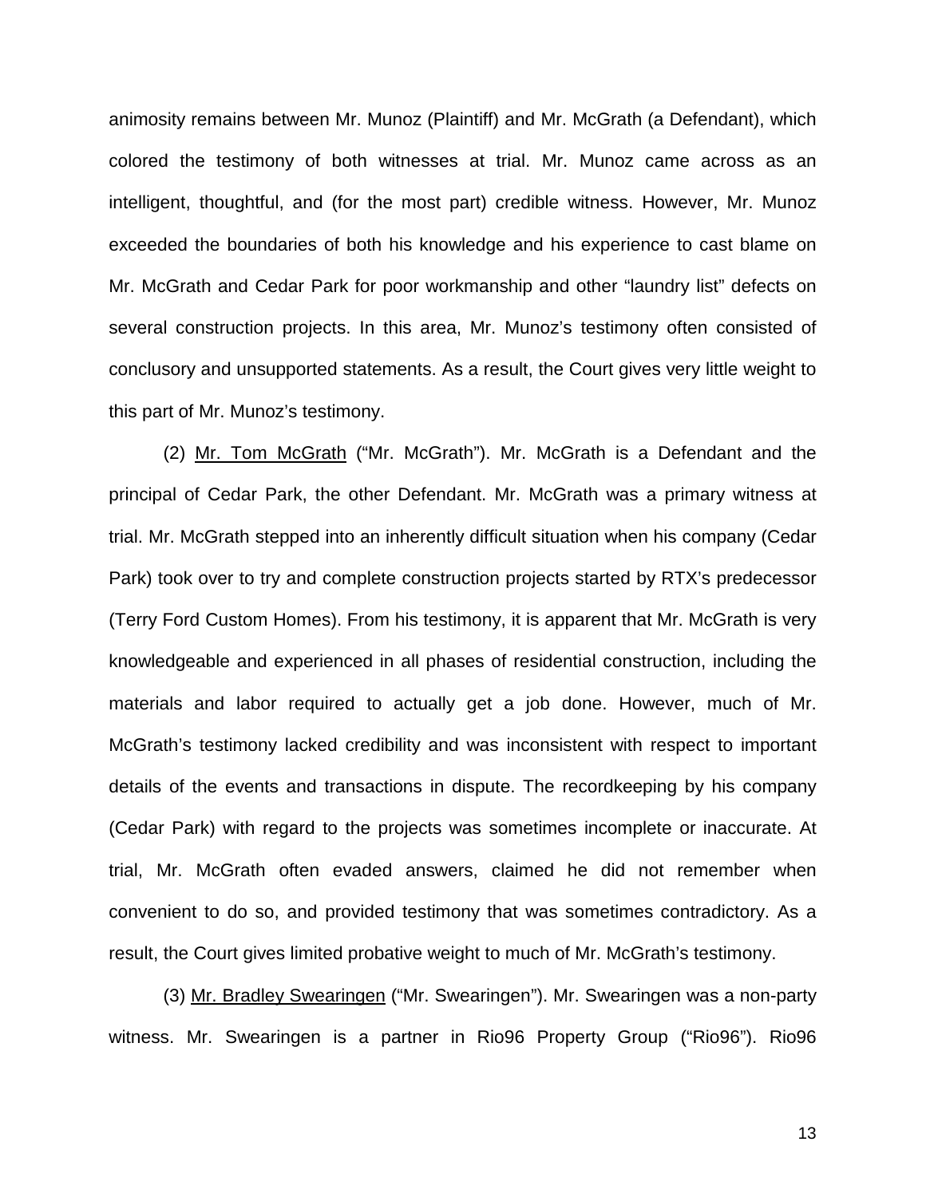animosity remains between Mr. Munoz (Plaintiff) and Mr. McGrath (a Defendant), which colored the testimony of both witnesses at trial. Mr. Munoz came across as an intelligent, thoughtful, and (for the most part) credible witness. However, Mr. Munoz exceeded the boundaries of both his knowledge and his experience to cast blame on Mr. McGrath and Cedar Park for poor workmanship and other "laundry list" defects on several construction projects. In this area, Mr. Munoz's testimony often consisted of conclusory and unsupported statements. As a result, the Court gives very little weight to this part of Mr. Munoz's testimony.

(2) <u>Mr. Tom McGrath</u> ("Mr. McGrath"). Mr. McGrath is a Defendant and the principal of Cedar Park, the other Defendant. Mr. McGrath was a primary witness at trial. Mr. McGrath stepped into an inherently difficult situation when his company (Cedar Park) took over to try and complete construction projects started by RTX's predecessor (Terry Ford Custom Homes). From his testimony, it is apparent that Mr. McGrath is very knowledgeable and experienced in all phases of residential construction, including the materials and labor required to actually get a job done. However, much of Mr. McGrath's testimony lacked credibility and was inconsistent with respect to important details of the events and transactions in dispute. The recordkeeping by his company (Cedar Park) with regard to the projects was sometimes incomplete or inaccurate. At trial, Mr. McGrath often evaded answers, claimed he did not remember when convenient to do so, and provided testimony that was sometimes contradictory. As a result, the Court gives limited probative weight to much of Mr. McGrath's testimony.

(3) <u>Mr. Bradley Swearingen</u> ("Mr. Swearingen"). Mr. Swearingen was a non-party witness. Mr. Swearingen is a partner in Rio96 Property Group ("Rio96"). Rio96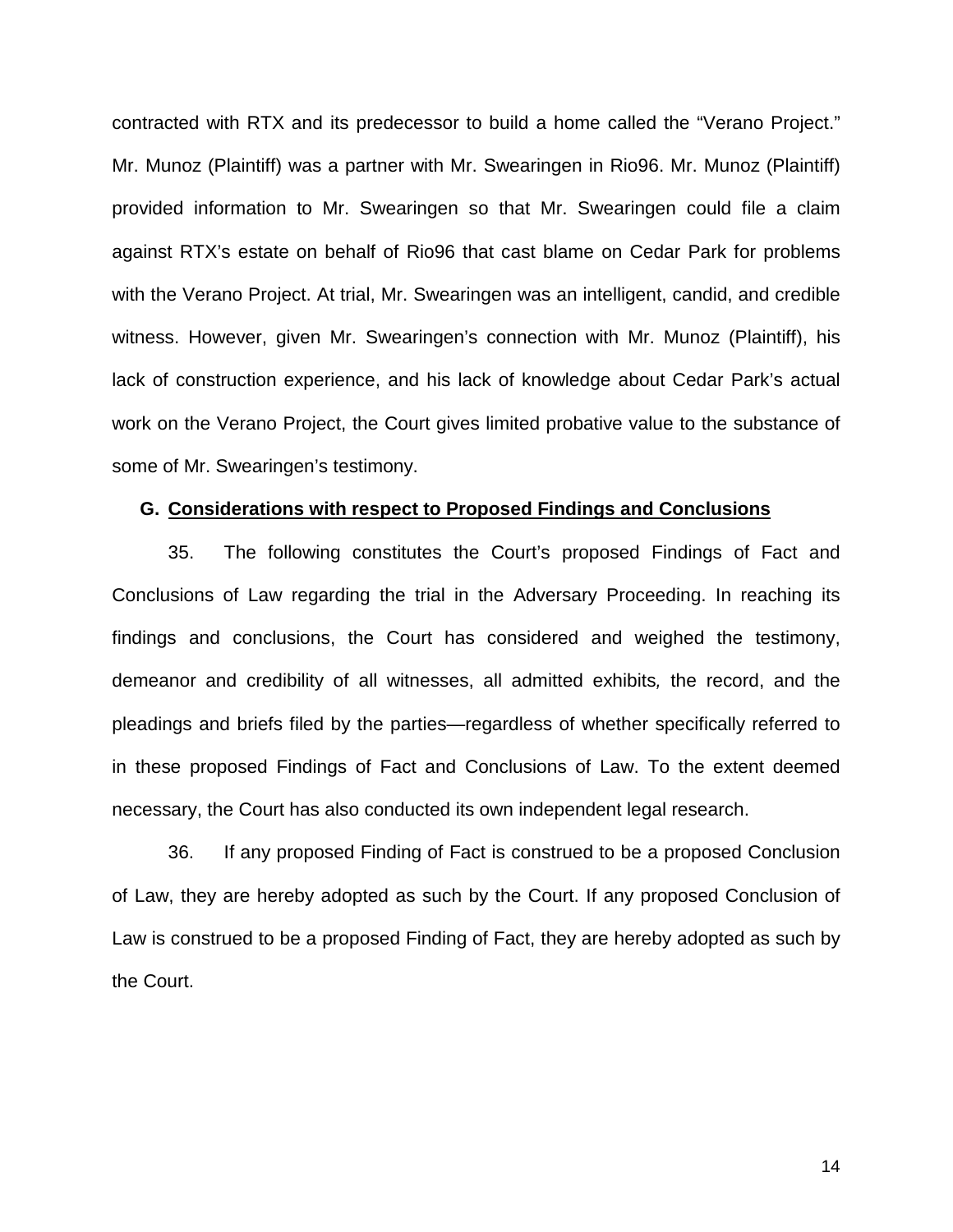contracted with RTX and its predecessor to build a home called the "Verano Project." Mr. Munoz (Plaintiff) was a partner with Mr. Swearingen in Rio96. Mr. Munoz (Plaintiff) provided information to Mr. Swearingen so that Mr. Swearingen could file a claim against RTX's estate on behalf of Rio96 that cast blame on Cedar Park for problems with the Verano Project. At trial, Mr. Swearingen was an intelligent, candid, and credible witness. However, given Mr. Swearingen's connection with Mr. Munoz (Plaintiff), his lack of construction experience, and his lack of knowledge about Cedar Park's actual work on the Verano Project, the Court gives limited probative value to the substance of some of Mr. Swearingen's testimony.

### G. Considerations with respect to Proposed Findings and Conclusions

35. The following constitutes the Court's proposed Findings of Fact and Conclusions of Law regarding the trial in the Adversary Proceeding. In reaching its findings and conclusions, the Court has considered and weighed the testimony, demeanor and credibility of all witnesses, all admitted exhibits*,* the record, and the pleadings and briefs filed by the parties—regardless of whether specifically referred to in these proposed Findings of Fact and Conclusions of Law. To the extent deemed necessary, the Court has also conducted its own independent legal research.

36. If any proposed Finding of Fact is construed to be a proposed Conclusion of Law, they are hereby adopted as such by the Court. If any proposed Conclusion of Law is construed to be a proposed Finding of Fact, they are hereby adopted as such by the Court.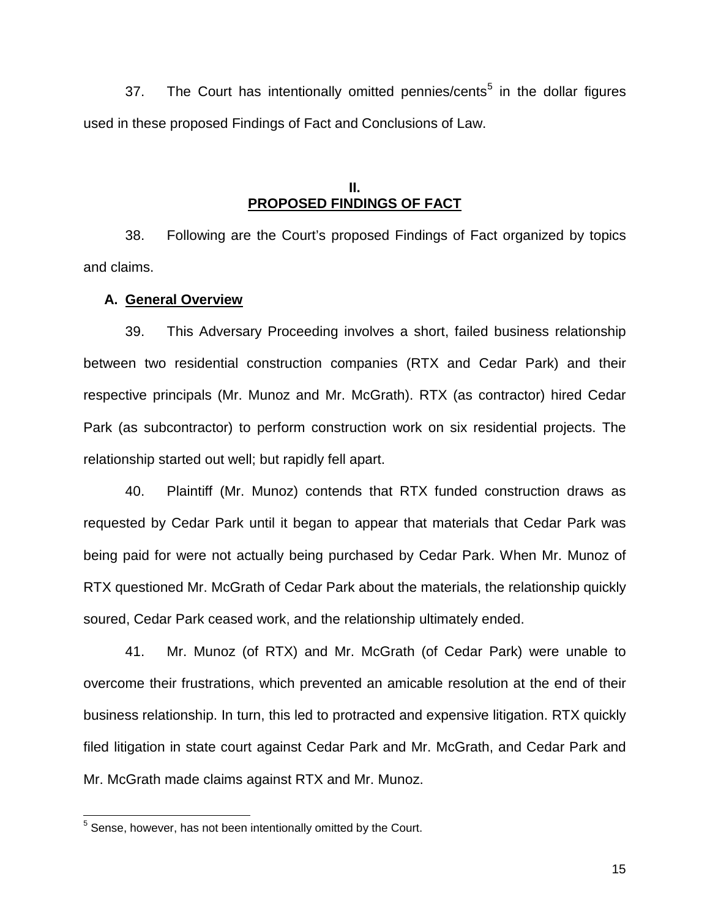37. The Court has intentionally omitted pennies/cents[5] in the dollar figures used in these proposed Findings of Fact and Conclusions of Law.

## II. PROPOSED FINDINGS OF FACT

38. Following are the Court's proposed Findings of Fact organized by topics and claims.

### A. General Overview

39. This Adversary Proceeding involves a short, failed business relationship between two residential construction companies (RTX and Cedar Park) and their respective principals (Mr. Munoz and Mr. McGrath). RTX (as contractor) hired Cedar Park (as subcontractor) to perform construction work on six residential projects. The relationship started out well; but rapidly fell apart.

40. Plaintiff (Mr. Munoz) contends that RTX funded construction draws as requested by Cedar Park until it began to appear that materials that Cedar Park was being paid for were not actually being purchased by Cedar Park. When Mr. Munoz of RTX questioned Mr. McGrath of Cedar Park about the materials, the relationship quickly soured, Cedar Park ceased work, and the relationship ultimately ended.

41. Mr. Munoz (of RTX) and Mr. McGrath (of Cedar Park) were unable to overcome their frustrations, which prevented an amicable resolution at the end of their business relationship. In turn, this led to protracted and expensive litigation. RTX quickly filed litigation in state court against Cedar Park and Mr. McGrath, and Cedar Park and Mr. McGrath made claims against RTX and Mr. Munoz.

---

[5] Sense, however, has not been intentionally omitted by the Court.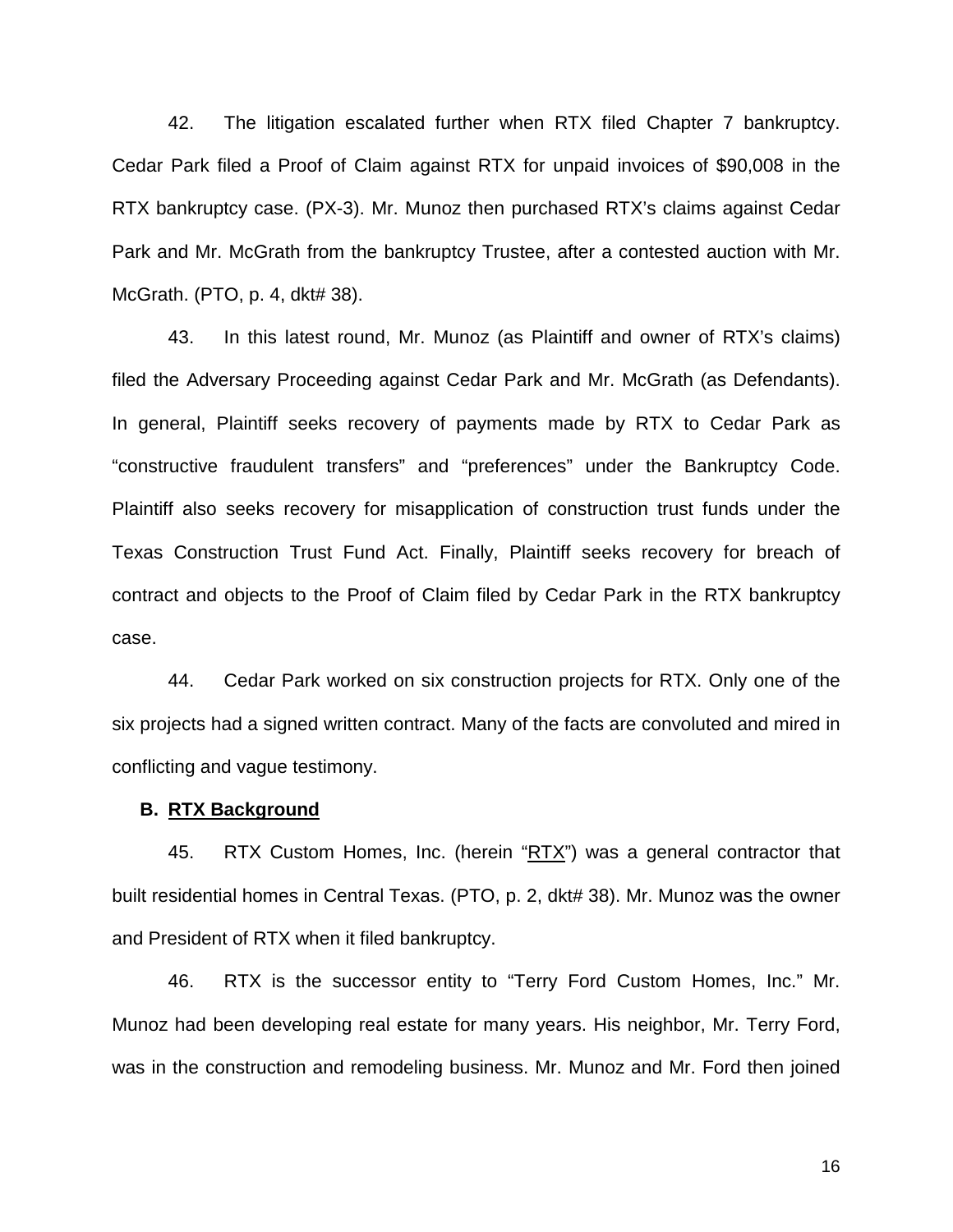42. The litigation escalated further when RTX filed Chapter 7 bankruptcy. Cedar Park filed a Proof of Claim against RTX for unpaid invoices of $90,008 in the RTX bankruptcy case. (PX-3). Mr. Munoz then purchased RTX's claims against Cedar Park and Mr. McGrath from the bankruptcy Trustee, after a contested auction with Mr. McGrath. (PTO, p. 4, dkt# 38).

43. In this latest round, Mr. Munoz (as Plaintiff and owner of RTX's claims) filed the Adversary Proceeding against Cedar Park and Mr. McGrath (as Defendants). In general, Plaintiff seeks recovery of payments made by RTX to Cedar Park as "constructive fraudulent transfers" and "preferences" under the Bankruptcy Code. Plaintiff also seeks recovery for misapplication of construction trust funds under the Texas Construction Trust Fund Act. Finally, Plaintiff seeks recovery for breach of contract and objects to the Proof of Claim filed by Cedar Park in the RTX bankruptcy case.

44. Cedar Park worked on six construction projects for RTX. Only one of the six projects had a signed written contract. Many of the facts are convoluted and mired in conflicting and vague testimony.

**B. <u>RTX Background</u>**

45. RTX Custom Homes, Inc. (herein "<u>RTX</u>") was a general contractor that built residential homes in Central Texas. (PTO, p. 2, dkt# 38). Mr. Munoz was the owner and President of RTX when it filed bankruptcy.

46. RTX is the successor entity to "Terry Ford Custom Homes, Inc." Mr. Munoz had been developing real estate for many years. His neighbor, Mr. Terry Ford, was in the construction and remodeling business. Mr. Munoz and Mr. Ford then joined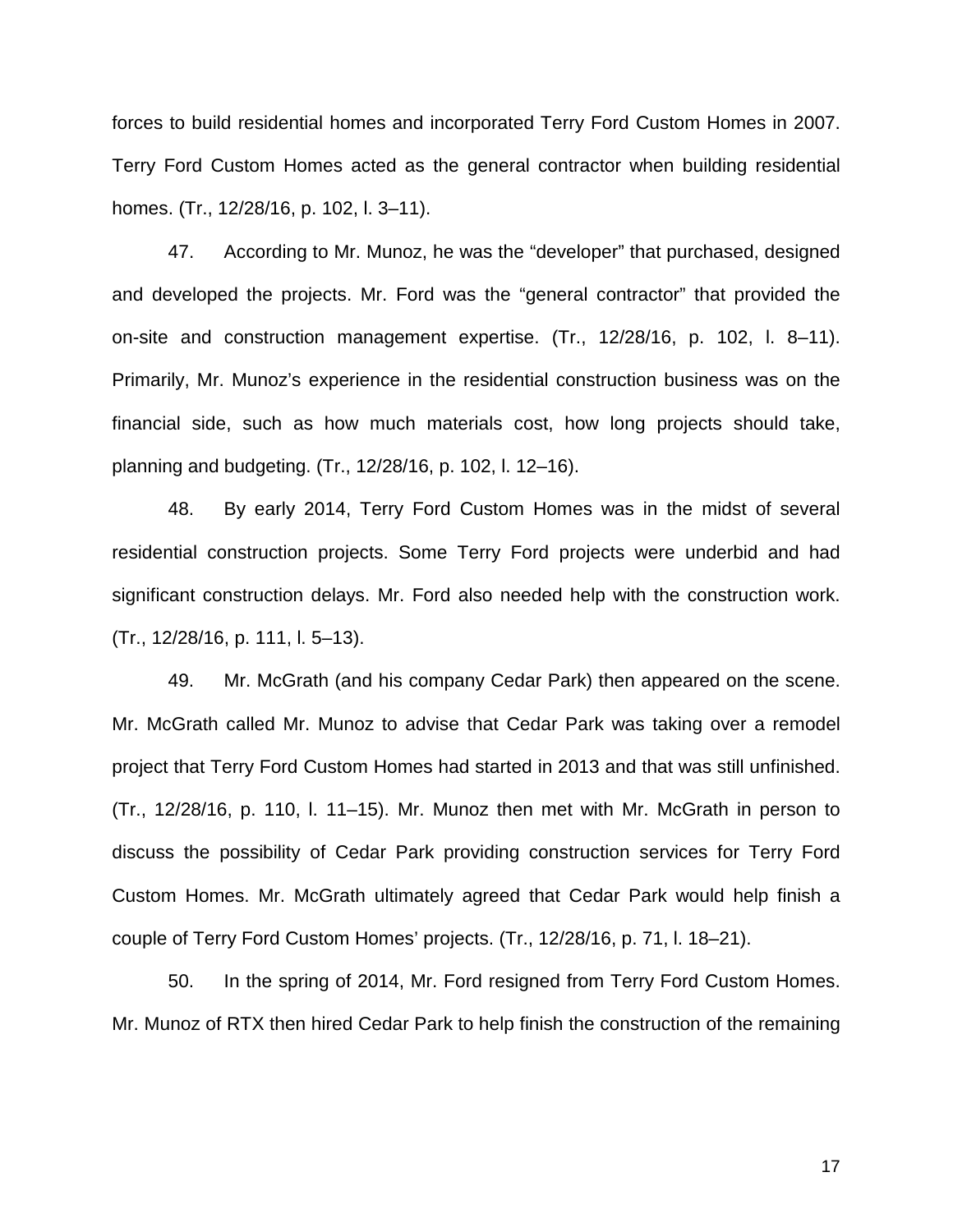forces to build residential homes and incorporated Terry Ford Custom Homes in 2007. Terry Ford Custom Homes acted as the general contractor when building residential homes. (Tr., 12/28/16, p. 102, l. 3–11).

47. According to Mr. Munoz, he was the "developer" that purchased, designed and developed the projects. Mr. Ford was the "general contractor" that provided the on-site and construction management expertise. (Tr., 12/28/16, p. 102, l. 8–11). Primarily, Mr. Munoz's experience in the residential construction business was on the financial side, such as how much materials cost, how long projects should take, planning and budgeting. (Tr., 12/28/16, p. 102, l. 12–16).

48. By early 2014, Terry Ford Custom Homes was in the midst of several residential construction projects. Some Terry Ford projects were underbid and had significant construction delays. Mr. Ford also needed help with the construction work. (Tr., 12/28/16, p. 111, l. 5–13).

49. Mr. McGrath (and his company Cedar Park) then appeared on the scene. Mr. McGrath called Mr. Munoz to advise that Cedar Park was taking over a remodel project that Terry Ford Custom Homes had started in 2013 and that was still unfinished. (Tr., 12/28/16, p. 110, l. 11–15). Mr. Munoz then met with Mr. McGrath in person to discuss the possibility of Cedar Park providing construction services for Terry Ford Custom Homes. Mr. McGrath ultimately agreed that Cedar Park would help finish a couple of Terry Ford Custom Homes' projects. (Tr., 12/28/16, p. 71, l. 18–21).

50. In the spring of 2014, Mr. Ford resigned from Terry Ford Custom Homes. Mr. Munoz of RTX then hired Cedar Park to help finish the construction of the remaining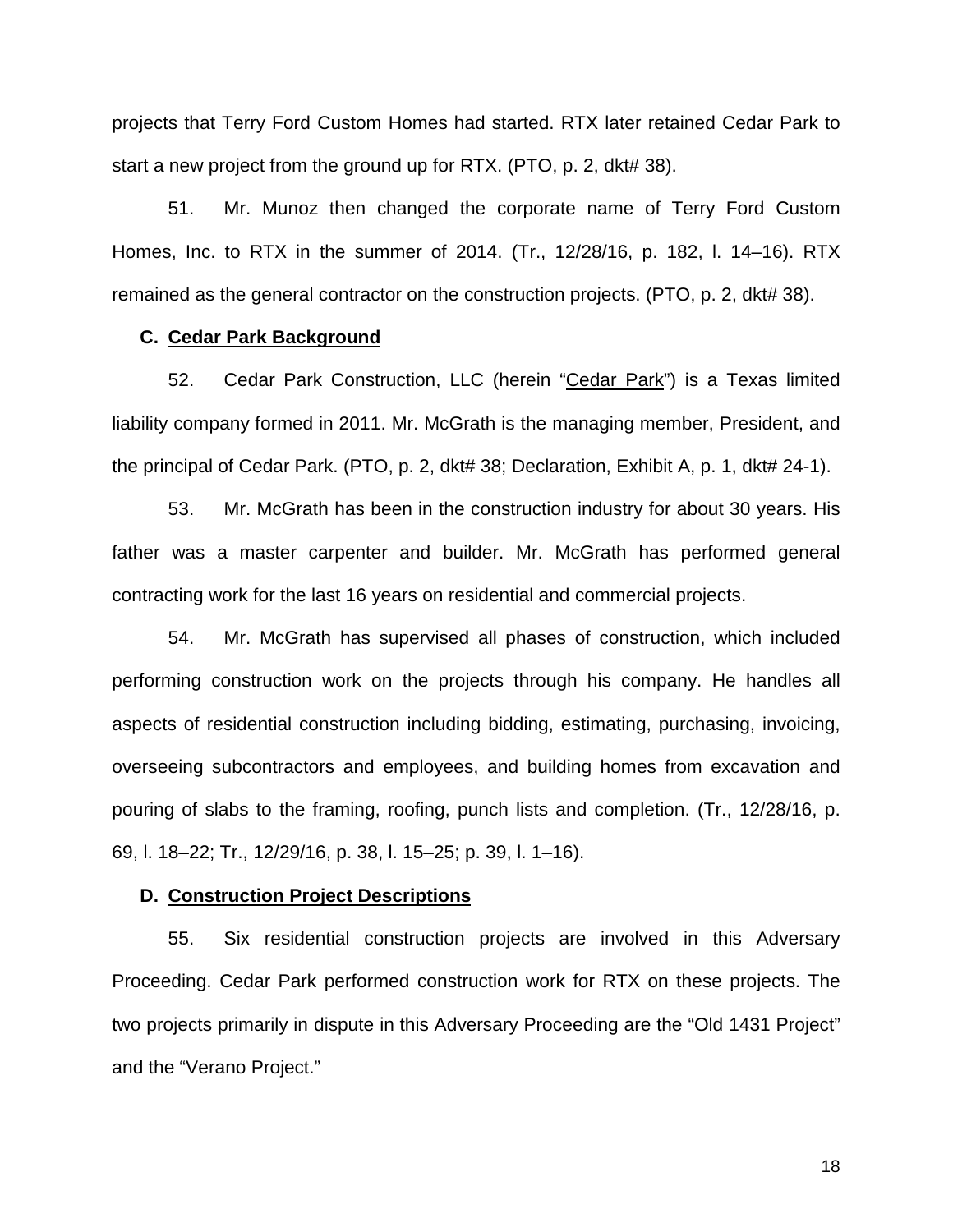projects that Terry Ford Custom Homes had started. RTX later retained Cedar Park to start a new project from the ground up for RTX. (PTO, p. 2, dkt# 38).

51. Mr. Munoz then changed the corporate name of Terry Ford Custom Homes, Inc. to RTX in the summer of 2014. (Tr., 12/28/16, p. 182, l. 14–16). RTX remained as the general contractor on the construction projects. (PTO, p. 2, dkt# 38).

### C. Cedar Park Background

52. Cedar Park Construction, LLC (herein "Cedar Park") is a Texas limited liability company formed in 2011. Mr. McGrath is the managing member, President, and the principal of Cedar Park. (PTO, p. 2, dkt# 38; Declaration, Exhibit A, p. 1, dkt# 24-1).

53. Mr. McGrath has been in the construction industry for about 30 years. His father was a master carpenter and builder. Mr. McGrath has performed general contracting work for the last 16 years on residential and commercial projects.

54. Mr. McGrath has supervised all phases of construction, which included performing construction work on the projects through his company. He handles all aspects of residential construction including bidding, estimating, purchasing, invoicing, overseeing subcontractors and employees, and building homes from excavation and pouring of slabs to the framing, roofing, punch lists and completion. (Tr., 12/28/16, p. 69, l. 18–22; Tr., 12/29/16, p. 38, l. 15–25; p. 39, l. 1–16).

### D. Construction Project Descriptions

55. Six residential construction projects are involved in this Adversary Proceeding. Cedar Park performed construction work for RTX on these projects. The two projects primarily in dispute in this Adversary Proceeding are the "Old 1431 Project" and the "Verano Project."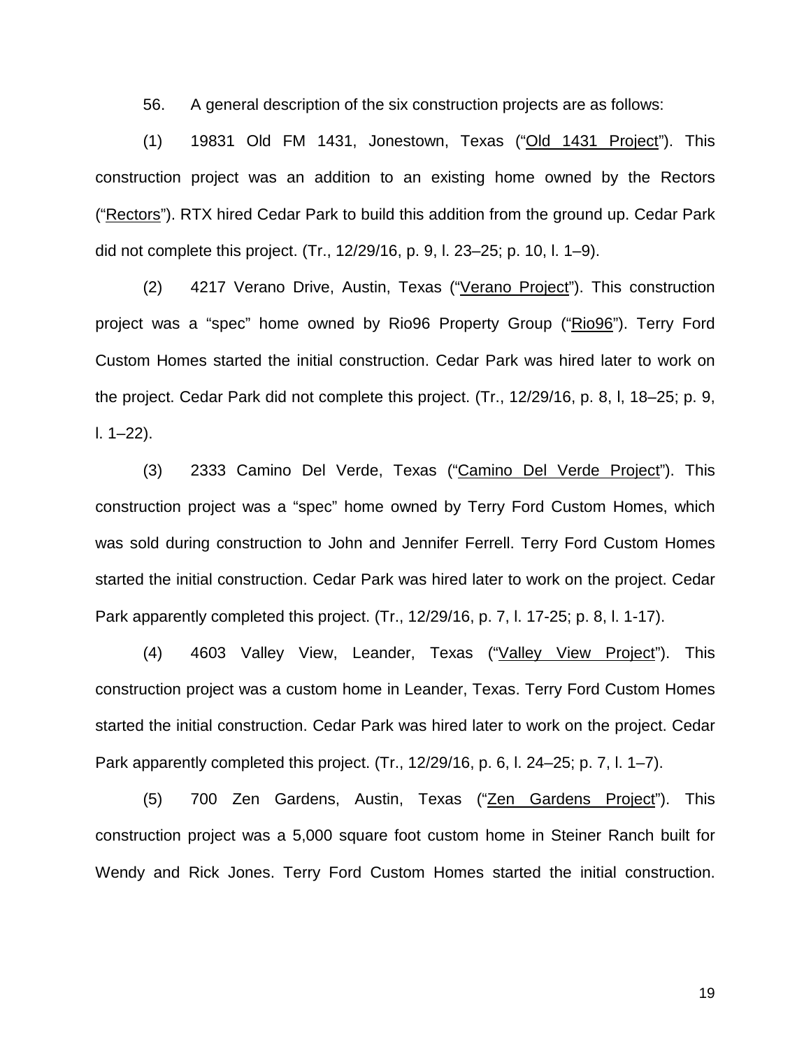56. A general description of the six construction projects are as follows:

(1) 19831 Old FM 1431, Jonestown, Texas ("Old 1431 Project"). This construction project was an addition to an existing home owned by the Rectors ("Rectors"). RTX hired Cedar Park to build this addition from the ground up. Cedar Park did not complete this project. (Tr., 12/29/16, p. 9, l. 23–25; p. 10, l. 1–9).

(2) 4217 Verano Drive, Austin, Texas ("Verano Project"). This construction project was a "spec" home owned by Rio96 Property Group ("Rio96"). Terry Ford Custom Homes started the initial construction. Cedar Park was hired later to work on the project. Cedar Park did not complete this project. (Tr., 12/29/16, p. 8, l, 18–25; p. 9, l. 1–22).

(3) 2333 Camino Del Verde, Texas ("Camino Del Verde Project"). This construction project was a "spec" home owned by Terry Ford Custom Homes, which was sold during construction to John and Jennifer Ferrell. Terry Ford Custom Homes started the initial construction. Cedar Park was hired later to work on the project. Cedar Park apparently completed this project. (Tr., 12/29/16, p. 7, l. 17-25; p. 8, l. 1-17).

(4) 4603 Valley View, Leander, Texas ("Valley View Project"). This construction project was a custom home in Leander, Texas. Terry Ford Custom Homes started the initial construction. Cedar Park was hired later to work on the project. Cedar Park apparently completed this project. (Tr., 12/29/16, p. 6, l. 24–25; p. 7, l. 1–7).

(5) 700 Zen Gardens, Austin, Texas ("Zen Gardens Project"). This construction project was a 5,000 square foot custom home in Steiner Ranch built for Wendy and Rick Jones. Terry Ford Custom Homes started the initial construction.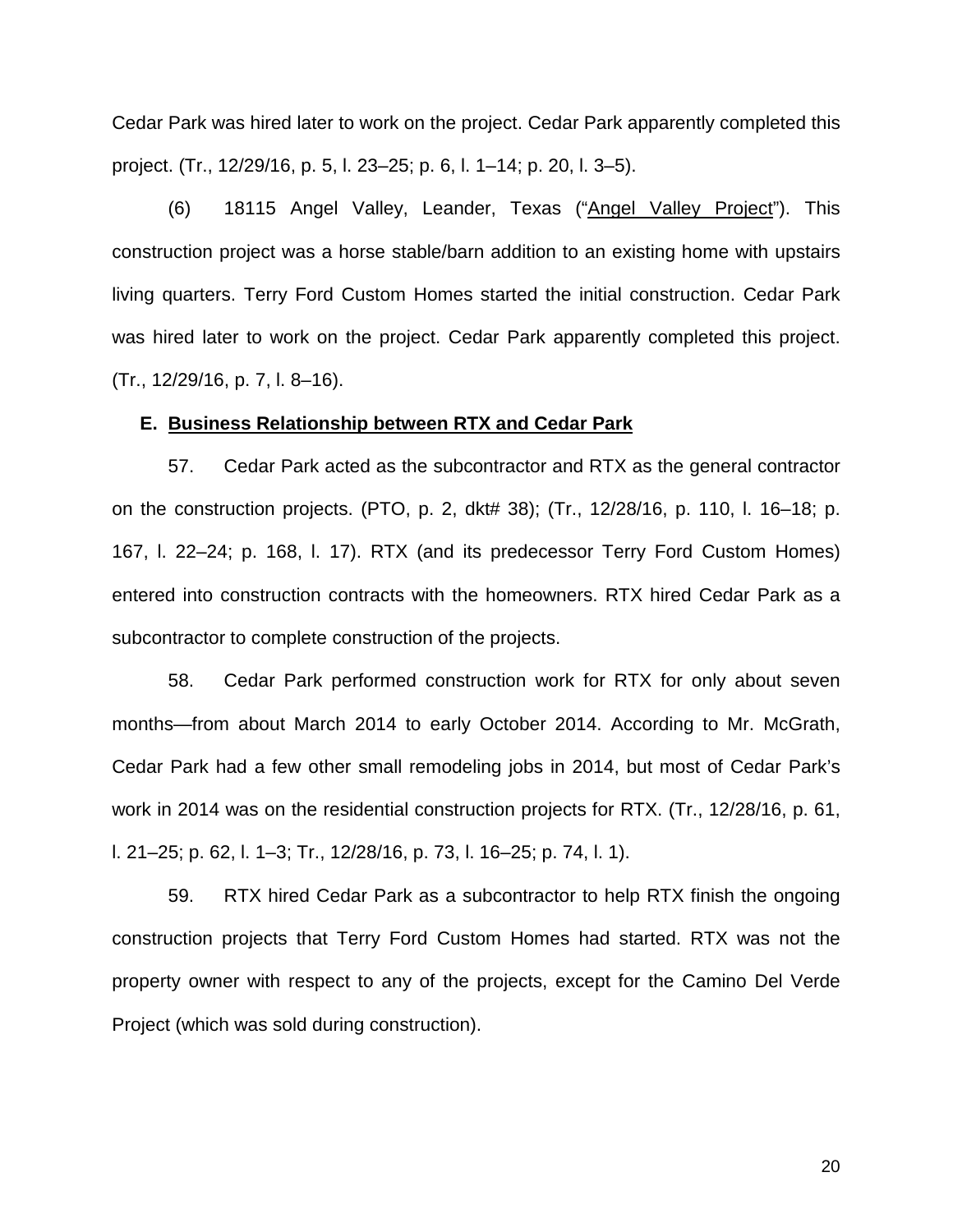Cedar Park was hired later to work on the project. Cedar Park apparently completed this project. (Tr., 12/29/16, p. 5, l. 23–25; p. 6, l. 1–14; p. 20, l. 3–5).

(6) 18115 Angel Valley, Leander, Texas ("Angel Valley Project"). This construction project was a horse stable/barn addition to an existing home with upstairs living quarters. Terry Ford Custom Homes started the initial construction. Cedar Park was hired later to work on the project. Cedar Park apparently completed this project. (Tr., 12/29/16, p. 7, l. 8–16).

### E. Business Relationship between RTX and Cedar Park

57. Cedar Park acted as the subcontractor and RTX as the general contractor on the construction projects. (PTO, p. 2, dkt# 38); (Tr., 12/28/16, p. 110, l. 16–18; p. 167, l. 22–24; p. 168, l. 17). RTX (and its predecessor Terry Ford Custom Homes) entered into construction contracts with the homeowners. RTX hired Cedar Park as a subcontractor to complete construction of the projects.

58. Cedar Park performed construction work for RTX for only about seven months—from about March 2014 to early October 2014. According to Mr. McGrath, Cedar Park had a few other small remodeling jobs in 2014, but most of Cedar Park's work in 2014 was on the residential construction projects for RTX. (Tr., 12/28/16, p. 61, l. 21–25; p. 62, l. 1–3; Tr., 12/28/16, p. 73, l. 16–25; p. 74, l. 1).

59. RTX hired Cedar Park as a subcontractor to help RTX finish the ongoing construction projects that Terry Ford Custom Homes had started. RTX was not the property owner with respect to any of the projects, except for the Camino Del Verde Project (which was sold during construction).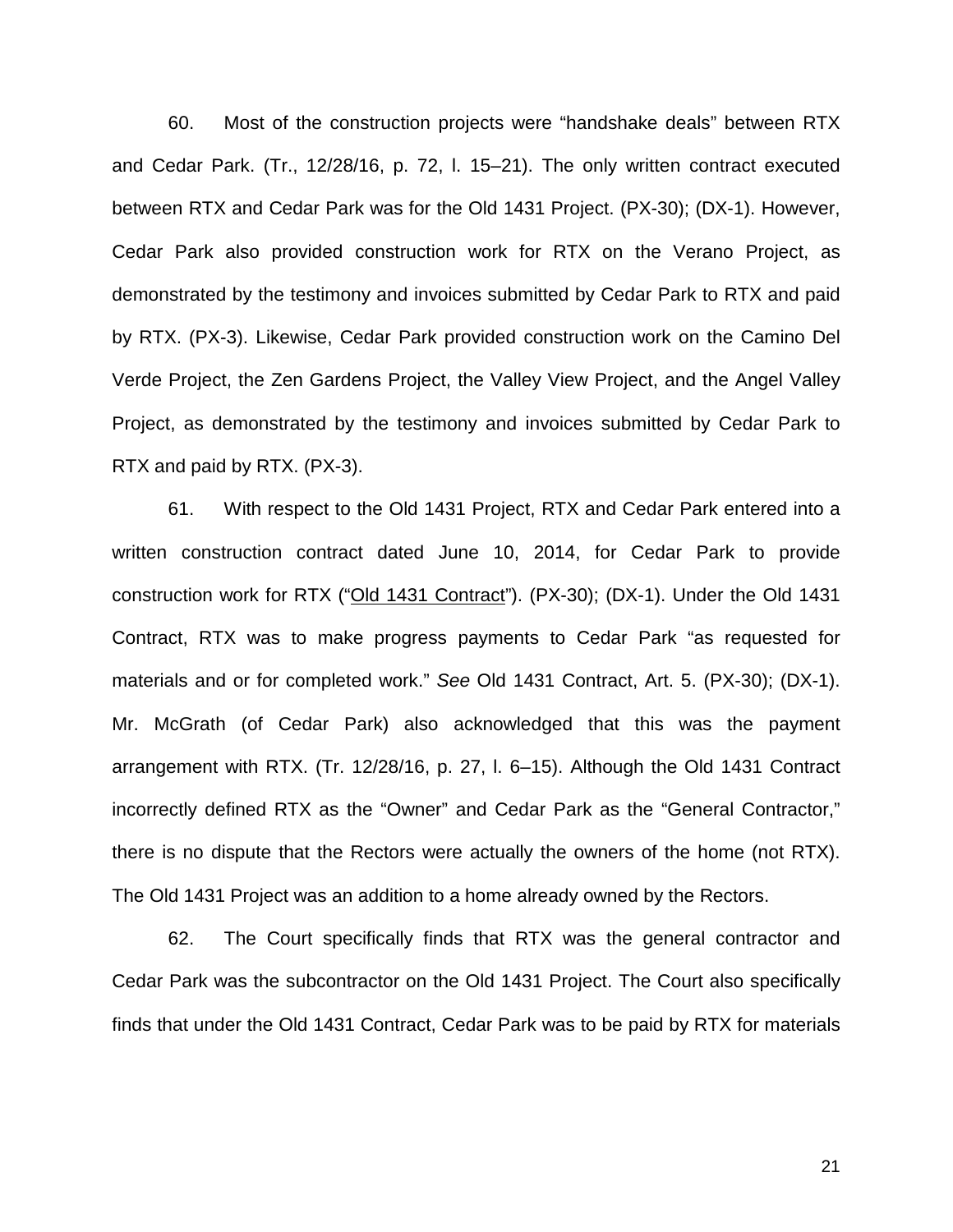60. Most of the construction projects were "handshake deals" between RTX and Cedar Park. (Tr., 12/28/16, p. 72, l. 15–21). The only written contract executed between RTX and Cedar Park was for the Old 1431 Project. (PX-30); (DX-1). However, Cedar Park also provided construction work for RTX on the Verano Project, as demonstrated by the testimony and invoices submitted by Cedar Park to RTX and paid by RTX. (PX-3). Likewise, Cedar Park provided construction work on the Camino Del Verde Project, the Zen Gardens Project, the Valley View Project, and the Angel Valley Project, as demonstrated by the testimony and invoices submitted by Cedar Park to RTX and paid by RTX. (PX-3).

61. With respect to the Old 1431 Project, RTX and Cedar Park entered into a written construction contract dated June 10, 2014, for Cedar Park to provide construction work for RTX ("Old 1431 Contract"). (PX-30); (DX-1). Under the Old 1431 Contract, RTX was to make progress payments to Cedar Park "as requested for materials and or for completed work." *See* Old 1431 Contract, Art. 5. (PX-30); (DX-1). Mr. McGrath (of Cedar Park) also acknowledged that this was the payment arrangement with RTX. (Tr. 12/28/16, p. 27, l. 6–15). Although the Old 1431 Contract incorrectly defined RTX as the "Owner" and Cedar Park as the "General Contractor," there is no dispute that the Rectors were actually the owners of the home (not RTX). The Old 1431 Project was an addition to a home already owned by the Rectors.

62. The Court specifically finds that RTX was the general contractor and Cedar Park was the subcontractor on the Old 1431 Project. The Court also specifically finds that under the Old 1431 Contract, Cedar Park was to be paid by RTX for materials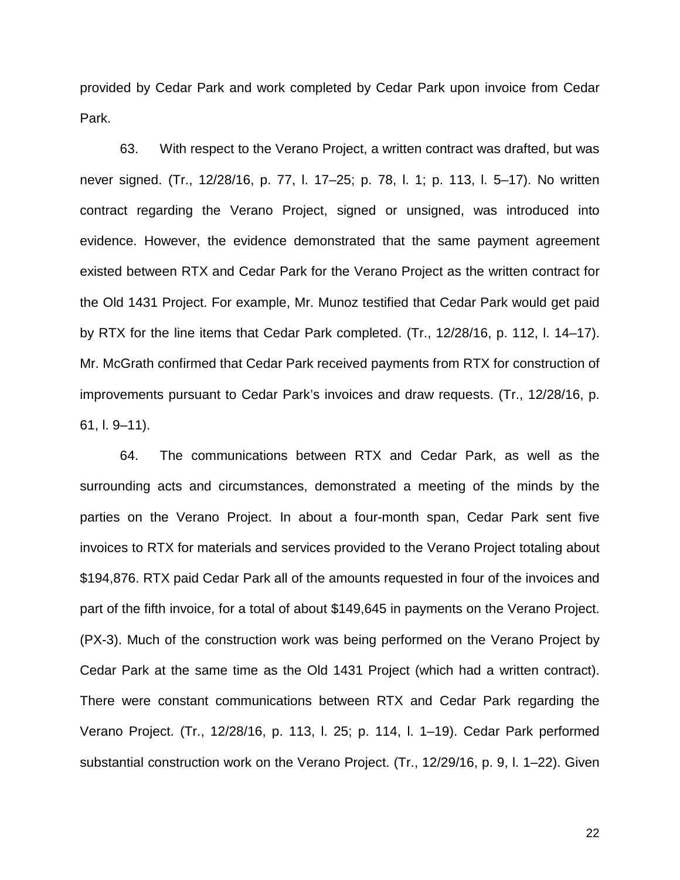provided by Cedar Park and work completed by Cedar Park upon invoice from Cedar Park.

63. With respect to the Verano Project, a written contract was drafted, but was never signed. (Tr., 12/28/16, p. 77, l. 17–25; p. 78, l. 1; p. 113, l. 5–17). No written contract regarding the Verano Project, signed or unsigned, was introduced into evidence. However, the evidence demonstrated that the same payment agreement existed between RTX and Cedar Park for the Verano Project as the written contract for the Old 1431 Project. For example, Mr. Munoz testified that Cedar Park would get paid by RTX for the line items that Cedar Park completed. (Tr., 12/28/16, p. 112, l. 14–17). Mr. McGrath confirmed that Cedar Park received payments from RTX for construction of improvements pursuant to Cedar Park's invoices and draw requests. (Tr., 12/28/16, p. 61, l. 9–11).

64. The communications between RTX and Cedar Park, as well as the surrounding acts and circumstances, demonstrated a meeting of the minds by the parties on the Verano Project. In about a four-month span, Cedar Park sent five invoices to RTX for materials and services provided to the Verano Project totaling about $194,876. RTX paid Cedar Park all of the amounts requested in four of the invoices and part of the fifth invoice, for a total of about $149,645 in payments on the Verano Project. (PX-3). Much of the construction work was being performed on the Verano Project by Cedar Park at the same time as the Old 1431 Project (which had a written contract). There were constant communications between RTX and Cedar Park regarding the Verano Project. (Tr., 12/28/16, p. 113, l. 25; p. 114, l. 1–19). Cedar Park performed substantial construction work on the Verano Project. (Tr., 12/29/16, p. 9, l. 1–22). Given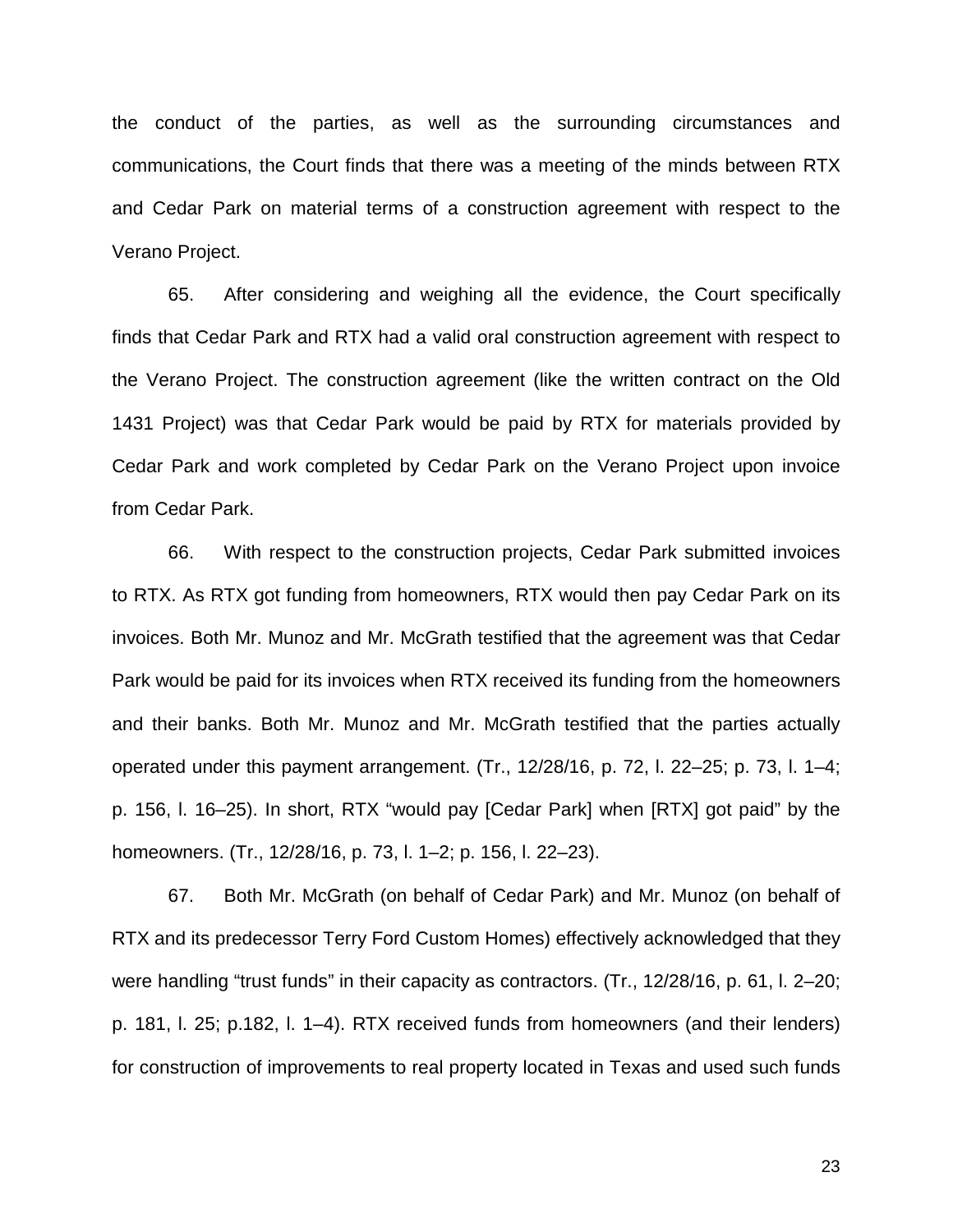the conduct of the parties, as well as the surrounding circumstances and communications, the Court finds that there was a meeting of the minds between RTX and Cedar Park on material terms of a construction agreement with respect to the Verano Project.

65. After considering and weighing all the evidence, the Court specifically finds that Cedar Park and RTX had a valid oral construction agreement with respect to the Verano Project. The construction agreement (like the written contract on the Old 1431 Project) was that Cedar Park would be paid by RTX for materials provided by Cedar Park and work completed by Cedar Park on the Verano Project upon invoice from Cedar Park.

66. With respect to the construction projects, Cedar Park submitted invoices to RTX. As RTX got funding from homeowners, RTX would then pay Cedar Park on its invoices. Both Mr. Munoz and Mr. McGrath testified that the agreement was that Cedar Park would be paid for its invoices when RTX received its funding from the homeowners and their banks. Both Mr. Munoz and Mr. McGrath testified that the parties actually operated under this payment arrangement. (Tr., 12/28/16, p. 72, l. 22–25; p. 73, l. 1–4; p. 156, l. 16–25). In short, RTX "would pay [Cedar Park] when [RTX] got paid" by the homeowners. (Tr., 12/28/16, p. 73, l. 1–2; p. 156, l. 22–23).

67. Both Mr. McGrath (on behalf of Cedar Park) and Mr. Munoz (on behalf of RTX and its predecessor Terry Ford Custom Homes) effectively acknowledged that they were handling "trust funds" in their capacity as contractors. (Tr., 12/28/16, p. 61, l. 2–20; p. 181, l. 25; p.182, l. 1–4). RTX received funds from homeowners (and their lenders) for construction of improvements to real property located in Texas and used such funds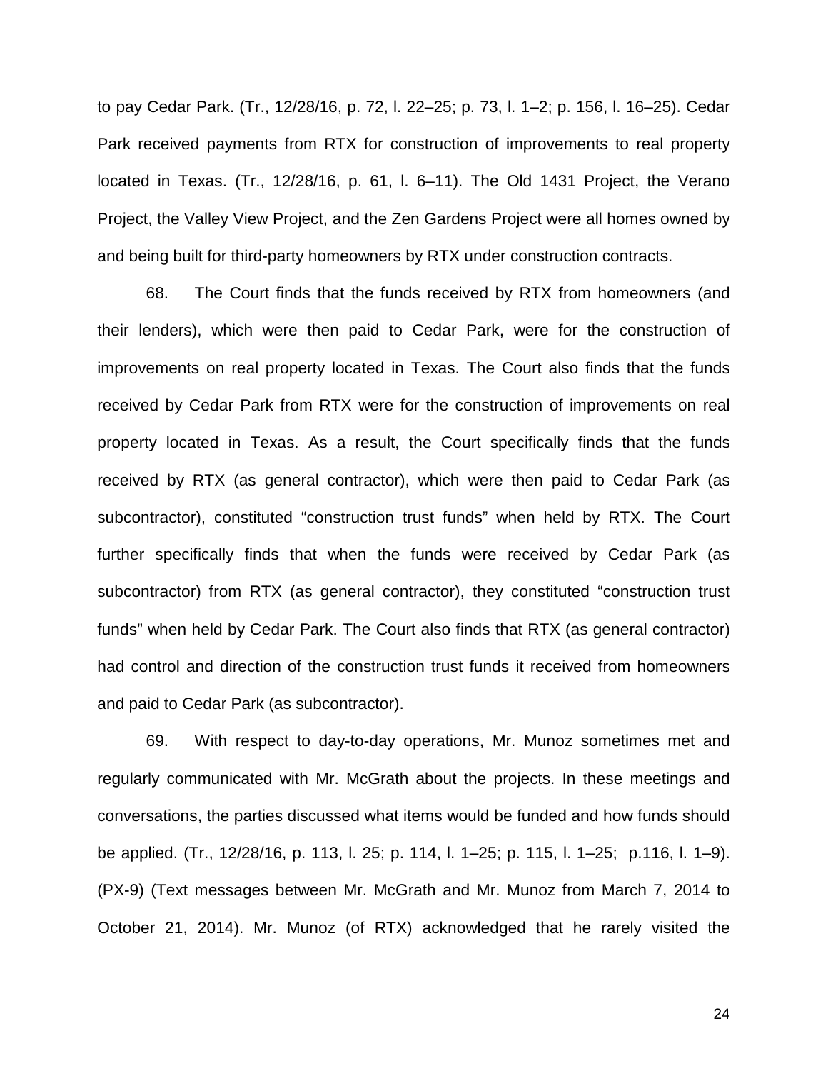to pay Cedar Park. (Tr., 12/28/16, p. 72, l. 22–25; p. 73, l. 1–2; p. 156, l. 16–25). Cedar Park received payments from RTX for construction of improvements to real property located in Texas. (Tr., 12/28/16, p. 61, l. 6–11). The Old 1431 Project, the Verano Project, the Valley View Project, and the Zen Gardens Project were all homes owned by and being built for third-party homeowners by RTX under construction contracts.

68. The Court finds that the funds received by RTX from homeowners (and their lenders), which were then paid to Cedar Park, were for the construction of improvements on real property located in Texas. The Court also finds that the funds received by Cedar Park from RTX were for the construction of improvements on real property located in Texas. As a result, the Court specifically finds that the funds received by RTX (as general contractor), which were then paid to Cedar Park (as subcontractor), constituted "construction trust funds" when held by RTX. The Court further specifically finds that when the funds were received by Cedar Park (as subcontractor) from RTX (as general contractor), they constituted "construction trust funds" when held by Cedar Park. The Court also finds that RTX (as general contractor) had control and direction of the construction trust funds it received from homeowners and paid to Cedar Park (as subcontractor).

69. With respect to day-to-day operations, Mr. Munoz sometimes met and regularly communicated with Mr. McGrath about the projects. In these meetings and conversations, the parties discussed what items would be funded and how funds should be applied. (Tr., 12/28/16, p. 113, l. 25; p. 114, l. 1–25; p. 115, l. 1–25; p.116, l. 1–9). (PX-9) (Text messages between Mr. McGrath and Mr. Munoz from March 7, 2014 to October 21, 2014). Mr. Munoz (of RTX) acknowledged that he rarely visited the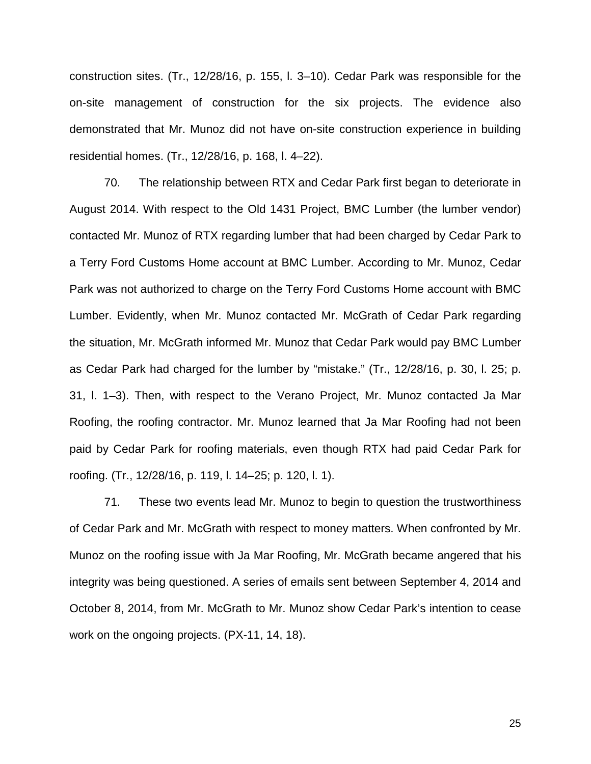construction sites. (Tr., 12/28/16, p. 155, l. 3–10). Cedar Park was responsible for the on-site management of construction for the six projects. The evidence also demonstrated that Mr. Munoz did not have on-site construction experience in building residential homes. (Tr., 12/28/16, p. 168, l. 4–22).

70. The relationship between RTX and Cedar Park first began to deteriorate in August 2014. With respect to the Old 1431 Project, BMC Lumber (the lumber vendor) contacted Mr. Munoz of RTX regarding lumber that had been charged by Cedar Park to a Terry Ford Customs Home account at BMC Lumber. According to Mr. Munoz, Cedar Park was not authorized to charge on the Terry Ford Customs Home account with BMC Lumber. Evidently, when Mr. Munoz contacted Mr. McGrath of Cedar Park regarding the situation, Mr. McGrath informed Mr. Munoz that Cedar Park would pay BMC Lumber as Cedar Park had charged for the lumber by "mistake." (Tr., 12/28/16, p. 30, l. 25; p. 31, l. 1–3). Then, with respect to the Verano Project, Mr. Munoz contacted Ja Mar Roofing, the roofing contractor. Mr. Munoz learned that Ja Mar Roofing had not been paid by Cedar Park for roofing materials, even though RTX had paid Cedar Park for roofing. (Tr., 12/28/16, p. 119, l. 14–25; p. 120, l. 1).

71. These two events lead Mr. Munoz to begin to question the trustworthiness of Cedar Park and Mr. McGrath with respect to money matters. When confronted by Mr. Munoz on the roofing issue with Ja Mar Roofing, Mr. McGrath became angered that his integrity was being questioned. A series of emails sent between September 4, 2014 and October 8, 2014, from Mr. McGrath to Mr. Munoz show Cedar Park's intention to cease work on the ongoing projects. (PX-11, 14, 18).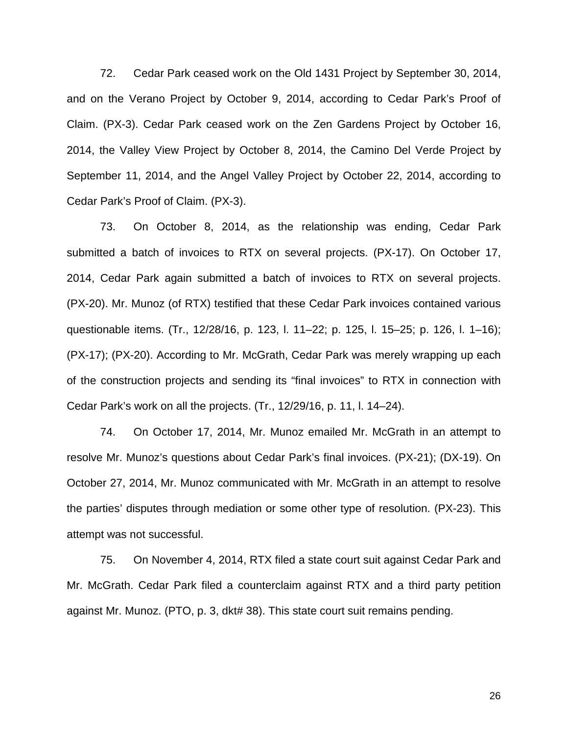72. Cedar Park ceased work on the Old 1431 Project by September 30, 2014, and on the Verano Project by October 9, 2014, according to Cedar Park's Proof of Claim. (PX-3). Cedar Park ceased work on the Zen Gardens Project by October 16, 2014, the Valley View Project by October 8, 2014, the Camino Del Verde Project by September 11, 2014, and the Angel Valley Project by October 22, 2014, according to Cedar Park's Proof of Claim. (PX-3).

73. On October 8, 2014, as the relationship was ending, Cedar Park submitted a batch of invoices to RTX on several projects. (PX-17). On October 17, 2014, Cedar Park again submitted a batch of invoices to RTX on several projects. (PX-20). Mr. Munoz (of RTX) testified that these Cedar Park invoices contained various questionable items. (Tr., 12/28/16, p. 123, l. 11–22; p. 125, l. 15–25; p. 126, l. 1–16); (PX-17); (PX-20). According to Mr. McGrath, Cedar Park was merely wrapping up each of the construction projects and sending its "final invoices" to RTX in connection with Cedar Park's work on all the projects. (Tr., 12/29/16, p. 11, l. 14–24).

74. On October 17, 2014, Mr. Munoz emailed Mr. McGrath in an attempt to resolve Mr. Munoz's questions about Cedar Park's final invoices. (PX-21); (DX-19). On October 27, 2014, Mr. Munoz communicated with Mr. McGrath in an attempt to resolve the parties' disputes through mediation or some other type of resolution. (PX-23). This attempt was not successful.

75. On November 4, 2014, RTX filed a state court suit against Cedar Park and Mr. McGrath. Cedar Park filed a counterclaim against RTX and a third party petition against Mr. Munoz. (PTO, p. 3, dkt# 38). This state court suit remains pending.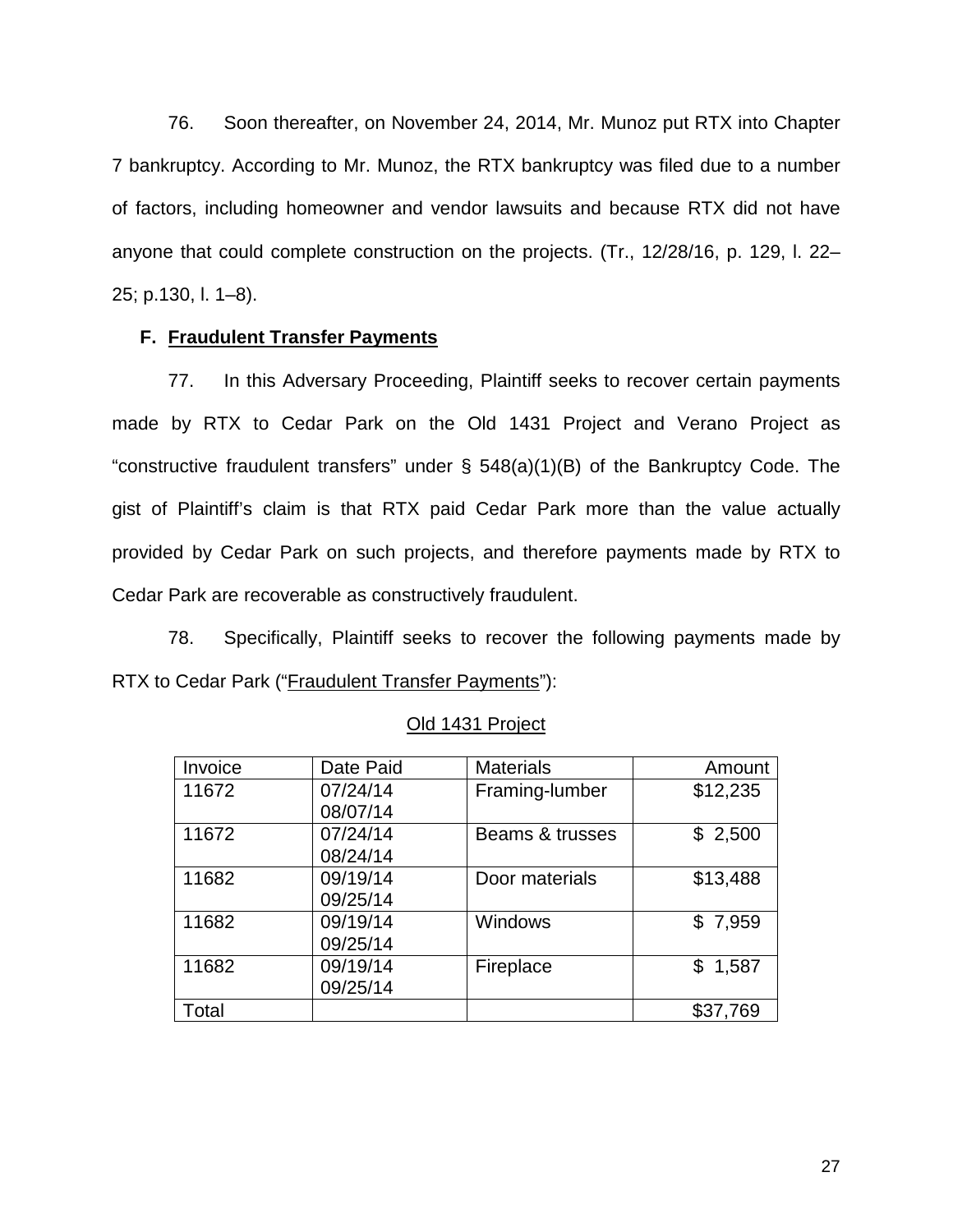76. Soon thereafter, on November 24, 2014, Mr. Munoz put RTX into Chapter 7 bankruptcy. According to Mr. Munoz, the RTX bankruptcy was filed due to a number of factors, including homeowner and vendor lawsuits and because RTX did not have anyone that could complete construction on the projects. (Tr., 12/28/16, p. 129, l. 22–25; p.130, l. 1–8).

### F. Fraudulent Transfer Payments

77. In this Adversary Proceeding, Plaintiff seeks to recover certain payments made by RTX to Cedar Park on the Old 1431 Project and Verano Project as "constructive fraudulent transfers" under § 548(a)(1)(B) of the Bankruptcy Code. The gist of Plaintiff's claim is that RTX paid Cedar Park more than the value actually provided by Cedar Park on such projects, and therefore payments made by RTX to Cedar Park are recoverable as constructively fraudulent.

78. Specifically, Plaintiff seeks to recover the following payments made by RTX to Cedar Park ("Fraudulent Transfer Payments"):

Old 1431 Project

| Invoice | Date Paid | Materials | Amount |
|---|---|---|---:|
| 11672 | 07/24/14<br>08/07/14 | Framing-lumber | $12,235 |
| 11672 | 07/24/14<br>08/24/14 | Beams & trusses | $ 2,500 |
| 11682 | 09/19/14<br>09/25/14 | Door materials | $13,488 |
| 11682 | 09/19/14<br>09/25/14 | Windows | $ 7,959 |
| 11682 | 09/19/14<br>09/25/14 | Fireplace | $ 1,587 |
| Total | | | $37,769 |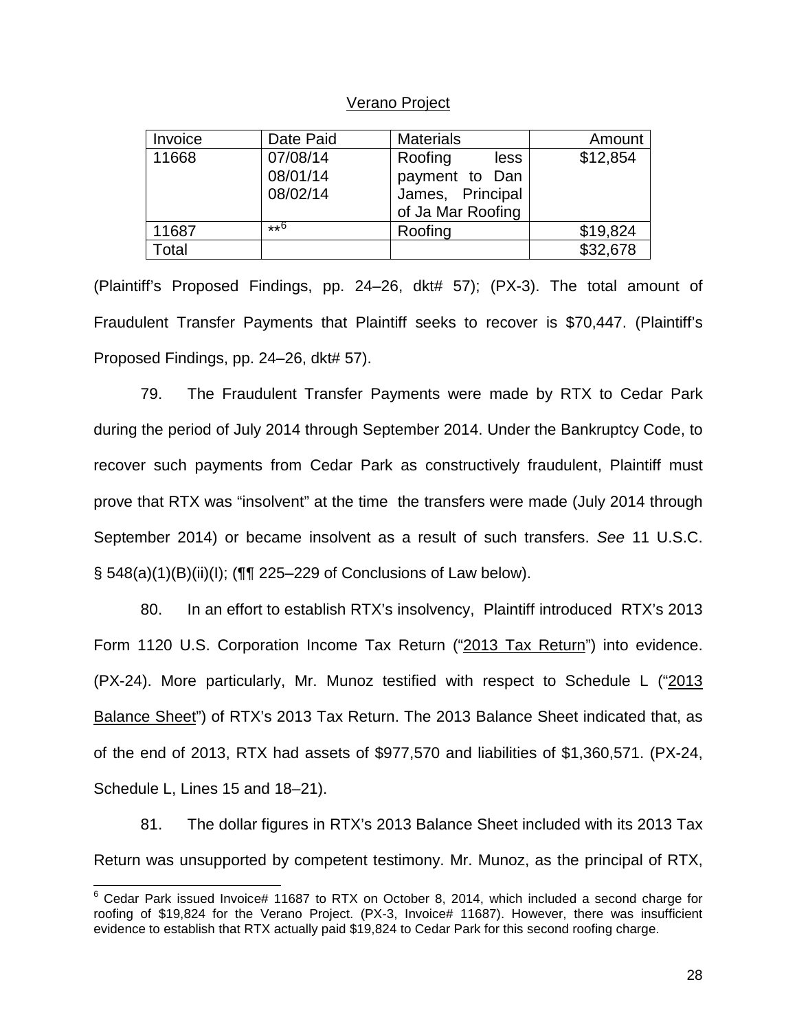Verano Project

| Invoice | Date Paid | Materials | Amount |
|---|---|---|---|
| 11668 | 07/08/14<br>08/01/14<br>08/02/14 | Roofing less payment to Dan James, Principal of Ja Mar Roofing | \$12,854 |
| 11687 | **[6] | Roofing | \$19,824 |
| Total | | | \$32,678 |

(Plaintiff's Proposed Findings, pp. 24–26, dkt# 57); (PX-3). The total amount of Fraudulent Transfer Payments that Plaintiff seeks to recover is \$70,447. (Plaintiff's Proposed Findings, pp. 24–26, dkt# 57).

79. The Fraudulent Transfer Payments were made by RTX to Cedar Park during the period of July 2014 through September 2014. Under the Bankruptcy Code, to recover such payments from Cedar Park as constructively fraudulent, Plaintiff must prove that RTX was "insolvent" at the time the transfers were made (July 2014 through September 2014) or became insolvent as a result of such transfers. *See* 11 U.S.C. § 548(a)(1)(B)(ii)(I); (¶¶ 225–229 of Conclusions of Law below).

80. In an effort to establish RTX's insolvency, Plaintiff introduced RTX's 2013 Form 1120 U.S. Corporation Income Tax Return ("<u>2013 Tax Return</u>") into evidence. (PX-24). More particularly, Mr. Munoz testified with respect to Schedule L ("<u>2013 Balance Sheet</u>") of RTX's 2013 Tax Return. The 2013 Balance Sheet indicated that, as of the end of 2013, RTX had assets of \$977,570 and liabilities of \$1,360,571. (PX-24, Schedule L, Lines 15 and 18–21).

81. The dollar figures in RTX's 2013 Balance Sheet included with its 2013 Tax Return was unsupported by competent testimony. Mr. Munoz, as the principal of RTX,

[6] Cedar Park issued Invoice# 11687 to RTX on October 8, 2014, which included a second charge for roofing of \$19,824 for the Verano Project. (PX-3, Invoice# 11687). However, there was insufficient evidence to establish that RTX actually paid \$19,824 to Cedar Park for this second roofing charge.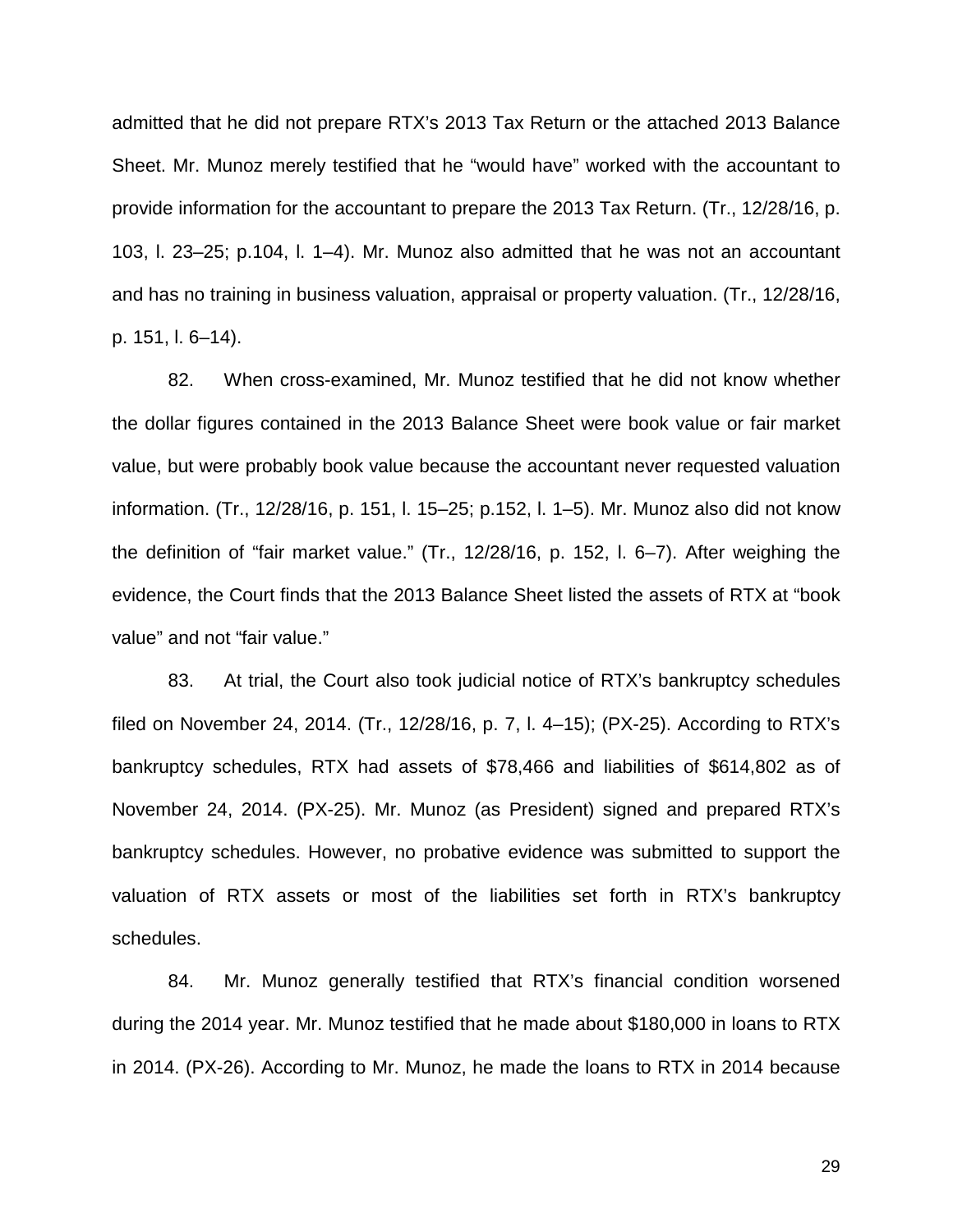admitted that he did not prepare RTX's 2013 Tax Return or the attached 2013 Balance Sheet. Mr. Munoz merely testified that he "would have" worked with the accountant to provide information for the accountant to prepare the 2013 Tax Return. (Tr., 12/28/16, p. 103, l. 23–25; p.104, l. 1–4). Mr. Munoz also admitted that he was not an accountant and has no training in business valuation, appraisal or property valuation. (Tr., 12/28/16, p. 151, l. 6–14).

82. When cross-examined, Mr. Munoz testified that he did not know whether the dollar figures contained in the 2013 Balance Sheet were book value or fair market value, but were probably book value because the accountant never requested valuation information. (Tr., 12/28/16, p. 151, l. 15–25; p.152, l. 1–5). Mr. Munoz also did not know the definition of "fair market value." (Tr., 12/28/16, p. 152, l. 6–7). After weighing the evidence, the Court finds that the 2013 Balance Sheet listed the assets of RTX at "book value" and not "fair value."

83. At trial, the Court also took judicial notice of RTX's bankruptcy schedules filed on November 24, 2014. (Tr., 12/28/16, p. 7, l. 4–15); (PX-25). According to RTX's bankruptcy schedules, RTX had assets of $78,466 and liabilities of $614,802 as of November 24, 2014. (PX-25). Mr. Munoz (as President) signed and prepared RTX's bankruptcy schedules. However, no probative evidence was submitted to support the valuation of RTX assets or most of the liabilities set forth in RTX's bankruptcy schedules.

84. Mr. Munoz generally testified that RTX's financial condition worsened during the 2014 year. Mr. Munoz testified that he made about $180,000 in loans to RTX in 2014. (PX-26). According to Mr. Munoz, he made the loans to RTX in 2014 because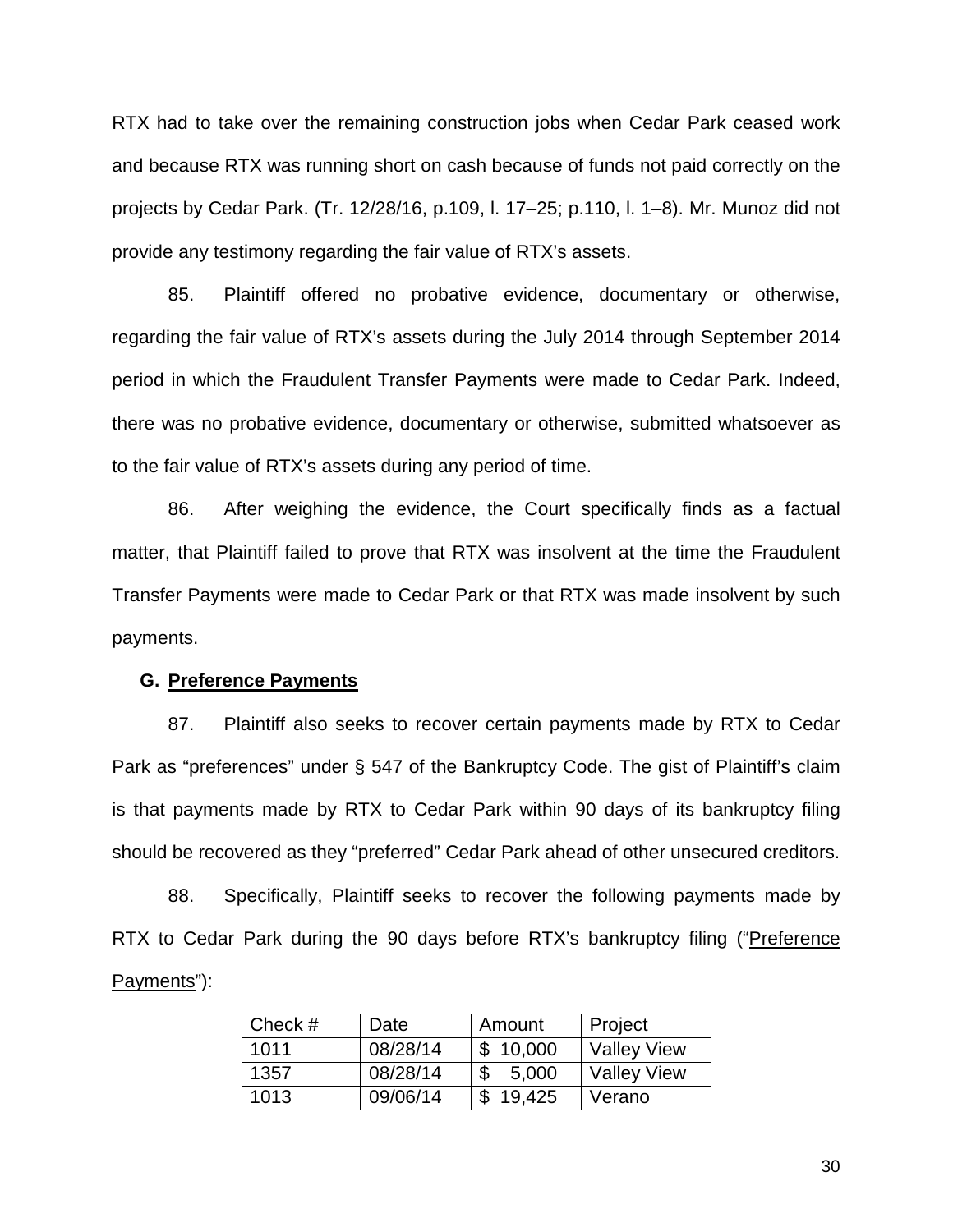RTX had to take over the remaining construction jobs when Cedar Park ceased work and because RTX was running short on cash because of funds not paid correctly on the projects by Cedar Park. (Tr. 12/28/16, p.109, l. 17–25; p.110, l. 1–8). Mr. Munoz did not provide any testimony regarding the fair value of RTX's assets.

85. Plaintiff offered no probative evidence, documentary or otherwise, regarding the fair value of RTX's assets during the July 2014 through September 2014 period in which the Fraudulent Transfer Payments were made to Cedar Park. Indeed, there was no probative evidence, documentary or otherwise, submitted whatsoever as to the fair value of RTX's assets during any period of time.

86. After weighing the evidence, the Court specifically finds as a factual matter, that Plaintiff failed to prove that RTX was insolvent at the time the Fraudulent Transfer Payments were made to Cedar Park or that RTX was made insolvent by such payments.

### G. Preference Payments

87. Plaintiff also seeks to recover certain payments made by RTX to Cedar Park as "preferences" under § 547 of the Bankruptcy Code. The gist of Plaintiff's claim is that payments made by RTX to Cedar Park within 90 days of its bankruptcy filing should be recovered as they "preferred" Cedar Park ahead of other unsecured creditors.

88. Specifically, Plaintiff seeks to recover the following payments made by RTX to Cedar Park during the 90 days before RTX's bankruptcy filing ("Preference Payments"):

| Check # | Date | Amount | Project |
|---|---|---|---|
| 1011 | 08/28/14 | $ 10,000 | Valley View |
| 1357 | 08/28/14 | $ 5,000 | Valley View |
| 1013 | 09/06/14 | $ 19,425 | Verano |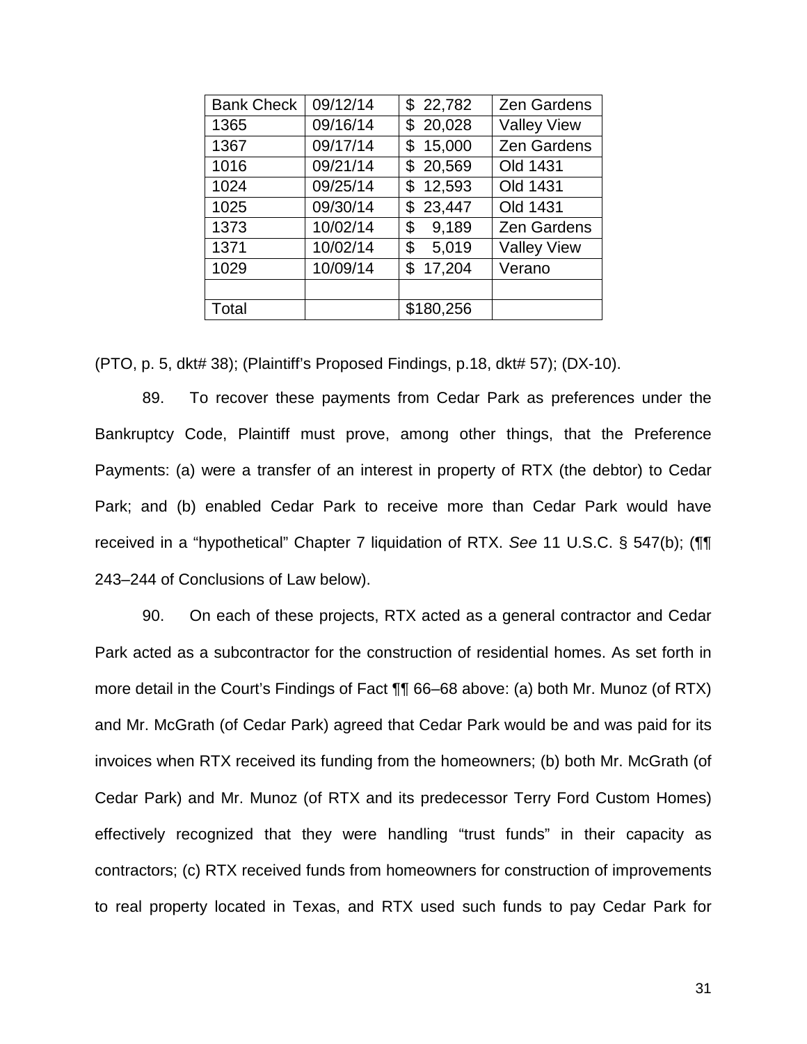| Bank Check | 09/12/14 | $ 22,782 | Zen Gardens |
|---|---|---|---|
| 1365 | 09/16/14 | $ 20,028 | Valley View |
| 1367 | 09/17/14 | $ 15,000 | Zen Gardens |
| 1016 | 09/21/14 | $ 20,569 | Old 1431 |
| 1024 | 09/25/14 | $ 12,593 | Old 1431 |
| 1025 | 09/30/14 | $ 23,447 | Old 1431 |
| 1373 | 10/02/14 | $ 9,189 | Zen Gardens |
| 1371 | 10/02/14 | $ 5,019 | Valley View |
| 1029 | 10/09/14 | $ 17,204 | Verano |
| | | | |
| Total | | $180,256 | |

(PTO, p. 5, dkt# 38); (Plaintiff's Proposed Findings, p.18, dkt# 57); (DX-10).

89. To recover these payments from Cedar Park as preferences under the Bankruptcy Code, Plaintiff must prove, among other things, that the Preference Payments: (a) were a transfer of an interest in property of RTX (the debtor) to Cedar Park; and (b) enabled Cedar Park to receive more than Cedar Park would have received in a "hypothetical" Chapter 7 liquidation of RTX. *See* 11 U.S.C. § 547(b); (¶¶ 243–244 of Conclusions of Law below).

90. On each of these projects, RTX acted as a general contractor and Cedar Park acted as a subcontractor for the construction of residential homes. As set forth in more detail in the Court's Findings of Fact ¶¶ 66–68 above: (a) both Mr. Munoz (of RTX) and Mr. McGrath (of Cedar Park) agreed that Cedar Park would be and was paid for its invoices when RTX received its funding from the homeowners; (b) both Mr. McGrath (of Cedar Park) and Mr. Munoz (of RTX and its predecessor Terry Ford Custom Homes) effectively recognized that they were handling "trust funds" in their capacity as contractors; (c) RTX received funds from homeowners for construction of improvements to real property located in Texas, and RTX used such funds to pay Cedar Park for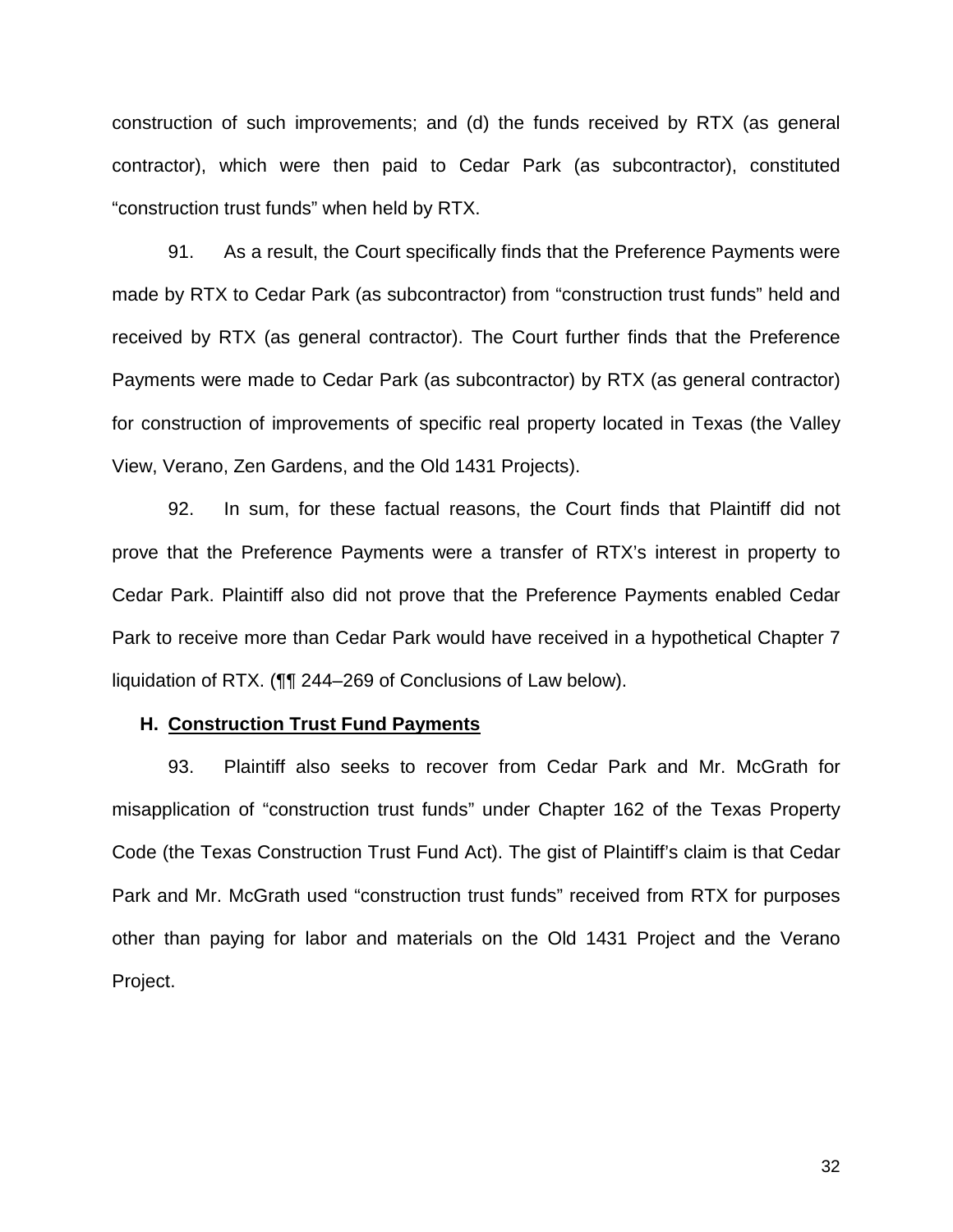construction of such improvements; and (d) the funds received by RTX (as general contractor), which were then paid to Cedar Park (as subcontractor), constituted "construction trust funds" when held by RTX.

91. As a result, the Court specifically finds that the Preference Payments were made by RTX to Cedar Park (as subcontractor) from "construction trust funds" held and received by RTX (as general contractor). The Court further finds that the Preference Payments were made to Cedar Park (as subcontractor) by RTX (as general contractor) for construction of improvements of specific real property located in Texas (the Valley View, Verano, Zen Gardens, and the Old 1431 Projects).

92. In sum, for these factual reasons, the Court finds that Plaintiff did not prove that the Preference Payments were a transfer of RTX's interest in property to Cedar Park. Plaintiff also did not prove that the Preference Payments enabled Cedar Park to receive more than Cedar Park would have received in a hypothetical Chapter 7 liquidation of RTX. (¶¶ 244–269 of Conclusions of Law below).

### H. **Construction Trust Fund Payments**

93. Plaintiff also seeks to recover from Cedar Park and Mr. McGrath for misapplication of "construction trust funds" under Chapter 162 of the Texas Property Code (the Texas Construction Trust Fund Act). The gist of Plaintiff's claim is that Cedar Park and Mr. McGrath used "construction trust funds" received from RTX for purposes other than paying for labor and materials on the Old 1431 Project and the Verano Project.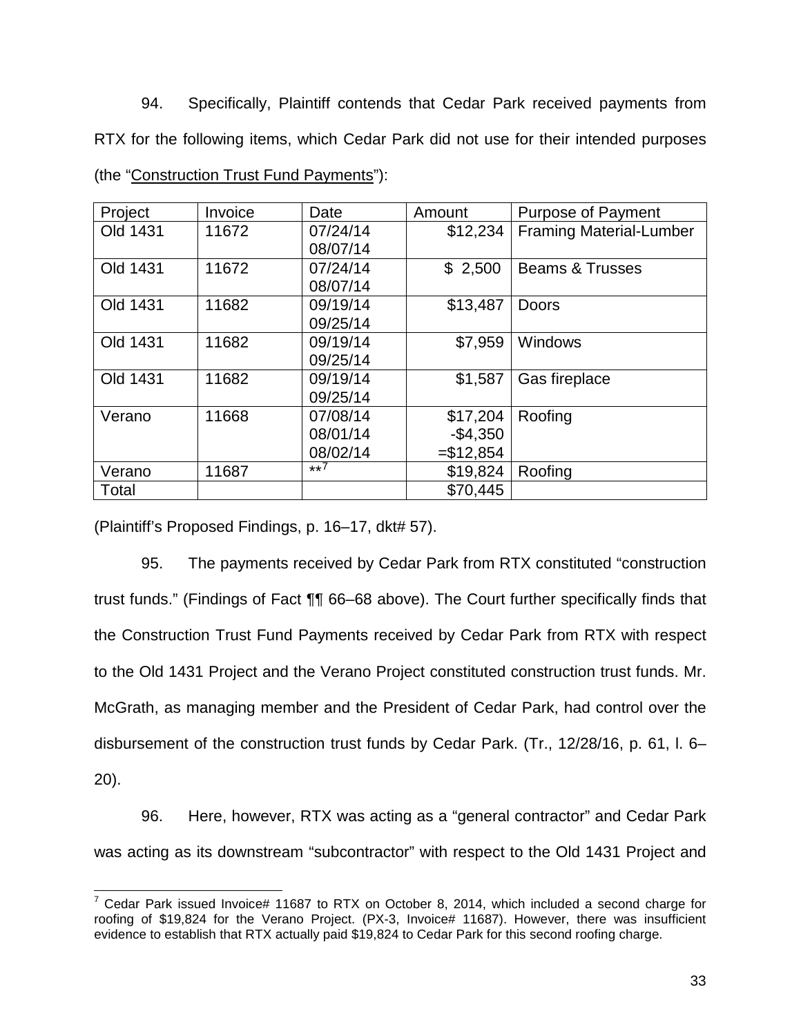94. Specifically, Plaintiff contends that Cedar Park received payments from RTX for the following items, which Cedar Park did not use for their intended purposes (the "Construction Trust Fund Payments"):

| Project | Invoice | Date | Amount | Purpose of Payment |
|---|---|---|---|---|
| Old 1431 | 11672 | 07/24/14<br>08/07/14 | $12,234 | Framing Material-Lumber |
| Old 1431 | 11672 | 07/24/14<br>08/07/14 | $ 2,500 | Beams & Trusses |
| Old 1431 | 11682 | 09/19/14<br>09/25/14 | $13,487 | Doors |
| Old 1431 | 11682 | 09/19/14<br>09/25/14 | $7,959 | Windows |
| Old 1431 | 11682 | 09/19/14<br>09/25/14 | $1,587 | Gas fireplace |
| Verano | 11668 | 07/08/14<br>08/01/14<br>08/02/14 | $17,204<br>-$4,350<br>=$12,854 | Roofing |
| Verano | 11687 | **[7] | $19,824 | Roofing |
| Total | | | $70,445 | |

(Plaintiff's Proposed Findings, p. 16–17, dkt# 57).

95. The payments received by Cedar Park from RTX constituted "construction trust funds." (Findings of Fact ¶¶ 66–68 above). The Court further specifically finds that the Construction Trust Fund Payments received by Cedar Park from RTX with respect to the Old 1431 Project and the Verano Project constituted construction trust funds. Mr. McGrath, as managing member and the President of Cedar Park, had control over the disbursement of the construction trust funds by Cedar Park. (Tr., 12/28/16, p. 61, l. 6–20).

96. Here, however, RTX was acting as a "general contractor" and Cedar Park was acting as its downstream "subcontractor" with respect to the Old 1431 Project and

[7] Cedar Park issued Invoice# 11687 to RTX on October 8, 2014, which included a second charge for roofing of $19,824 for the Verano Project. (PX-3, Invoice# 11687). However, there was insufficient evidence to establish that RTX actually paid $19,824 to Cedar Park for this second roofing charge.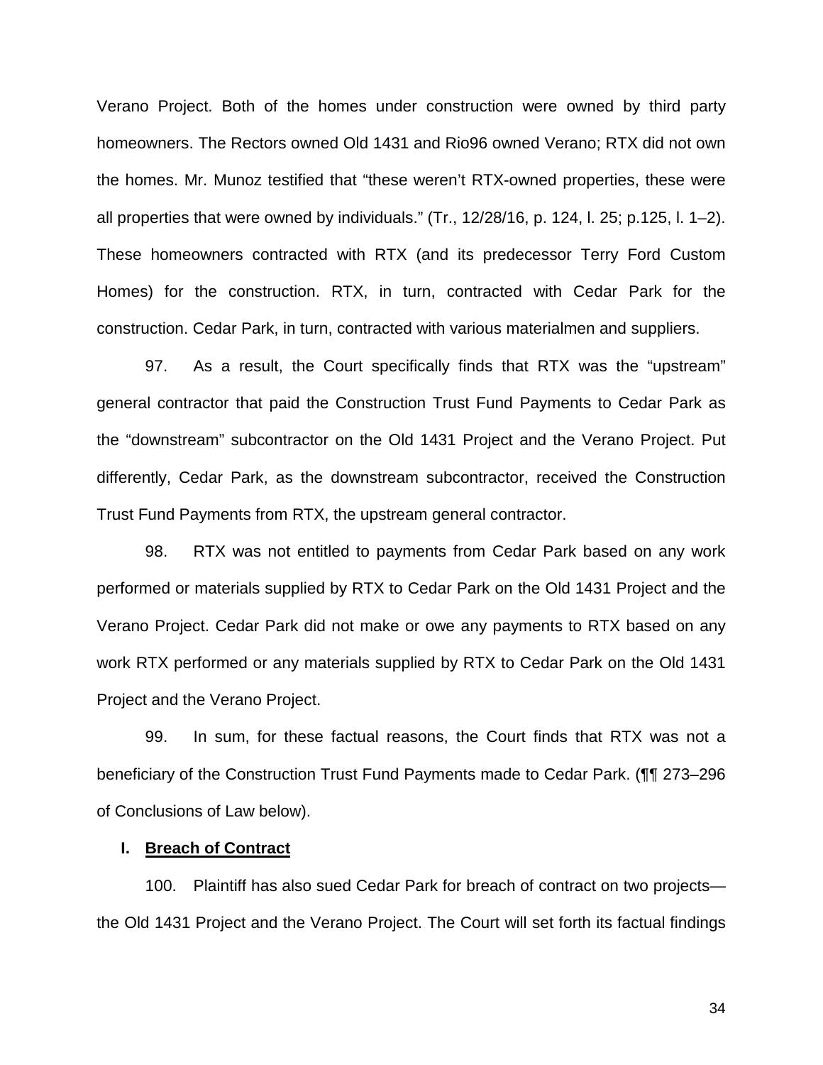Verano Project. Both of the homes under construction were owned by third party homeowners. The Rectors owned Old 1431 and Rio96 owned Verano; RTX did not own the homes. Mr. Munoz testified that "these weren't RTX-owned properties, these were all properties that were owned by individuals." (Tr., 12/28/16, p. 124, l. 25; p.125, l. 1–2). These homeowners contracted with RTX (and its predecessor Terry Ford Custom Homes) for the construction. RTX, in turn, contracted with Cedar Park for the construction. Cedar Park, in turn, contracted with various materialmen and suppliers.

97. As a result, the Court specifically finds that RTX was the "upstream" general contractor that paid the Construction Trust Fund Payments to Cedar Park as the "downstream" subcontractor on the Old 1431 Project and the Verano Project. Put differently, Cedar Park, as the downstream subcontractor, received the Construction Trust Fund Payments from RTX, the upstream general contractor.

98. RTX was not entitled to payments from Cedar Park based on any work performed or materials supplied by RTX to Cedar Park on the Old 1431 Project and the Verano Project. Cedar Park did not make or owe any payments to RTX based on any work RTX performed or any materials supplied by RTX to Cedar Park on the Old 1431 Project and the Verano Project.

99. In sum, for these factual reasons, the Court finds that RTX was not a beneficiary of the Construction Trust Fund Payments made to Cedar Park. (¶¶ 273–296 of Conclusions of Law below).

### I. **Breach of Contract**

100. Plaintiff has also sued Cedar Park for breach of contract on two projects—the Old 1431 Project and the Verano Project. The Court will set forth its factual findings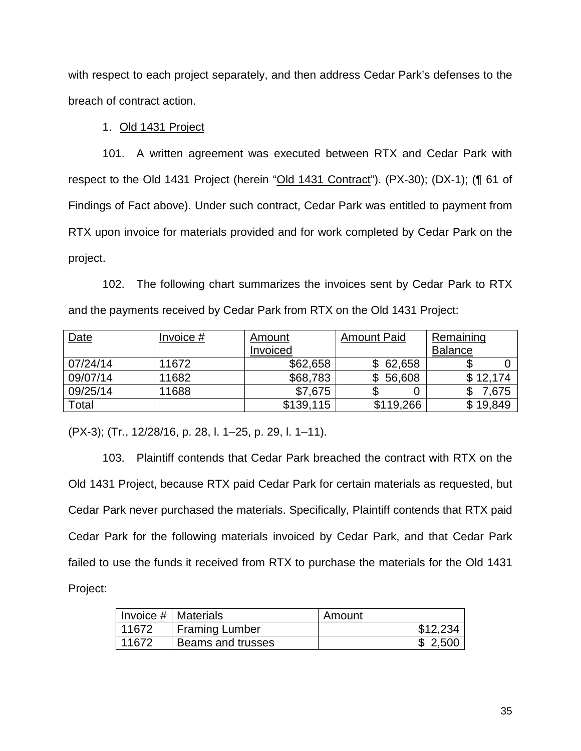with respect to each project separately, and then address Cedar Park's defenses to the breach of contract action.

1. Old 1431 Project

101. A written agreement was executed between RTX and Cedar Park with respect to the Old 1431 Project (herein "Old 1431 Contract"). (PX-30); (DX-1); (¶ 61 of Findings of Fact above). Under such contract, Cedar Park was entitled to payment from RTX upon invoice for materials provided and for work completed by Cedar Park on the project.

102. The following chart summarizes the invoices sent by Cedar Park to RTX and the payments received by Cedar Park from RTX on the Old 1431 Project:

| Date | Invoice # | Amount Invoiced | Amount Paid | Remaining Balance |
|---|---|---|---|---|
| 07/24/14 | 11672 | $62,658 | $ 62,658 | $ 0 |
| 09/07/14 | 11682 | $68,783 | $ 56,608 | $ 12,174 |
| 09/25/14 | 11688 | $7,675 | $ 0 | $ 7,675 |
| Total | | $139,115 | $119,266 | $ 19,849 |

(PX-3); (Tr., 12/28/16, p. 28, l. 1–25, p. 29, l. 1–11).

103. Plaintiff contends that Cedar Park breached the contract with RTX on the Old 1431 Project, because RTX paid Cedar Park for certain materials as requested, but Cedar Park never purchased the materials. Specifically, Plaintiff contends that RTX paid Cedar Park for the following materials invoiced by Cedar Park, and that Cedar Park failed to use the funds it received from RTX to purchase the materials for the Old 1431 Project:

| Invoice # | Materials | Amount |
|---|---|---|
| 11672 | Framing Lumber | $12,234 |
| 11672 | Beams and trusses | $ 2,500 |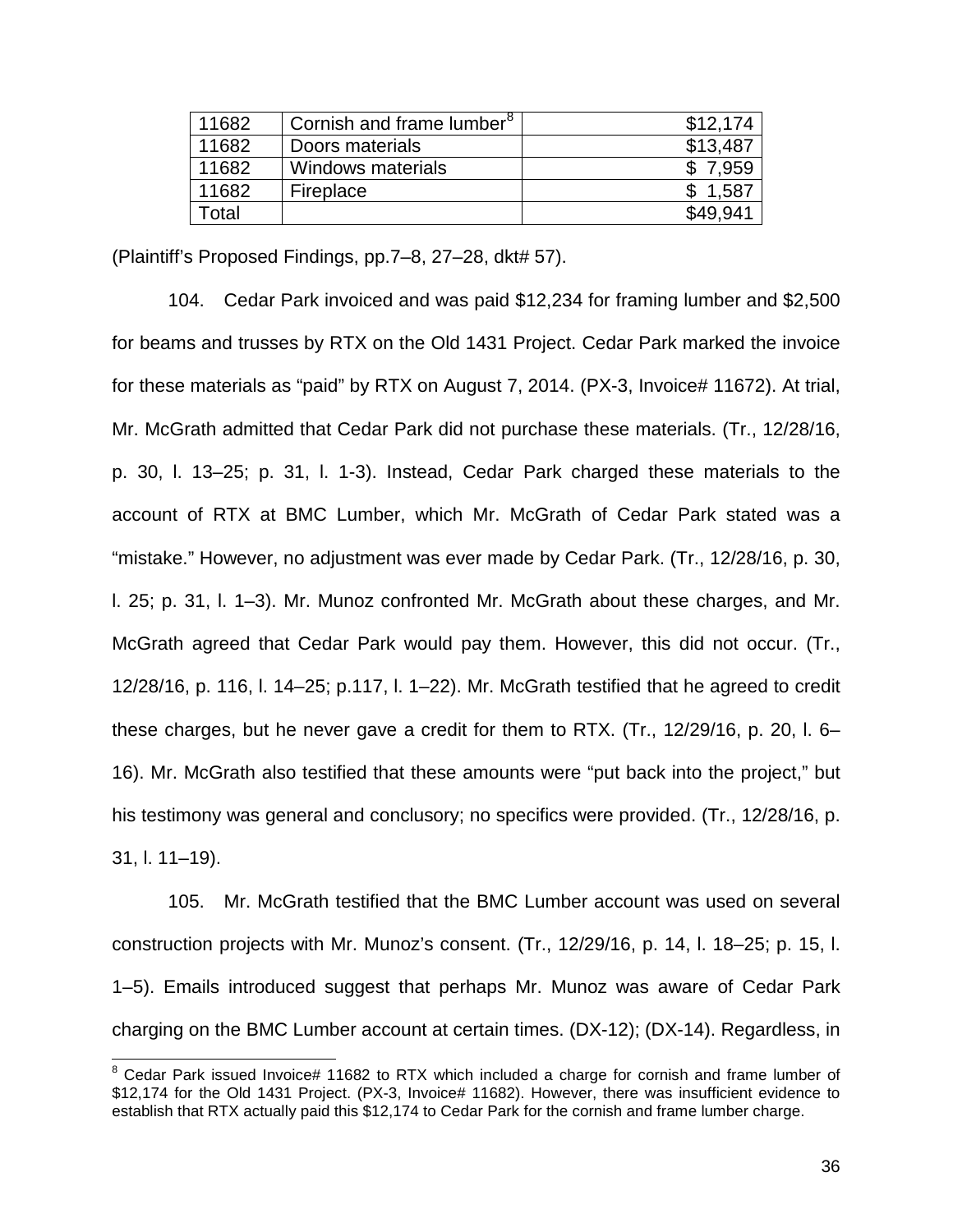| 11682 | Cornish and frame lumber[8] | \$12,174 |
|---|---|---|
| 11682 | Doors materials | \$13,487 |
| 11682 | Windows materials | \$ 7,959 |
| 11682 | Fireplace | \$ 1,587 |
| Total | | \$49,941 |

(Plaintiff's Proposed Findings, pp.7–8, 27–28, dkt# 57).

104. Cedar Park invoiced and was paid \$12,234 for framing lumber and \$2,500 for beams and trusses by RTX on the Old 1431 Project. Cedar Park marked the invoice for these materials as "paid" by RTX on August 7, 2014. (PX-3, Invoice# 11672). At trial, Mr. McGrath admitted that Cedar Park did not purchase these materials. (Tr., 12/28/16, p. 30, l. 13–25; p. 31, l. 1-3). Instead, Cedar Park charged these materials to the account of RTX at BMC Lumber, which Mr. McGrath of Cedar Park stated was a "mistake." However, no adjustment was ever made by Cedar Park. (Tr., 12/28/16, p. 30, l. 25; p. 31, l. 1–3). Mr. Munoz confronted Mr. McGrath about these charges, and Mr. McGrath agreed that Cedar Park would pay them. However, this did not occur. (Tr., 12/28/16, p. 116, l. 14–25; p.117, l. 1–22). Mr. McGrath testified that he agreed to credit these charges, but he never gave a credit for them to RTX. (Tr., 12/29/16, p. 20, l. 6–16). Mr. McGrath also testified that these amounts were "put back into the project," but his testimony was general and conclusory; no specifics were provided. (Tr., 12/28/16, p. 31, l. 11–19).

105. Mr. McGrath testified that the BMC Lumber account was used on several construction projects with Mr. Munoz's consent. (Tr., 12/29/16, p. 14, l. 18–25; p. 15, l. 1–5). Emails introduced suggest that perhaps Mr. Munoz was aware of Cedar Park charging on the BMC Lumber account at certain times. (DX-12); (DX-14). Regardless, in

[8] Cedar Park issued Invoice# 11682 to RTX which included a charge for cornish and frame lumber of \$12,174 for the Old 1431 Project. (PX-3, Invoice# 11682). However, there was insufficient evidence to establish that RTX actually paid this \$12,174 to Cedar Park for the cornish and frame lumber charge.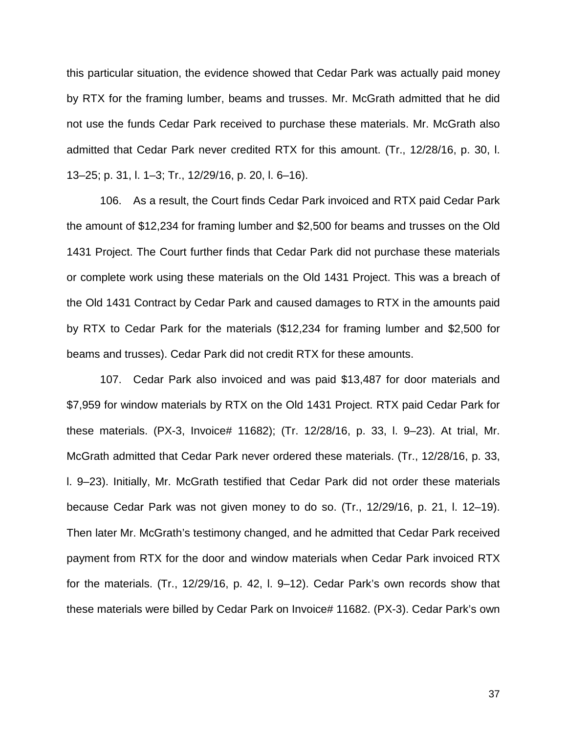this particular situation, the evidence showed that Cedar Park was actually paid money by RTX for the framing lumber, beams and trusses. Mr. McGrath admitted that he did not use the funds Cedar Park received to purchase these materials. Mr. McGrath also admitted that Cedar Park never credited RTX for this amount. (Tr., 12/28/16, p. 30, l. 13–25; p. 31, l. 1–3; Tr., 12/29/16, p. 20, l. 6–16).

106. As a result, the Court finds Cedar Park invoiced and RTX paid Cedar Park the amount of $12,234 for framing lumber and $2,500 for beams and trusses on the Old 1431 Project. The Court further finds that Cedar Park did not purchase these materials or complete work using these materials on the Old 1431 Project. This was a breach of the Old 1431 Contract by Cedar Park and caused damages to RTX in the amounts paid by RTX to Cedar Park for the materials ($12,234 for framing lumber and $2,500 for beams and trusses). Cedar Park did not credit RTX for these amounts.

107. Cedar Park also invoiced and was paid $13,487 for door materials and $7,959 for window materials by RTX on the Old 1431 Project. RTX paid Cedar Park for these materials. (PX-3, Invoice# 11682); (Tr. 12/28/16, p. 33, l. 9–23). At trial, Mr. McGrath admitted that Cedar Park never ordered these materials. (Tr., 12/28/16, p. 33, l. 9–23). Initially, Mr. McGrath testified that Cedar Park did not order these materials because Cedar Park was not given money to do so. (Tr., 12/29/16, p. 21, l. 12–19). Then later Mr. McGrath's testimony changed, and he admitted that Cedar Park received payment from RTX for the door and window materials when Cedar Park invoiced RTX for the materials. (Tr., 12/29/16, p. 42, l. 9–12). Cedar Park's own records show that these materials were billed by Cedar Park on Invoice# 11682. (PX-3). Cedar Park's own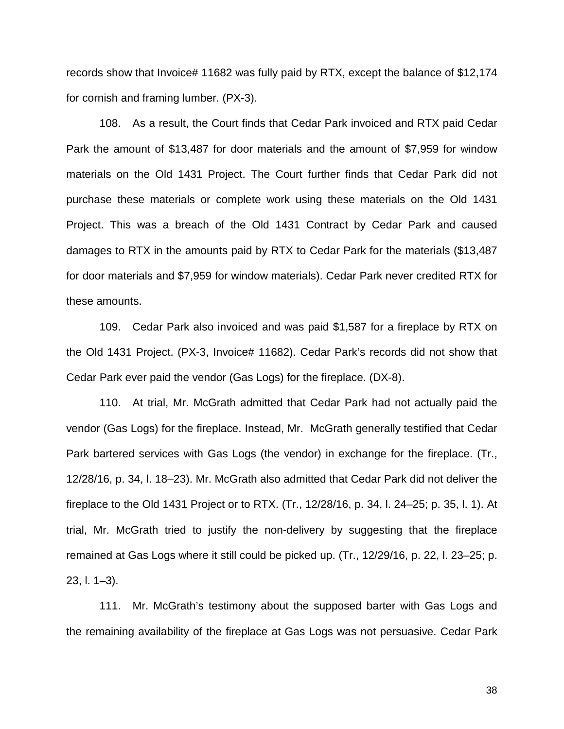records show that Invoice# 11682 was fully paid by RTX, except the balance of $12,174 for cornish and framing lumber. (PX-3).

108. As a result, the Court finds that Cedar Park invoiced and RTX paid Cedar Park the amount of $13,487 for door materials and the amount of $7,959 for window materials on the Old 1431 Project. The Court further finds that Cedar Park did not purchase these materials or complete work using these materials on the Old 1431 Project. This was a breach of the Old 1431 Contract by Cedar Park and caused damages to RTX in the amounts paid by RTX to Cedar Park for the materials ($13,487 for door materials and $7,959 for window materials). Cedar Park never credited RTX for these amounts.

109. Cedar Park also invoiced and was paid $1,587 for a fireplace by RTX on the Old 1431 Project. (PX-3, Invoice# 11682). Cedar Park's records did not show that Cedar Park ever paid the vendor (Gas Logs) for the fireplace. (DX-8).

110. At trial, Mr. McGrath admitted that Cedar Park had not actually paid the vendor (Gas Logs) for the fireplace. Instead, Mr. McGrath generally testified that Cedar Park bartered services with Gas Logs (the vendor) in exchange for the fireplace. (Tr., 12/28/16, p. 34, l. 18–23). Mr. McGrath also admitted that Cedar Park did not deliver the fireplace to the Old 1431 Project or to RTX. (Tr., 12/28/16, p. 34, l. 24–25; p. 35, l. 1). At trial, Mr. McGrath tried to justify the non-delivery by suggesting that the fireplace remained at Gas Logs where it still could be picked up. (Tr., 12/29/16, p. 22, l. 23–25; p. 23, l. 1–3).

111. Mr. McGrath's testimony about the supposed barter with Gas Logs and the remaining availability of the fireplace at Gas Logs was not persuasive. Cedar Park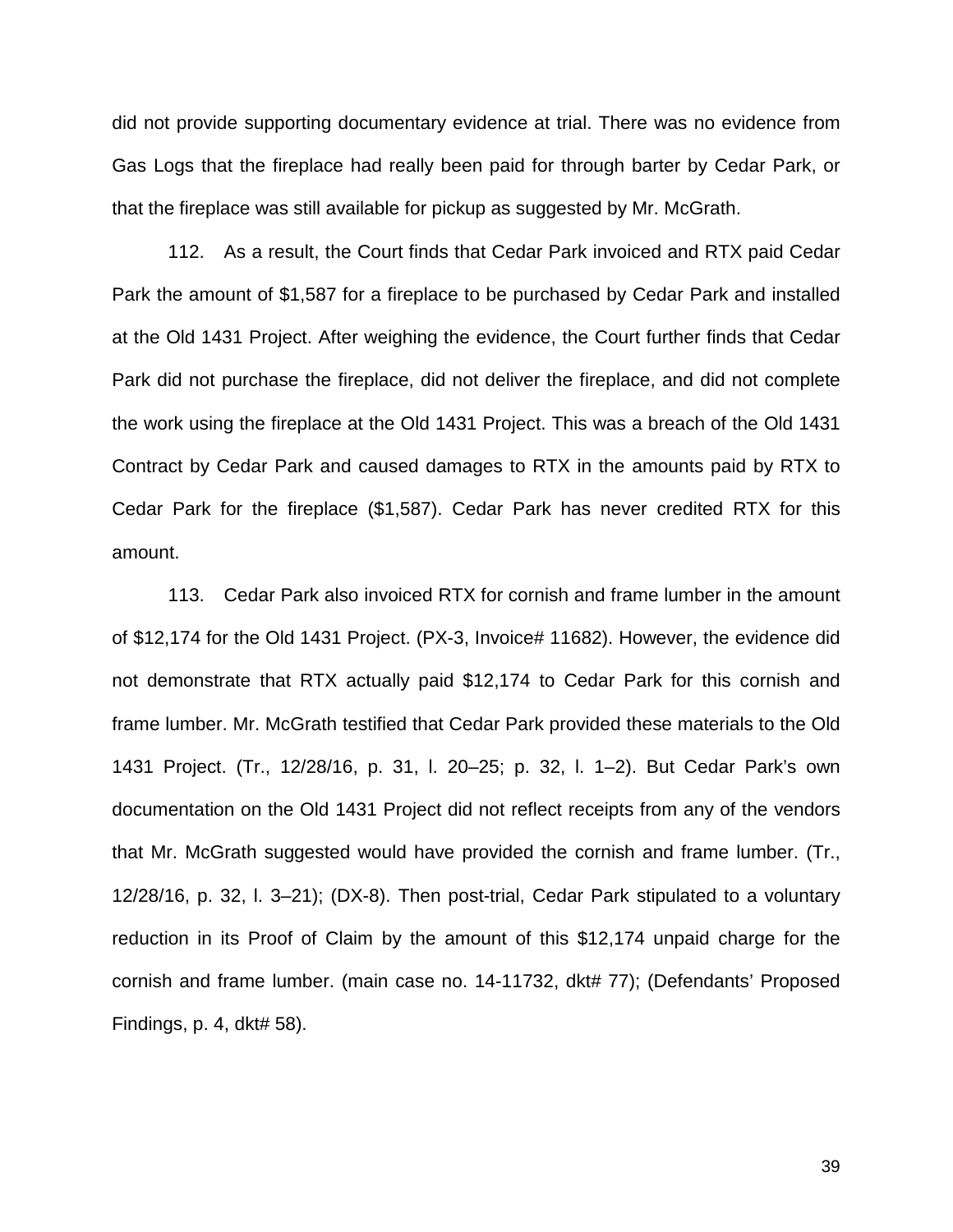did not provide supporting documentary evidence at trial. There was no evidence from Gas Logs that the fireplace had really been paid for through barter by Cedar Park, or that the fireplace was still available for pickup as suggested by Mr. McGrath.

112. As a result, the Court finds that Cedar Park invoiced and RTX paid Cedar Park the amount of $1,587 for a fireplace to be purchased by Cedar Park and installed at the Old 1431 Project. After weighing the evidence, the Court further finds that Cedar Park did not purchase the fireplace, did not deliver the fireplace, and did not complete the work using the fireplace at the Old 1431 Project. This was a breach of the Old 1431 Contract by Cedar Park and caused damages to RTX in the amounts paid by RTX to Cedar Park for the fireplace ($1,587). Cedar Park has never credited RTX for this amount.

113. Cedar Park also invoiced RTX for cornish and frame lumber in the amount of $12,174 for the Old 1431 Project. (PX-3, Invoice# 11682). However, the evidence did not demonstrate that RTX actually paid $12,174 to Cedar Park for this cornish and frame lumber. Mr. McGrath testified that Cedar Park provided these materials to the Old 1431 Project. (Tr., 12/28/16, p. 31, l. 20–25; p. 32, l. 1–2). But Cedar Park's own documentation on the Old 1431 Project did not reflect receipts from any of the vendors that Mr. McGrath suggested would have provided the cornish and frame lumber. (Tr., 12/28/16, p. 32, l. 3–21); (DX-8). Then post-trial, Cedar Park stipulated to a voluntary reduction in its Proof of Claim by the amount of this $12,174 unpaid charge for the cornish and frame lumber. (main case no. 14-11732, dkt# 77); (Defendants' Proposed Findings, p. 4, dkt# 58).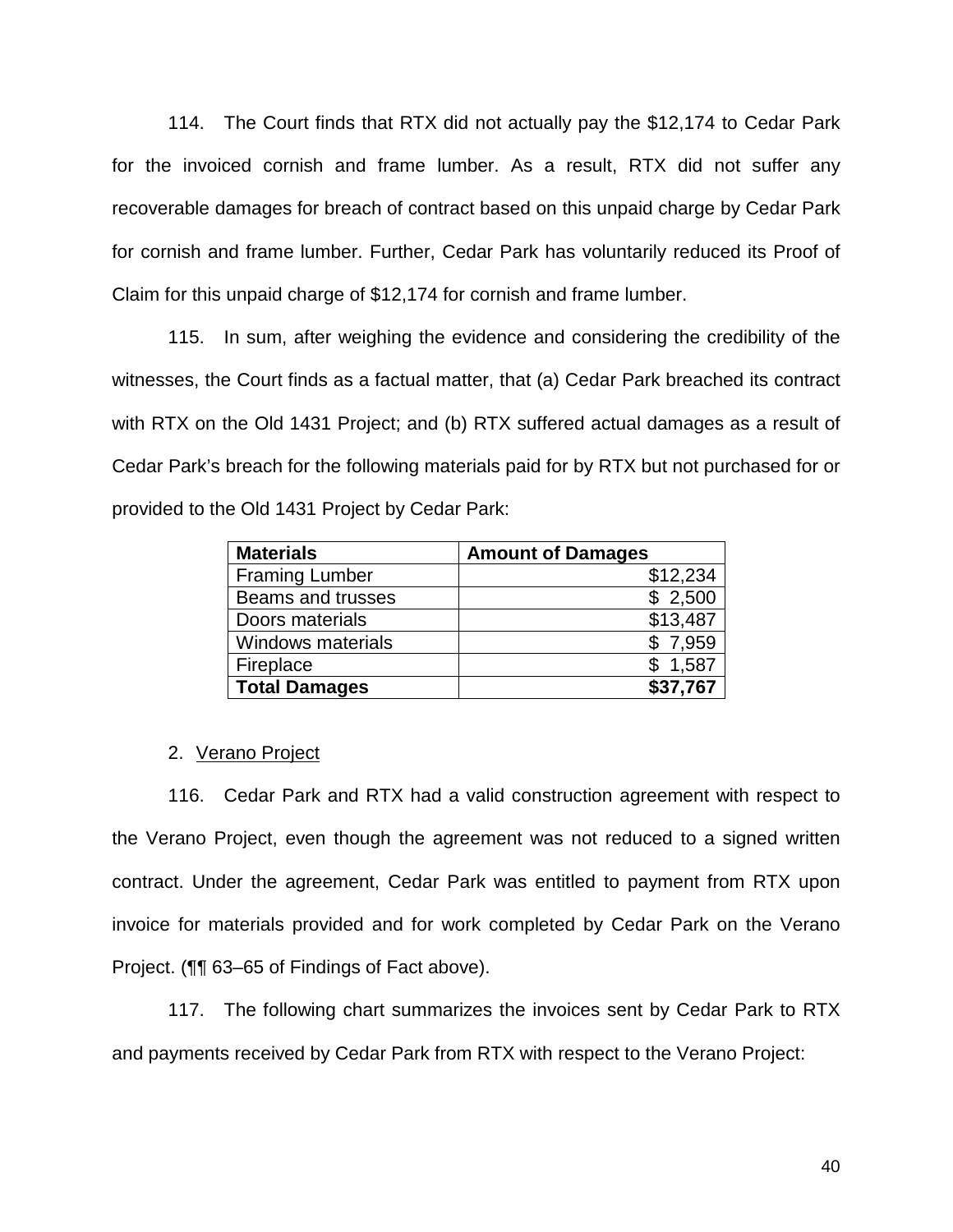114. The Court finds that RTX did not actually pay the $12,174 to Cedar Park for the invoiced cornish and frame lumber. As a result, RTX did not suffer any recoverable damages for breach of contract based on this unpaid charge by Cedar Park for cornish and frame lumber. Further, Cedar Park has voluntarily reduced its Proof of Claim for this unpaid charge of $12,174 for cornish and frame lumber.

115. In sum, after weighing the evidence and considering the credibility of the witnesses, the Court finds as a factual matter, that (a) Cedar Park breached its contract with RTX on the Old 1431 Project; and (b) RTX suffered actual damages as a result of Cedar Park's breach for the following materials paid for by RTX but not purchased for or provided to the Old 1431 Project by Cedar Park:

| **Materials** | **Amount of Damages** |
|---|---:|
| Framing Lumber | $12,234 |
| Beams and trusses | $ 2,500 |
| Doors materials | $13,487 |
| Windows materials | $ 7,959 |
| Fireplace | $ 1,587 |
| **Total Damages** | **$37,767** |

2. <u>Verano Project</u>

116. Cedar Park and RTX had a valid construction agreement with respect to the Verano Project, even though the agreement was not reduced to a signed written contract. Under the agreement, Cedar Park was entitled to payment from RTX upon invoice for materials provided and for work completed by Cedar Park on the Verano Project. (¶¶ 63–65 of Findings of Fact above).

117. The following chart summarizes the invoices sent by Cedar Park to RTX and payments received by Cedar Park from RTX with respect to the Verano Project: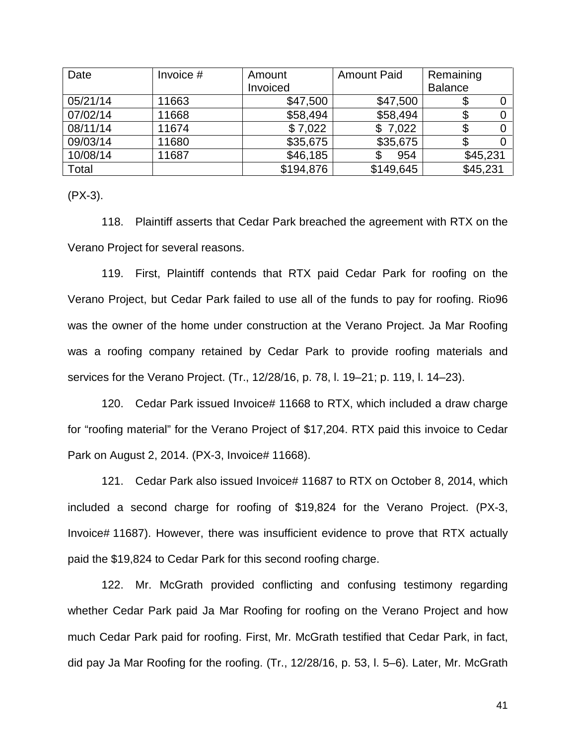| Date | Invoice # | Amount Invoiced | Amount Paid | Remaining Balance |
|---|---|---|---|---|
| 05/21/14 | 11663 | $47,500 | $47,500 | $ 0 |
| 07/02/14 | 11668 | $58,494 | $58,494 | $ 0 |
| 08/11/14 | 11674 | $ 7,022 | $ 7,022 | $ 0 |
| 09/03/14 | 11680 | $35,675 | $35,675 | $ 0 |
| 10/08/14 | 11687 | $46,185 | $ 954 | $45,231 |
| Total | | $194,876 | $149,645 | $45,231 |

(PX-3).

118. Plaintiff asserts that Cedar Park breached the agreement with RTX on the Verano Project for several reasons.

119. First, Plaintiff contends that RTX paid Cedar Park for roofing on the Verano Project, but Cedar Park failed to use all of the funds to pay for roofing. Rio96 was the owner of the home under construction at the Verano Project. Ja Mar Roofing was a roofing company retained by Cedar Park to provide roofing materials and services for the Verano Project. (Tr., 12/28/16, p. 78, l. 19–21; p. 119, l. 14–23).

120. Cedar Park issued Invoice# 11668 to RTX, which included a draw charge for "roofing material" for the Verano Project of $17,204. RTX paid this invoice to Cedar Park on August 2, 2014. (PX-3, Invoice# 11668).

121. Cedar Park also issued Invoice# 11687 to RTX on October 8, 2014, which included a second charge for roofing of $19,824 for the Verano Project. (PX-3, Invoice# 11687). However, there was insufficient evidence to prove that RTX actually paid the $19,824 to Cedar Park for this second roofing charge.

122. Mr. McGrath provided conflicting and confusing testimony regarding whether Cedar Park paid Ja Mar Roofing for roofing on the Verano Project and how much Cedar Park paid for roofing. First, Mr. McGrath testified that Cedar Park, in fact, did pay Ja Mar Roofing for the roofing. (Tr., 12/28/16, p. 53, l. 5–6). Later, Mr. McGrath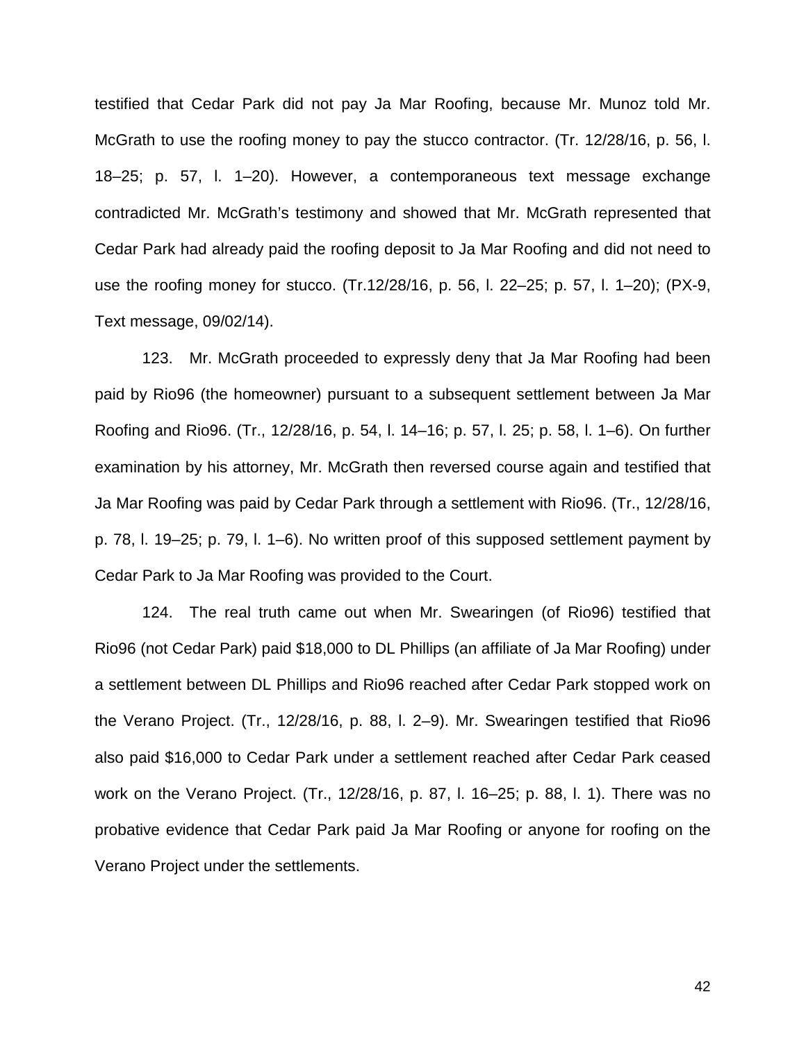testified that Cedar Park did not pay Ja Mar Roofing, because Mr. Munoz told Mr. McGrath to use the roofing money to pay the stucco contractor. (Tr. 12/28/16, p. 56, l. 18–25; p. 57, l. 1–20). However, a contemporaneous text message exchange contradicted Mr. McGrath's testimony and showed that Mr. McGrath represented that Cedar Park had already paid the roofing deposit to Ja Mar Roofing and did not need to use the roofing money for stucco. (Tr.12/28/16, p. 56, l. 22–25; p. 57, l. 1–20); (PX-9, Text message, 09/02/14).

123. Mr. McGrath proceeded to expressly deny that Ja Mar Roofing had been paid by Rio96 (the homeowner) pursuant to a subsequent settlement between Ja Mar Roofing and Rio96. (Tr., 12/28/16, p. 54, l. 14–16; p. 57, l. 25; p. 58, l. 1–6). On further examination by his attorney, Mr. McGrath then reversed course again and testified that Ja Mar Roofing was paid by Cedar Park through a settlement with Rio96. (Tr., 12/28/16, p. 78, l. 19–25; p. 79, l. 1–6). No written proof of this supposed settlement payment by Cedar Park to Ja Mar Roofing was provided to the Court.

124. The real truth came out when Mr. Swearingen (of Rio96) testified that Rio96 (not Cedar Park) paid $18,000 to DL Phillips (an affiliate of Ja Mar Roofing) under a settlement between DL Phillips and Rio96 reached after Cedar Park stopped work on the Verano Project. (Tr., 12/28/16, p. 88, l. 2–9). Mr. Swearingen testified that Rio96 also paid $16,000 to Cedar Park under a settlement reached after Cedar Park ceased work on the Verano Project. (Tr., 12/28/16, p. 87, l. 16–25; p. 88, l. 1). There was no probative evidence that Cedar Park paid Ja Mar Roofing or anyone for roofing on the Verano Project under the settlements.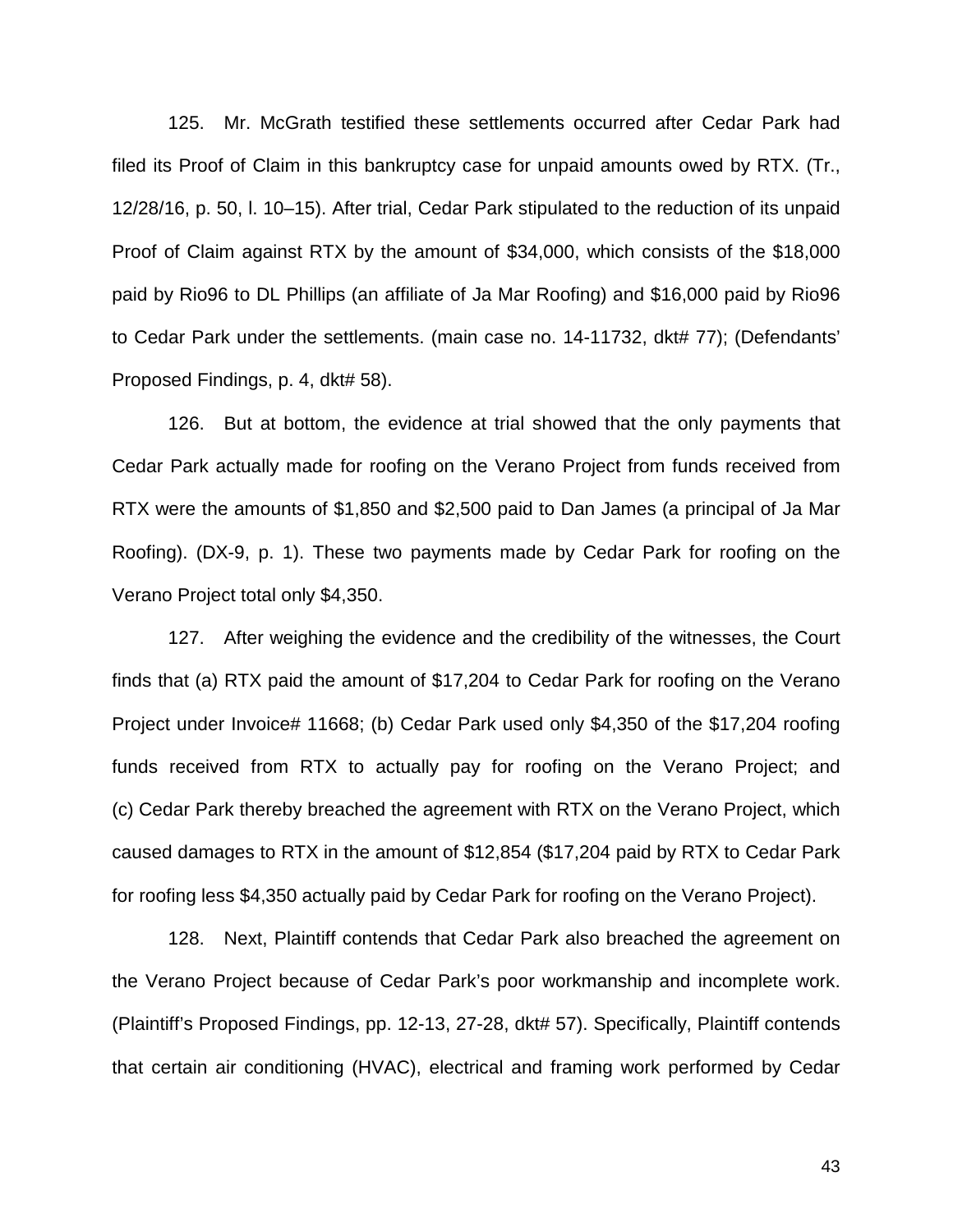125. Mr. McGrath testified these settlements occurred after Cedar Park had filed its Proof of Claim in this bankruptcy case for unpaid amounts owed by RTX. (Tr., 12/28/16, p. 50, l. 10–15). After trial, Cedar Park stipulated to the reduction of its unpaid Proof of Claim against RTX by the amount of $34,000, which consists of the $18,000 paid by Rio96 to DL Phillips (an affiliate of Ja Mar Roofing) and $16,000 paid by Rio96 to Cedar Park under the settlements. (main case no. 14-11732, dkt# 77); (Defendants' Proposed Findings, p. 4, dkt# 58).

126. But at bottom, the evidence at trial showed that the only payments that Cedar Park actually made for roofing on the Verano Project from funds received from RTX were the amounts of $1,850 and $2,500 paid to Dan James (a principal of Ja Mar Roofing). (DX-9, p. 1). These two payments made by Cedar Park for roofing on the Verano Project total only $4,350.

127. After weighing the evidence and the credibility of the witnesses, the Court finds that (a) RTX paid the amount of $17,204 to Cedar Park for roofing on the Verano Project under Invoice# 11668; (b) Cedar Park used only $4,350 of the $17,204 roofing funds received from RTX to actually pay for roofing on the Verano Project; and (c) Cedar Park thereby breached the agreement with RTX on the Verano Project, which caused damages to RTX in the amount of $12,854 ($17,204 paid by RTX to Cedar Park for roofing less $4,350 actually paid by Cedar Park for roofing on the Verano Project).

128. Next, Plaintiff contends that Cedar Park also breached the agreement on the Verano Project because of Cedar Park's poor workmanship and incomplete work. (Plaintiff's Proposed Findings, pp. 12-13, 27-28, dkt# 57). Specifically, Plaintiff contends that certain air conditioning (HVAC), electrical and framing work performed by Cedar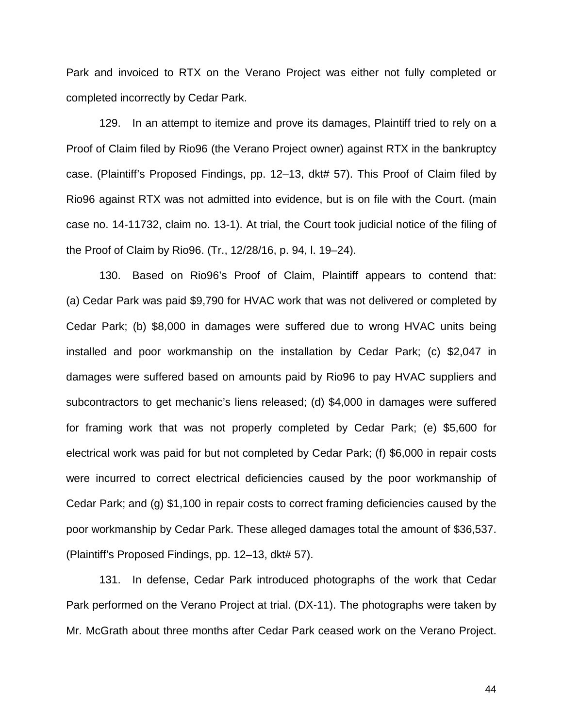Park and invoiced to RTX on the Verano Project was either not fully completed or completed incorrectly by Cedar Park.

129. In an attempt to itemize and prove its damages, Plaintiff tried to rely on a Proof of Claim filed by Rio96 (the Verano Project owner) against RTX in the bankruptcy case. (Plaintiff's Proposed Findings, pp. 12–13, dkt# 57). This Proof of Claim filed by Rio96 against RTX was not admitted into evidence, but is on file with the Court. (main case no. 14-11732, claim no. 13-1). At trial, the Court took judicial notice of the filing of the Proof of Claim by Rio96. (Tr., 12/28/16, p. 94, l. 19–24).

130. Based on Rio96's Proof of Claim, Plaintiff appears to contend that: (a) Cedar Park was paid $9,790 for HVAC work that was not delivered or completed by Cedar Park; (b) $8,000 in damages were suffered due to wrong HVAC units being installed and poor workmanship on the installation by Cedar Park; (c) $2,047 in damages were suffered based on amounts paid by Rio96 to pay HVAC suppliers and subcontractors to get mechanic's liens released; (d) $4,000 in damages were suffered for framing work that was not properly completed by Cedar Park; (e) $5,600 for electrical work was paid for but not completed by Cedar Park; (f) $6,000 in repair costs were incurred to correct electrical deficiencies caused by the poor workmanship of Cedar Park; and (g) $1,100 in repair costs to correct framing deficiencies caused by the poor workmanship by Cedar Park. These alleged damages total the amount of $36,537. (Plaintiff's Proposed Findings, pp. 12–13, dkt# 57).

131. In defense, Cedar Park introduced photographs of the work that Cedar Park performed on the Verano Project at trial. (DX-11). The photographs were taken by Mr. McGrath about three months after Cedar Park ceased work on the Verano Project.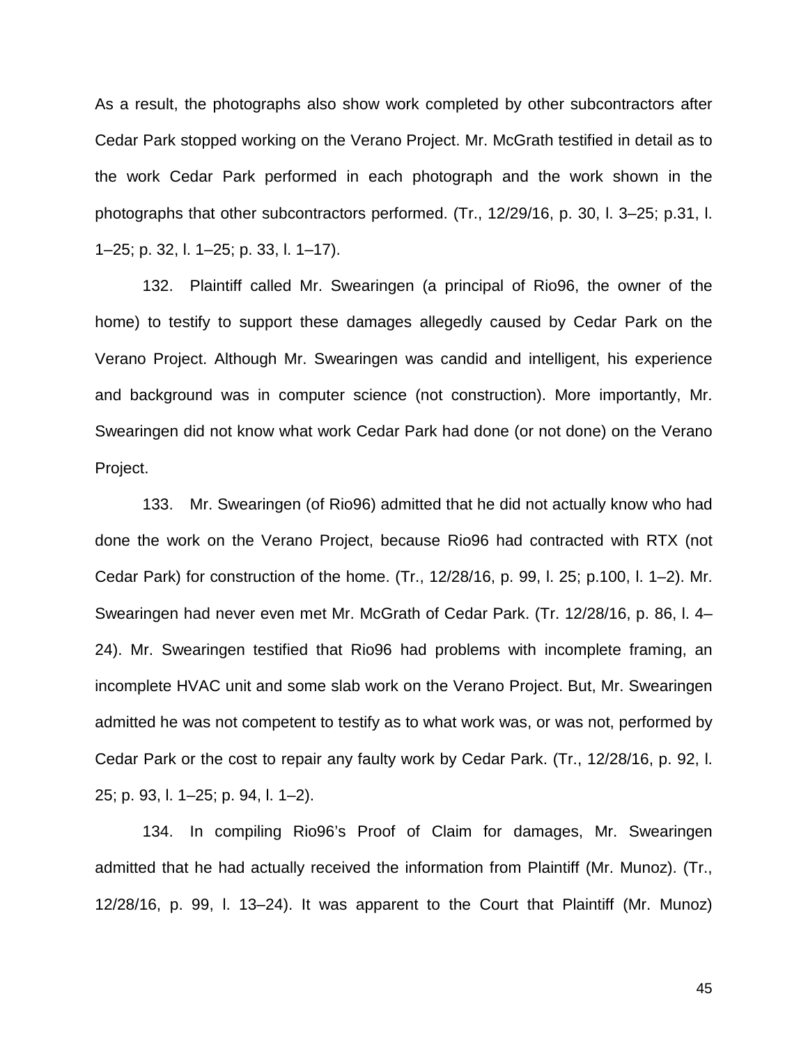As a result, the photographs also show work completed by other subcontractors after Cedar Park stopped working on the Verano Project. Mr. McGrath testified in detail as to the work Cedar Park performed in each photograph and the work shown in the photographs that other subcontractors performed. (Tr., 12/29/16, p. 30, l. 3–25; p.31, l. 1–25; p. 32, l. 1–25; p. 33, l. 1–17).

132. Plaintiff called Mr. Swearingen (a principal of Rio96, the owner of the home) to testify to support these damages allegedly caused by Cedar Park on the Verano Project. Although Mr. Swearingen was candid and intelligent, his experience and background was in computer science (not construction). More importantly, Mr. Swearingen did not know what work Cedar Park had done (or not done) on the Verano Project.

133. Mr. Swearingen (of Rio96) admitted that he did not actually know who had done the work on the Verano Project, because Rio96 had contracted with RTX (not Cedar Park) for construction of the home. (Tr., 12/28/16, p. 99, l. 25; p.100, l. 1–2). Mr. Swearingen had never even met Mr. McGrath of Cedar Park. (Tr. 12/28/16, p. 86, l. 4–24). Mr. Swearingen testified that Rio96 had problems with incomplete framing, an incomplete HVAC unit and some slab work on the Verano Project. But, Mr. Swearingen admitted he was not competent to testify as to what work was, or was not, performed by Cedar Park or the cost to repair any faulty work by Cedar Park. (Tr., 12/28/16, p. 92, l. 25; p. 93, l. 1–25; p. 94, l. 1–2).

134. In compiling Rio96's Proof of Claim for damages, Mr. Swearingen admitted that he had actually received the information from Plaintiff (Mr. Munoz). (Tr., 12/28/16, p. 99, l. 13–24). It was apparent to the Court that Plaintiff (Mr. Munoz)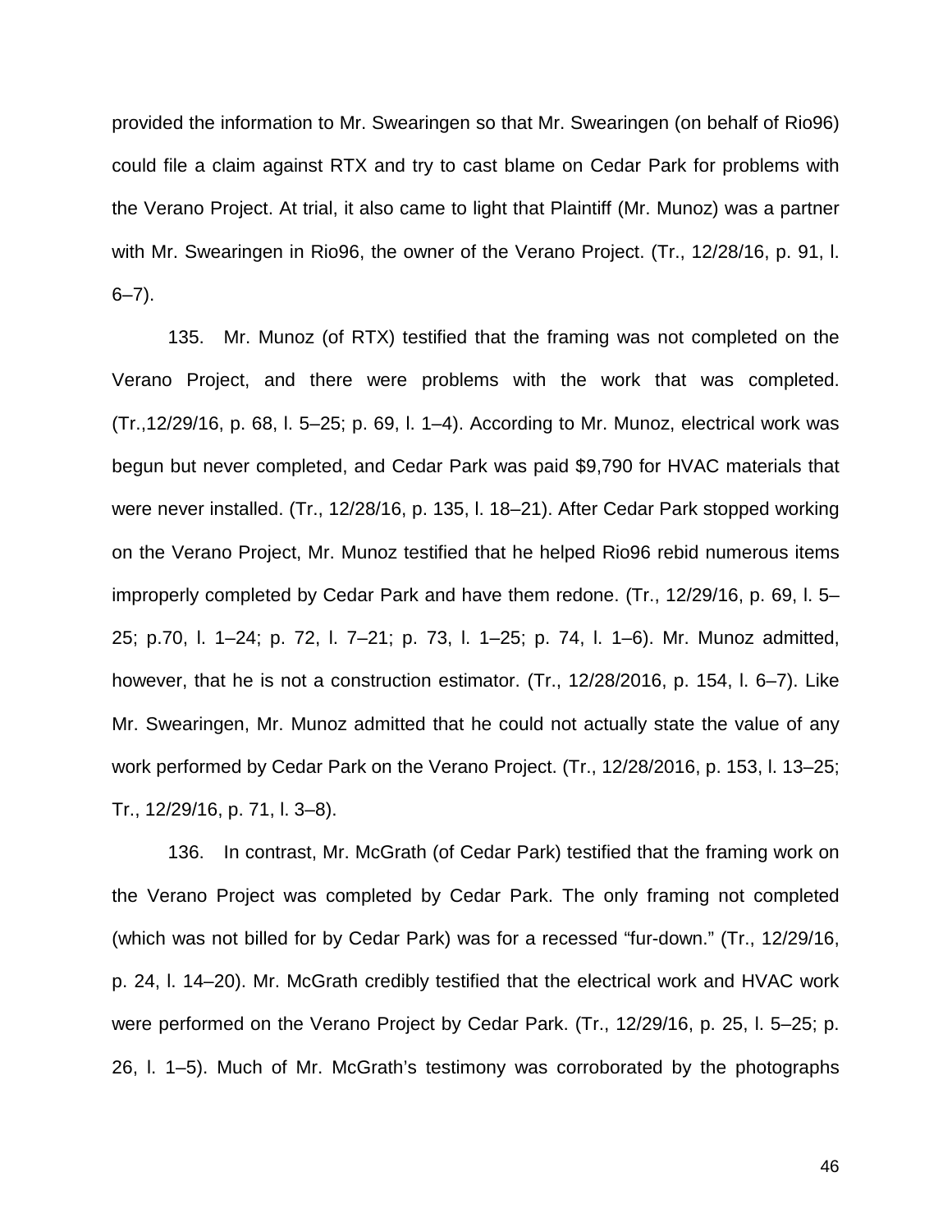provided the information to Mr. Swearingen so that Mr. Swearingen (on behalf of Rio96) could file a claim against RTX and try to cast blame on Cedar Park for problems with the Verano Project. At trial, it also came to light that Plaintiff (Mr. Munoz) was a partner with Mr. Swearingen in Rio96, the owner of the Verano Project. (Tr., 12/28/16, p. 91, l. 6–7).

135. Mr. Munoz (of RTX) testified that the framing was not completed on the Verano Project, and there were problems with the work that was completed. (Tr.,12/29/16, p. 68, l. 5–25; p. 69, l. 1–4). According to Mr. Munoz, electrical work was begun but never completed, and Cedar Park was paid $9,790 for HVAC materials that were never installed. (Tr., 12/28/16, p. 135, l. 18–21). After Cedar Park stopped working on the Verano Project, Mr. Munoz testified that he helped Rio96 rebid numerous items improperly completed by Cedar Park and have them redone. (Tr., 12/29/16, p. 69, l. 5–25; p.70, l. 1–24; p. 72, l. 7–21; p. 73, l. 1–25; p. 74, l. 1–6). Mr. Munoz admitted, however, that he is not a construction estimator. (Tr., 12/28/2016, p. 154, l. 6–7). Like Mr. Swearingen, Mr. Munoz admitted that he could not actually state the value of any work performed by Cedar Park on the Verano Project. (Tr., 12/28/2016, p. 153, l. 13–25; Tr., 12/29/16, p. 71, l. 3–8).

136. In contrast, Mr. McGrath (of Cedar Park) testified that the framing work on the Verano Project was completed by Cedar Park. The only framing not completed (which was not billed for by Cedar Park) was for a recessed "fur-down." (Tr., 12/29/16, p. 24, l. 14–20). Mr. McGrath credibly testified that the electrical work and HVAC work were performed on the Verano Project by Cedar Park. (Tr., 12/29/16, p. 25, l. 5–25; p. 26, l. 1–5). Much of Mr. McGrath's testimony was corroborated by the photographs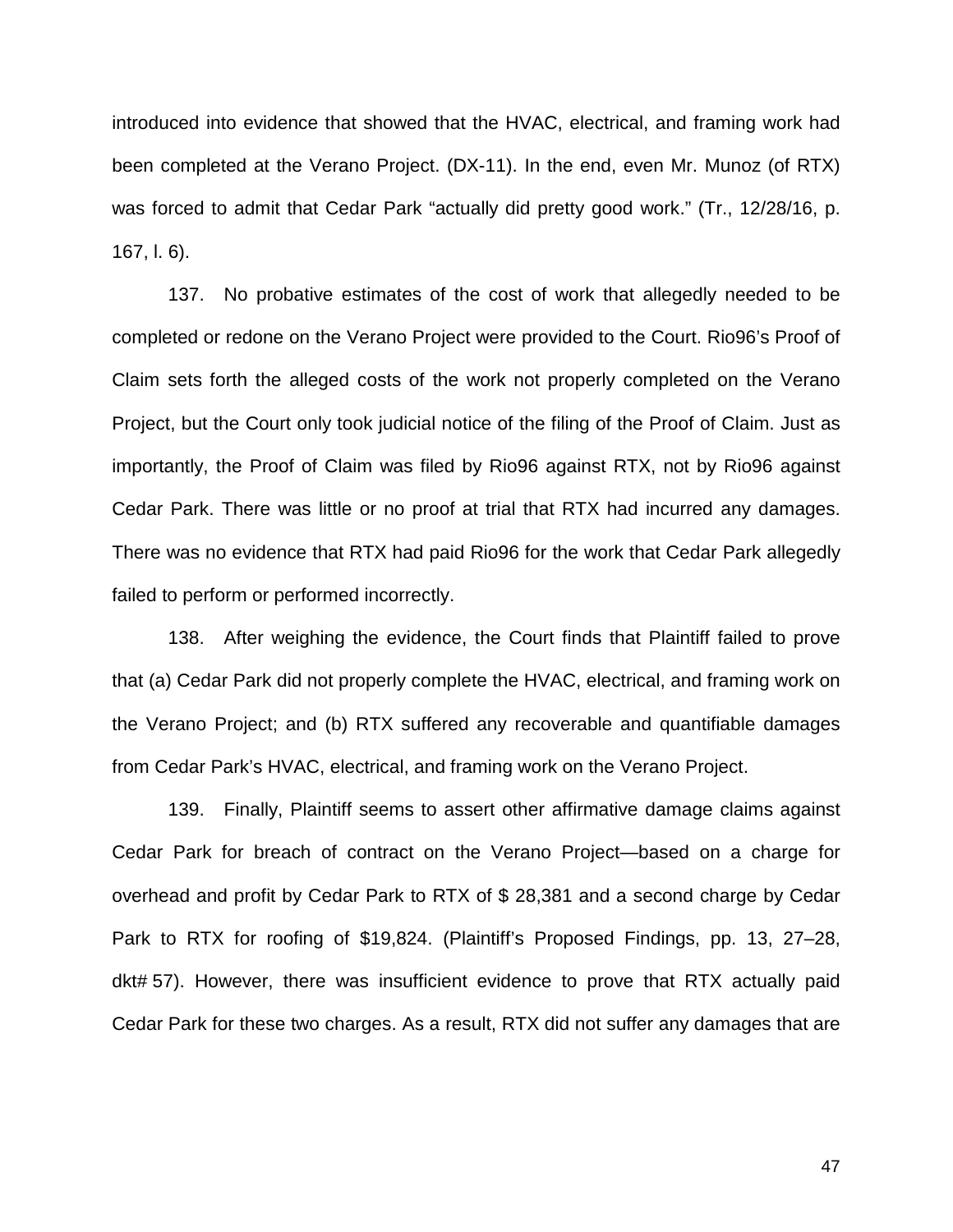introduced into evidence that showed that the HVAC, electrical, and framing work had been completed at the Verano Project. (DX-11). In the end, even Mr. Munoz (of RTX) was forced to admit that Cedar Park "actually did pretty good work." (Tr., 12/28/16, p. 167, l. 6).

137. No probative estimates of the cost of work that allegedly needed to be completed or redone on the Verano Project were provided to the Court. Rio96's Proof of Claim sets forth the alleged costs of the work not properly completed on the Verano Project, but the Court only took judicial notice of the filing of the Proof of Claim. Just as importantly, the Proof of Claim was filed by Rio96 against RTX, not by Rio96 against Cedar Park. There was little or no proof at trial that RTX had incurred any damages. There was no evidence that RTX had paid Rio96 for the work that Cedar Park allegedly failed to perform or performed incorrectly.

138. After weighing the evidence, the Court finds that Plaintiff failed to prove that (a) Cedar Park did not properly complete the HVAC, electrical, and framing work on the Verano Project; and (b) RTX suffered any recoverable and quantifiable damages from Cedar Park's HVAC, electrical, and framing work on the Verano Project.

139. Finally, Plaintiff seems to assert other affirmative damage claims against Cedar Park for breach of contract on the Verano Project—based on a charge for overhead and profit by Cedar Park to RTX of $ 28,381 and a second charge by Cedar Park to RTX for roofing of $19,824. (Plaintiff's Proposed Findings, pp. 13, 27–28, dkt# 57). However, there was insufficient evidence to prove that RTX actually paid Cedar Park for these two charges. As a result, RTX did not suffer any damages that are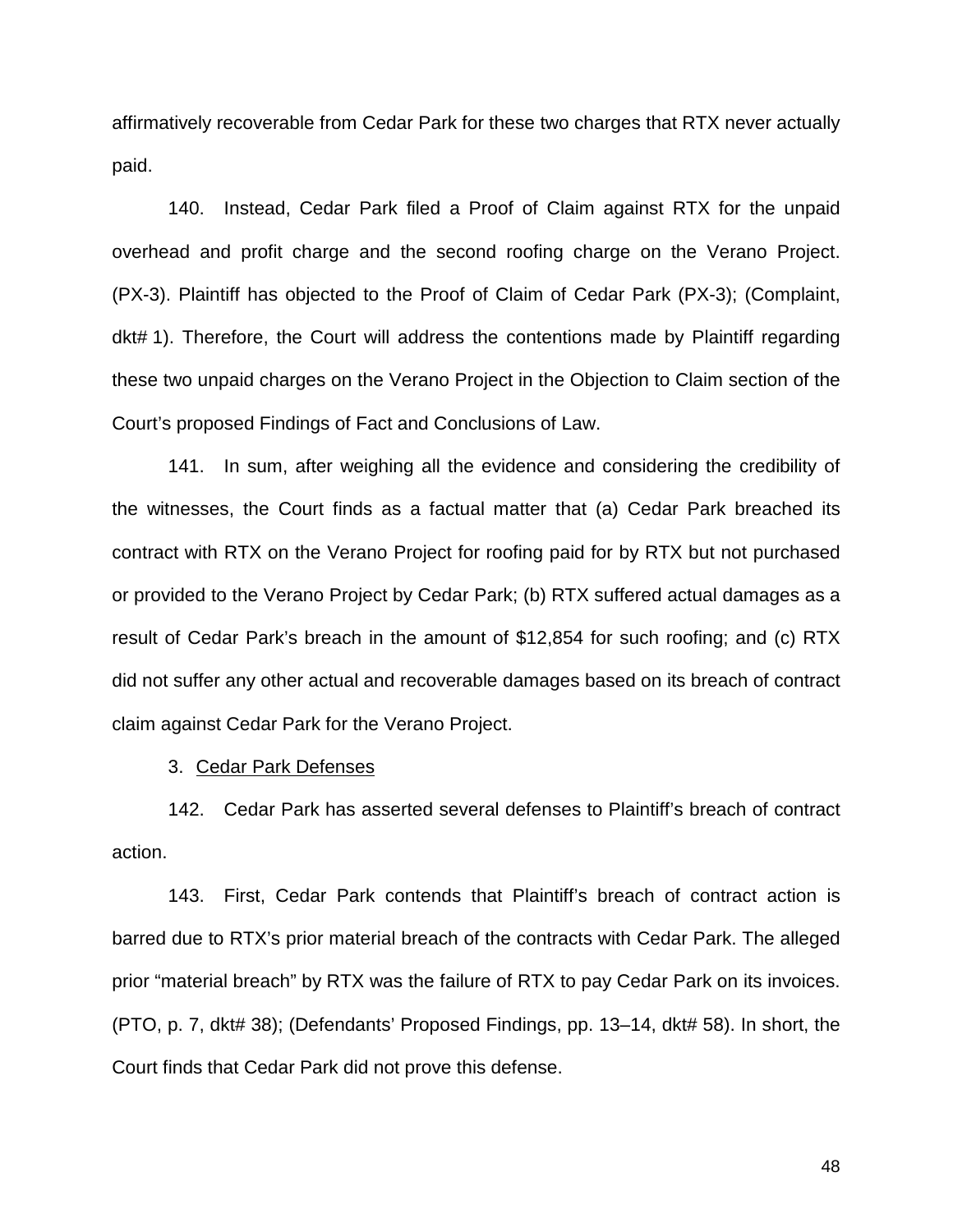affirmatively recoverable from Cedar Park for these two charges that RTX never actually paid.

140. Instead, Cedar Park filed a Proof of Claim against RTX for the unpaid overhead and profit charge and the second roofing charge on the Verano Project. (PX-3). Plaintiff has objected to the Proof of Claim of Cedar Park (PX-3); (Complaint, dkt# 1). Therefore, the Court will address the contentions made by Plaintiff regarding these two unpaid charges on the Verano Project in the Objection to Claim section of the Court's proposed Findings of Fact and Conclusions of Law.

141. In sum, after weighing all the evidence and considering the credibility of the witnesses, the Court finds as a factual matter that (a) Cedar Park breached its contract with RTX on the Verano Project for roofing paid for by RTX but not purchased or provided to the Verano Project by Cedar Park; (b) RTX suffered actual damages as a result of Cedar Park's breach in the amount of $12,854 for such roofing; and (c) RTX did not suffer any other actual and recoverable damages based on its breach of contract claim against Cedar Park for the Verano Project.

3. Cedar Park Defenses

142. Cedar Park has asserted several defenses to Plaintiff's breach of contract action.

143. First, Cedar Park contends that Plaintiff's breach of contract action is barred due to RTX's prior material breach of the contracts with Cedar Park. The alleged prior "material breach" by RTX was the failure of RTX to pay Cedar Park on its invoices. (PTO, p. 7, dkt# 38); (Defendants' Proposed Findings, pp. 13–14, dkt# 58). In short, the Court finds that Cedar Park did not prove this defense.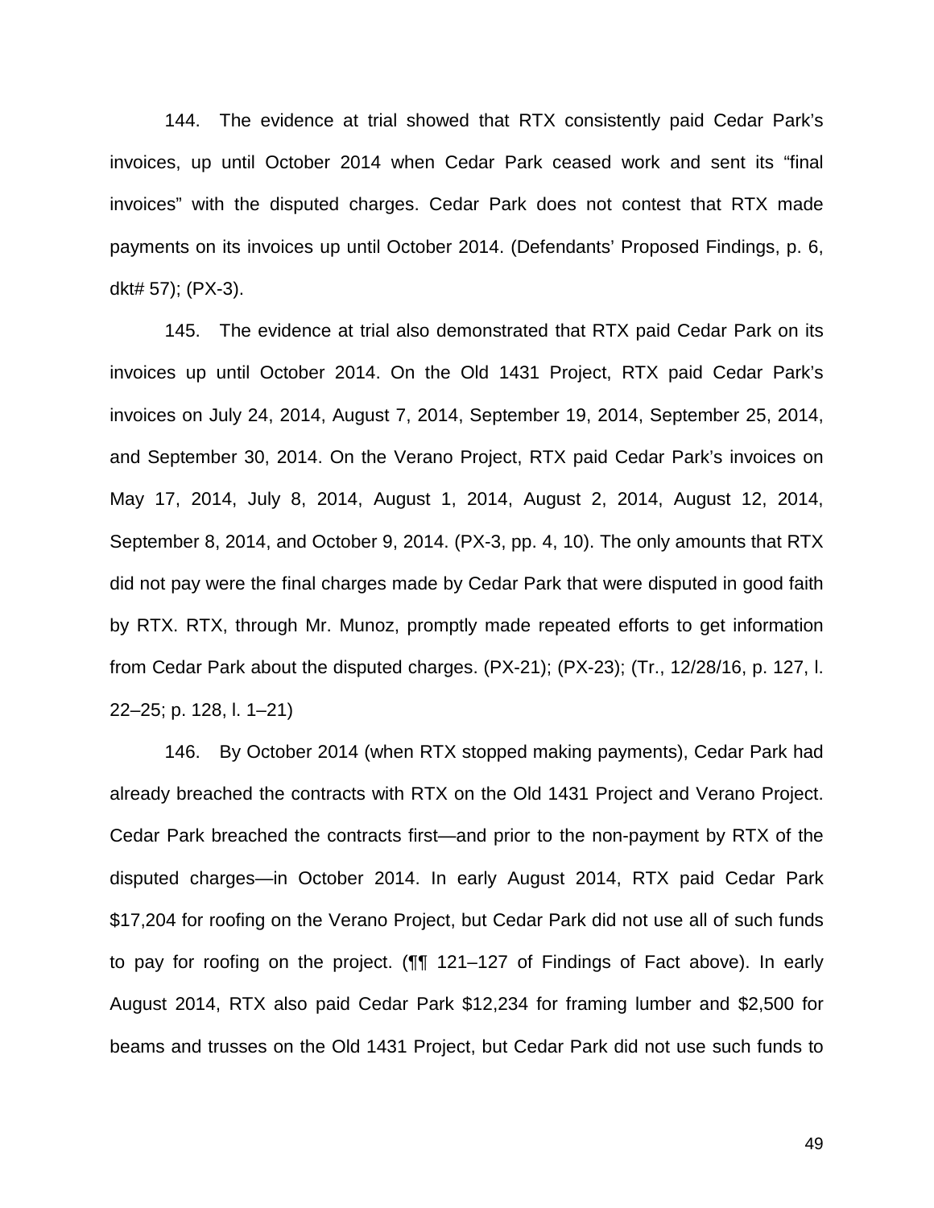144. The evidence at trial showed that RTX consistently paid Cedar Park's invoices, up until October 2014 when Cedar Park ceased work and sent its "final invoices" with the disputed charges. Cedar Park does not contest that RTX made payments on its invoices up until October 2014. (Defendants' Proposed Findings, p. 6, dkt# 57); (PX-3).

145. The evidence at trial also demonstrated that RTX paid Cedar Park on its invoices up until October 2014. On the Old 1431 Project, RTX paid Cedar Park's invoices on July 24, 2014, August 7, 2014, September 19, 2014, September 25, 2014, and September 30, 2014. On the Verano Project, RTX paid Cedar Park's invoices on May 17, 2014, July 8, 2014, August 1, 2014, August 2, 2014, August 12, 2014, September 8, 2014, and October 9, 2014. (PX-3, pp. 4, 10). The only amounts that RTX did not pay were the final charges made by Cedar Park that were disputed in good faith by RTX. RTX, through Mr. Munoz, promptly made repeated efforts to get information from Cedar Park about the disputed charges. (PX-21); (PX-23); (Tr., 12/28/16, p. 127, l. 22–25; p. 128, l. 1–21)

146. By October 2014 (when RTX stopped making payments), Cedar Park had already breached the contracts with RTX on the Old 1431 Project and Verano Project. Cedar Park breached the contracts first—and prior to the non-payment by RTX of the disputed charges—in October 2014. In early August 2014, RTX paid Cedar Park $17,204 for roofing on the Verano Project, but Cedar Park did not use all of such funds to pay for roofing on the project. (¶¶ 121–127 of Findings of Fact above). In early August 2014, RTX also paid Cedar Park $12,234 for framing lumber and $2,500 for beams and trusses on the Old 1431 Project, but Cedar Park did not use such funds to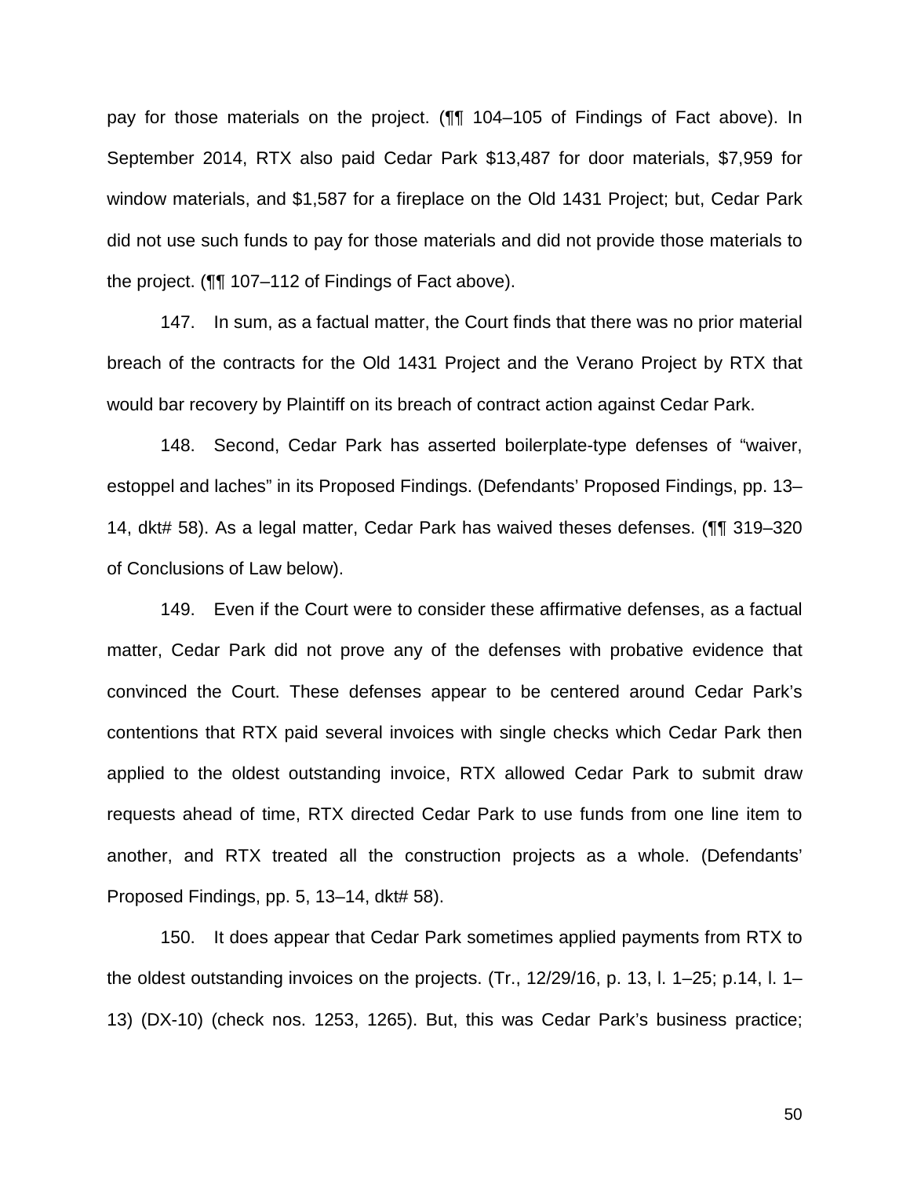pay for those materials on the project. (¶¶ 104–105 of Findings of Fact above). In September 2014, RTX also paid Cedar Park $13,487 for door materials, $7,959 for window materials, and $1,587 for a fireplace on the Old 1431 Project; but, Cedar Park did not use such funds to pay for those materials and did not provide those materials to the project. (¶¶ 107–112 of Findings of Fact above).

147. In sum, as a factual matter, the Court finds that there was no prior material breach of the contracts for the Old 1431 Project and the Verano Project by RTX that would bar recovery by Plaintiff on its breach of contract action against Cedar Park.

148. Second, Cedar Park has asserted boilerplate-type defenses of "waiver, estoppel and laches" in its Proposed Findings. (Defendants' Proposed Findings, pp. 13–14, dkt# 58). As a legal matter, Cedar Park has waived theses defenses. (¶¶ 319–320 of Conclusions of Law below).

149. Even if the Court were to consider these affirmative defenses, as a factual matter, Cedar Park did not prove any of the defenses with probative evidence that convinced the Court. These defenses appear to be centered around Cedar Park's contentions that RTX paid several invoices with single checks which Cedar Park then applied to the oldest outstanding invoice, RTX allowed Cedar Park to submit draw requests ahead of time, RTX directed Cedar Park to use funds from one line item to another, and RTX treated all the construction projects as a whole. (Defendants' Proposed Findings, pp. 5, 13–14, dkt# 58).

150. It does appear that Cedar Park sometimes applied payments from RTX to the oldest outstanding invoices on the projects. (Tr., 12/29/16, p. 13, l. 1–25; p.14, l. 1–13) (DX-10) (check nos. 1253, 1265). But, this was Cedar Park's business practice;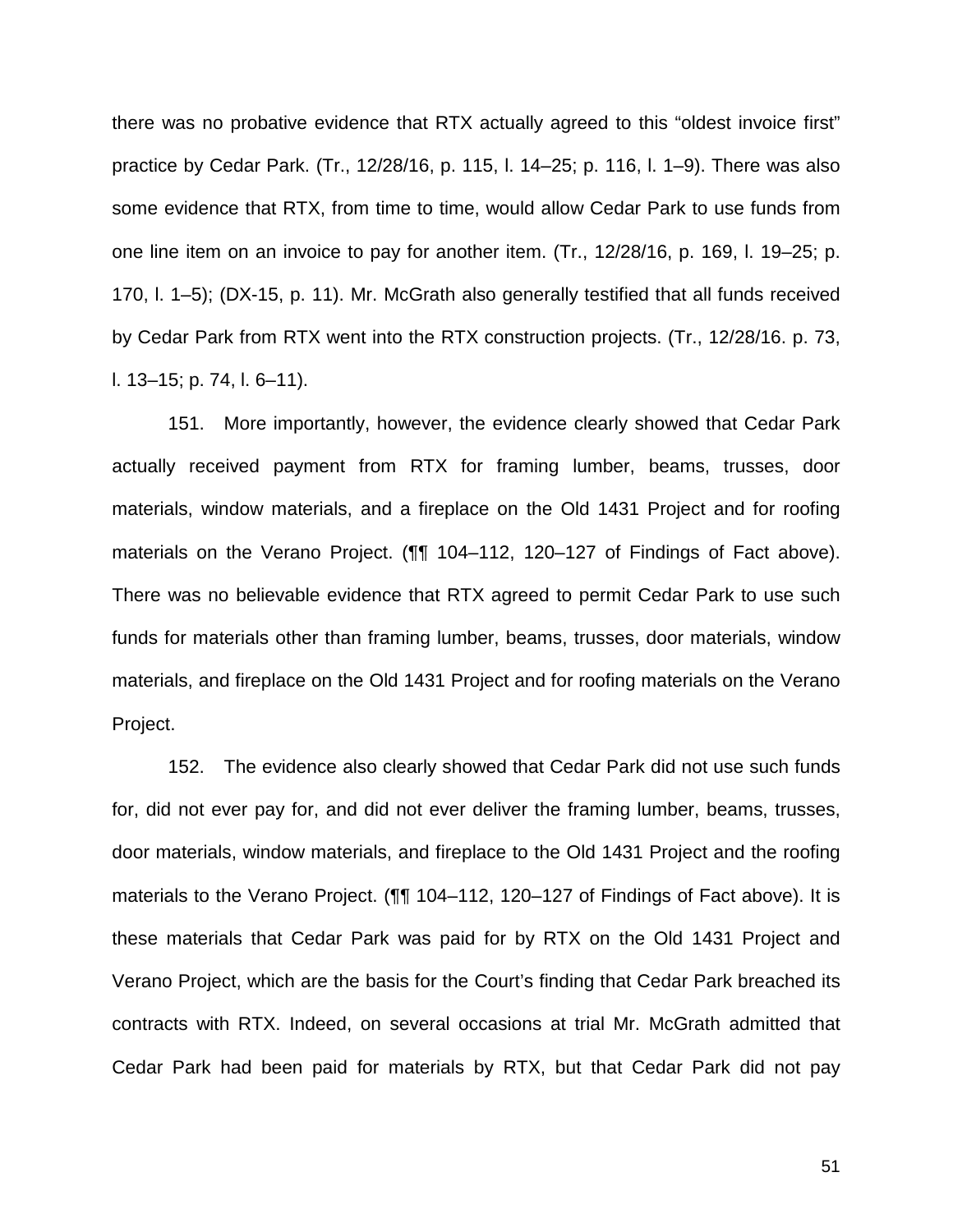there was no probative evidence that RTX actually agreed to this "oldest invoice first" practice by Cedar Park. (Tr., 12/28/16, p. 115, l. 14–25; p. 116, l. 1–9). There was also some evidence that RTX, from time to time, would allow Cedar Park to use funds from one line item on an invoice to pay for another item. (Tr., 12/28/16, p. 169, l. 19–25; p. 170, l. 1–5); (DX-15, p. 11). Mr. McGrath also generally testified that all funds received by Cedar Park from RTX went into the RTX construction projects. (Tr., 12/28/16. p. 73, l. 13–15; p. 74, l. 6–11).

151. More importantly, however, the evidence clearly showed that Cedar Park actually received payment from RTX for framing lumber, beams, trusses, door materials, window materials, and a fireplace on the Old 1431 Project and for roofing materials on the Verano Project. (¶¶ 104–112, 120–127 of Findings of Fact above). There was no believable evidence that RTX agreed to permit Cedar Park to use such funds for materials other than framing lumber, beams, trusses, door materials, window materials, and fireplace on the Old 1431 Project and for roofing materials on the Verano Project.

152. The evidence also clearly showed that Cedar Park did not use such funds for, did not ever pay for, and did not ever deliver the framing lumber, beams, trusses, door materials, window materials, and fireplace to the Old 1431 Project and the roofing materials to the Verano Project. (¶¶ 104–112, 120–127 of Findings of Fact above). It is these materials that Cedar Park was paid for by RTX on the Old 1431 Project and Verano Project, which are the basis for the Court's finding that Cedar Park breached its contracts with RTX. Indeed, on several occasions at trial Mr. McGrath admitted that Cedar Park had been paid for materials by RTX, but that Cedar Park did not pay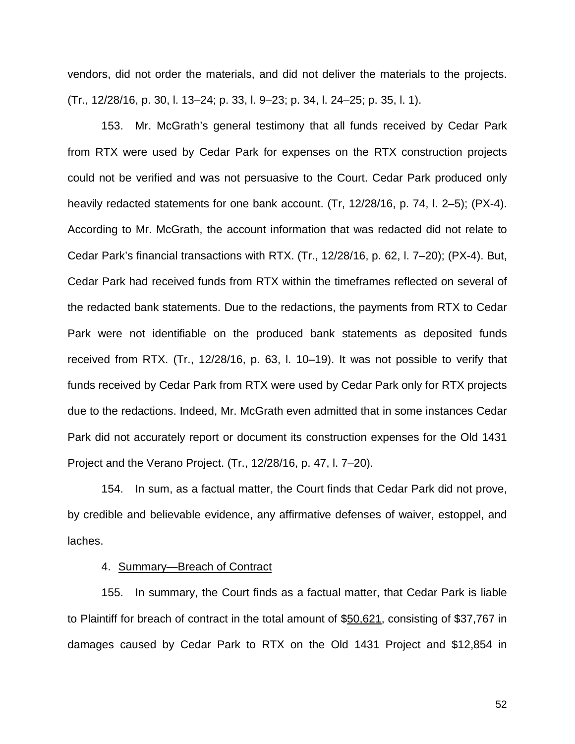vendors, did not order the materials, and did not deliver the materials to the projects. (Tr., 12/28/16, p. 30, l. 13–24; p. 33, l. 9–23; p. 34, l. 24–25; p. 35, l. 1).

153. Mr. McGrath's general testimony that all funds received by Cedar Park from RTX were used by Cedar Park for expenses on the RTX construction projects could not be verified and was not persuasive to the Court. Cedar Park produced only heavily redacted statements for one bank account. (Tr, 12/28/16, p. 74, l. 2–5); (PX-4). According to Mr. McGrath, the account information that was redacted did not relate to Cedar Park's financial transactions with RTX. (Tr., 12/28/16, p. 62, l. 7–20); (PX-4). But, Cedar Park had received funds from RTX within the timeframes reflected on several of the redacted bank statements. Due to the redactions, the payments from RTX to Cedar Park were not identifiable on the produced bank statements as deposited funds received from RTX. (Tr., 12/28/16, p. 63, l. 10–19). It was not possible to verify that funds received by Cedar Park from RTX were used by Cedar Park only for RTX projects due to the redactions. Indeed, Mr. McGrath even admitted that in some instances Cedar Park did not accurately report or document its construction expenses for the Old 1431 Project and the Verano Project. (Tr., 12/28/16, p. 47, l. 7–20).

154. In sum, as a factual matter, the Court finds that Cedar Park did not prove, by credible and believable evidence, any affirmative defenses of waiver, estoppel, and laches.

4. Summary—Breach of Contract

155. In summary, the Court finds as a factual matter, that Cedar Park is liable to Plaintiff for breach of contract in the total amount of $50,621, consisting of $37,767 in damages caused by Cedar Park to RTX on the Old 1431 Project and $12,854 in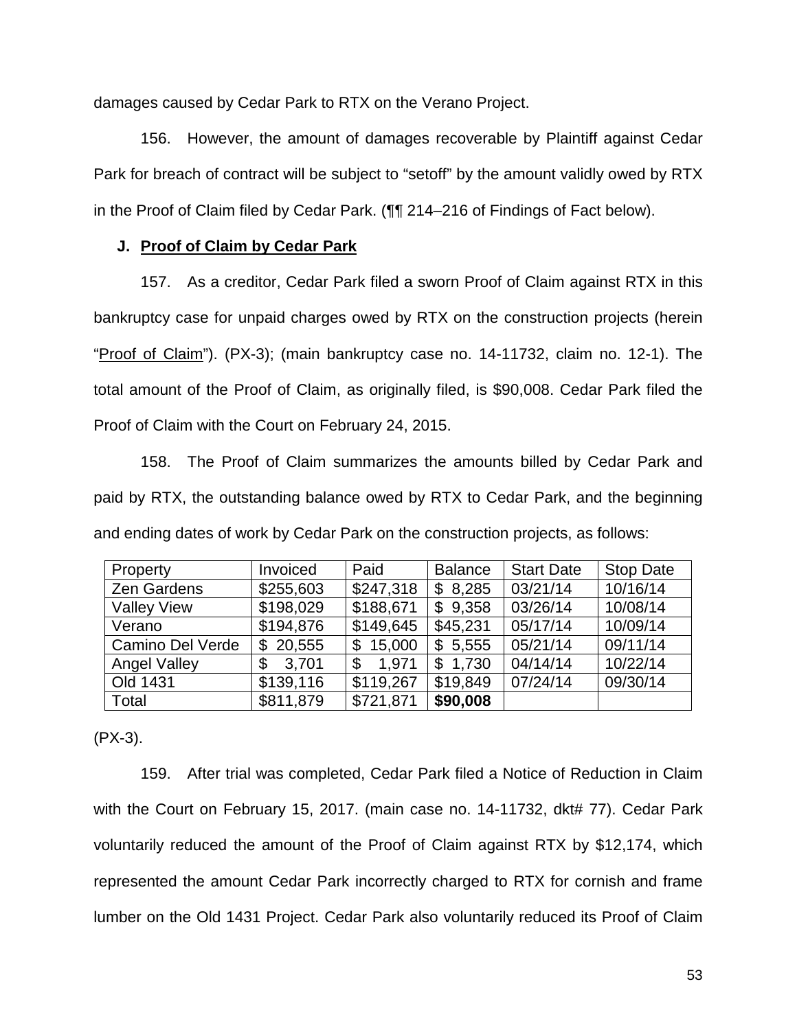damages caused by Cedar Park to RTX on the Verano Project.

156. However, the amount of damages recoverable by Plaintiff against Cedar Park for breach of contract will be subject to "setoff" by the amount validly owed by RTX in the Proof of Claim filed by Cedar Park. (¶¶ 214–216 of Findings of Fact below).

**J. Proof of Claim by Cedar Park**

157. As a creditor, Cedar Park filed a sworn Proof of Claim against RTX in this bankruptcy case for unpaid charges owed by RTX on the construction projects (herein "Proof of Claim"). (PX-3); (main bankruptcy case no. 14-11732, claim no. 12-1). The total amount of the Proof of Claim, as originally filed, is $90,008. Cedar Park filed the Proof of Claim with the Court on February 24, 2015.

158. The Proof of Claim summarizes the amounts billed by Cedar Park and paid by RTX, the outstanding balance owed by RTX to Cedar Park, and the beginning and ending dates of work by Cedar Park on the construction projects, as follows:

| Property | Invoiced | Paid | Balance | Start Date | Stop Date |
|---|---|---|---|---|---|
| Zen Gardens | $255,603 | $247,318 | $ 8,285 | 03/21/14 | 10/16/14 |
| Valley View | $198,029 | $188,671 | $ 9,358 | 03/26/14 | 10/08/14 |
| Verano | $194,876 | $149,645 | $45,231 | 05/17/14 | 10/09/14 |
| Camino Del Verde | $ 20,555 | $ 15,000 | $ 5,555 | 05/21/14 | 09/11/14 |
| Angel Valley | $ 3,701 | $ 1,971 | $ 1,730 | 04/14/14 | 10/22/14 |
| Old 1431 | $139,116 | $119,267 | $19,849 | 07/24/14 | 09/30/14 |
| Total | $811,879 | $721,871 | **$90,008** | | |

(PX-3).

159. After trial was completed, Cedar Park filed a Notice of Reduction in Claim with the Court on February 15, 2017. (main case no. 14-11732, dkt# 77). Cedar Park voluntarily reduced the amount of the Proof of Claim against RTX by $12,174, which represented the amount Cedar Park incorrectly charged to RTX for cornish and frame lumber on the Old 1431 Project. Cedar Park also voluntarily reduced its Proof of Claim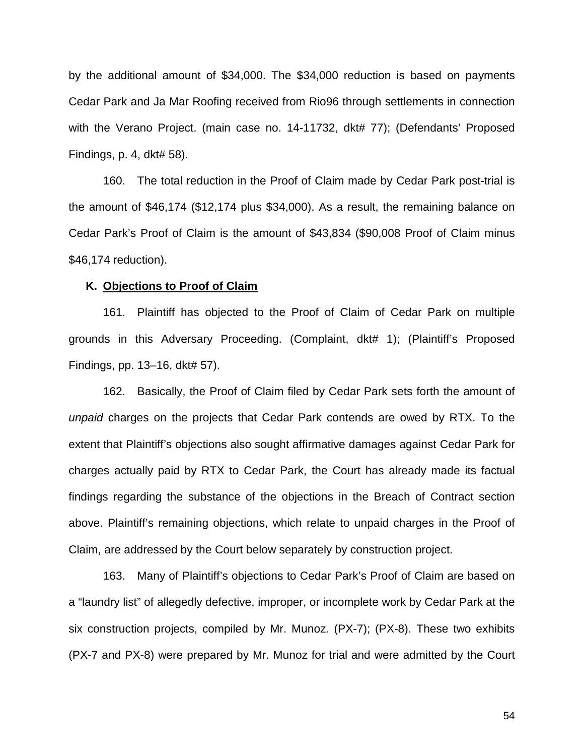by the additional amount of $34,000. The $34,000 reduction is based on payments Cedar Park and Ja Mar Roofing received from Rio96 through settlements in connection with the Verano Project. (main case no. 14-11732, dkt# 77); (Defendants' Proposed Findings, p. 4, dkt# 58).

160. The total reduction in the Proof of Claim made by Cedar Park post-trial is the amount of $46,174 ($12,174 plus $34,000). As a result, the remaining balance on Cedar Park's Proof of Claim is the amount of $43,834 ($90,008 Proof of Claim minus $46,174 reduction).

### K. Objections to Proof of Claim

161. Plaintiff has objected to the Proof of Claim of Cedar Park on multiple grounds in this Adversary Proceeding. (Complaint, dkt# 1); (Plaintiff's Proposed Findings, pp. 13–16, dkt# 57).

162. Basically, the Proof of Claim filed by Cedar Park sets forth the amount of *unpaid* charges on the projects that Cedar Park contends are owed by RTX. To the extent that Plaintiff's objections also sought affirmative damages against Cedar Park for charges actually paid by RTX to Cedar Park, the Court has already made its factual findings regarding the substance of the objections in the Breach of Contract section above. Plaintiff's remaining objections, which relate to unpaid charges in the Proof of Claim, are addressed by the Court below separately by construction project.

163. Many of Plaintiff's objections to Cedar Park's Proof of Claim are based on a "laundry list" of allegedly defective, improper, or incomplete work by Cedar Park at the six construction projects, compiled by Mr. Munoz. (PX-7); (PX-8). These two exhibits (PX-7 and PX-8) were prepared by Mr. Munoz for trial and were admitted by the Court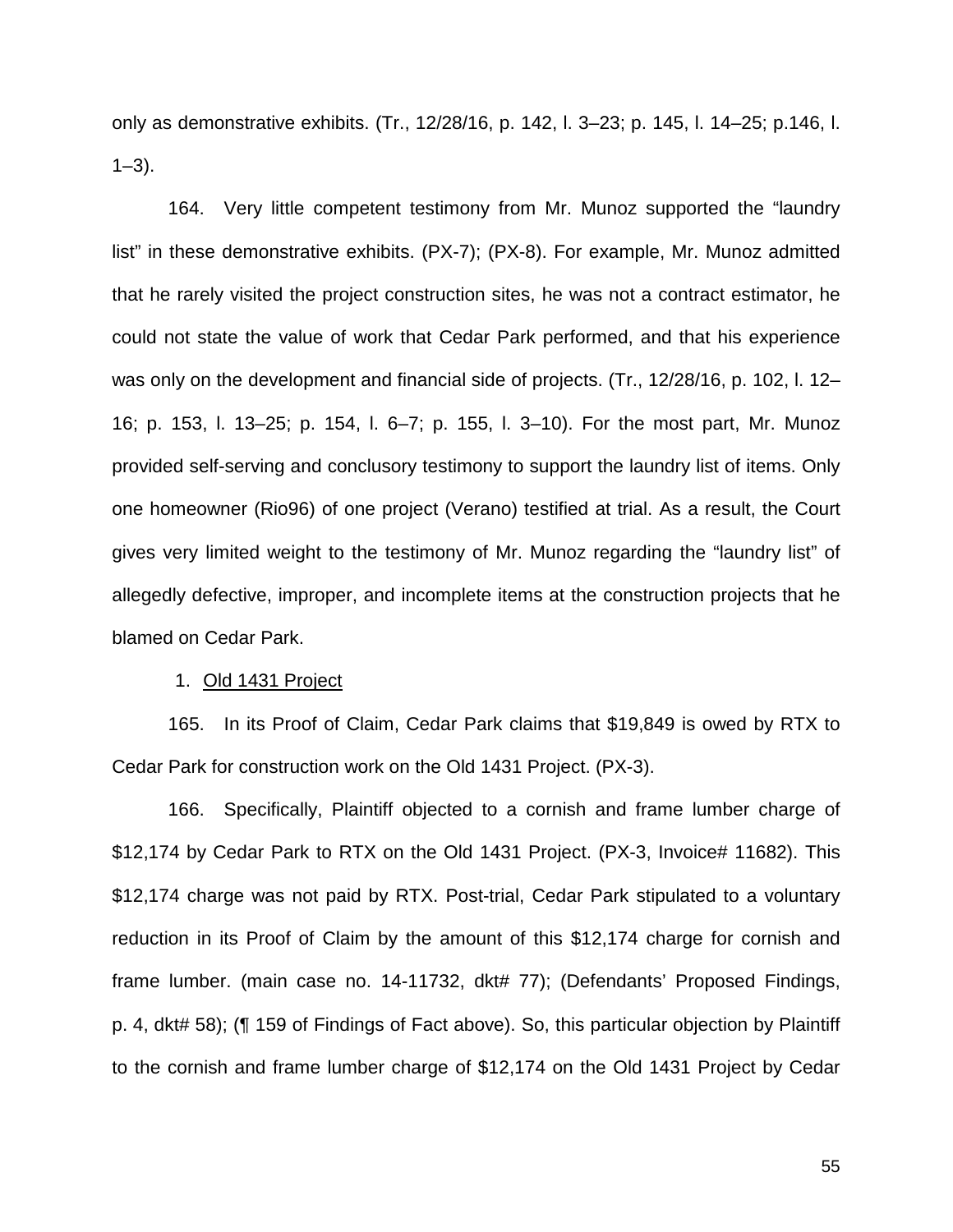only as demonstrative exhibits. (Tr., 12/28/16, p. 142, l. 3–23; p. 145, l. 14–25; p.146, l. 1–3).

164. Very little competent testimony from Mr. Munoz supported the "laundry list" in these demonstrative exhibits. (PX-7); (PX-8). For example, Mr. Munoz admitted that he rarely visited the project construction sites, he was not a contract estimator, he could not state the value of work that Cedar Park performed, and that his experience was only on the development and financial side of projects. (Tr., 12/28/16, p. 102, l. 12–16; p. 153, l. 13–25; p. 154, l. 6–7; p. 155, l. 3–10). For the most part, Mr. Munoz provided self-serving and conclusory testimony to support the laundry list of items. Only one homeowner (Rio96) of one project (Verano) testified at trial. As a result, the Court gives very limited weight to the testimony of Mr. Munoz regarding the "laundry list" of allegedly defective, improper, and incomplete items at the construction projects that he blamed on Cedar Park.

1. Old 1431 Project

165. In its Proof of Claim, Cedar Park claims that $19,849 is owed by RTX to Cedar Park for construction work on the Old 1431 Project. (PX-3).

166. Specifically, Plaintiff objected to a cornish and frame lumber charge of $12,174 by Cedar Park to RTX on the Old 1431 Project. (PX-3, Invoice# 11682). This $12,174 charge was not paid by RTX. Post-trial, Cedar Park stipulated to a voluntary reduction in its Proof of Claim by the amount of this $12,174 charge for cornish and frame lumber. (main case no. 14-11732, dkt# 77); (Defendants' Proposed Findings, p. 4, dkt# 58); (¶ 159 of Findings of Fact above). So, this particular objection by Plaintiff to the cornish and frame lumber charge of $12,174 on the Old 1431 Project by Cedar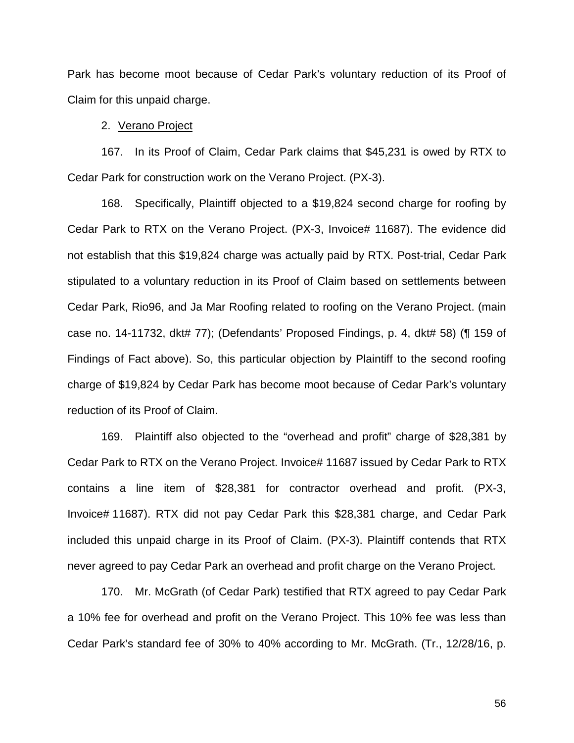Park has become moot because of Cedar Park's voluntary reduction of its Proof of Claim for this unpaid charge.

2. Verano Project

167. In its Proof of Claim, Cedar Park claims that $45,231 is owed by RTX to Cedar Park for construction work on the Verano Project. (PX-3).

168. Specifically, Plaintiff objected to a $19,824 second charge for roofing by Cedar Park to RTX on the Verano Project. (PX-3, Invoice# 11687). The evidence did not establish that this $19,824 charge was actually paid by RTX. Post-trial, Cedar Park stipulated to a voluntary reduction in its Proof of Claim based on settlements between Cedar Park, Rio96, and Ja Mar Roofing related to roofing on the Verano Project. (main case no. 14-11732, dkt# 77); (Defendants' Proposed Findings, p. 4, dkt# 58) (¶ 159 of Findings of Fact above). So, this particular objection by Plaintiff to the second roofing charge of $19,824 by Cedar Park has become moot because of Cedar Park's voluntary reduction of its Proof of Claim.

169. Plaintiff also objected to the "overhead and profit" charge of $28,381 by Cedar Park to RTX on the Verano Project. Invoice# 11687 issued by Cedar Park to RTX contains a line item of $28,381 for contractor overhead and profit. (PX-3, Invoice# 11687). RTX did not pay Cedar Park this $28,381 charge, and Cedar Park included this unpaid charge in its Proof of Claim. (PX-3). Plaintiff contends that RTX never agreed to pay Cedar Park an overhead and profit charge on the Verano Project.

170. Mr. McGrath (of Cedar Park) testified that RTX agreed to pay Cedar Park a 10% fee for overhead and profit on the Verano Project. This 10% fee was less than Cedar Park's standard fee of 30% to 40% according to Mr. McGrath. (Tr., 12/28/16, p.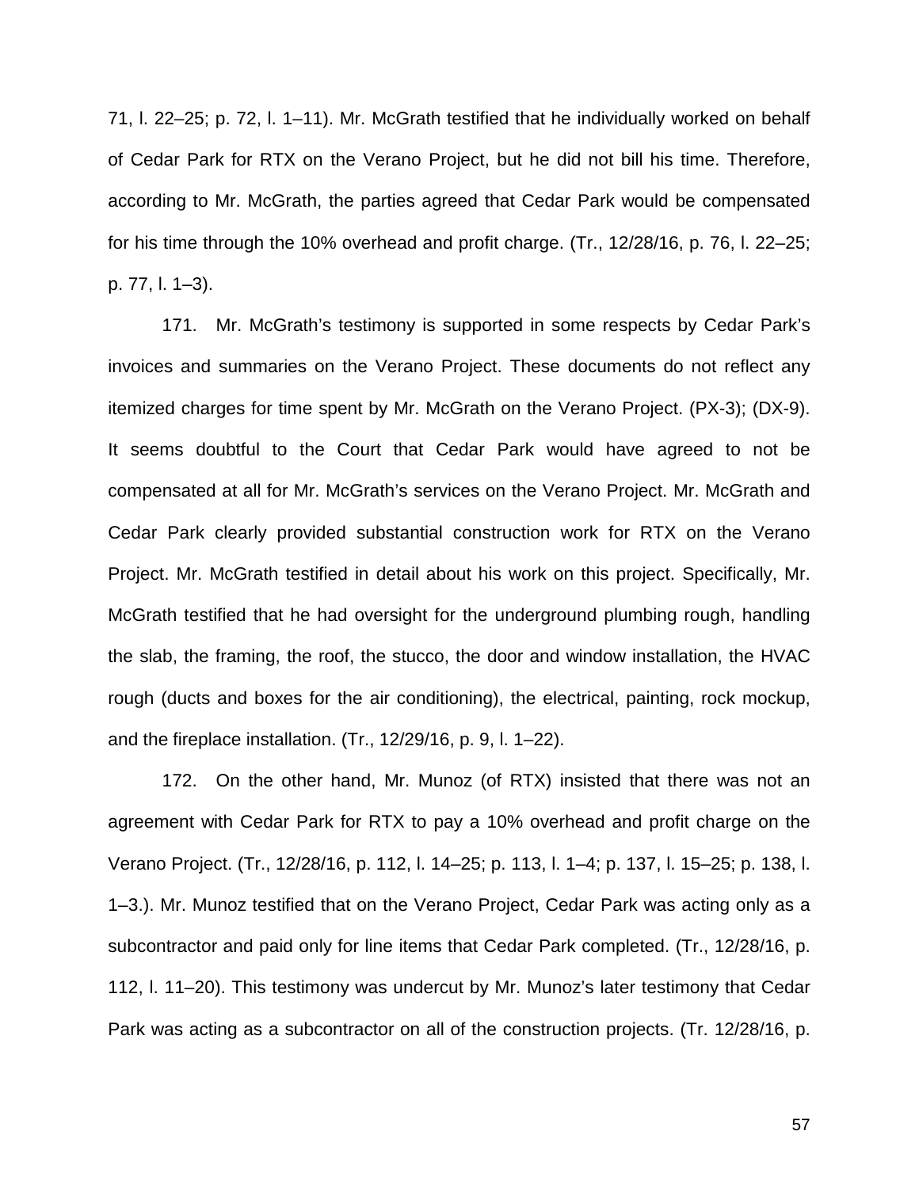71, l. 22–25; p. 72, l. 1–11). Mr. McGrath testified that he individually worked on behalf of Cedar Park for RTX on the Verano Project, but he did not bill his time. Therefore, according to Mr. McGrath, the parties agreed that Cedar Park would be compensated for his time through the 10% overhead and profit charge. (Tr., 12/28/16, p. 76, l. 22–25; p. 77, l. 1–3).

171. Mr. McGrath's testimony is supported in some respects by Cedar Park's invoices and summaries on the Verano Project. These documents do not reflect any itemized charges for time spent by Mr. McGrath on the Verano Project. (PX-3); (DX-9). It seems doubtful to the Court that Cedar Park would have agreed to not be compensated at all for Mr. McGrath's services on the Verano Project. Mr. McGrath and Cedar Park clearly provided substantial construction work for RTX on the Verano Project. Mr. McGrath testified in detail about his work on this project. Specifically, Mr. McGrath testified that he had oversight for the underground plumbing rough, handling the slab, the framing, the roof, the stucco, the door and window installation, the HVAC rough (ducts and boxes for the air conditioning), the electrical, painting, rock mockup, and the fireplace installation. (Tr., 12/29/16, p. 9, l. 1–22).

172. On the other hand, Mr. Munoz (of RTX) insisted that there was not an agreement with Cedar Park for RTX to pay a 10% overhead and profit charge on the Verano Project. (Tr., 12/28/16, p. 112, l. 14–25; p. 113, l. 1–4; p. 137, l. 15–25; p. 138, l. 1–3.). Mr. Munoz testified that on the Verano Project, Cedar Park was acting only as a subcontractor and paid only for line items that Cedar Park completed. (Tr., 12/28/16, p. 112, l. 11–20). This testimony was undercut by Mr. Munoz's later testimony that Cedar Park was acting as a subcontractor on all of the construction projects. (Tr. 12/28/16, p.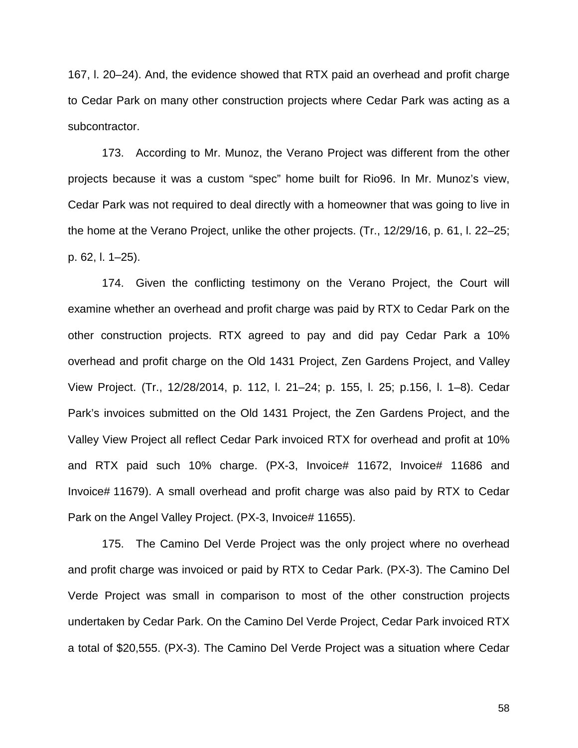167, l. 20–24). And, the evidence showed that RTX paid an overhead and profit charge to Cedar Park on many other construction projects where Cedar Park was acting as a subcontractor.

173. According to Mr. Munoz, the Verano Project was different from the other projects because it was a custom "spec" home built for Rio96. In Mr. Munoz's view, Cedar Park was not required to deal directly with a homeowner that was going to live in the home at the Verano Project, unlike the other projects. (Tr., 12/29/16, p. 61, l. 22–25; p. 62, l. 1–25).

174. Given the conflicting testimony on the Verano Project, the Court will examine whether an overhead and profit charge was paid by RTX to Cedar Park on the other construction projects. RTX agreed to pay and did pay Cedar Park a 10% overhead and profit charge on the Old 1431 Project, Zen Gardens Project, and Valley View Project. (Tr., 12/28/2014, p. 112, l. 21–24; p. 155, l. 25; p.156, l. 1–8). Cedar Park's invoices submitted on the Old 1431 Project, the Zen Gardens Project, and the Valley View Project all reflect Cedar Park invoiced RTX for overhead and profit at 10% and RTX paid such 10% charge. (PX-3, Invoice# 11672, Invoice# 11686 and Invoice# 11679). A small overhead and profit charge was also paid by RTX to Cedar Park on the Angel Valley Project. (PX-3, Invoice# 11655).

175. The Camino Del Verde Project was the only project where no overhead and profit charge was invoiced or paid by RTX to Cedar Park. (PX-3). The Camino Del Verde Project was small in comparison to most of the other construction projects undertaken by Cedar Park. On the Camino Del Verde Project, Cedar Park invoiced RTX a total of $20,555. (PX-3). The Camino Del Verde Project was a situation where Cedar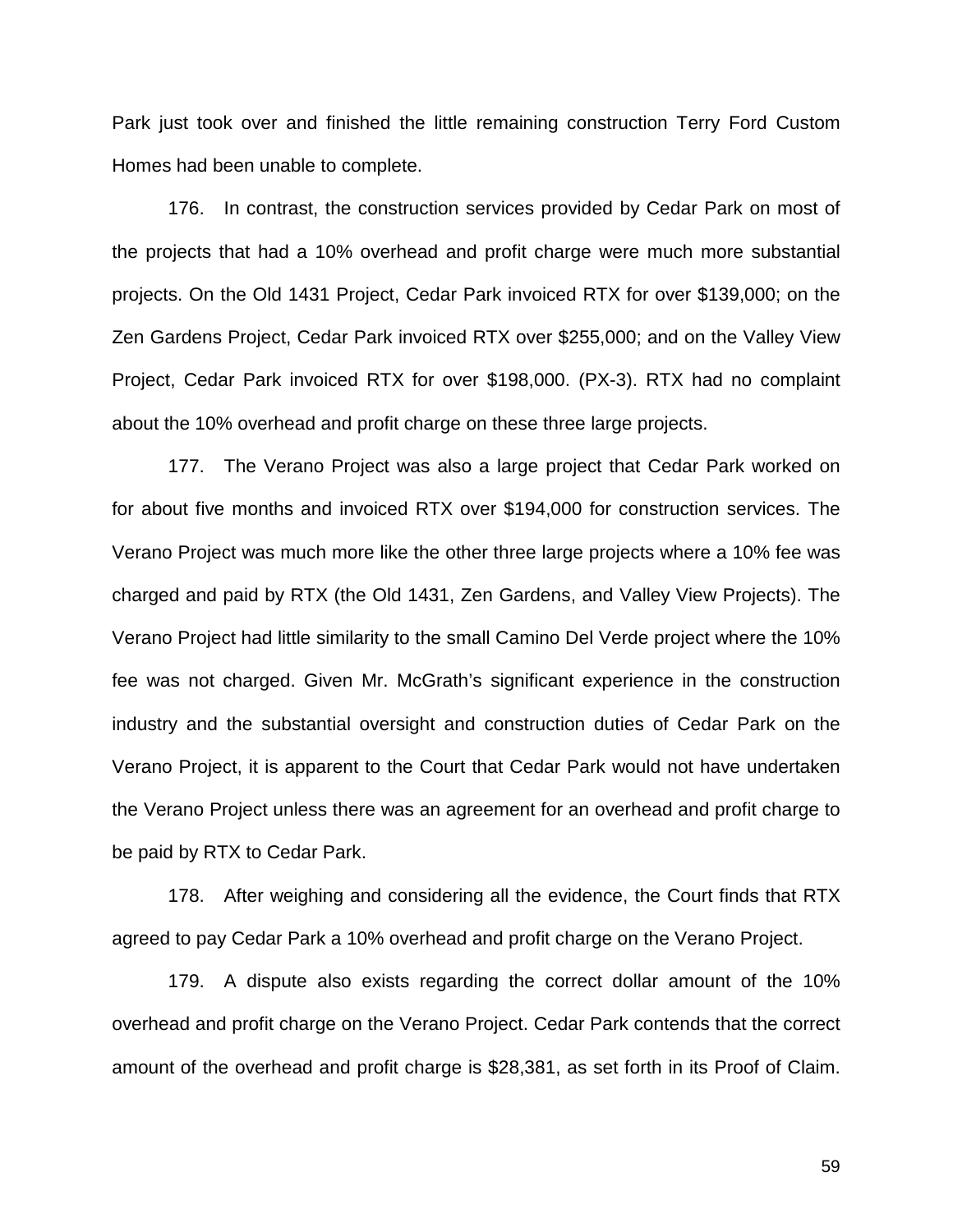Park just took over and finished the little remaining construction Terry Ford Custom Homes had been unable to complete.

176. In contrast, the construction services provided by Cedar Park on most of the projects that had a 10% overhead and profit charge were much more substantial projects. On the Old 1431 Project, Cedar Park invoiced RTX for over $139,000; on the Zen Gardens Project, Cedar Park invoiced RTX over $255,000; and on the Valley View Project, Cedar Park invoiced RTX for over $198,000. (PX-3). RTX had no complaint about the 10% overhead and profit charge on these three large projects.

177. The Verano Project was also a large project that Cedar Park worked on for about five months and invoiced RTX over $194,000 for construction services. The Verano Project was much more like the other three large projects where a 10% fee was charged and paid by RTX (the Old 1431, Zen Gardens, and Valley View Projects). The Verano Project had little similarity to the small Camino Del Verde project where the 10% fee was not charged. Given Mr. McGrath's significant experience in the construction industry and the substantial oversight and construction duties of Cedar Park on the Verano Project, it is apparent to the Court that Cedar Park would not have undertaken the Verano Project unless there was an agreement for an overhead and profit charge to be paid by RTX to Cedar Park.

178. After weighing and considering all the evidence, the Court finds that RTX agreed to pay Cedar Park a 10% overhead and profit charge on the Verano Project.

179. A dispute also exists regarding the correct dollar amount of the 10% overhead and profit charge on the Verano Project. Cedar Park contends that the correct amount of the overhead and profit charge is $28,381, as set forth in its Proof of Claim.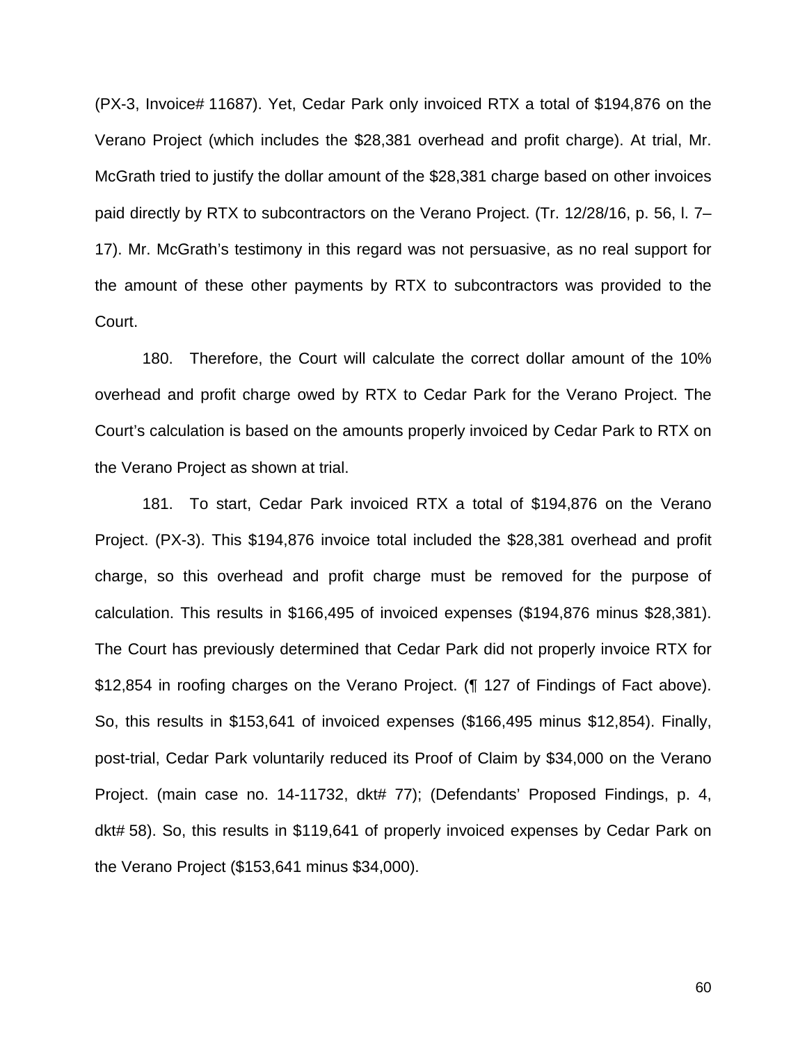(PX-3, Invoice# 11687). Yet, Cedar Park only invoiced RTX a total of $194,876 on the Verano Project (which includes the $28,381 overhead and profit charge). At trial, Mr. McGrath tried to justify the dollar amount of the $28,381 charge based on other invoices paid directly by RTX to subcontractors on the Verano Project. (Tr. 12/28/16, p. 56, l. 7–17). Mr. McGrath's testimony in this regard was not persuasive, as no real support for the amount of these other payments by RTX to subcontractors was provided to the Court.

180. Therefore, the Court will calculate the correct dollar amount of the 10% overhead and profit charge owed by RTX to Cedar Park for the Verano Project. The Court's calculation is based on the amounts properly invoiced by Cedar Park to RTX on the Verano Project as shown at trial.

181. To start, Cedar Park invoiced RTX a total of $194,876 on the Verano Project. (PX-3). This $194,876 invoice total included the $28,381 overhead and profit charge, so this overhead and profit charge must be removed for the purpose of calculation. This results in $166,495 of invoiced expenses ($194,876 minus $28,381). The Court has previously determined that Cedar Park did not properly invoice RTX for $12,854 in roofing charges on the Verano Project. (¶ 127 of Findings of Fact above). So, this results in $153,641 of invoiced expenses ($166,495 minus $12,854). Finally, post-trial, Cedar Park voluntarily reduced its Proof of Claim by $34,000 on the Verano Project. (main case no. 14-11732, dkt# 77); (Defendants' Proposed Findings, p. 4, dkt# 58). So, this results in $119,641 of properly invoiced expenses by Cedar Park on the Verano Project ($153,641 minus $34,000).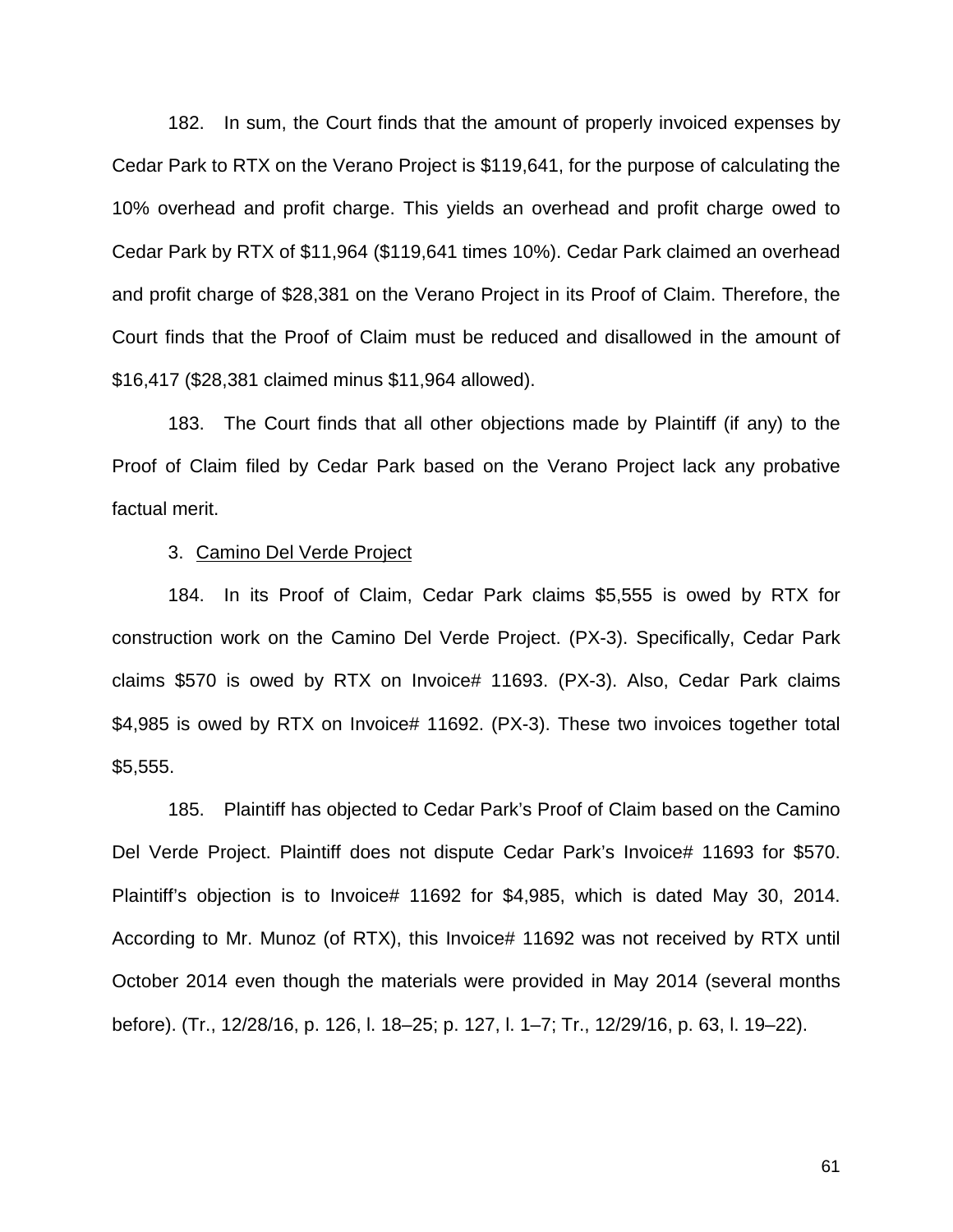182. In sum, the Court finds that the amount of properly invoiced expenses by Cedar Park to RTX on the Verano Project is $119,641, for the purpose of calculating the 10% overhead and profit charge. This yields an overhead and profit charge owed to Cedar Park by RTX of $11,964 ($119,641 times 10%). Cedar Park claimed an overhead and profit charge of $28,381 on the Verano Project in its Proof of Claim. Therefore, the Court finds that the Proof of Claim must be reduced and disallowed in the amount of $16,417 ($28,381 claimed minus $11,964 allowed).

183. The Court finds that all other objections made by Plaintiff (if any) to the Proof of Claim filed by Cedar Park based on the Verano Project lack any probative factual merit.

3. <u>Camino Del Verde Project</u>

184. In its Proof of Claim, Cedar Park claims $5,555 is owed by RTX for construction work on the Camino Del Verde Project. (PX-3). Specifically, Cedar Park claims $570 is owed by RTX on Invoice# 11693. (PX-3). Also, Cedar Park claims $4,985 is owed by RTX on Invoice# 11692. (PX-3). These two invoices together total $5,555.

185. Plaintiff has objected to Cedar Park's Proof of Claim based on the Camino Del Verde Project. Plaintiff does not dispute Cedar Park's Invoice# 11693 for $570. Plaintiff's objection is to Invoice# 11692 for $4,985, which is dated May 30, 2014. According to Mr. Munoz (of RTX), this Invoice# 11692 was not received by RTX until October 2014 even though the materials were provided in May 2014 (several months before). (Tr., 12/28/16, p. 126, l. 18–25; p. 127, l. 1–7; Tr., 12/29/16, p. 63, l. 19–22).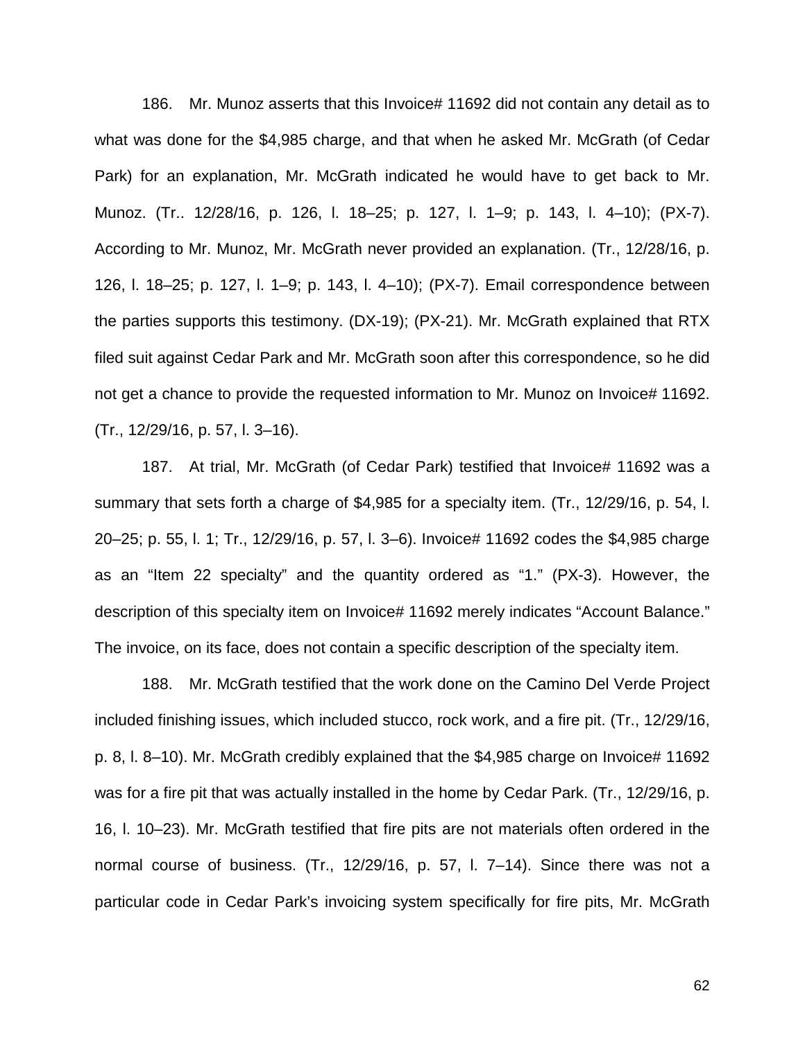186. Mr. Munoz asserts that this Invoice# 11692 did not contain any detail as to what was done for the $4,985 charge, and that when he asked Mr. McGrath (of Cedar Park) for an explanation, Mr. McGrath indicated he would have to get back to Mr. Munoz. (Tr.. 12/28/16, p. 126, l. 18–25; p. 127, l. 1–9; p. 143, l. 4–10); (PX-7). According to Mr. Munoz, Mr. McGrath never provided an explanation. (Tr., 12/28/16, p. 126, l. 18–25; p. 127, l. 1–9; p. 143, l. 4–10); (PX-7). Email correspondence between the parties supports this testimony. (DX-19); (PX-21). Mr. McGrath explained that RTX filed suit against Cedar Park and Mr. McGrath soon after this correspondence, so he did not get a chance to provide the requested information to Mr. Munoz on Invoice# 11692. (Tr., 12/29/16, p. 57, l. 3–16).

187. At trial, Mr. McGrath (of Cedar Park) testified that Invoice# 11692 was a summary that sets forth a charge of $4,985 for a specialty item. (Tr., 12/29/16, p. 54, l. 20–25; p. 55, l. 1; Tr., 12/29/16, p. 57, l. 3–6). Invoice# 11692 codes the $4,985 charge as an "Item 22 specialty" and the quantity ordered as "1." (PX-3). However, the description of this specialty item on Invoice# 11692 merely indicates "Account Balance." The invoice, on its face, does not contain a specific description of the specialty item.

188. Mr. McGrath testified that the work done on the Camino Del Verde Project included finishing issues, which included stucco, rock work, and a fire pit. (Tr., 12/29/16, p. 8, l. 8–10). Mr. McGrath credibly explained that the $4,985 charge on Invoice# 11692 was for a fire pit that was actually installed in the home by Cedar Park. (Tr., 12/29/16, p. 16, l. 10–23). Mr. McGrath testified that fire pits are not materials often ordered in the normal course of business. (Tr., 12/29/16, p. 57, l. 7–14). Since there was not a particular code in Cedar Park's invoicing system specifically for fire pits, Mr. McGrath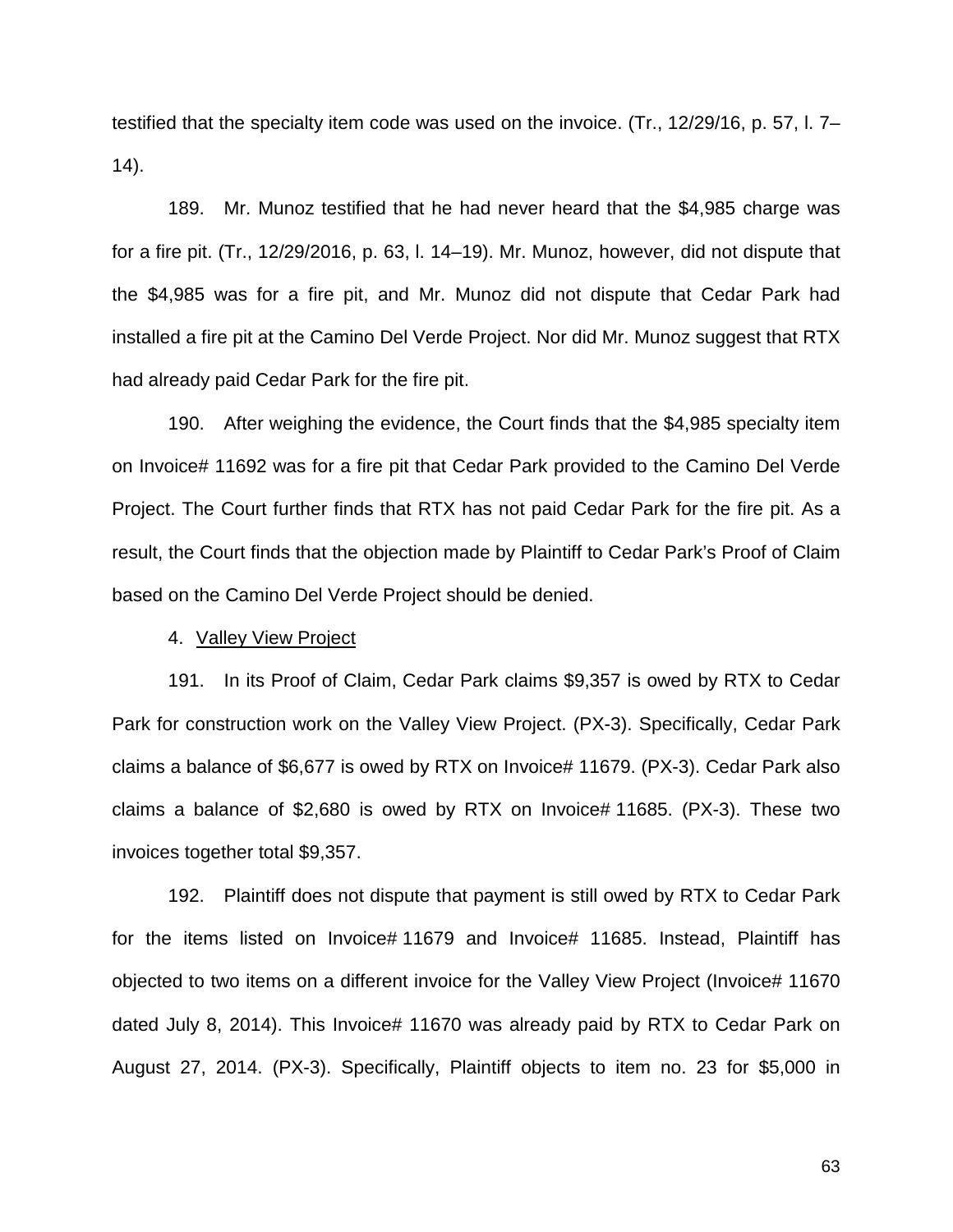testified that the specialty item code was used on the invoice. (Tr., 12/29/16, p. 57, l. 7–14).

189. Mr. Munoz testified that he had never heard that the $4,985 charge was for a fire pit. (Tr., 12/29/2016, p. 63, l. 14–19). Mr. Munoz, however, did not dispute that the $4,985 was for a fire pit, and Mr. Munoz did not dispute that Cedar Park had installed a fire pit at the Camino Del Verde Project. Nor did Mr. Munoz suggest that RTX had already paid Cedar Park for the fire pit.

190. After weighing the evidence, the Court finds that the $4,985 specialty item on Invoice# 11692 was for a fire pit that Cedar Park provided to the Camino Del Verde Project. The Court further finds that RTX has not paid Cedar Park for the fire pit. As a result, the Court finds that the objection made by Plaintiff to Cedar Park's Proof of Claim based on the Camino Del Verde Project should be denied.

4. Valley View Project

191. In its Proof of Claim, Cedar Park claims $9,357 is owed by RTX to Cedar Park for construction work on the Valley View Project. (PX-3). Specifically, Cedar Park claims a balance of $6,677 is owed by RTX on Invoice# 11679. (PX-3). Cedar Park also claims a balance of $2,680 is owed by RTX on Invoice# 11685. (PX-3). These two invoices together total $9,357.

192. Plaintiff does not dispute that payment is still owed by RTX to Cedar Park for the items listed on Invoice# 11679 and Invoice# 11685. Instead, Plaintiff has objected to two items on a different invoice for the Valley View Project (Invoice# 11670 dated July 8, 2014). This Invoice# 11670 was already paid by RTX to Cedar Park on August 27, 2014. (PX-3). Specifically, Plaintiff objects to item no. 23 for $5,000 in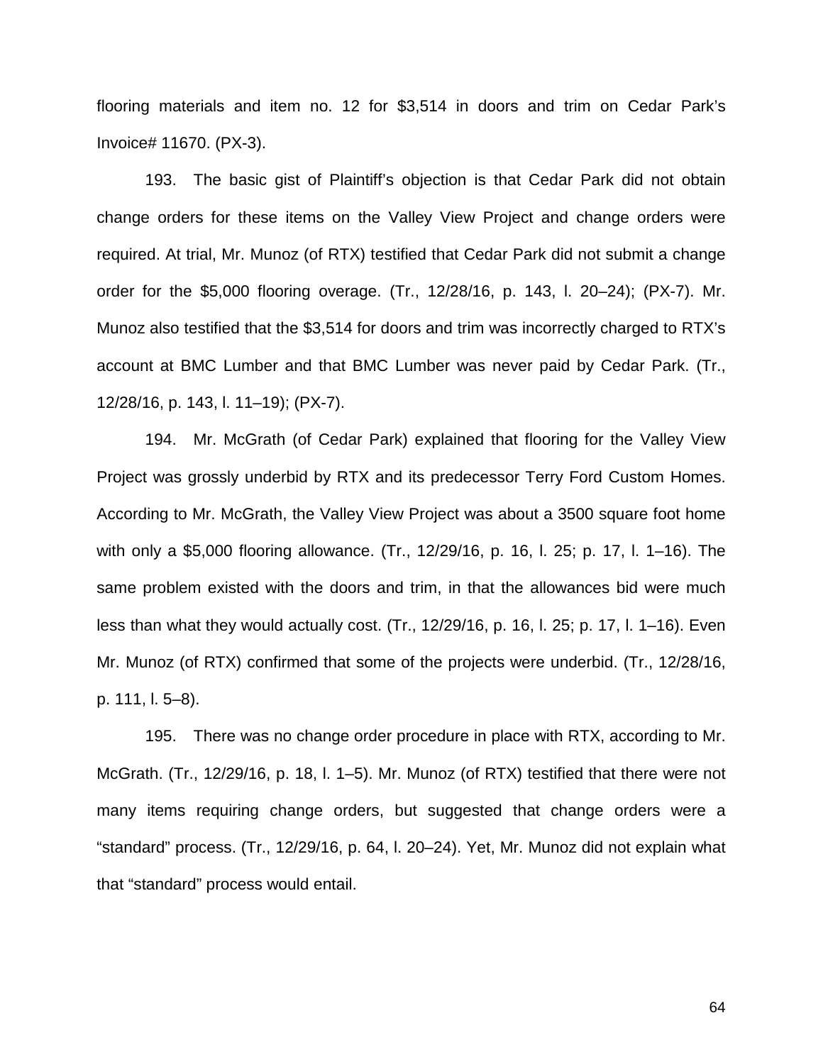flooring materials and item no. 12 for $3,514 in doors and trim on Cedar Park's Invoice# 11670. (PX-3).

193. The basic gist of Plaintiff's objection is that Cedar Park did not obtain change orders for these items on the Valley View Project and change orders were required. At trial, Mr. Munoz (of RTX) testified that Cedar Park did not submit a change order for the $5,000 flooring overage. (Tr., 12/28/16, p. 143, l. 20–24); (PX-7). Mr. Munoz also testified that the $3,514 for doors and trim was incorrectly charged to RTX's account at BMC Lumber and that BMC Lumber was never paid by Cedar Park. (Tr., 12/28/16, p. 143, l. 11–19); (PX-7).

194. Mr. McGrath (of Cedar Park) explained that flooring for the Valley View Project was grossly underbid by RTX and its predecessor Terry Ford Custom Homes. According to Mr. McGrath, the Valley View Project was about a 3500 square foot home with only a $5,000 flooring allowance. (Tr., 12/29/16, p. 16, l. 25; p. 17, l. 1–16). The same problem existed with the doors and trim, in that the allowances bid were much less than what they would actually cost. (Tr., 12/29/16, p. 16, l. 25; p. 17, l. 1–16). Even Mr. Munoz (of RTX) confirmed that some of the projects were underbid. (Tr., 12/28/16, p. 111, l. 5–8).

195. There was no change order procedure in place with RTX, according to Mr. McGrath. (Tr., 12/29/16, p. 18, l. 1–5). Mr. Munoz (of RTX) testified that there were not many items requiring change orders, but suggested that change orders were a "standard" process. (Tr., 12/29/16, p. 64, l. 20–24). Yet, Mr. Munoz did not explain what that "standard" process would entail.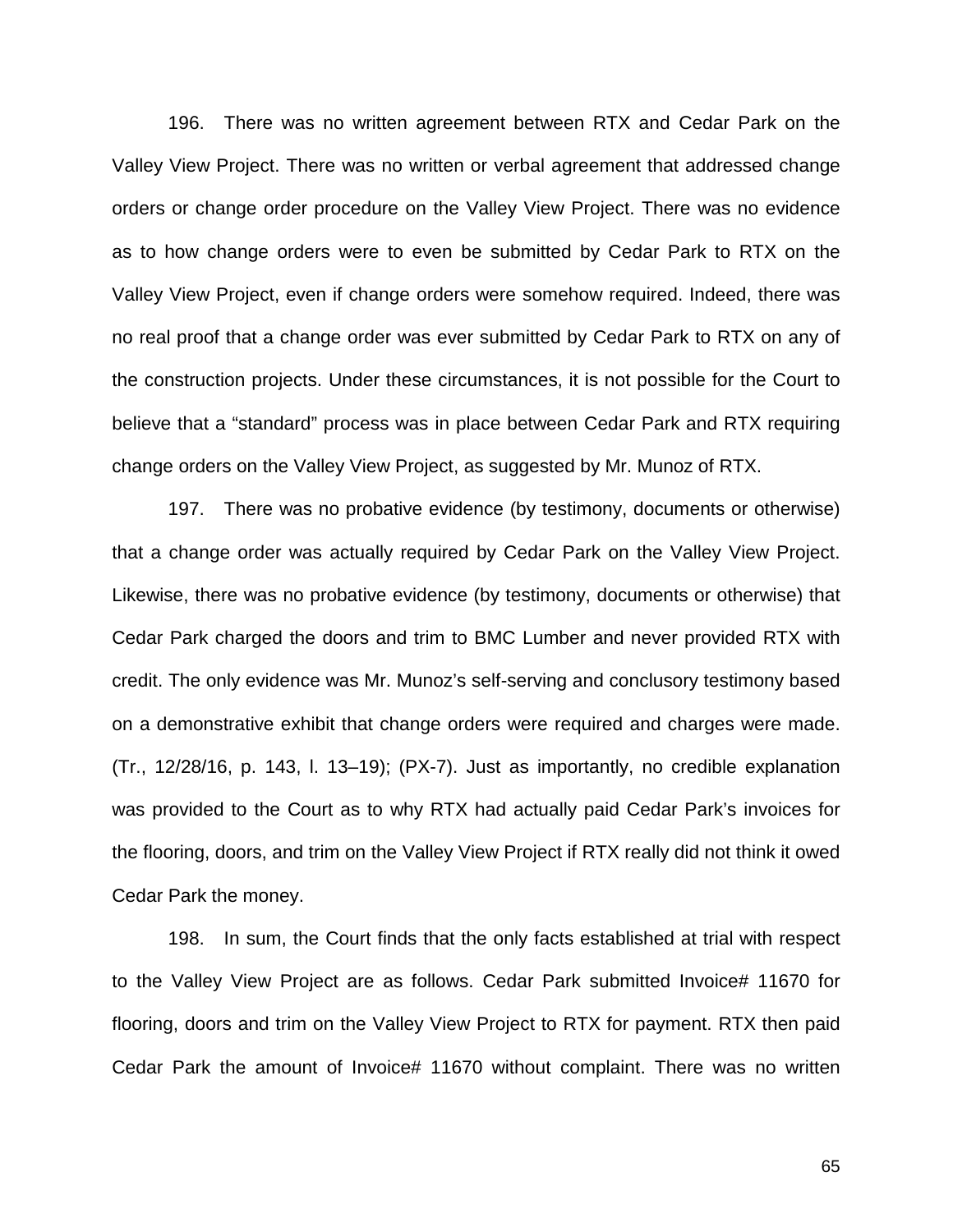196. There was no written agreement between RTX and Cedar Park on the Valley View Project. There was no written or verbal agreement that addressed change orders or change order procedure on the Valley View Project. There was no evidence as to how change orders were to even be submitted by Cedar Park to RTX on the Valley View Project, even if change orders were somehow required. Indeed, there was no real proof that a change order was ever submitted by Cedar Park to RTX on any of the construction projects. Under these circumstances, it is not possible for the Court to believe that a "standard" process was in place between Cedar Park and RTX requiring change orders on the Valley View Project, as suggested by Mr. Munoz of RTX.

197. There was no probative evidence (by testimony, documents or otherwise) that a change order was actually required by Cedar Park on the Valley View Project. Likewise, there was no probative evidence (by testimony, documents or otherwise) that Cedar Park charged the doors and trim to BMC Lumber and never provided RTX with credit. The only evidence was Mr. Munoz's self-serving and conclusory testimony based on a demonstrative exhibit that change orders were required and charges were made. (Tr., 12/28/16, p. 143, l. 13–19); (PX-7). Just as importantly, no credible explanation was provided to the Court as to why RTX had actually paid Cedar Park's invoices for the flooring, doors, and trim on the Valley View Project if RTX really did not think it owed Cedar Park the money.

198. In sum, the Court finds that the only facts established at trial with respect to the Valley View Project are as follows. Cedar Park submitted Invoice# 11670 for flooring, doors and trim on the Valley View Project to RTX for payment. RTX then paid Cedar Park the amount of Invoice# 11670 without complaint. There was no written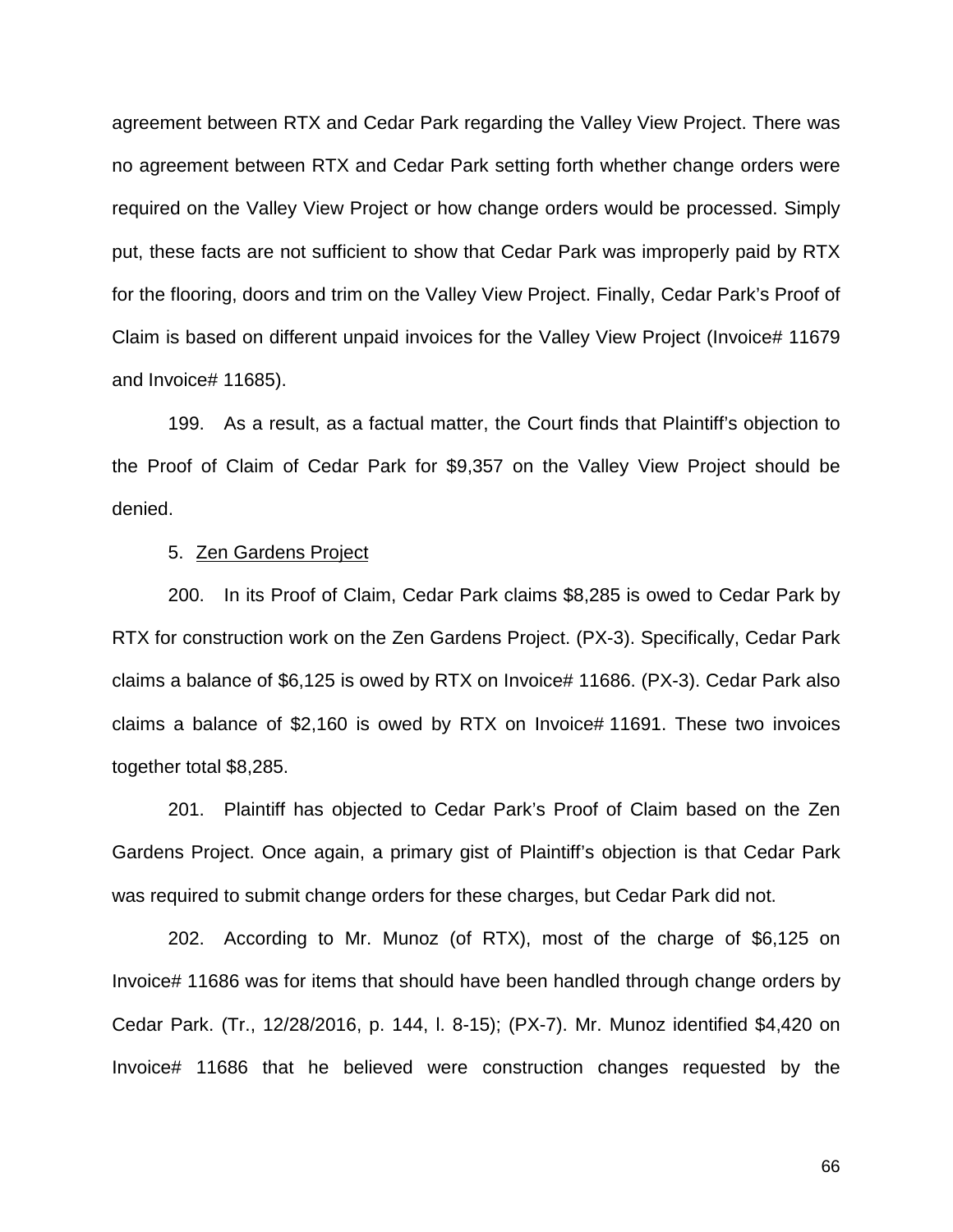agreement between RTX and Cedar Park regarding the Valley View Project. There was no agreement between RTX and Cedar Park setting forth whether change orders were required on the Valley View Project or how change orders would be processed. Simply put, these facts are not sufficient to show that Cedar Park was improperly paid by RTX for the flooring, doors and trim on the Valley View Project. Finally, Cedar Park's Proof of Claim is based on different unpaid invoices for the Valley View Project (Invoice# 11679 and Invoice# 11685).

199. As a result, as a factual matter, the Court finds that Plaintiff's objection to the Proof of Claim of Cedar Park for $9,357 on the Valley View Project should be denied.

5. <u>Zen Gardens Project</u>

200. In its Proof of Claim, Cedar Park claims $8,285 is owed to Cedar Park by RTX for construction work on the Zen Gardens Project. (PX-3). Specifically, Cedar Park claims a balance of $6,125 is owed by RTX on Invoice# 11686. (PX-3). Cedar Park also claims a balance of $2,160 is owed by RTX on Invoice# 11691. These two invoices together total $8,285.

201. Plaintiff has objected to Cedar Park's Proof of Claim based on the Zen Gardens Project. Once again, a primary gist of Plaintiff's objection is that Cedar Park was required to submit change orders for these charges, but Cedar Park did not.

202. According to Mr. Munoz (of RTX), most of the charge of $6,125 on Invoice# 11686 was for items that should have been handled through change orders by Cedar Park. (Tr., 12/28/2016, p. 144, l. 8-15); (PX-7). Mr. Munoz identified $4,420 on Invoice# 11686 that he believed were construction changes requested by the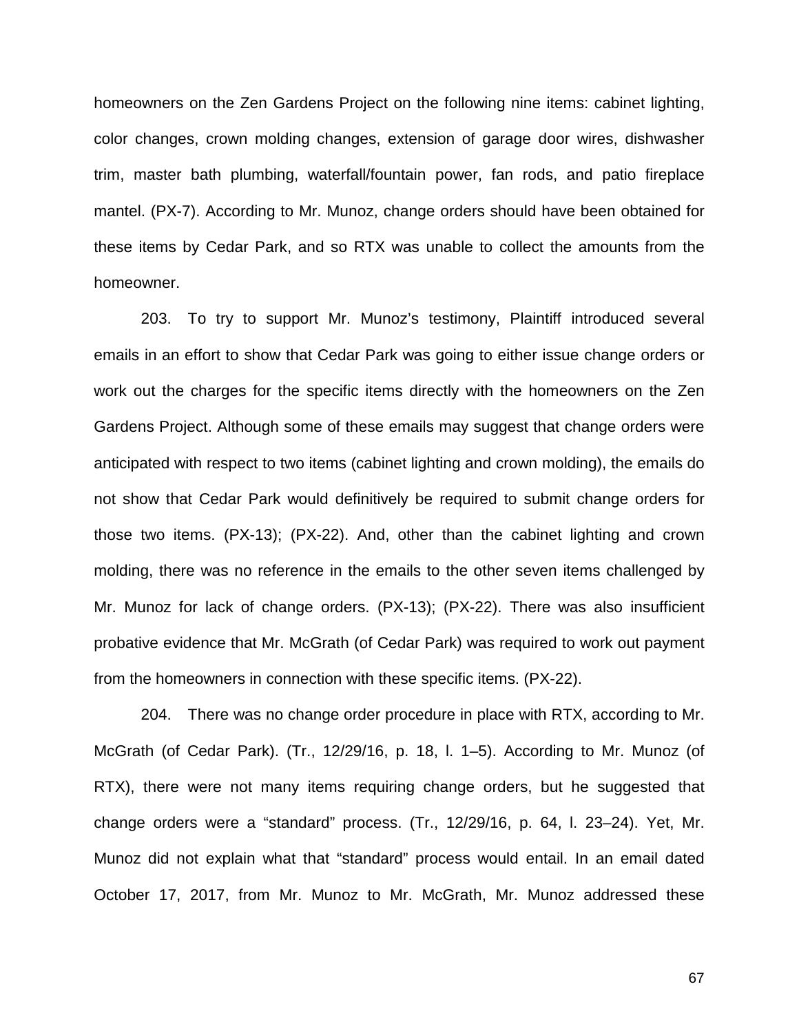homeowners on the Zen Gardens Project on the following nine items: cabinet lighting, color changes, crown molding changes, extension of garage door wires, dishwasher trim, master bath plumbing, waterfall/fountain power, fan rods, and patio fireplace mantel. (PX-7). According to Mr. Munoz, change orders should have been obtained for these items by Cedar Park, and so RTX was unable to collect the amounts from the homeowner.

203. To try to support Mr. Munoz's testimony, Plaintiff introduced several emails in an effort to show that Cedar Park was going to either issue change orders or work out the charges for the specific items directly with the homeowners on the Zen Gardens Project. Although some of these emails may suggest that change orders were anticipated with respect to two items (cabinet lighting and crown molding), the emails do not show that Cedar Park would definitively be required to submit change orders for those two items. (PX-13); (PX-22). And, other than the cabinet lighting and crown molding, there was no reference in the emails to the other seven items challenged by Mr. Munoz for lack of change orders. (PX-13); (PX-22). There was also insufficient probative evidence that Mr. McGrath (of Cedar Park) was required to work out payment from the homeowners in connection with these specific items. (PX-22).

204. There was no change order procedure in place with RTX, according to Mr. McGrath (of Cedar Park). (Tr., 12/29/16, p. 18, l. 1–5). According to Mr. Munoz (of RTX), there were not many items requiring change orders, but he suggested that change orders were a "standard" process. (Tr., 12/29/16, p. 64, l. 23–24). Yet, Mr. Munoz did not explain what that "standard" process would entail. In an email dated October 17, 2017, from Mr. Munoz to Mr. McGrath, Mr. Munoz addressed these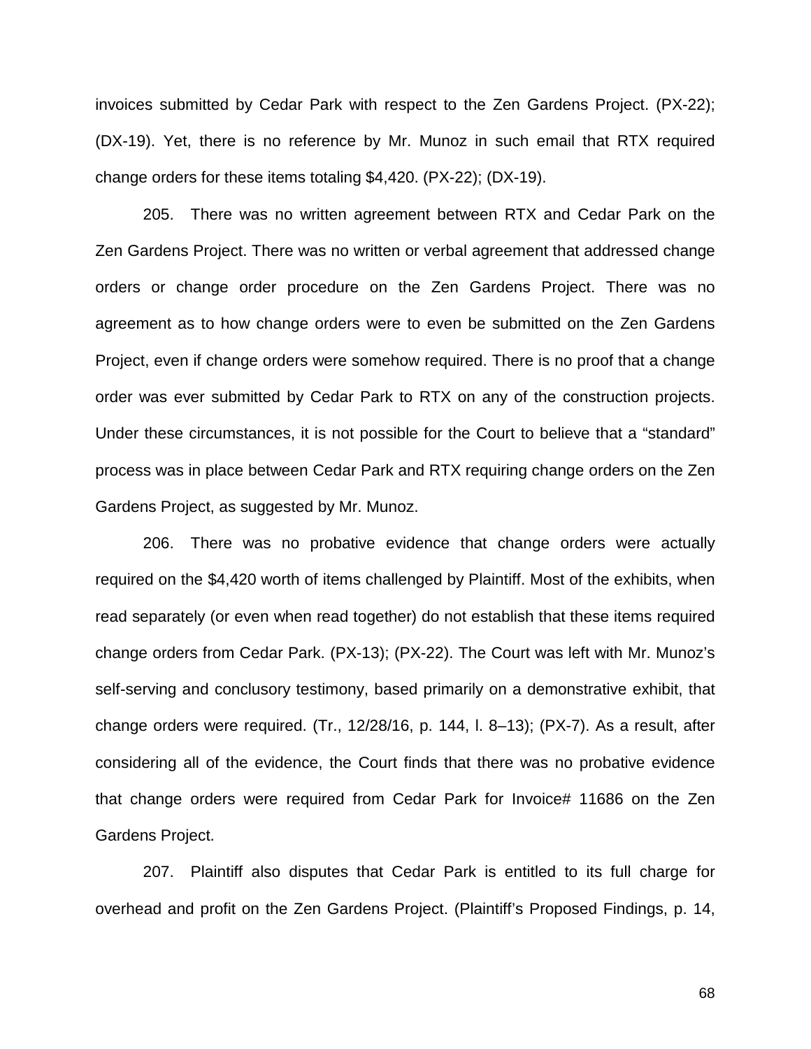invoices submitted by Cedar Park with respect to the Zen Gardens Project. (PX-22); (DX-19). Yet, there is no reference by Mr. Munoz in such email that RTX required change orders for these items totaling $4,420. (PX-22); (DX-19).

205. There was no written agreement between RTX and Cedar Park on the Zen Gardens Project. There was no written or verbal agreement that addressed change orders or change order procedure on the Zen Gardens Project. There was no agreement as to how change orders were to even be submitted on the Zen Gardens Project, even if change orders were somehow required. There is no proof that a change order was ever submitted by Cedar Park to RTX on any of the construction projects. Under these circumstances, it is not possible for the Court to believe that a "standard" process was in place between Cedar Park and RTX requiring change orders on the Zen Gardens Project, as suggested by Mr. Munoz.

206. There was no probative evidence that change orders were actually required on the $4,420 worth of items challenged by Plaintiff. Most of the exhibits, when read separately (or even when read together) do not establish that these items required change orders from Cedar Park. (PX-13); (PX-22). The Court was left with Mr. Munoz's self-serving and conclusory testimony, based primarily on a demonstrative exhibit, that change orders were required. (Tr., 12/28/16, p. 144, l. 8–13); (PX-7). As a result, after considering all of the evidence, the Court finds that there was no probative evidence that change orders were required from Cedar Park for Invoice# 11686 on the Zen Gardens Project.

207. Plaintiff also disputes that Cedar Park is entitled to its full charge for overhead and profit on the Zen Gardens Project. (Plaintiff's Proposed Findings, p. 14,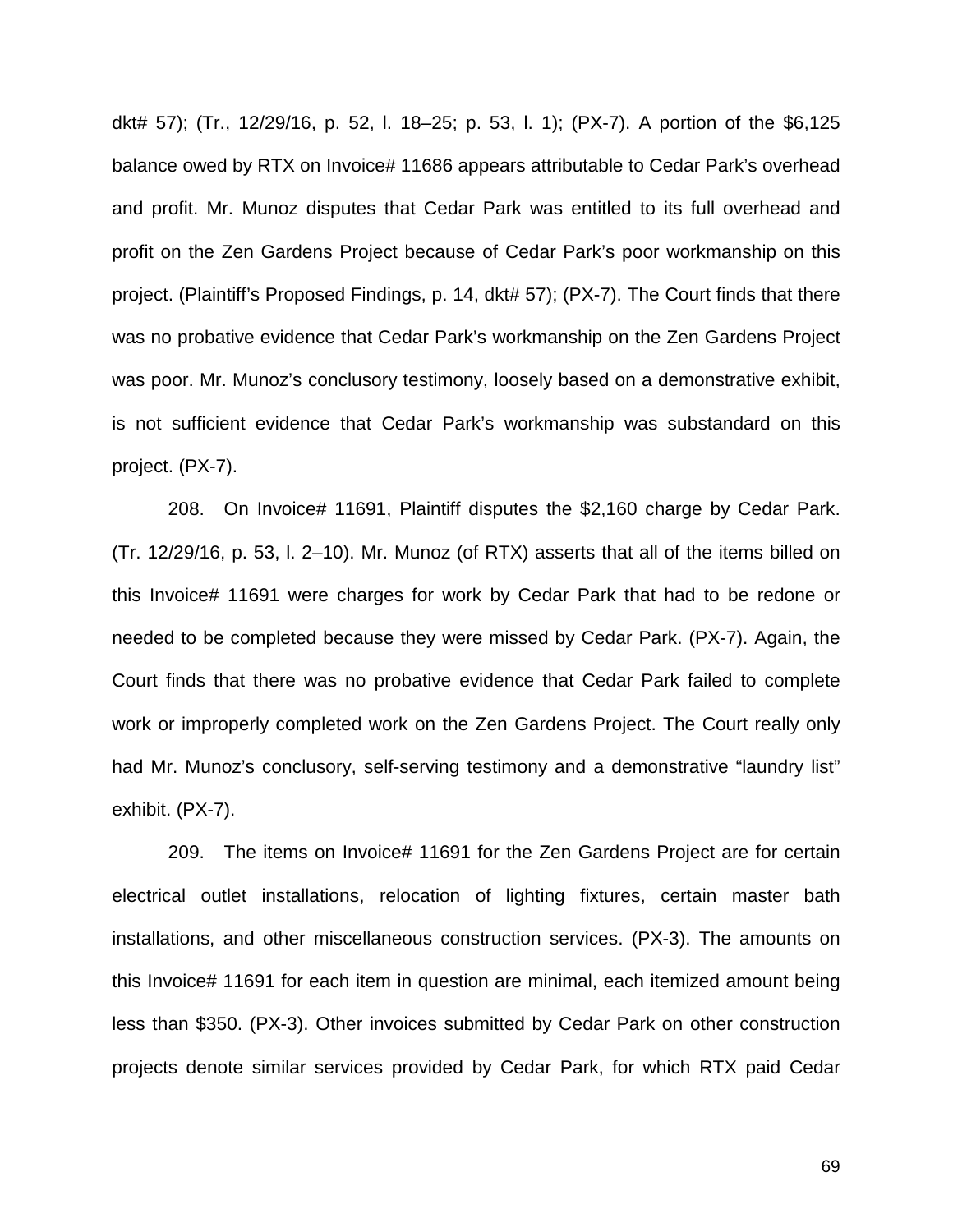dkt# 57); (Tr., 12/29/16, p. 52, l. 18–25; p. 53, l. 1); (PX-7). A portion of the $6,125 balance owed by RTX on Invoice# 11686 appears attributable to Cedar Park's overhead and profit. Mr. Munoz disputes that Cedar Park was entitled to its full overhead and profit on the Zen Gardens Project because of Cedar Park's poor workmanship on this project. (Plaintiff's Proposed Findings, p. 14, dkt# 57); (PX-7). The Court finds that there was no probative evidence that Cedar Park's workmanship on the Zen Gardens Project was poor. Mr. Munoz's conclusory testimony, loosely based on a demonstrative exhibit, is not sufficient evidence that Cedar Park's workmanship was substandard on this project. (PX-7).

208. On Invoice# 11691, Plaintiff disputes the $2,160 charge by Cedar Park. (Tr. 12/29/16, p. 53, l. 2–10). Mr. Munoz (of RTX) asserts that all of the items billed on this Invoice# 11691 were charges for work by Cedar Park that had to be redone or needed to be completed because they were missed by Cedar Park. (PX-7). Again, the Court finds that there was no probative evidence that Cedar Park failed to complete work or improperly completed work on the Zen Gardens Project. The Court really only had Mr. Munoz's conclusory, self-serving testimony and a demonstrative "laundry list" exhibit. (PX-7).

209. The items on Invoice# 11691 for the Zen Gardens Project are for certain electrical outlet installations, relocation of lighting fixtures, certain master bath installations, and other miscellaneous construction services. (PX-3). The amounts on this Invoice# 11691 for each item in question are minimal, each itemized amount being less than $350. (PX-3). Other invoices submitted by Cedar Park on other construction projects denote similar services provided by Cedar Park, for which RTX paid Cedar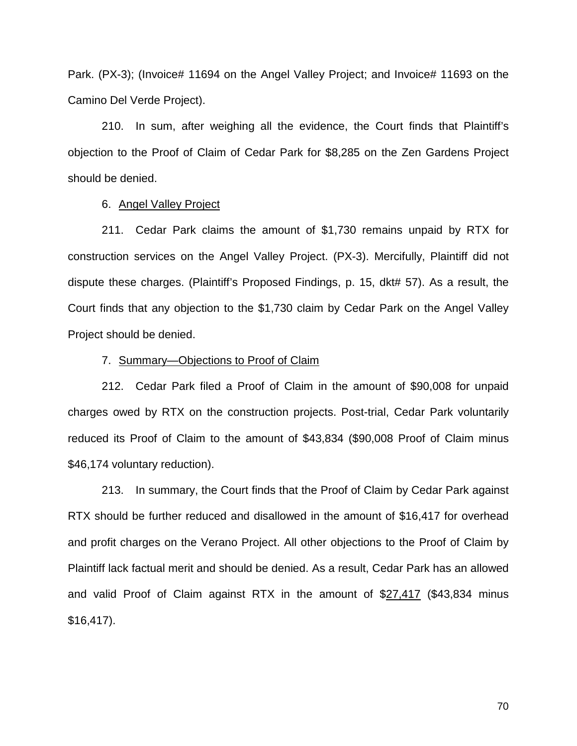Park. (PX-3); (Invoice# 11694 on the Angel Valley Project; and Invoice# 11693 on the Camino Del Verde Project).

210. In sum, after weighing all the evidence, the Court finds that Plaintiff's objection to the Proof of Claim of Cedar Park for $8,285 on the Zen Gardens Project should be denied.

6. <u>Angel Valley Project</u>

211. Cedar Park claims the amount of $1,730 remains unpaid by RTX for construction services on the Angel Valley Project. (PX-3). Mercifully, Plaintiff did not dispute these charges. (Plaintiff's Proposed Findings, p. 15, dkt# 57). As a result, the Court finds that any objection to the $1,730 claim by Cedar Park on the Angel Valley Project should be denied.

7. <u>Summary—Objections to Proof of Claim</u>

212. Cedar Park filed a Proof of Claim in the amount of $90,008 for unpaid charges owed by RTX on the construction projects. Post-trial, Cedar Park voluntarily reduced its Proof of Claim to the amount of $43,834 ($90,008 Proof of Claim minus $46,174 voluntary reduction).

213. In summary, the Court finds that the Proof of Claim by Cedar Park against RTX should be further reduced and disallowed in the amount of $16,417 for overhead and profit charges on the Verano Project. All other objections to the Proof of Claim by Plaintiff lack factual merit and should be denied. As a result, Cedar Park has an allowed and valid Proof of Claim against RTX in the amount of $<u>27,417</u> ($43,834 minus $16,417).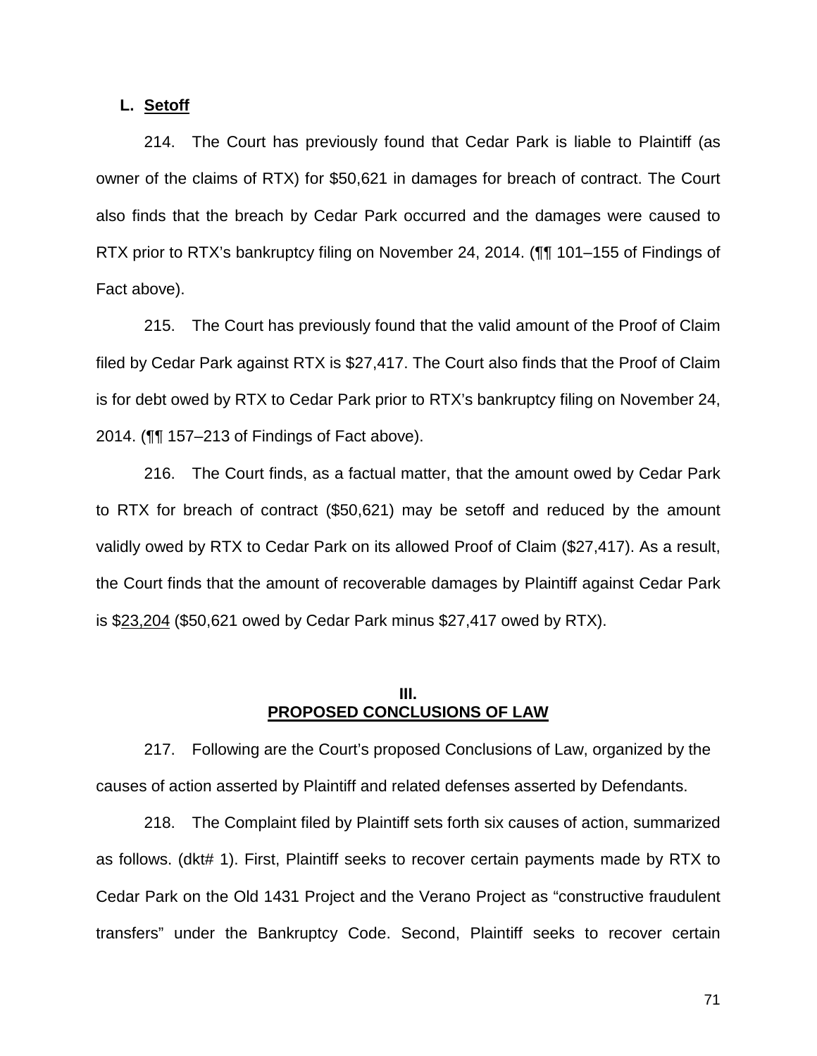### L. <u>Setoff</u>

214. The Court has previously found that Cedar Park is liable to Plaintiff (as owner of the claims of RTX) for $50,621 in damages for breach of contract. The Court also finds that the breach by Cedar Park occurred and the damages were caused to RTX prior to RTX's bankruptcy filing on November 24, 2014. (¶¶ 101–155 of Findings of Fact above).

215. The Court has previously found that the valid amount of the Proof of Claim filed by Cedar Park against RTX is $27,417. The Court also finds that the Proof of Claim is for debt owed by RTX to Cedar Park prior to RTX's bankruptcy filing on November 24, 2014. (¶¶ 157–213 of Findings of Fact above).

216. The Court finds, as a factual matter, that the amount owed by Cedar Park to RTX for breach of contract ($50,621) may be setoff and reduced by the amount validly owed by RTX to Cedar Park on its allowed Proof of Claim ($27,417). As a result, the Court finds that the amount of recoverable damages by Plaintiff against Cedar Park is $<u>23,204</u> ($50,621 owed by Cedar Park minus $27,417 owed by RTX).

## III.
## <u>PROPOSED CONCLUSIONS OF LAW</u>

217. Following are the Court's proposed Conclusions of Law, organized by the causes of action asserted by Plaintiff and related defenses asserted by Defendants.

218. The Complaint filed by Plaintiff sets forth six causes of action, summarized as follows. (dkt# 1). First, Plaintiff seeks to recover certain payments made by RTX to Cedar Park on the Old 1431 Project and the Verano Project as "constructive fraudulent transfers" under the Bankruptcy Code. Second, Plaintiff seeks to recover certain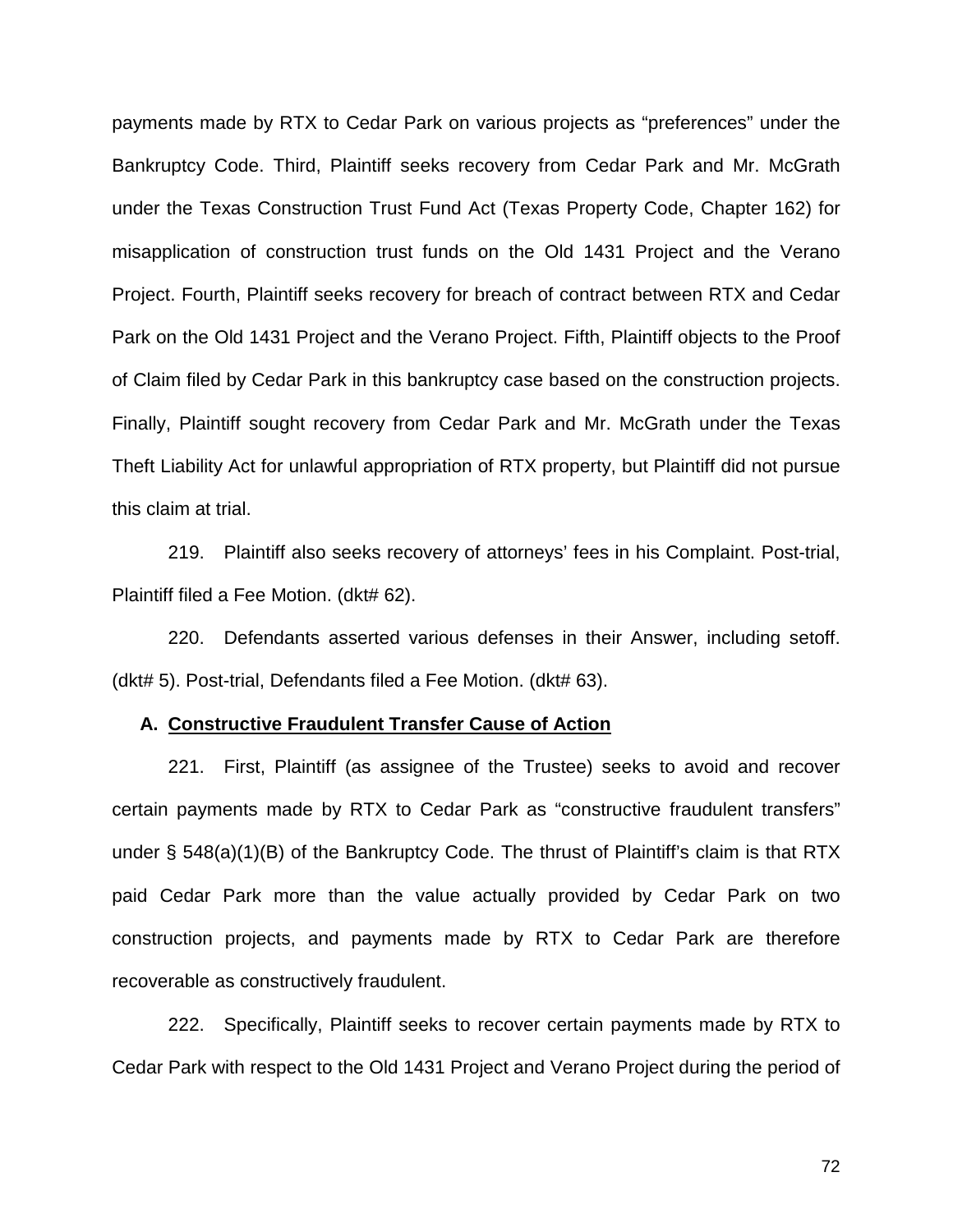payments made by RTX to Cedar Park on various projects as "preferences" under the Bankruptcy Code. Third, Plaintiff seeks recovery from Cedar Park and Mr. McGrath under the Texas Construction Trust Fund Act (Texas Property Code, Chapter 162) for misapplication of construction trust funds on the Old 1431 Project and the Verano Project. Fourth, Plaintiff seeks recovery for breach of contract between RTX and Cedar Park on the Old 1431 Project and the Verano Project. Fifth, Plaintiff objects to the Proof of Claim filed by Cedar Park in this bankruptcy case based on the construction projects. Finally, Plaintiff sought recovery from Cedar Park and Mr. McGrath under the Texas Theft Liability Act for unlawful appropriation of RTX property, but Plaintiff did not pursue this claim at trial.

219. Plaintiff also seeks recovery of attorneys' fees in his Complaint. Post-trial, Plaintiff filed a Fee Motion. (dkt# 62).

220. Defendants asserted various defenses in their Answer, including setoff. (dkt# 5). Post-trial, Defendants filed a Fee Motion. (dkt# 63).

### A. Constructive Fraudulent Transfer Cause of Action

221. First, Plaintiff (as assignee of the Trustee) seeks to avoid and recover certain payments made by RTX to Cedar Park as "constructive fraudulent transfers" under § 548(a)(1)(B) of the Bankruptcy Code. The thrust of Plaintiff's claim is that RTX paid Cedar Park more than the value actually provided by Cedar Park on two construction projects, and payments made by RTX to Cedar Park are therefore recoverable as constructively fraudulent.

222. Specifically, Plaintiff seeks to recover certain payments made by RTX to Cedar Park with respect to the Old 1431 Project and Verano Project during the period of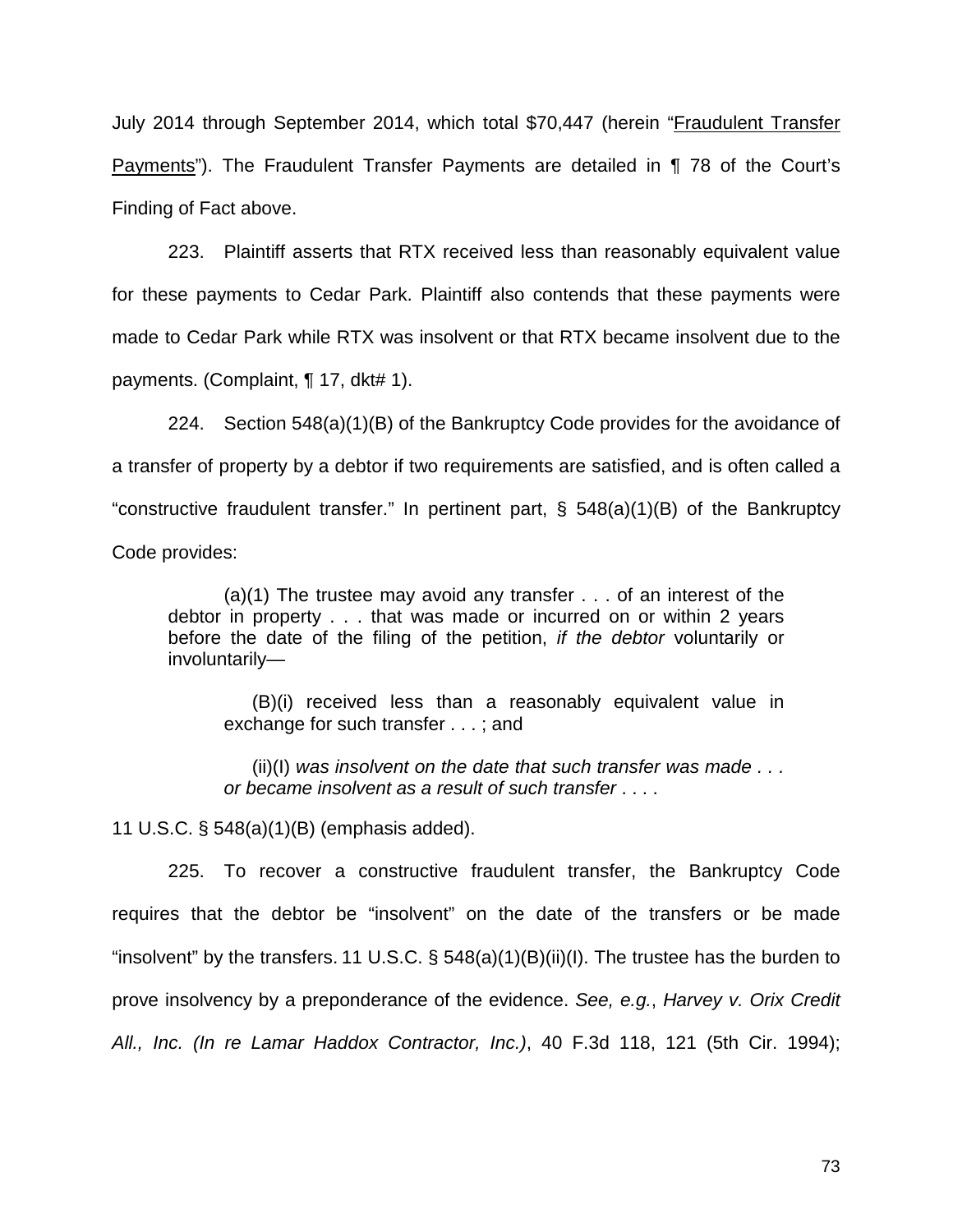July 2014 through September 2014, which total $70,447 (herein "Fraudulent Transfer Payments"). The Fraudulent Transfer Payments are detailed in ¶ 78 of the Court's Finding of Fact above.

223. Plaintiff asserts that RTX received less than reasonably equivalent value for these payments to Cedar Park. Plaintiff also contends that these payments were made to Cedar Park while RTX was insolvent or that RTX became insolvent due to the payments. (Complaint, ¶ 17, dkt# 1).

224. Section 548(a)(1)(B) of the Bankruptcy Code provides for the avoidance of a transfer of property by a debtor if two requirements are satisfied, and is often called a "constructive fraudulent transfer." In pertinent part, § 548(a)(1)(B) of the Bankruptcy Code provides:

> (a)(1) The trustee may avoid any transfer . . . of an interest of the debtor in property . . . that was made or incurred on or within 2 years before the date of the filing of the petition, *if the debtor* voluntarily or involuntarily—
>
> > (B)(i) received less than a reasonably equivalent value in exchange for such transfer . . . ; and
> >
> > (ii)(I) *was insolvent on the date that such transfer was made . . . or became insolvent as a result of such transfer* . . . .

11 U.S.C. § 548(a)(1)(B) (emphasis added).

225. To recover a constructive fraudulent transfer, the Bankruptcy Code requires that the debtor be "insolvent" on the date of the transfers or be made "insolvent" by the transfers. 11 U.S.C. § 548(a)(1)(B)(ii)(I). The trustee has the burden to prove insolvency by a preponderance of the evidence. *See, e.g.*, *Harvey v. Orix Credit All., Inc. (In re Lamar Haddox Contractor, Inc.)*, 40 F.3d 118, 121 (5th Cir. 1994);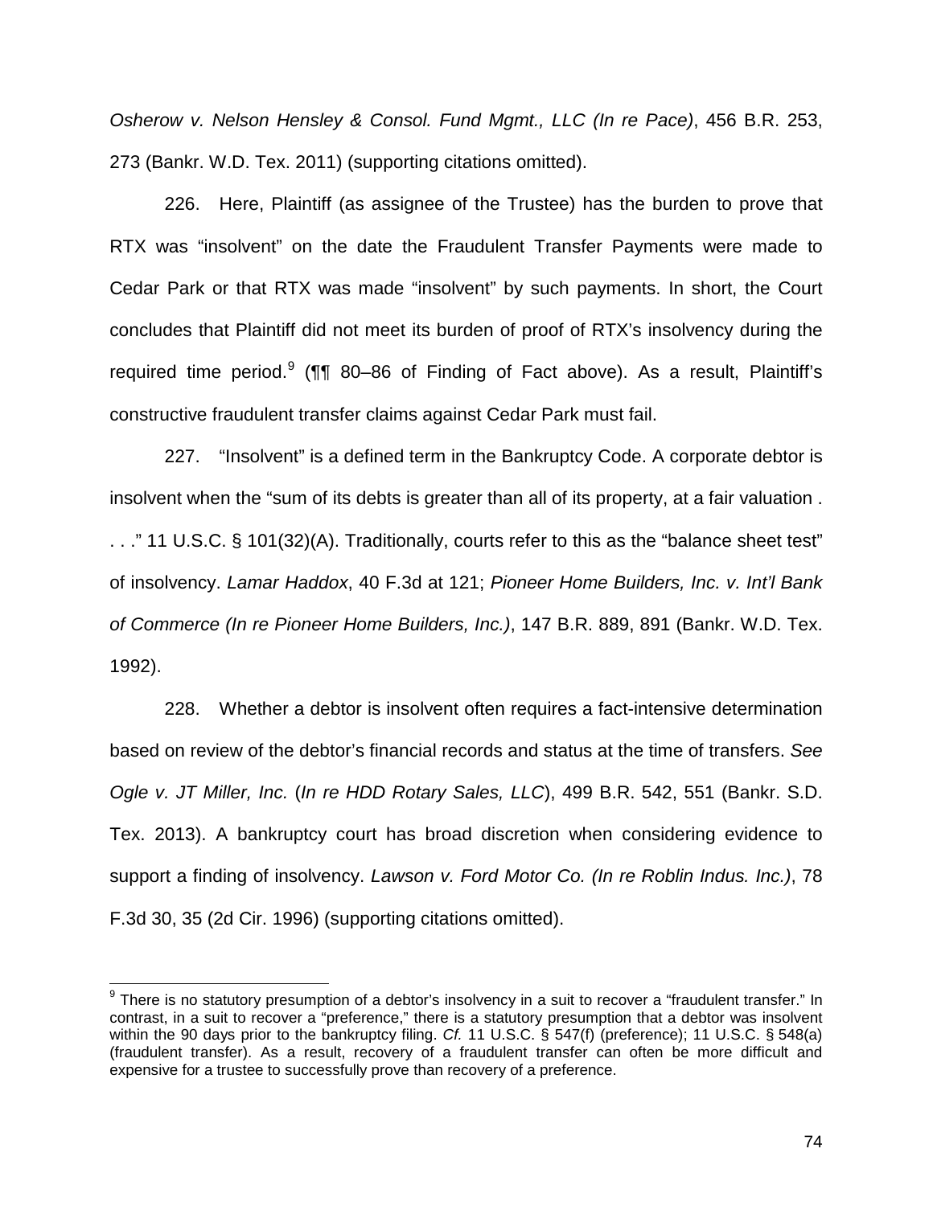*Osherow v. Nelson Hensley & Consol. Fund Mgmt., LLC (In re Pace)*, 456 B.R. 253, 273 (Bankr. W.D. Tex. 2011) (supporting citations omitted).

226. Here, Plaintiff (as assignee of the Trustee) has the burden to prove that RTX was "insolvent" on the date the Fraudulent Transfer Payments were made to Cedar Park or that RTX was made "insolvent" by such payments. In short, the Court concludes that Plaintiff did not meet its burden of proof of RTX's insolvency during the required time period.[9] (¶¶ 80–86 of Finding of Fact above). As a result, Plaintiff's constructive fraudulent transfer claims against Cedar Park must fail.

227. "Insolvent" is a defined term in the Bankruptcy Code. A corporate debtor is insolvent when the "sum of its debts is greater than all of its property, at a fair valuation . . . ." 11 U.S.C. § 101(32)(A). Traditionally, courts refer to this as the "balance sheet test" of insolvency. *Lamar Haddox*, 40 F.3d at 121; *Pioneer Home Builders, Inc. v. Int'l Bank of Commerce (In re Pioneer Home Builders, Inc.)*, 147 B.R. 889, 891 (Bankr. W.D. Tex. 1992).

228. Whether a debtor is insolvent often requires a fact-intensive determination based on review of the debtor's financial records and status at the time of transfers. *See Ogle v. JT Miller, Inc.* (*In re HDD Rotary Sales, LLC*), 499 B.R. 542, 551 (Bankr. S.D. Tex. 2013). A bankruptcy court has broad discretion when considering evidence to support a finding of insolvency. *Lawson v. Ford Motor Co. (In re Roblin Indus. Inc.)*, 78 F.3d 30, 35 (2d Cir. 1996) (supporting citations omitted).

---

[9] There is no statutory presumption of a debtor's insolvency in a suit to recover a "fraudulent transfer." In contrast, in a suit to recover a "preference," there is a statutory presumption that a debtor was insolvent within the 90 days prior to the bankruptcy filing. *Cf.* 11 U.S.C. § 547(f) (preference); 11 U.S.C. § 548(a) (fraudulent transfer). As a result, recovery of a fraudulent transfer can often be more difficult and expensive for a trustee to successfully prove than recovery of a preference.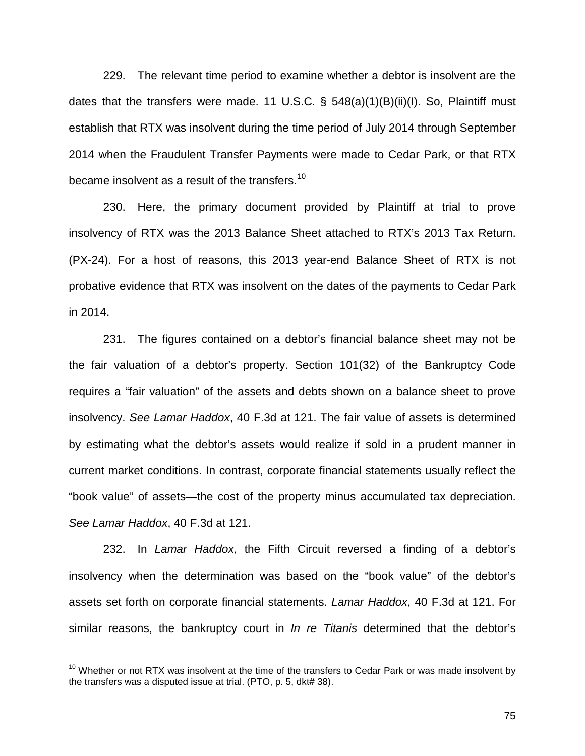229. The relevant time period to examine whether a debtor is insolvent are the dates that the transfers were made. 11 U.S.C. § 548(a)(1)(B)(ii)(I). So, Plaintiff must establish that RTX was insolvent during the time period of July 2014 through September 2014 when the Fraudulent Transfer Payments were made to Cedar Park, or that RTX became insolvent as a result of the transfers.[10]

230. Here, the primary document provided by Plaintiff at trial to prove insolvency of RTX was the 2013 Balance Sheet attached to RTX's 2013 Tax Return. (PX-24). For a host of reasons, this 2013 year-end Balance Sheet of RTX is not probative evidence that RTX was insolvent on the dates of the payments to Cedar Park in 2014.

231. The figures contained on a debtor's financial balance sheet may not be the fair valuation of a debtor's property. Section 101(32) of the Bankruptcy Code requires a "fair valuation" of the assets and debts shown on a balance sheet to prove insolvency. *See Lamar Haddox*, 40 F.3d at 121. The fair value of assets is determined by estimating what the debtor's assets would realize if sold in a prudent manner in current market conditions. In contrast, corporate financial statements usually reflect the "book value" of assets—the cost of the property minus accumulated tax depreciation. *See Lamar Haddox*, 40 F.3d at 121.

232. In *Lamar Haddox*, the Fifth Circuit reversed a finding of a debtor's insolvency when the determination was based on the "book value" of the debtor's assets set forth on corporate financial statements. *Lamar Haddox*, 40 F.3d at 121. For similar reasons, the bankruptcy court in *In re Titanis* determined that the debtor's

[10] Whether or not RTX was insolvent at the time of the transfers to Cedar Park or was made insolvent by the transfers was a disputed issue at trial. (PTO, p. 5, dkt# 38).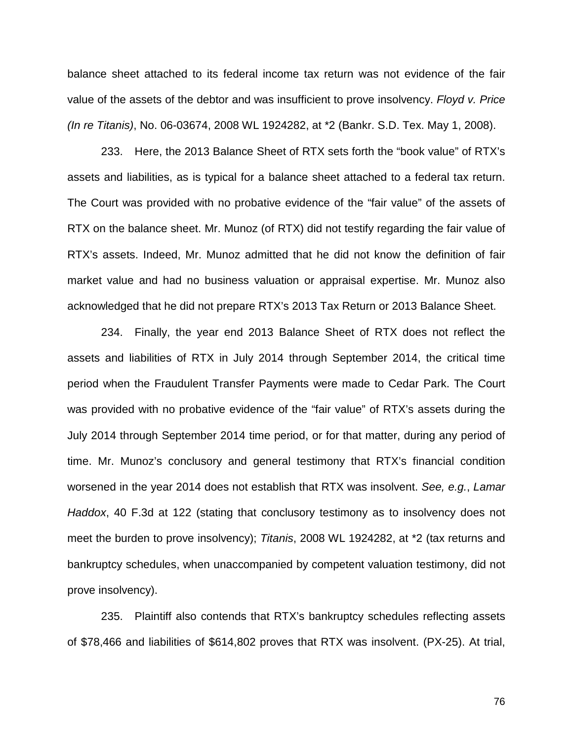balance sheet attached to its federal income tax return was not evidence of the fair value of the assets of the debtor and was insufficient to prove insolvency. *Floyd v. Price (In re Titanis)*, No. 06-03674, 2008 WL 1924282, at *2 (Bankr. S.D. Tex. May 1, 2008).

233. Here, the 2013 Balance Sheet of RTX sets forth the "book value" of RTX's assets and liabilities, as is typical for a balance sheet attached to a federal tax return. The Court was provided with no probative evidence of the "fair value" of the assets of RTX on the balance sheet. Mr. Munoz (of RTX) did not testify regarding the fair value of RTX's assets. Indeed, Mr. Munoz admitted that he did not know the definition of fair market value and had no business valuation or appraisal expertise. Mr. Munoz also acknowledged that he did not prepare RTX's 2013 Tax Return or 2013 Balance Sheet.

234. Finally, the year end 2013 Balance Sheet of RTX does not reflect the assets and liabilities of RTX in July 2014 through September 2014, the critical time period when the Fraudulent Transfer Payments were made to Cedar Park. The Court was provided with no probative evidence of the "fair value" of RTX's assets during the July 2014 through September 2014 time period, or for that matter, during any period of time. Mr. Munoz's conclusory and general testimony that RTX's financial condition worsened in the year 2014 does not establish that RTX was insolvent. *See, e.g.*, *Lamar Haddox*, 40 F.3d at 122 (stating that conclusory testimony as to insolvency does not meet the burden to prove insolvency); *Titanis*, 2008 WL 1924282, at *2 (tax returns and bankruptcy schedules, when unaccompanied by competent valuation testimony, did not prove insolvency).

235. Plaintiff also contends that RTX's bankruptcy schedules reflecting assets of $78,466 and liabilities of $614,802 proves that RTX was insolvent. (PX-25). At trial,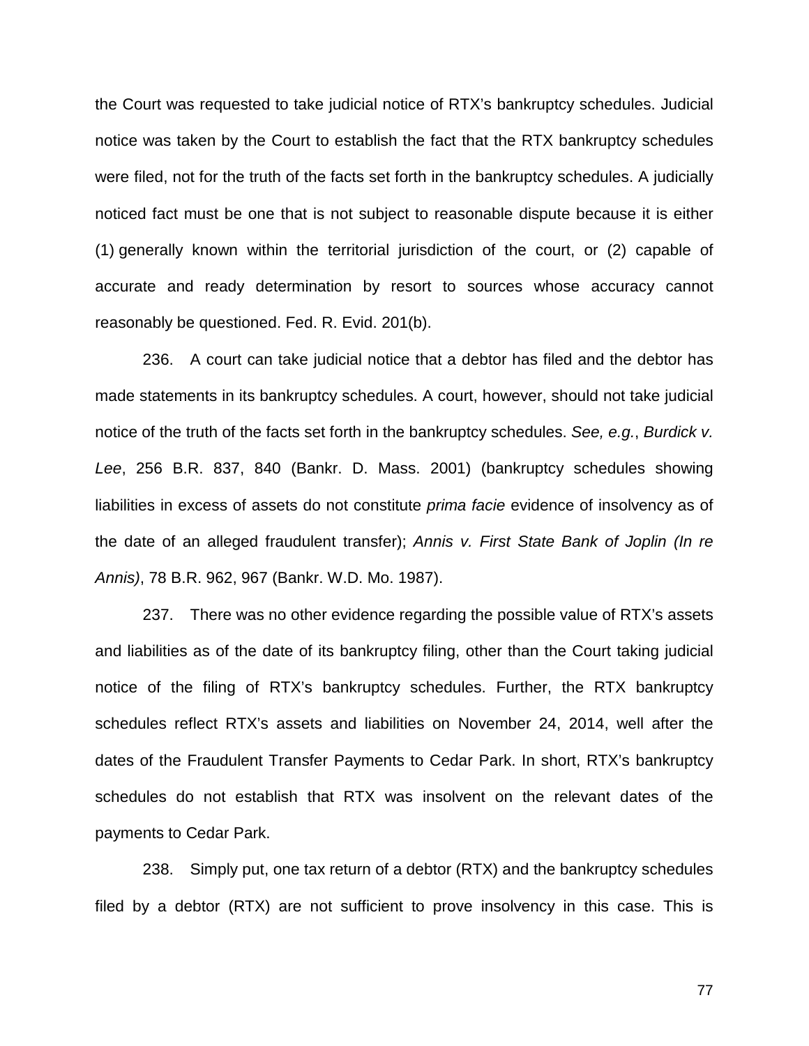the Court was requested to take judicial notice of RTX's bankruptcy schedules. Judicial notice was taken by the Court to establish the fact that the RTX bankruptcy schedules were filed, not for the truth of the facts set forth in the bankruptcy schedules. A judicially noticed fact must be one that is not subject to reasonable dispute because it is either (1) generally known within the territorial jurisdiction of the court, or (2) capable of accurate and ready determination by resort to sources whose accuracy cannot reasonably be questioned. Fed. R. Evid. 201(b).

236. A court can take judicial notice that a debtor has filed and the debtor has made statements in its bankruptcy schedules. A court, however, should not take judicial notice of the truth of the facts set forth in the bankruptcy schedules. *See, e.g.*, *Burdick v. Lee*, 256 B.R. 837, 840 (Bankr. D. Mass. 2001) (bankruptcy schedules showing liabilities in excess of assets do not constitute *prima facie* evidence of insolvency as of the date of an alleged fraudulent transfer); *Annis v. First State Bank of Joplin (In re Annis)*, 78 B.R. 962, 967 (Bankr. W.D. Mo. 1987).

237. There was no other evidence regarding the possible value of RTX's assets and liabilities as of the date of its bankruptcy filing, other than the Court taking judicial notice of the filing of RTX's bankruptcy schedules. Further, the RTX bankruptcy schedules reflect RTX's assets and liabilities on November 24, 2014, well after the dates of the Fraudulent Transfer Payments to Cedar Park. In short, RTX's bankruptcy schedules do not establish that RTX was insolvent on the relevant dates of the payments to Cedar Park.

238. Simply put, one tax return of a debtor (RTX) and the bankruptcy schedules filed by a debtor (RTX) are not sufficient to prove insolvency in this case. This is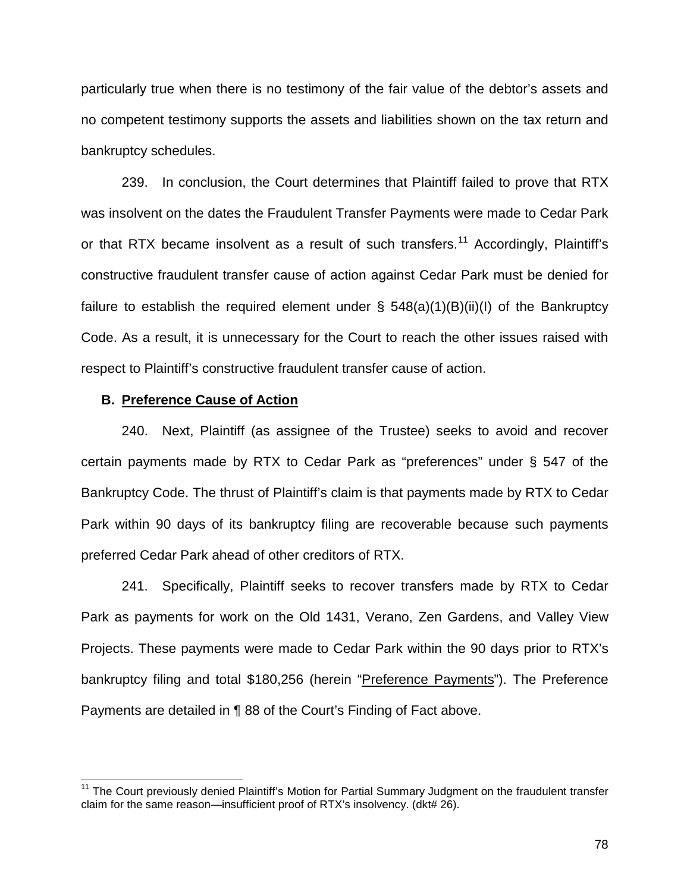particularly true when there is no testimony of the fair value of the debtor's assets and no competent testimony supports the assets and liabilities shown on the tax return and bankruptcy schedules.

239. In conclusion, the Court determines that Plaintiff failed to prove that RTX was insolvent on the dates the Fraudulent Transfer Payments were made to Cedar Park or that RTX became insolvent as a result of such transfers.[11] Accordingly, Plaintiff's constructive fraudulent transfer cause of action against Cedar Park must be denied for failure to establish the required element under § 548(a)(1)(B)(ii)(I) of the Bankruptcy Code. As a result, it is unnecessary for the Court to reach the other issues raised with respect to Plaintiff's constructive fraudulent transfer cause of action.

### B. Preference Cause of Action

240. Next, Plaintiff (as assignee of the Trustee) seeks to avoid and recover certain payments made by RTX to Cedar Park as "preferences" under § 547 of the Bankruptcy Code. The thrust of Plaintiff's claim is that payments made by RTX to Cedar Park within 90 days of its bankruptcy filing are recoverable because such payments preferred Cedar Park ahead of other creditors of RTX.

241. Specifically, Plaintiff seeks to recover transfers made by RTX to Cedar Park as payments for work on the Old 1431, Verano, Zen Gardens, and Valley View Projects. These payments were made to Cedar Park within the 90 days prior to RTX's bankruptcy filing and total $180,256 (herein "Preference Payments"). The Preference Payments are detailed in ¶ 88 of the Court's Finding of Fact above.

---

[11] The Court previously denied Plaintiff's Motion for Partial Summary Judgment on the fraudulent transfer claim for the same reason—insufficient proof of RTX's insolvency. (dkt# 26).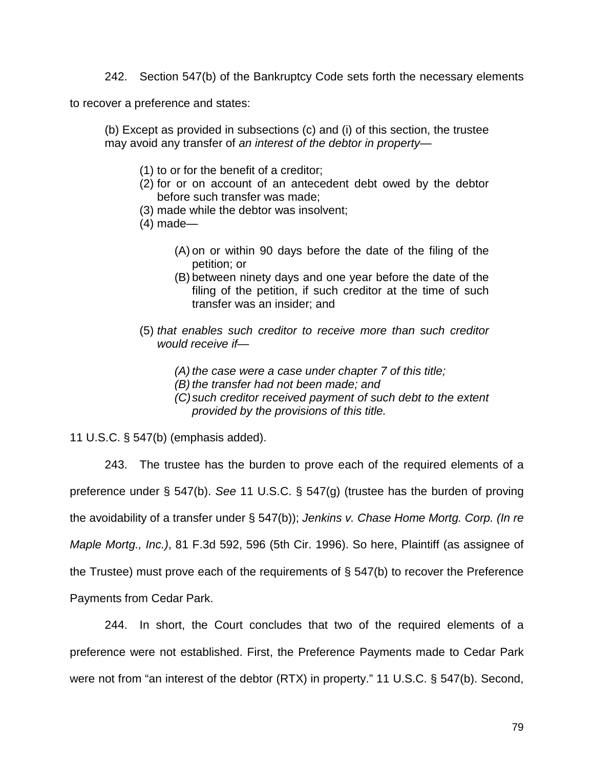242. Section 547(b) of the Bankruptcy Code sets forth the necessary elements to recover a preference and states:

> (b) Except as provided in subsections (c) and (i) of this section, the trustee may avoid any transfer of *an interest of the debtor in property*—
>
> (1) to or for the benefit of a creditor;
> (2) for or on account of an antecedent debt owed by the debtor before such transfer was made;
> (3) made while the debtor was insolvent;
> (4) made—
>
> (A) on or within 90 days before the date of the filing of the petition; or
> (B) between ninety days and one year before the date of the filing of the petition, if such creditor at the time of such transfer was an insider; and
>
> (5) *that enables such creditor to receive more than such creditor would receive if—*
>
> *(A) the case were a case under chapter 7 of this title;*
> *(B) the transfer had not been made; and*
> *(C) such creditor received payment of such debt to the extent provided by the provisions of this title.*

11 U.S.C. § 547(b) (emphasis added).

243. The trustee has the burden to prove each of the required elements of a preference under § 547(b). *See* 11 U.S.C. § 547(g) (trustee has the burden of proving the avoidability of a transfer under § 547(b)); *Jenkins v. Chase Home Mortg. Corp. (In re Maple Mortg., Inc.)*, 81 F.3d 592, 596 (5th Cir. 1996). So here, Plaintiff (as assignee of the Trustee) must prove each of the requirements of § 547(b) to recover the Preference Payments from Cedar Park.

244. In short, the Court concludes that two of the required elements of a preference were not established. First, the Preference Payments made to Cedar Park were not from "an interest of the debtor (RTX) in property." 11 U.S.C. § 547(b). Second,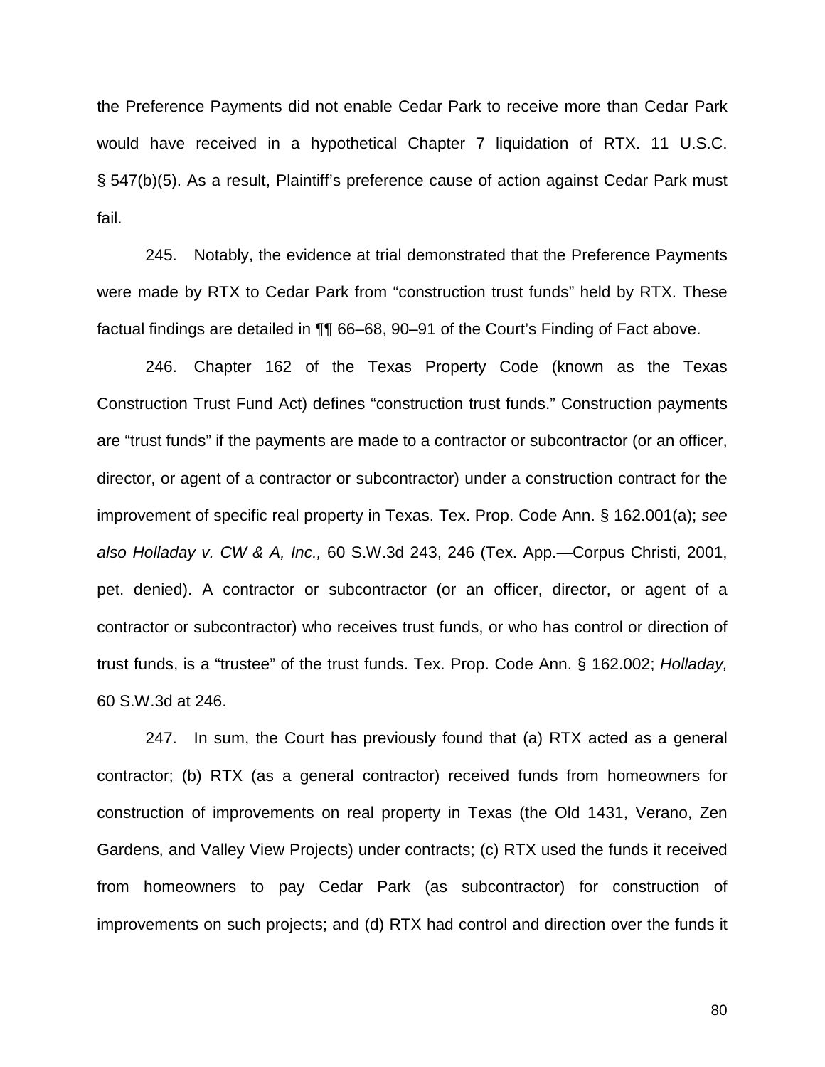the Preference Payments did not enable Cedar Park to receive more than Cedar Park would have received in a hypothetical Chapter 7 liquidation of RTX. 11 U.S.C. § 547(b)(5). As a result, Plaintiff's preference cause of action against Cedar Park must fail.

245. Notably, the evidence at trial demonstrated that the Preference Payments were made by RTX to Cedar Park from "construction trust funds" held by RTX. These factual findings are detailed in ¶¶ 66–68, 90–91 of the Court's Finding of Fact above.

246. Chapter 162 of the Texas Property Code (known as the Texas Construction Trust Fund Act) defines "construction trust funds." Construction payments are "trust funds" if the payments are made to a contractor or subcontractor (or an officer, director, or agent of a contractor or subcontractor) under a construction contract for the improvement of specific real property in Texas. Tex. Prop. Code Ann. § 162.001(a); *see also Holladay v. CW & A, Inc.,* 60 S.W.3d 243, 246 (Tex. App.—Corpus Christi, 2001, pet. denied). A contractor or subcontractor (or an officer, director, or agent of a contractor or subcontractor) who receives trust funds, or who has control or direction of trust funds, is a "trustee" of the trust funds. Tex. Prop. Code Ann. § 162.002; *Holladay,* 60 S.W.3d at 246.

247. In sum, the Court has previously found that (a) RTX acted as a general contractor; (b) RTX (as a general contractor) received funds from homeowners for construction of improvements on real property in Texas (the Old 1431, Verano, Zen Gardens, and Valley View Projects) under contracts; (c) RTX used the funds it received from homeowners to pay Cedar Park (as subcontractor) for construction of improvements on such projects; and (d) RTX had control and direction over the funds it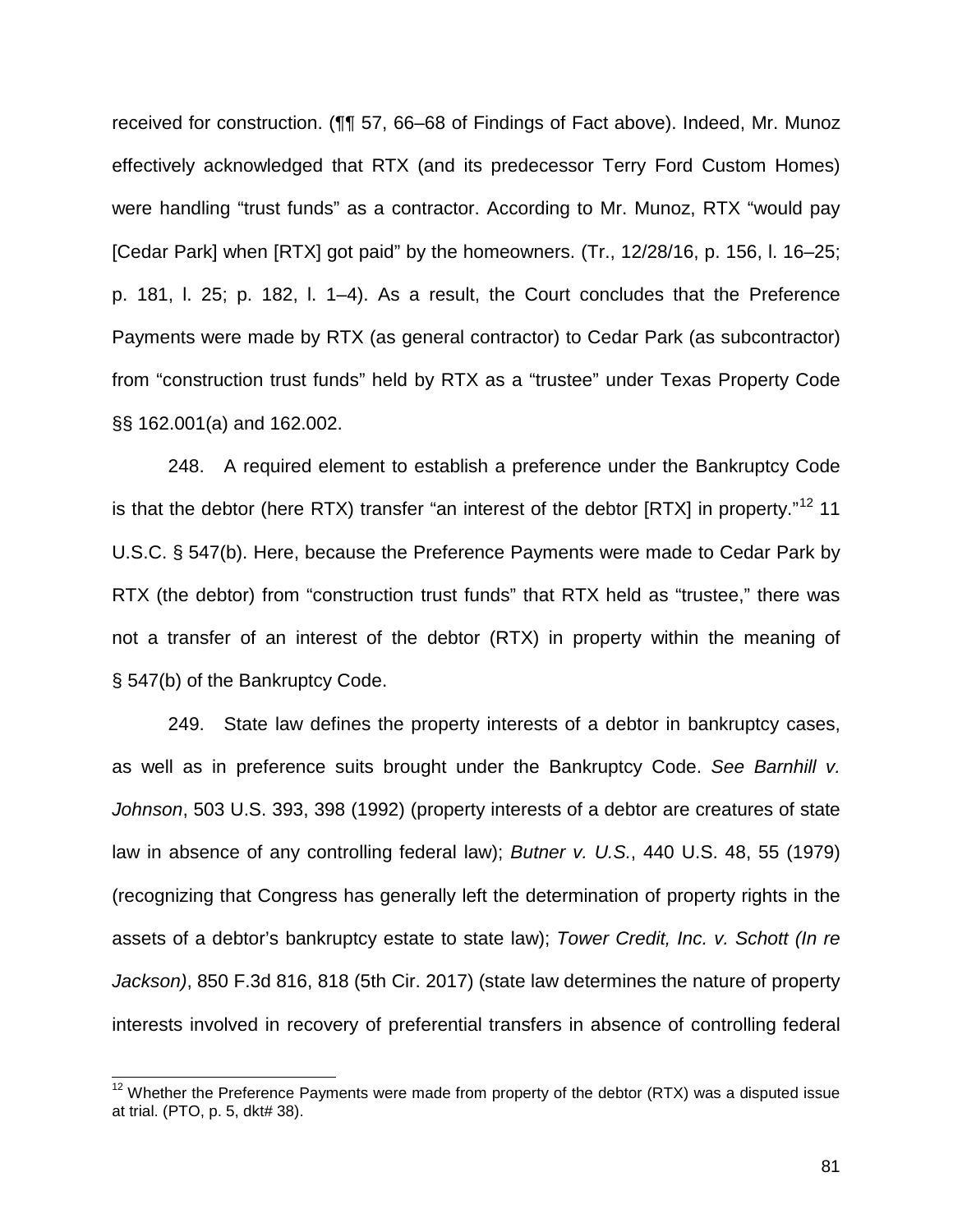received for construction. (¶¶ 57, 66–68 of Findings of Fact above). Indeed, Mr. Munoz effectively acknowledged that RTX (and its predecessor Terry Ford Custom Homes) were handling "trust funds" as a contractor. According to Mr. Munoz, RTX "would pay [Cedar Park] when [RTX] got paid" by the homeowners. (Tr., 12/28/16, p. 156, l. 16–25; p. 181, l. 25; p. 182, l. 1–4). As a result, the Court concludes that the Preference Payments were made by RTX (as general contractor) to Cedar Park (as subcontractor) from "construction trust funds" held by RTX as a "trustee" under Texas Property Code §§ 162.001(a) and 162.002.

248. A required element to establish a preference under the Bankruptcy Code is that the debtor (here RTX) transfer "an interest of the debtor [RTX] in property."[12] 11 U.S.C. § 547(b). Here, because the Preference Payments were made to Cedar Park by RTX (the debtor) from "construction trust funds" that RTX held as "trustee," there was not a transfer of an interest of the debtor (RTX) in property within the meaning of § 547(b) of the Bankruptcy Code.

249. State law defines the property interests of a debtor in bankruptcy cases, as well as in preference suits brought under the Bankruptcy Code. *See Barnhill v. Johnson*, 503 U.S. 393, 398 (1992) (property interests of a debtor are creatures of state law in absence of any controlling federal law); *Butner v. U.S.*, 440 U.S. 48, 55 (1979) (recognizing that Congress has generally left the determination of property rights in the assets of a debtor's bankruptcy estate to state law); *Tower Credit, Inc. v. Schott (In re Jackson)*, 850 F.3d 816, 818 (5th Cir. 2017) (state law determines the nature of property interests involved in recovery of preferential transfers in absence of controlling federal

[12] Whether the Preference Payments were made from property of the debtor (RTX) was a disputed issue at trial. (PTO, p. 5, dkt# 38).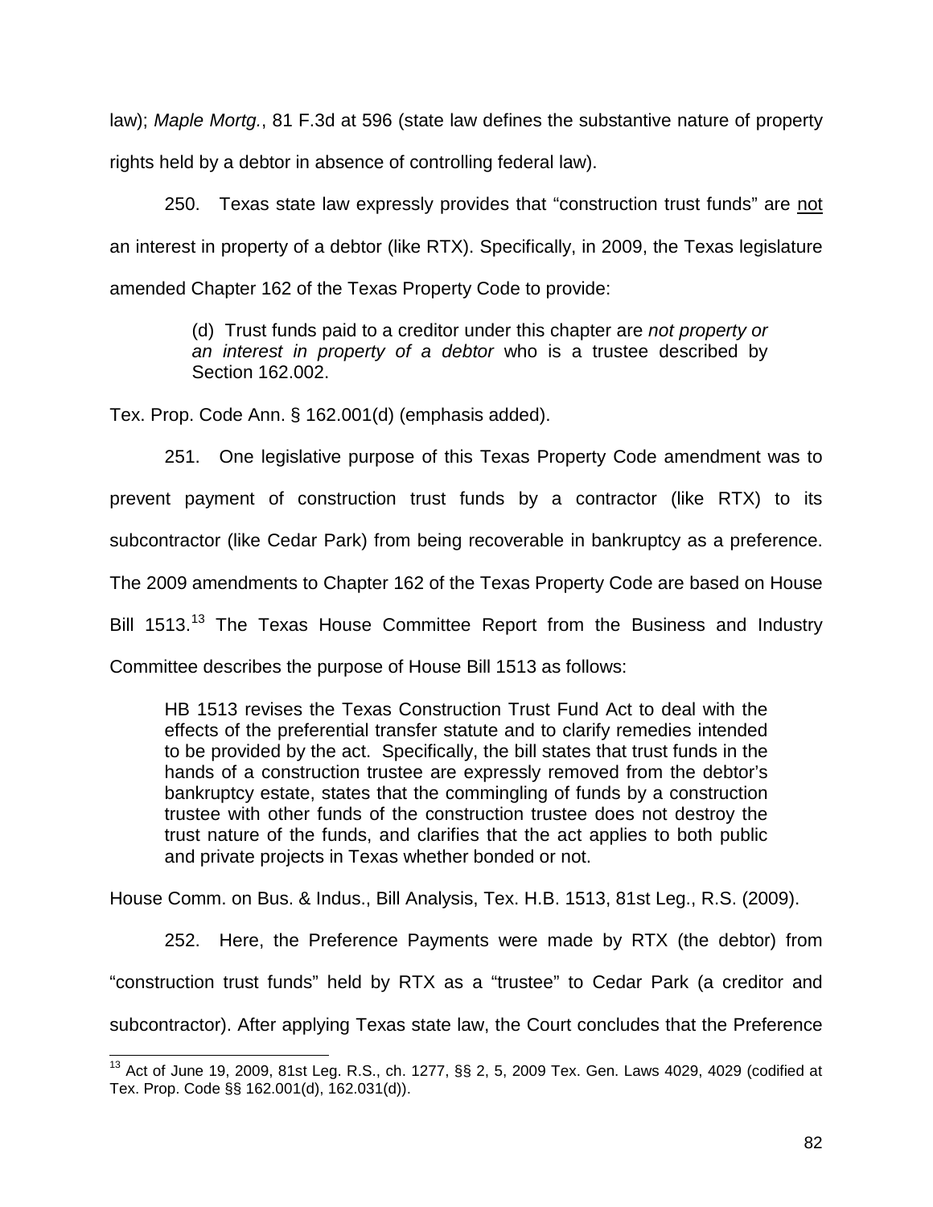law); *Maple Mortg.*, 81 F.3d at 596 (state law defines the substantive nature of property rights held by a debtor in absence of controlling federal law).

250. Texas state law expressly provides that "construction trust funds" are not an interest in property of a debtor (like RTX). Specifically, in 2009, the Texas legislature amended Chapter 162 of the Texas Property Code to provide:

> (d) Trust funds paid to a creditor under this chapter are *not property or an interest in property of a debtor* who is a trustee described by Section 162.002.

Tex. Prop. Code Ann. § 162.001(d) (emphasis added).

251. One legislative purpose of this Texas Property Code amendment was to prevent payment of construction trust funds by a contractor (like RTX) to its subcontractor (like Cedar Park) from being recoverable in bankruptcy as a preference. The 2009 amendments to Chapter 162 of the Texas Property Code are based on House Bill 1513.[13] The Texas House Committee Report from the Business and Industry Committee describes the purpose of House Bill 1513 as follows:

> HB 1513 revises the Texas Construction Trust Fund Act to deal with the effects of the preferential transfer statute and to clarify remedies intended to be provided by the act. Specifically, the bill states that trust funds in the hands of a construction trustee are expressly removed from the debtor's bankruptcy estate, states that the commingling of funds by a construction trustee with other funds of the construction trustee does not destroy the trust nature of the funds, and clarifies that the act applies to both public and private projects in Texas whether bonded or not.

House Comm. on Bus. & Indus., Bill Analysis, Tex. H.B. 1513, 81st Leg., R.S. (2009).

252. Here, the Preference Payments were made by RTX (the debtor) from "construction trust funds" held by RTX as a "trustee" to Cedar Park (a creditor and subcontractor). After applying Texas state law, the Court concludes that the Preference

[13] Act of June 19, 2009, 81st Leg. R.S., ch. 1277, §§ 2, 5, 2009 Tex. Gen. Laws 4029, 4029 (codified at Tex. Prop. Code §§ 162.001(d), 162.031(d)).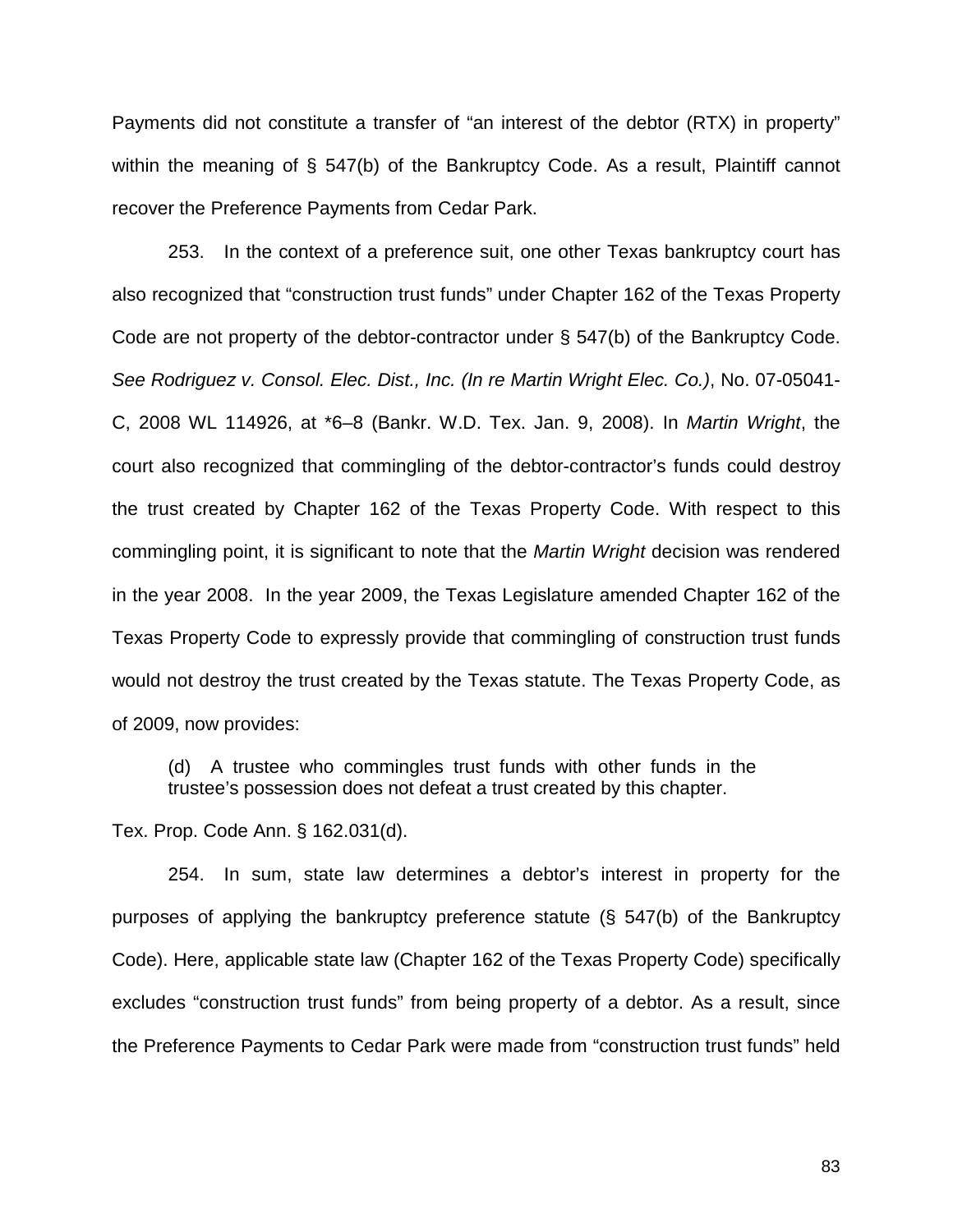Payments did not constitute a transfer of "an interest of the debtor (RTX) in property" within the meaning of § 547(b) of the Bankruptcy Code. As a result, Plaintiff cannot recover the Preference Payments from Cedar Park.

253. In the context of a preference suit, one other Texas bankruptcy court has also recognized that "construction trust funds" under Chapter 162 of the Texas Property Code are not property of the debtor-contractor under § 547(b) of the Bankruptcy Code. *See Rodriguez v. Consol. Elec. Dist., Inc. (In re Martin Wright Elec. Co.)*, No. 07-05041-C, 2008 WL 114926, at *6–8 (Bankr. W.D. Tex. Jan. 9, 2008). In *Martin Wright*, the court also recognized that commingling of the debtor-contractor's funds could destroy the trust created by Chapter 162 of the Texas Property Code. With respect to this commingling point, it is significant to note that the *Martin Wright* decision was rendered in the year 2008. In the year 2009, the Texas Legislature amended Chapter 162 of the Texas Property Code to expressly provide that commingling of construction trust funds would not destroy the trust created by the Texas statute. The Texas Property Code, as of 2009, now provides:

> (d) A trustee who commingles trust funds with other funds in the trustee's possession does not defeat a trust created by this chapter.

Tex. Prop. Code Ann. § 162.031(d).

254. In sum, state law determines a debtor's interest in property for the purposes of applying the bankruptcy preference statute (§ 547(b) of the Bankruptcy Code). Here, applicable state law (Chapter 162 of the Texas Property Code) specifically excludes "construction trust funds" from being property of a debtor. As a result, since the Preference Payments to Cedar Park were made from "construction trust funds" held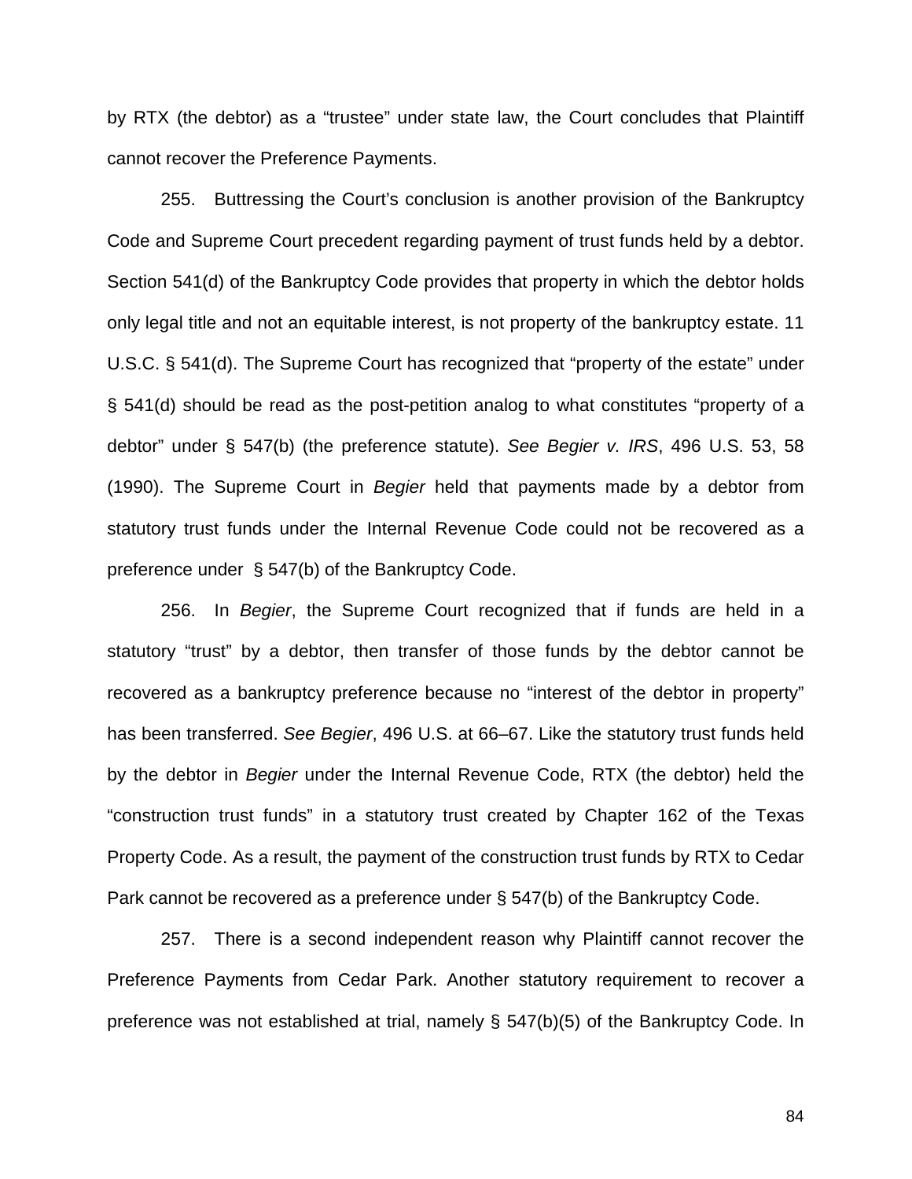by RTX (the debtor) as a "trustee" under state law, the Court concludes that Plaintiff cannot recover the Preference Payments.

255. Buttressing the Court's conclusion is another provision of the Bankruptcy Code and Supreme Court precedent regarding payment of trust funds held by a debtor. Section 541(d) of the Bankruptcy Code provides that property in which the debtor holds only legal title and not an equitable interest, is not property of the bankruptcy estate. 11 U.S.C. § 541(d). The Supreme Court has recognized that "property of the estate" under § 541(d) should be read as the post-petition analog to what constitutes "property of a debtor" under § 547(b) (the preference statute). *See Begier v. IRS*, 496 U.S. 53, 58 (1990). The Supreme Court in *Begier* held that payments made by a debtor from statutory trust funds under the Internal Revenue Code could not be recovered as a preference under § 547(b) of the Bankruptcy Code.

256. In *Begier*, the Supreme Court recognized that if funds are held in a statutory "trust" by a debtor, then transfer of those funds by the debtor cannot be recovered as a bankruptcy preference because no "interest of the debtor in property" has been transferred. *See Begier*, 496 U.S. at 66–67. Like the statutory trust funds held by the debtor in *Begier* under the Internal Revenue Code, RTX (the debtor) held the "construction trust funds" in a statutory trust created by Chapter 162 of the Texas Property Code. As a result, the payment of the construction trust funds by RTX to Cedar Park cannot be recovered as a preference under § 547(b) of the Bankruptcy Code.

257. There is a second independent reason why Plaintiff cannot recover the Preference Payments from Cedar Park. Another statutory requirement to recover a preference was not established at trial, namely § 547(b)(5) of the Bankruptcy Code. In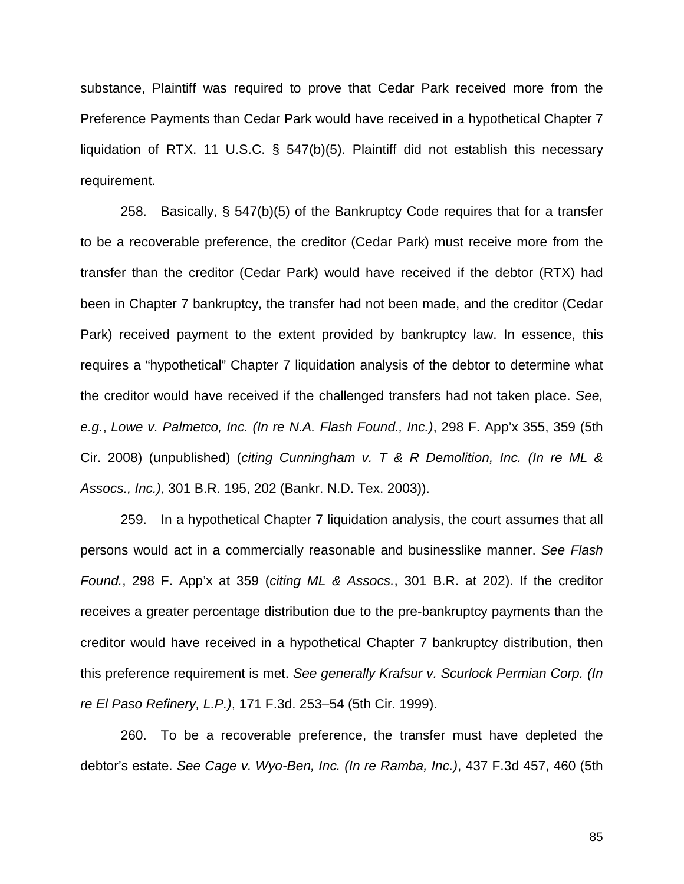substance, Plaintiff was required to prove that Cedar Park received more from the Preference Payments than Cedar Park would have received in a hypothetical Chapter 7 liquidation of RTX. 11 U.S.C. § 547(b)(5). Plaintiff did not establish this necessary requirement.

258. Basically, § 547(b)(5) of the Bankruptcy Code requires that for a transfer to be a recoverable preference, the creditor (Cedar Park) must receive more from the transfer than the creditor (Cedar Park) would have received if the debtor (RTX) had been in Chapter 7 bankruptcy, the transfer had not been made, and the creditor (Cedar Park) received payment to the extent provided by bankruptcy law. In essence, this requires a "hypothetical" Chapter 7 liquidation analysis of the debtor to determine what the creditor would have received if the challenged transfers had not taken place. *See, e.g.*, *Lowe v. Palmetco, Inc. (In re N.A. Flash Found., Inc.)*, 298 F. App'x 355, 359 (5th Cir. 2008) (unpublished) (*citing Cunningham v. T & R Demolition, Inc. (In re ML & Assocs., Inc.)*, 301 B.R. 195, 202 (Bankr. N.D. Tex. 2003)).

259. In a hypothetical Chapter 7 liquidation analysis, the court assumes that all persons would act in a commercially reasonable and businesslike manner. *See Flash Found.*, 298 F. App'x at 359 (*citing ML & Assocs.*, 301 B.R. at 202). If the creditor receives a greater percentage distribution due to the pre-bankruptcy payments than the creditor would have received in a hypothetical Chapter 7 bankruptcy distribution, then this preference requirement is met. *See generally Krafsur v. Scurlock Permian Corp. (In re El Paso Refinery, L.P.)*, 171 F.3d. 253–54 (5th Cir. 1999).

260. To be a recoverable preference, the transfer must have depleted the debtor's estate. *See Cage v. Wyo-Ben, Inc. (In re Ramba, Inc.)*, 437 F.3d 457, 460 (5th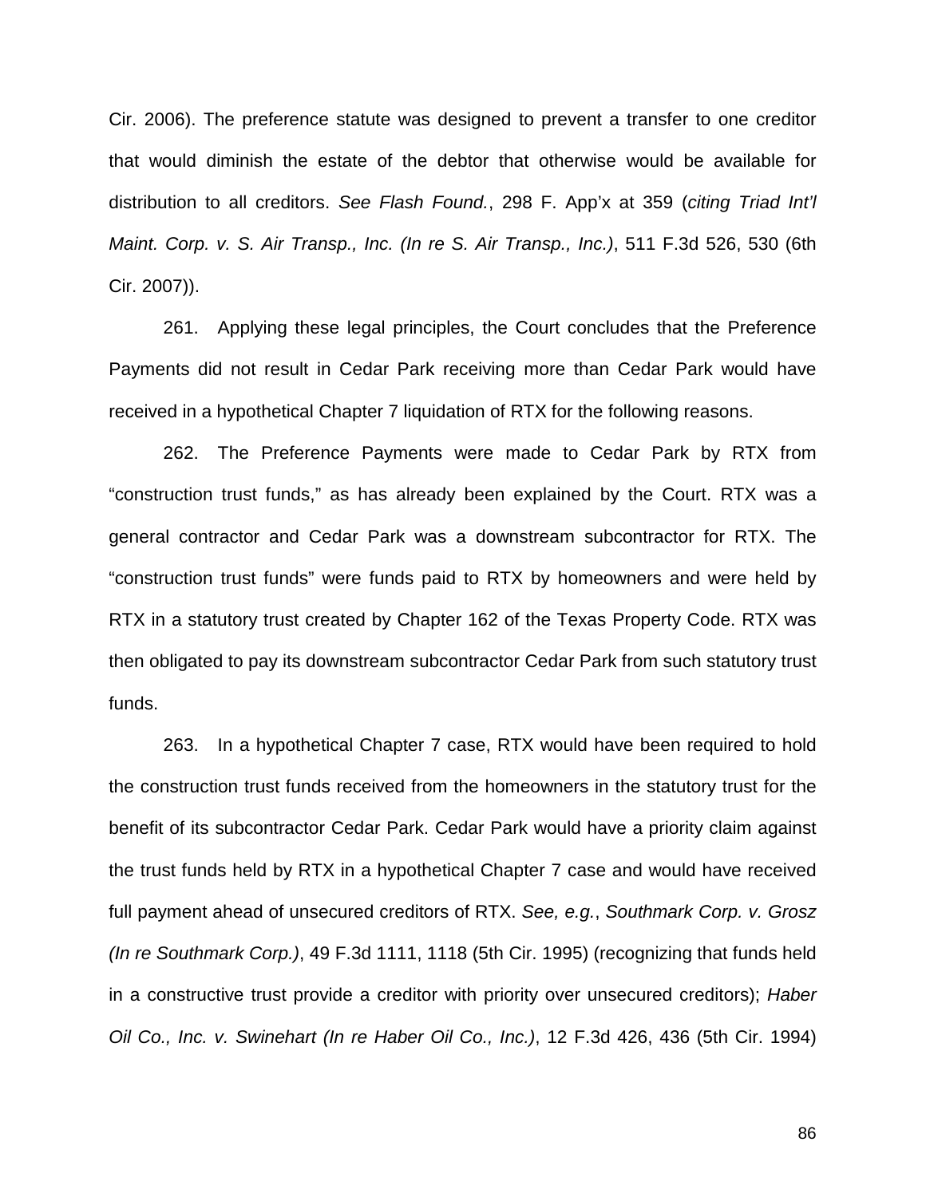Cir. 2006). The preference statute was designed to prevent a transfer to one creditor that would diminish the estate of the debtor that otherwise would be available for distribution to all creditors. *See Flash Found.*, 298 F. App'x at 359 (*citing Triad Int'l Maint. Corp. v. S. Air Transp., Inc. (In re S. Air Transp., Inc.)*, 511 F.3d 526, 530 (6th Cir. 2007)).

261. Applying these legal principles, the Court concludes that the Preference Payments did not result in Cedar Park receiving more than Cedar Park would have received in a hypothetical Chapter 7 liquidation of RTX for the following reasons.

262. The Preference Payments were made to Cedar Park by RTX from "construction trust funds," as has already been explained by the Court. RTX was a general contractor and Cedar Park was a downstream subcontractor for RTX. The "construction trust funds" were funds paid to RTX by homeowners and were held by RTX in a statutory trust created by Chapter 162 of the Texas Property Code. RTX was then obligated to pay its downstream subcontractor Cedar Park from such statutory trust funds.

263. In a hypothetical Chapter 7 case, RTX would have been required to hold the construction trust funds received from the homeowners in the statutory trust for the benefit of its subcontractor Cedar Park. Cedar Park would have a priority claim against the trust funds held by RTX in a hypothetical Chapter 7 case and would have received full payment ahead of unsecured creditors of RTX. *See, e.g.*, *Southmark Corp. v. Grosz (In re Southmark Corp.)*, 49 F.3d 1111, 1118 (5th Cir. 1995) (recognizing that funds held in a constructive trust provide a creditor with priority over unsecured creditors); *Haber Oil Co., Inc. v. Swinehart (In re Haber Oil Co., Inc.)*, 12 F.3d 426, 436 (5th Cir. 1994)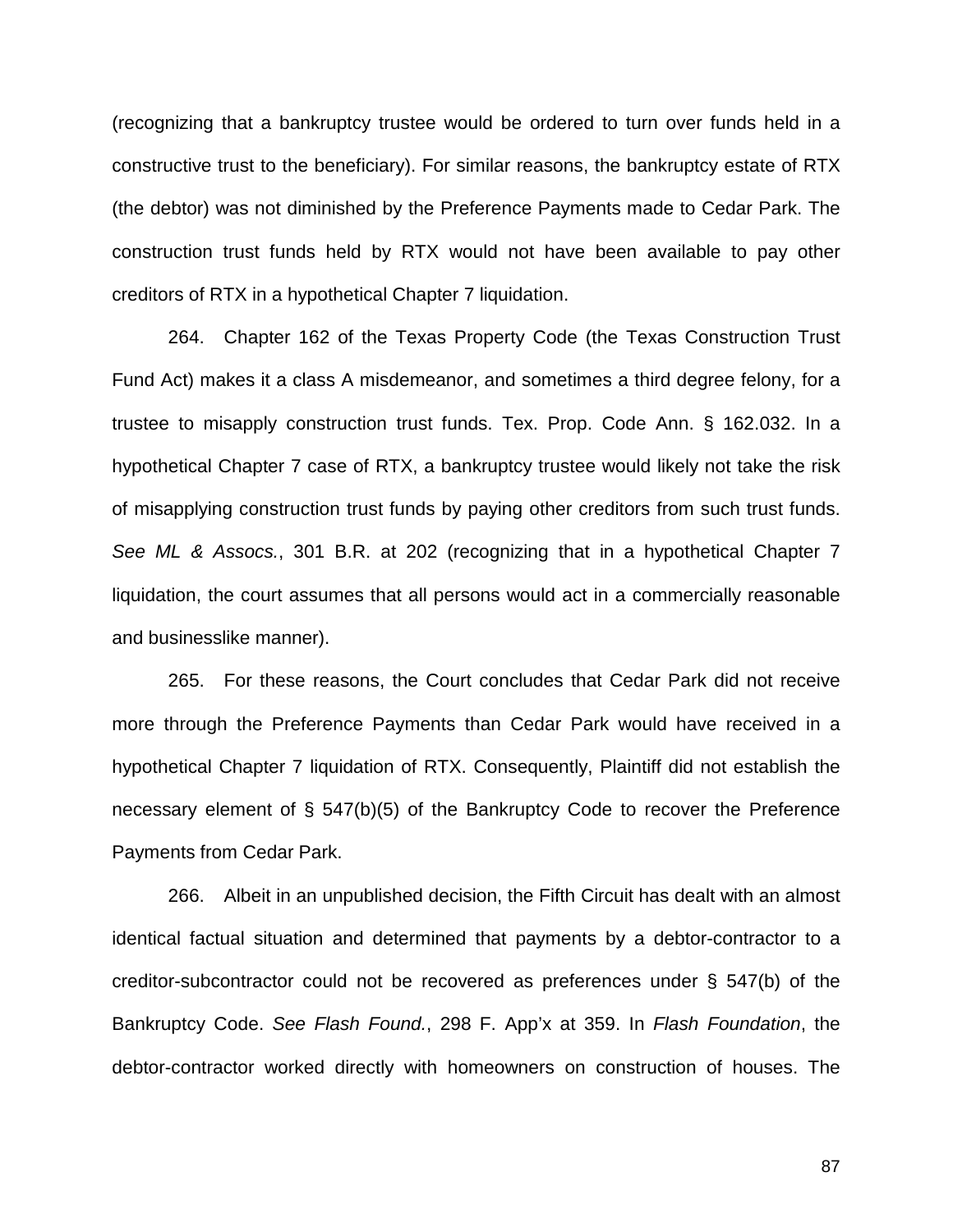(recognizing that a bankruptcy trustee would be ordered to turn over funds held in a constructive trust to the beneficiary). For similar reasons, the bankruptcy estate of RTX (the debtor) was not diminished by the Preference Payments made to Cedar Park. The construction trust funds held by RTX would not have been available to pay other creditors of RTX in a hypothetical Chapter 7 liquidation.

264. Chapter 162 of the Texas Property Code (the Texas Construction Trust Fund Act) makes it a class A misdemeanor, and sometimes a third degree felony, for a trustee to misapply construction trust funds. Tex. Prop. Code Ann. § 162.032. In a hypothetical Chapter 7 case of RTX, a bankruptcy trustee would likely not take the risk of misapplying construction trust funds by paying other creditors from such trust funds. *See ML & Assocs.*, 301 B.R. at 202 (recognizing that in a hypothetical Chapter 7 liquidation, the court assumes that all persons would act in a commercially reasonable and businesslike manner).

265. For these reasons, the Court concludes that Cedar Park did not receive more through the Preference Payments than Cedar Park would have received in a hypothetical Chapter 7 liquidation of RTX. Consequently, Plaintiff did not establish the necessary element of § 547(b)(5) of the Bankruptcy Code to recover the Preference Payments from Cedar Park.

266. Albeit in an unpublished decision, the Fifth Circuit has dealt with an almost identical factual situation and determined that payments by a debtor-contractor to a creditor-subcontractor could not be recovered as preferences under § 547(b) of the Bankruptcy Code. *See Flash Found.*, 298 F. App'x at 359. In *Flash Foundation*, the debtor-contractor worked directly with homeowners on construction of houses. The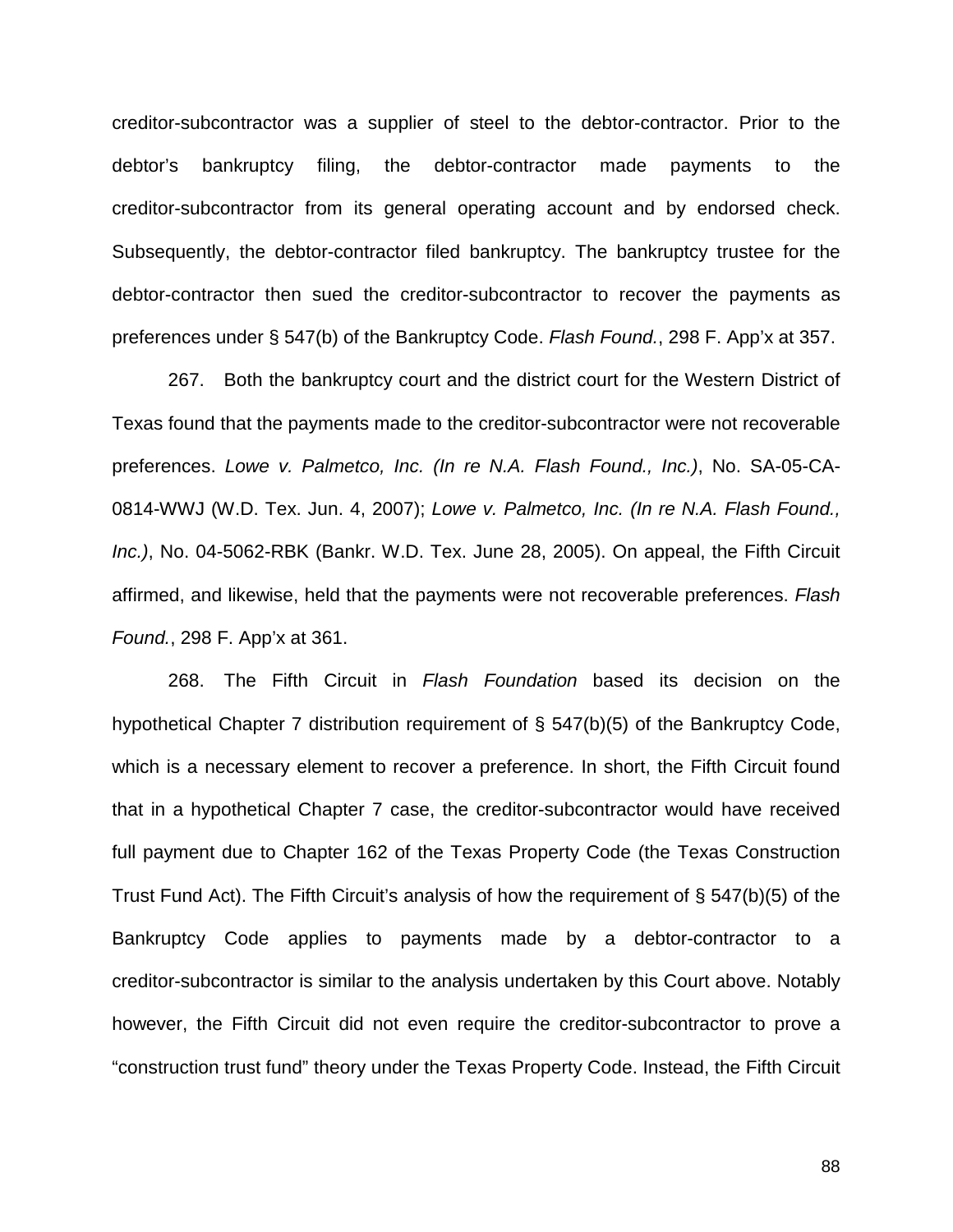creditor-subcontractor was a supplier of steel to the debtor-contractor. Prior to the debtor's bankruptcy filing, the debtor-contractor made payments to the creditor-subcontractor from its general operating account and by endorsed check. Subsequently, the debtor-contractor filed bankruptcy. The bankruptcy trustee for the debtor-contractor then sued the creditor-subcontractor to recover the payments as preferences under § 547(b) of the Bankruptcy Code. *Flash Found.*, 298 F. App'x at 357.

267. Both the bankruptcy court and the district court for the Western District of Texas found that the payments made to the creditor-subcontractor were not recoverable preferences. *Lowe v. Palmetco, Inc. (In re N.A. Flash Found., Inc.)*, No. SA-05-CA-0814-WWJ (W.D. Tex. Jun. 4, 2007); *Lowe v. Palmetco, Inc. (In re N.A. Flash Found., Inc.)*, No. 04-5062-RBK (Bankr. W.D. Tex. June 28, 2005). On appeal, the Fifth Circuit affirmed, and likewise, held that the payments were not recoverable preferences. *Flash Found.*, 298 F. App'x at 361.

268. The Fifth Circuit in *Flash Foundation* based its decision on the hypothetical Chapter 7 distribution requirement of § 547(b)(5) of the Bankruptcy Code, which is a necessary element to recover a preference. In short, the Fifth Circuit found that in a hypothetical Chapter 7 case, the creditor-subcontractor would have received full payment due to Chapter 162 of the Texas Property Code (the Texas Construction Trust Fund Act). The Fifth Circuit's analysis of how the requirement of § 547(b)(5) of the Bankruptcy Code applies to payments made by a debtor-contractor to a creditor-subcontractor is similar to the analysis undertaken by this Court above. Notably however, the Fifth Circuit did not even require the creditor-subcontractor to prove a "construction trust fund" theory under the Texas Property Code. Instead, the Fifth Circuit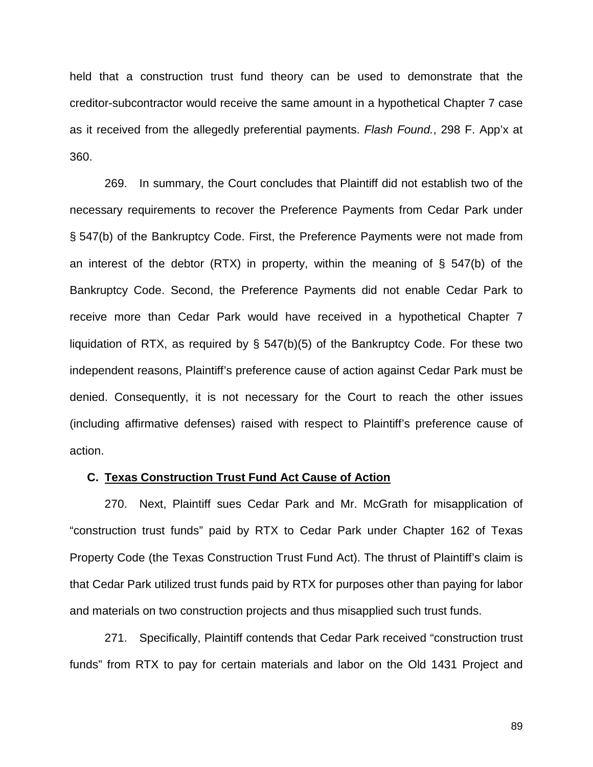held that a construction trust fund theory can be used to demonstrate that the creditor-subcontractor would receive the same amount in a hypothetical Chapter 7 case as it received from the allegedly preferential payments. *Flash Found.*, 298 F. App'x at 360.

269. In summary, the Court concludes that Plaintiff did not establish two of the necessary requirements to recover the Preference Payments from Cedar Park under § 547(b) of the Bankruptcy Code. First, the Preference Payments were not made from an interest of the debtor (RTX) in property, within the meaning of § 547(b) of the Bankruptcy Code. Second, the Preference Payments did not enable Cedar Park to receive more than Cedar Park would have received in a hypothetical Chapter 7 liquidation of RTX, as required by § 547(b)(5) of the Bankruptcy Code. For these two independent reasons, Plaintiff's preference cause of action against Cedar Park must be denied. Consequently, it is not necessary for the Court to reach the other issues (including affirmative defenses) raised with respect to Plaintiff's preference cause of action.

### C. Texas Construction Trust Fund Act Cause of Action

270. Next, Plaintiff sues Cedar Park and Mr. McGrath for misapplication of "construction trust funds" paid by RTX to Cedar Park under Chapter 162 of Texas Property Code (the Texas Construction Trust Fund Act). The thrust of Plaintiff's claim is that Cedar Park utilized trust funds paid by RTX for purposes other than paying for labor and materials on two construction projects and thus misapplied such trust funds.

271. Specifically, Plaintiff contends that Cedar Park received "construction trust funds" from RTX to pay for certain materials and labor on the Old 1431 Project and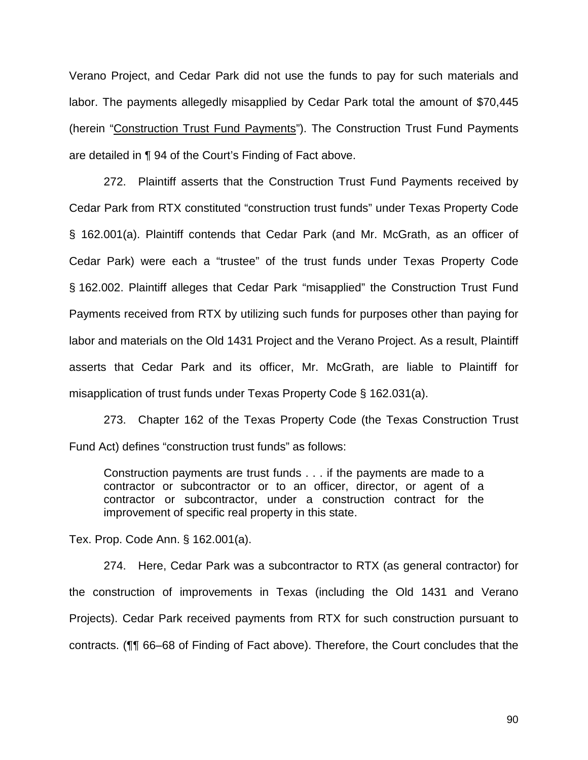Verano Project, and Cedar Park did not use the funds to pay for such materials and labor. The payments allegedly misapplied by Cedar Park total the amount of $70,445 (herein "Construction Trust Fund Payments"). The Construction Trust Fund Payments are detailed in ¶ 94 of the Court's Finding of Fact above.

272. Plaintiff asserts that the Construction Trust Fund Payments received by Cedar Park from RTX constituted "construction trust funds" under Texas Property Code § 162.001(a). Plaintiff contends that Cedar Park (and Mr. McGrath, as an officer of Cedar Park) were each a "trustee" of the trust funds under Texas Property Code § 162.002. Plaintiff alleges that Cedar Park "misapplied" the Construction Trust Fund Payments received from RTX by utilizing such funds for purposes other than paying for labor and materials on the Old 1431 Project and the Verano Project. As a result, Plaintiff asserts that Cedar Park and its officer, Mr. McGrath, are liable to Plaintiff for misapplication of trust funds under Texas Property Code § 162.031(a).

273. Chapter 162 of the Texas Property Code (the Texas Construction Trust Fund Act) defines "construction trust funds" as follows:

> Construction payments are trust funds . . . if the payments are made to a contractor or subcontractor or to an officer, director, or agent of a contractor or subcontractor, under a construction contract for the improvement of specific real property in this state.

Tex. Prop. Code Ann. § 162.001(a).

274. Here, Cedar Park was a subcontractor to RTX (as general contractor) for the construction of improvements in Texas (including the Old 1431 and Verano Projects). Cedar Park received payments from RTX for such construction pursuant to contracts. (¶¶ 66–68 of Finding of Fact above). Therefore, the Court concludes that the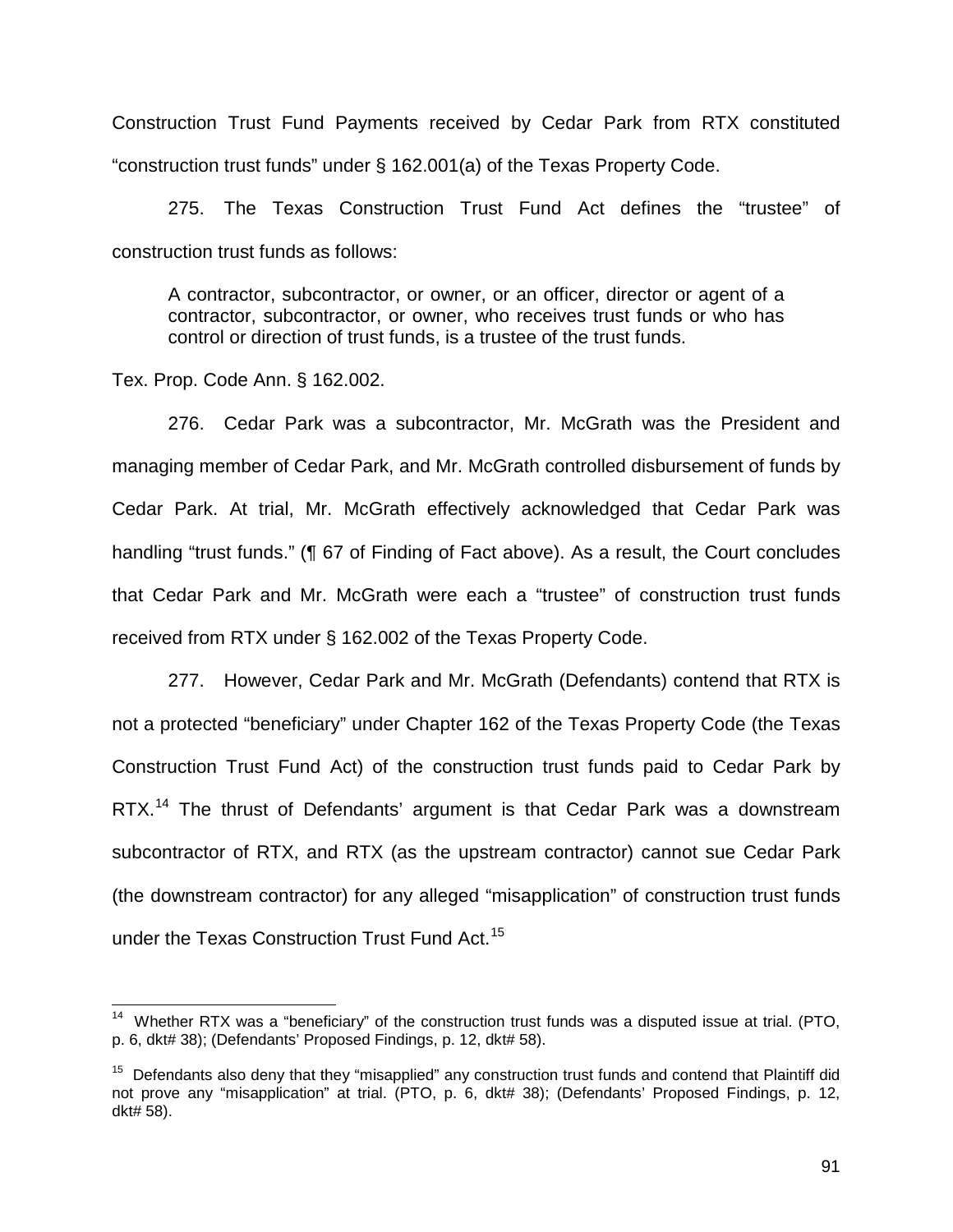Construction Trust Fund Payments received by Cedar Park from RTX constituted "construction trust funds" under § 162.001(a) of the Texas Property Code.

275. The Texas Construction Trust Fund Act defines the "trustee" of construction trust funds as follows:

> A contractor, subcontractor, or owner, or an officer, director or agent of a contractor, subcontractor, or owner, who receives trust funds or who has control or direction of trust funds, is a trustee of the trust funds.

Tex. Prop. Code Ann. § 162.002.

276. Cedar Park was a subcontractor, Mr. McGrath was the President and managing member of Cedar Park, and Mr. McGrath controlled disbursement of funds by Cedar Park. At trial, Mr. McGrath effectively acknowledged that Cedar Park was handling "trust funds." (¶ 67 of Finding of Fact above). As a result, the Court concludes that Cedar Park and Mr. McGrath were each a "trustee" of construction trust funds received from RTX under § 162.002 of the Texas Property Code.

277. However, Cedar Park and Mr. McGrath (Defendants) contend that RTX is not a protected "beneficiary" under Chapter 162 of the Texas Property Code (the Texas Construction Trust Fund Act) of the construction trust funds paid to Cedar Park by RTX.[14] The thrust of Defendants' argument is that Cedar Park was a downstream subcontractor of RTX, and RTX (as the upstream contractor) cannot sue Cedar Park (the downstream contractor) for any alleged "misapplication" of construction trust funds under the Texas Construction Trust Fund Act.[15]

---

[14] Whether RTX was a "beneficiary" of the construction trust funds was a disputed issue at trial. (PTO, p. 6, dkt# 38); (Defendants' Proposed Findings, p. 12, dkt# 58).

[15] Defendants also deny that they "misapplied" any construction trust funds and contend that Plaintiff did not prove any "misapplication" at trial. (PTO, p. 6, dkt# 38); (Defendants' Proposed Findings, p. 12, dkt# 58).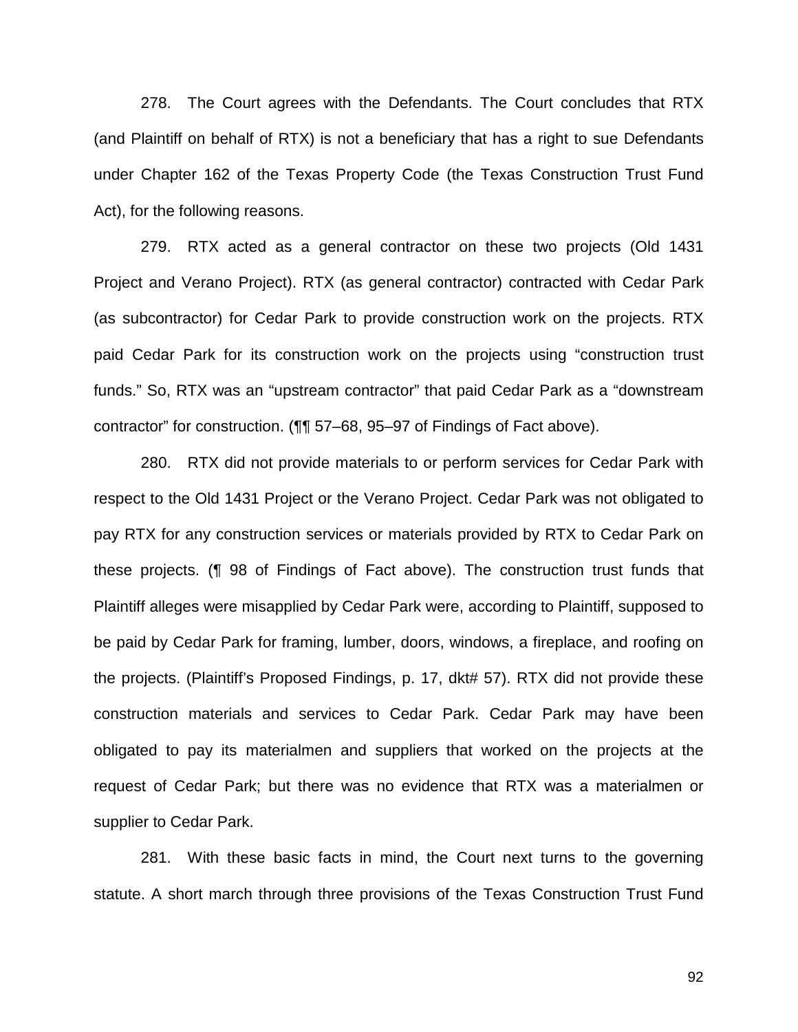278. The Court agrees with the Defendants. The Court concludes that RTX (and Plaintiff on behalf of RTX) is not a beneficiary that has a right to sue Defendants under Chapter 162 of the Texas Property Code (the Texas Construction Trust Fund Act), for the following reasons.

279. RTX acted as a general contractor on these two projects (Old 1431 Project and Verano Project). RTX (as general contractor) contracted with Cedar Park (as subcontractor) for Cedar Park to provide construction work on the projects. RTX paid Cedar Park for its construction work on the projects using "construction trust funds." So, RTX was an "upstream contractor" that paid Cedar Park as a "downstream contractor" for construction. (¶¶ 57–68, 95–97 of Findings of Fact above).

280. RTX did not provide materials to or perform services for Cedar Park with respect to the Old 1431 Project or the Verano Project. Cedar Park was not obligated to pay RTX for any construction services or materials provided by RTX to Cedar Park on these projects. (¶ 98 of Findings of Fact above). The construction trust funds that Plaintiff alleges were misapplied by Cedar Park were, according to Plaintiff, supposed to be paid by Cedar Park for framing, lumber, doors, windows, a fireplace, and roofing on the projects. (Plaintiff's Proposed Findings, p. 17, dkt# 57). RTX did not provide these construction materials and services to Cedar Park. Cedar Park may have been obligated to pay its materialmen and suppliers that worked on the projects at the request of Cedar Park; but there was no evidence that RTX was a materialmen or supplier to Cedar Park.

281. With these basic facts in mind, the Court next turns to the governing statute. A short march through three provisions of the Texas Construction Trust Fund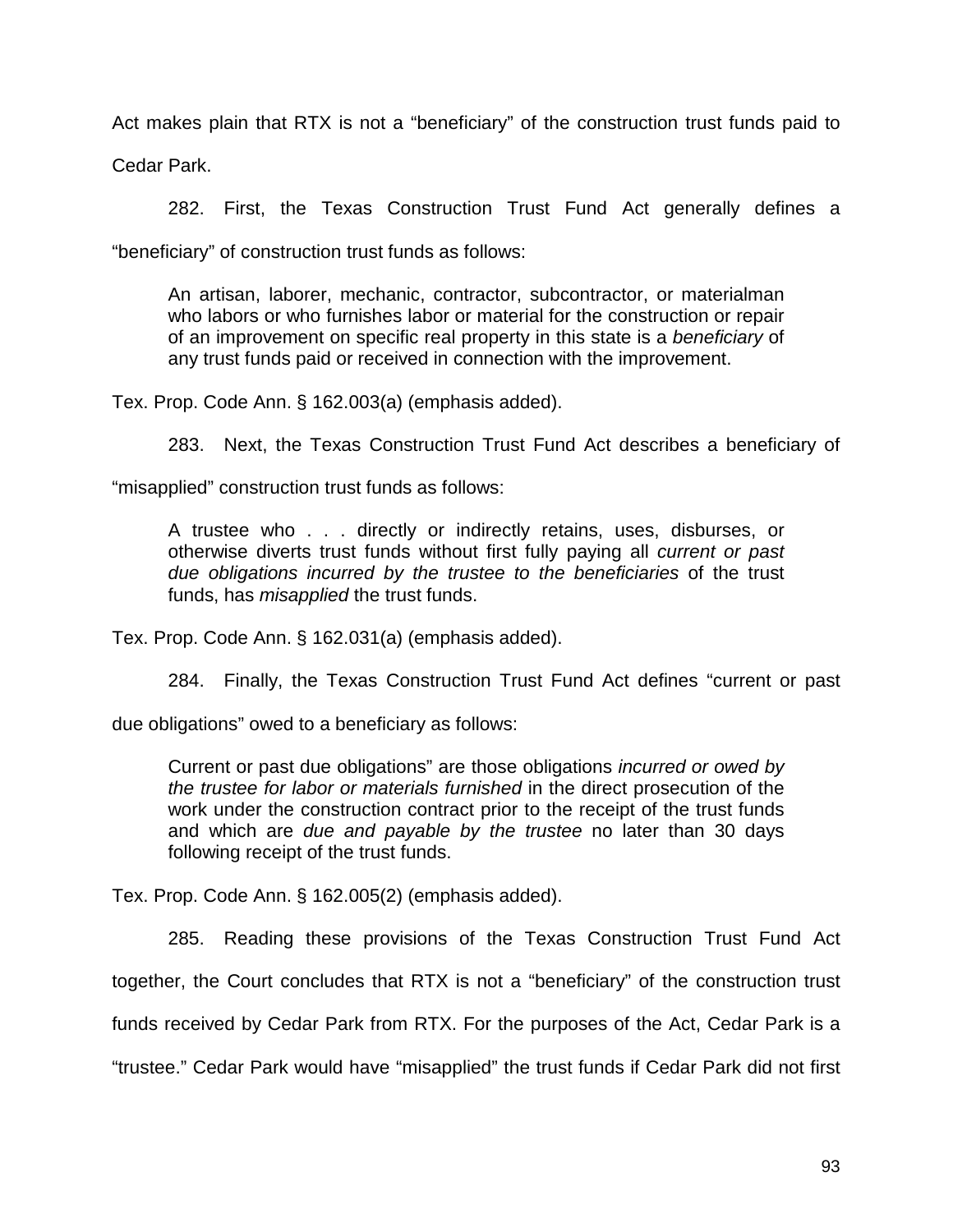Act makes plain that RTX is not a "beneficiary" of the construction trust funds paid to Cedar Park.

282. First, the Texas Construction Trust Fund Act generally defines a "beneficiary" of construction trust funds as follows:

> An artisan, laborer, mechanic, contractor, subcontractor, or materialman who labors or who furnishes labor or material for the construction or repair of an improvement on specific real property in this state is a *beneficiary* of any trust funds paid or received in connection with the improvement.

Tex. Prop. Code Ann. § 162.003(a) (emphasis added).

283. Next, the Texas Construction Trust Fund Act describes a beneficiary of "misapplied" construction trust funds as follows:

> A trustee who . . . directly or indirectly retains, uses, disburses, or otherwise diverts trust funds without first fully paying all *current or past due obligations incurred by the trustee to the beneficiaries* of the trust funds, has *misapplied* the trust funds.

Tex. Prop. Code Ann. § 162.031(a) (emphasis added).

284. Finally, the Texas Construction Trust Fund Act defines "current or past due obligations" owed to a beneficiary as follows:

> Current or past due obligations" are those obligations *incurred or owed by the trustee for labor or materials furnished* in the direct prosecution of the work under the construction contract prior to the receipt of the trust funds and which are *due and payable by the trustee* no later than 30 days following receipt of the trust funds.

Tex. Prop. Code Ann. § 162.005(2) (emphasis added).

285. Reading these provisions of the Texas Construction Trust Fund Act together, the Court concludes that RTX is not a "beneficiary" of the construction trust funds received by Cedar Park from RTX. For the purposes of the Act, Cedar Park is a "trustee." Cedar Park would have "misapplied" the trust funds if Cedar Park did not first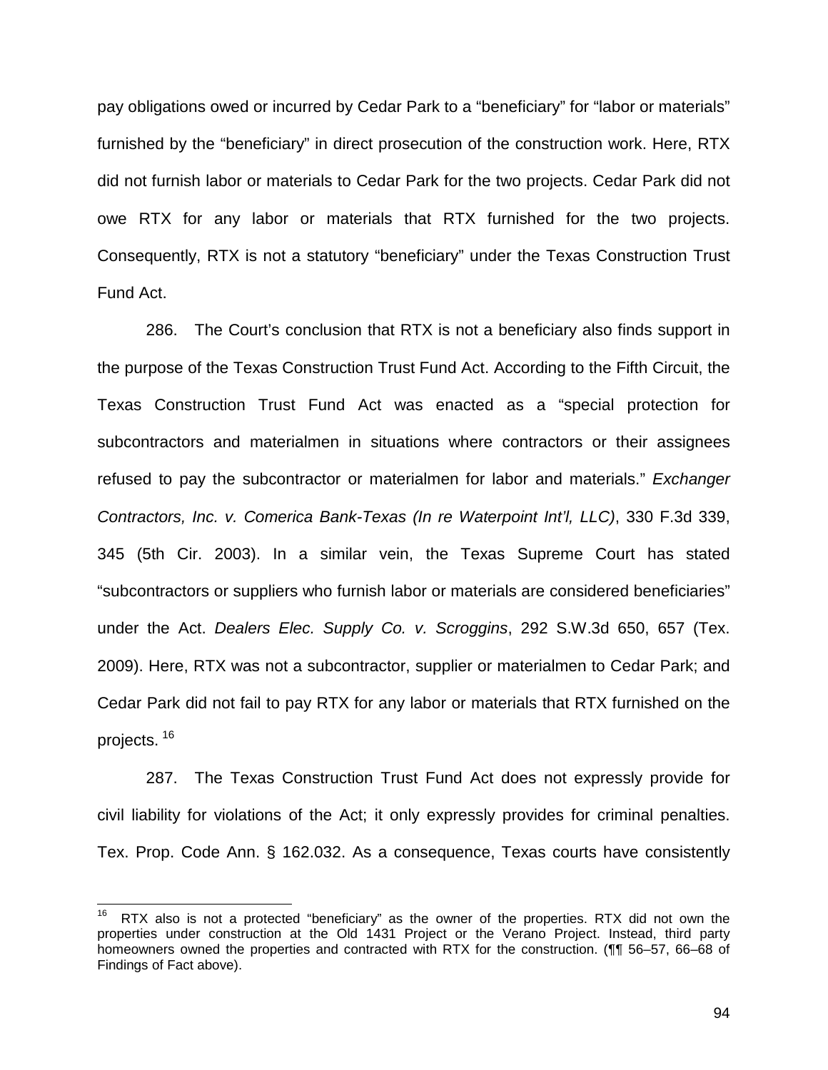pay obligations owed or incurred by Cedar Park to a "beneficiary" for "labor or materials" furnished by the "beneficiary" in direct prosecution of the construction work. Here, RTX did not furnish labor or materials to Cedar Park for the two projects. Cedar Park did not owe RTX for any labor or materials that RTX furnished for the two projects. Consequently, RTX is not a statutory "beneficiary" under the Texas Construction Trust Fund Act.

286. The Court's conclusion that RTX is not a beneficiary also finds support in the purpose of the Texas Construction Trust Fund Act. According to the Fifth Circuit, the Texas Construction Trust Fund Act was enacted as a "special protection for subcontractors and materialmen in situations where contractors or their assignees refused to pay the subcontractor or materialmen for labor and materials." *Exchanger Contractors, Inc. v. Comerica Bank-Texas (In re Waterpoint Int'l, LLC)*, 330 F.3d 339, 345 (5th Cir. 2003). In a similar vein, the Texas Supreme Court has stated "subcontractors or suppliers who furnish labor or materials are considered beneficiaries" under the Act. *Dealers Elec. Supply Co. v. Scroggins*, 292 S.W.3d 650, 657 (Tex. 2009). Here, RTX was not a subcontractor, supplier or materialmen to Cedar Park; and Cedar Park did not fail to pay RTX for any labor or materials that RTX furnished on the projects. [16]

287. The Texas Construction Trust Fund Act does not expressly provide for civil liability for violations of the Act; it only expressly provides for criminal penalties. Tex. Prop. Code Ann. § 162.032. As a consequence, Texas courts have consistently

---

[16] RTX also is not a protected "beneficiary" as the owner of the properties. RTX did not own the properties under construction at the Old 1431 Project or the Verano Project. Instead, third party homeowners owned the properties and contracted with RTX for the construction. (¶¶ 56–57, 66–68 of Findings of Fact above).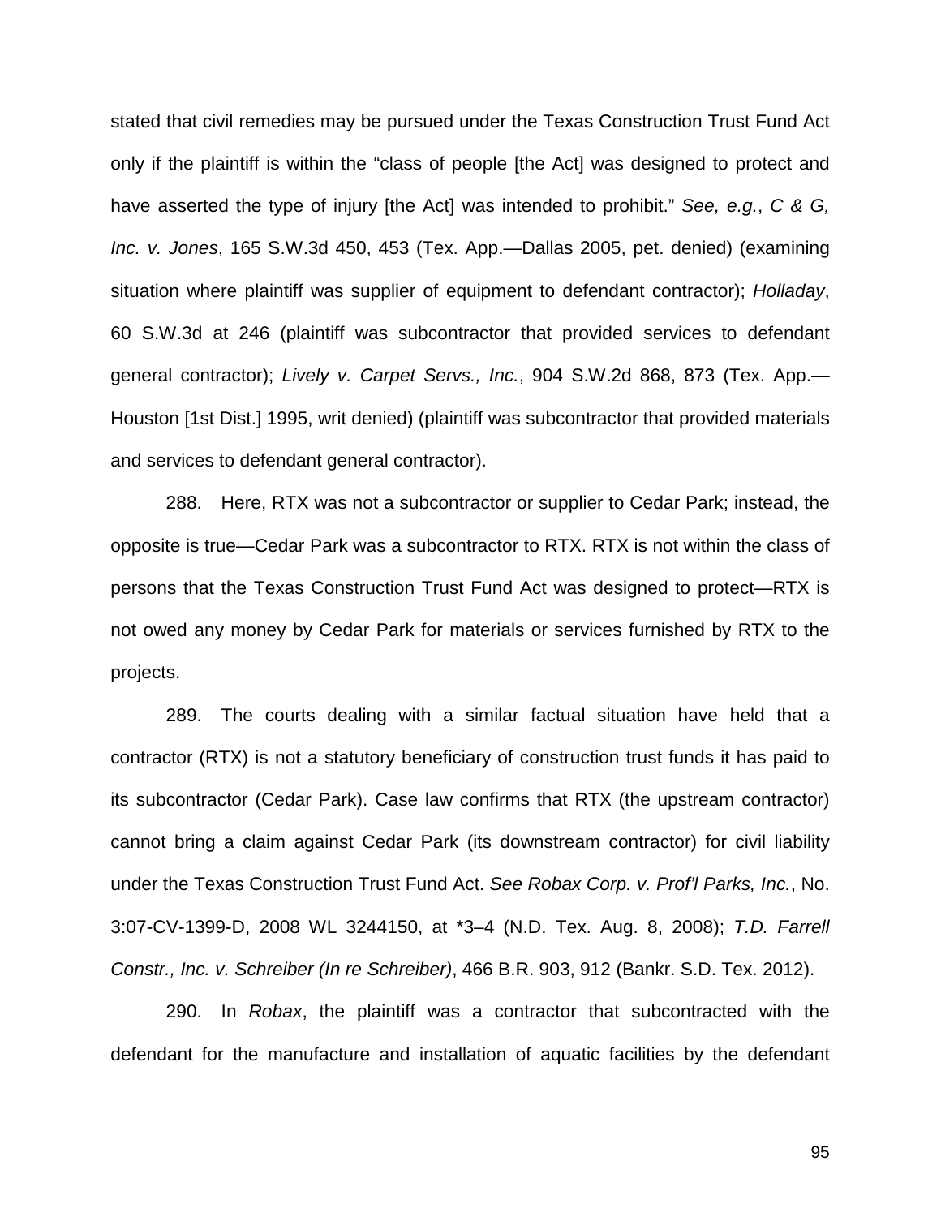stated that civil remedies may be pursued under the Texas Construction Trust Fund Act only if the plaintiff is within the "class of people [the Act] was designed to protect and have asserted the type of injury [the Act] was intended to prohibit." *See, e.g.*, *C & G, Inc. v. Jones*, 165 S.W.3d 450, 453 (Tex. App.—Dallas 2005, pet. denied) (examining situation where plaintiff was supplier of equipment to defendant contractor); *Holladay*, 60 S.W.3d at 246 (plaintiff was subcontractor that provided services to defendant general contractor); *Lively v. Carpet Servs., Inc.*, 904 S.W.2d 868, 873 (Tex. App.—Houston [1st Dist.] 1995, writ denied) (plaintiff was subcontractor that provided materials and services to defendant general contractor).

288. Here, RTX was not a subcontractor or supplier to Cedar Park; instead, the opposite is true—Cedar Park was a subcontractor to RTX. RTX is not within the class of persons that the Texas Construction Trust Fund Act was designed to protect—RTX is not owed any money by Cedar Park for materials or services furnished by RTX to the projects.

289. The courts dealing with a similar factual situation have held that a contractor (RTX) is not a statutory beneficiary of construction trust funds it has paid to its subcontractor (Cedar Park). Case law confirms that RTX (the upstream contractor) cannot bring a claim against Cedar Park (its downstream contractor) for civil liability under the Texas Construction Trust Fund Act. *See Robax Corp. v. Prof'l Parks, Inc.*, No. 3:07-CV-1399-D, 2008 WL 3244150, at *3–4 (N.D. Tex. Aug. 8, 2008); *T.D. Farrell Constr., Inc. v. Schreiber (In re Schreiber)*, 466 B.R. 903, 912 (Bankr. S.D. Tex. 2012).

290. In *Robax*, the plaintiff was a contractor that subcontracted with the defendant for the manufacture and installation of aquatic facilities by the defendant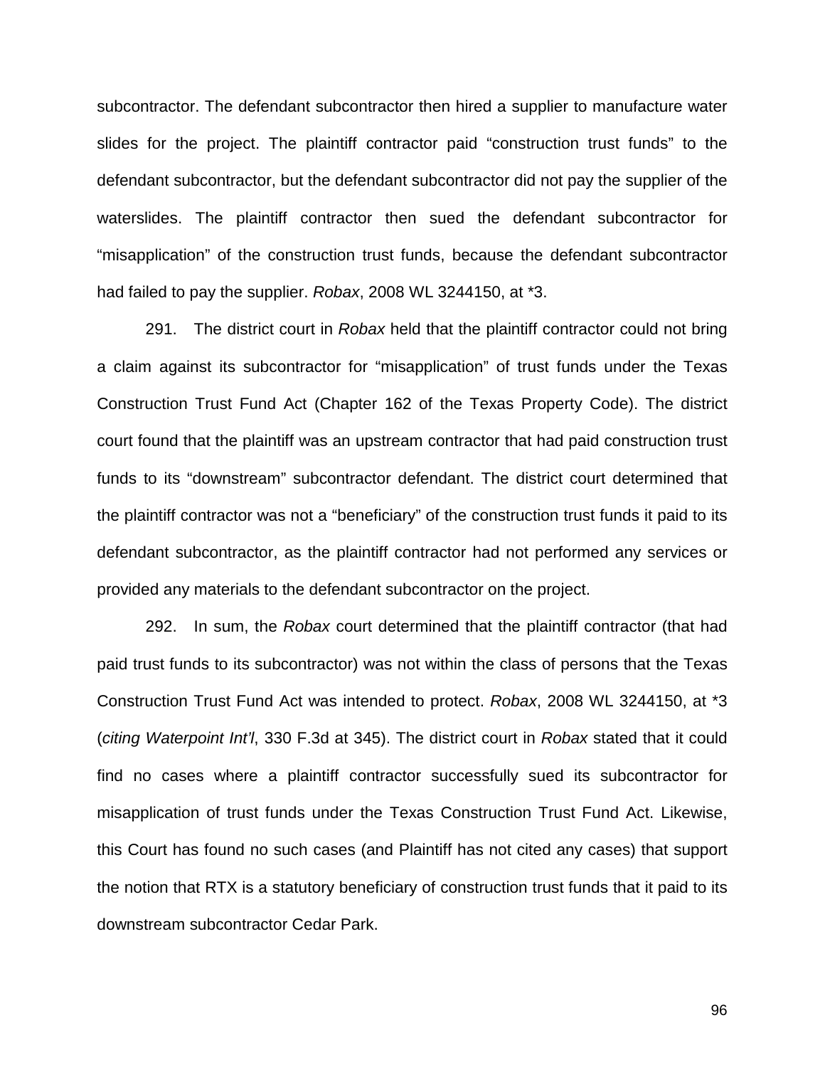subcontractor. The defendant subcontractor then hired a supplier to manufacture water slides for the project. The plaintiff contractor paid "construction trust funds" to the defendant subcontractor, but the defendant subcontractor did not pay the supplier of the waterslides. The plaintiff contractor then sued the defendant subcontractor for "misapplication" of the construction trust funds, because the defendant subcontractor had failed to pay the supplier. *Robax*, 2008 WL 3244150, at *3.

291. The district court in *Robax* held that the plaintiff contractor could not bring a claim against its subcontractor for "misapplication" of trust funds under the Texas Construction Trust Fund Act (Chapter 162 of the Texas Property Code). The district court found that the plaintiff was an upstream contractor that had paid construction trust funds to its "downstream" subcontractor defendant. The district court determined that the plaintiff contractor was not a "beneficiary" of the construction trust funds it paid to its defendant subcontractor, as the plaintiff contractor had not performed any services or provided any materials to the defendant subcontractor on the project.

292. In sum, the *Robax* court determined that the plaintiff contractor (that had paid trust funds to its subcontractor) was not within the class of persons that the Texas Construction Trust Fund Act was intended to protect. *Robax*, 2008 WL 3244150, at *3 (*citing Waterpoint Int'l*, 330 F.3d at 345). The district court in *Robax* stated that it could find no cases where a plaintiff contractor successfully sued its subcontractor for misapplication of trust funds under the Texas Construction Trust Fund Act. Likewise, this Court has found no such cases (and Plaintiff has not cited any cases) that support the notion that RTX is a statutory beneficiary of construction trust funds that it paid to its downstream subcontractor Cedar Park.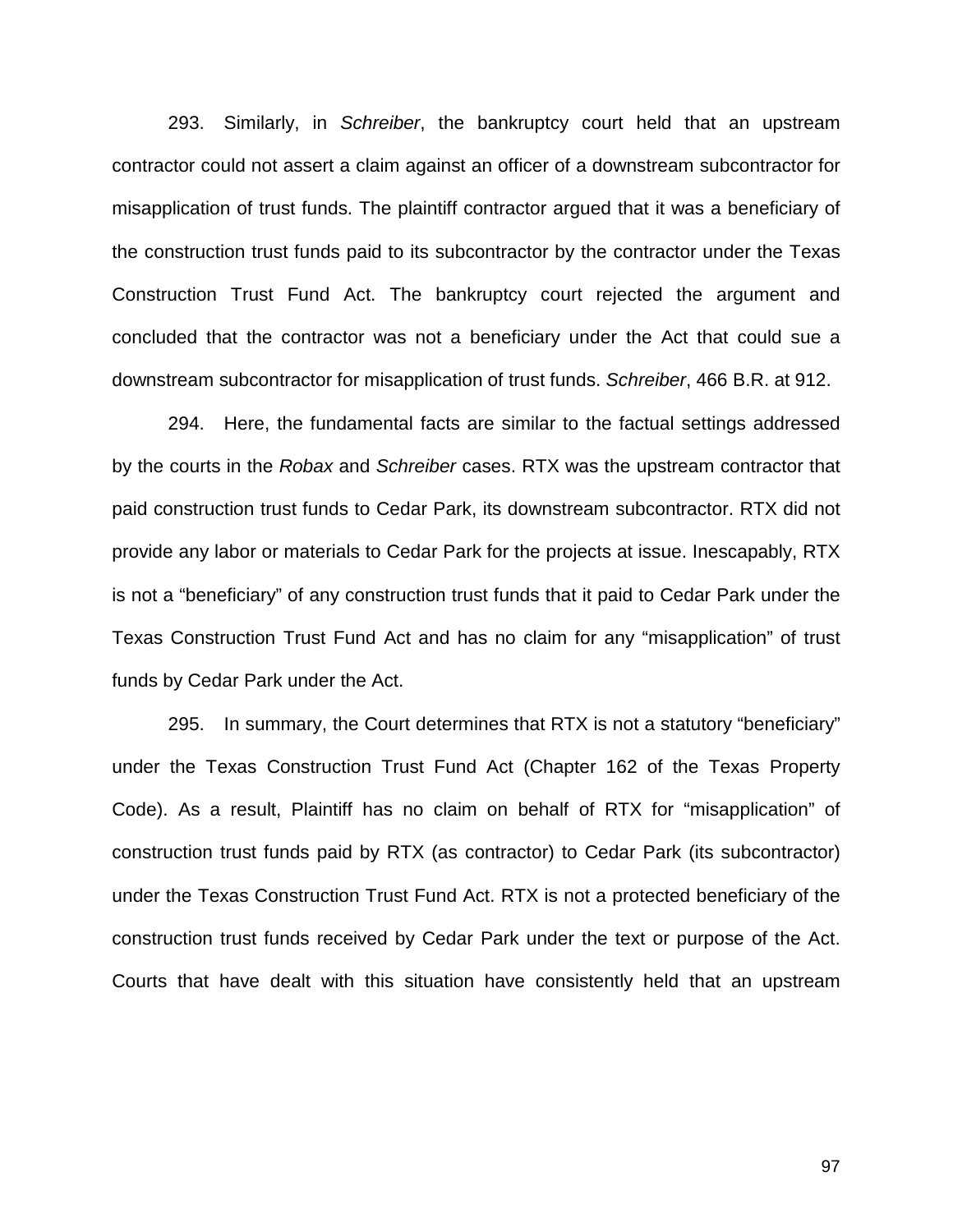293. Similarly, in *Schreiber*, the bankruptcy court held that an upstream contractor could not assert a claim against an officer of a downstream subcontractor for misapplication of trust funds. The plaintiff contractor argued that it was a beneficiary of the construction trust funds paid to its subcontractor by the contractor under the Texas Construction Trust Fund Act. The bankruptcy court rejected the argument and concluded that the contractor was not a beneficiary under the Act that could sue a downstream subcontractor for misapplication of trust funds. *Schreiber*, 466 B.R. at 912.

294. Here, the fundamental facts are similar to the factual settings addressed by the courts in the *Robax* and *Schreiber* cases. RTX was the upstream contractor that paid construction trust funds to Cedar Park, its downstream subcontractor. RTX did not provide any labor or materials to Cedar Park for the projects at issue. Inescapably, RTX is not a "beneficiary" of any construction trust funds that it paid to Cedar Park under the Texas Construction Trust Fund Act and has no claim for any "misapplication" of trust funds by Cedar Park under the Act.

295. In summary, the Court determines that RTX is not a statutory "beneficiary" under the Texas Construction Trust Fund Act (Chapter 162 of the Texas Property Code). As a result, Plaintiff has no claim on behalf of RTX for "misapplication" of construction trust funds paid by RTX (as contractor) to Cedar Park (its subcontractor) under the Texas Construction Trust Fund Act. RTX is not a protected beneficiary of the construction trust funds received by Cedar Park under the text or purpose of the Act. Courts that have dealt with this situation have consistently held that an upstream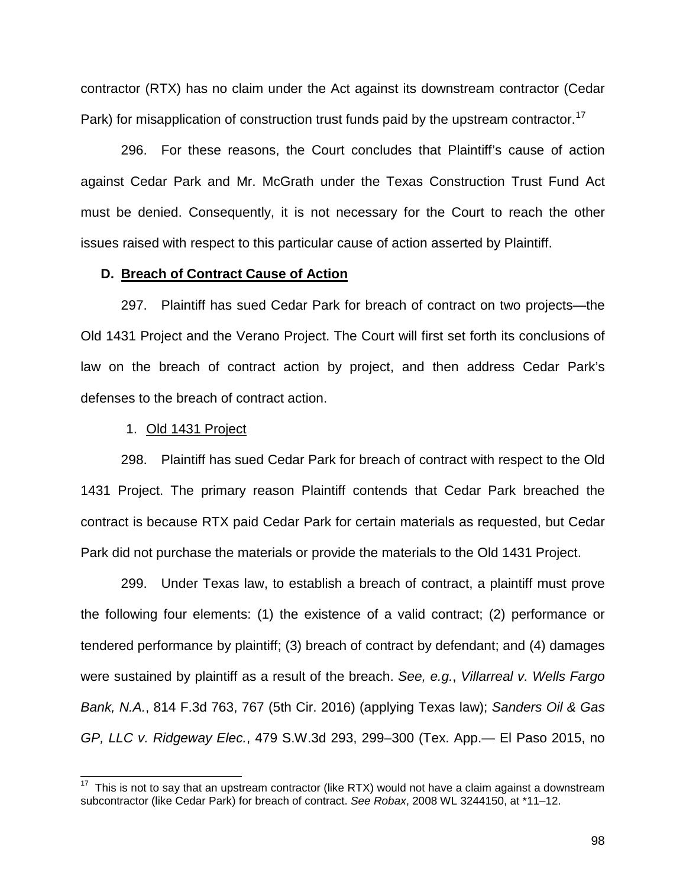contractor (RTX) has no claim under the Act against its downstream contractor (Cedar Park) for misapplication of construction trust funds paid by the upstream contractor.[17]

296. For these reasons, the Court concludes that Plaintiff's cause of action against Cedar Park and Mr. McGrath under the Texas Construction Trust Fund Act must be denied. Consequently, it is not necessary for the Court to reach the other issues raised with respect to this particular cause of action asserted by Plaintiff.

### D. <u>Breach of Contract Cause of Action</u>

297. Plaintiff has sued Cedar Park for breach of contract on two projects—the Old 1431 Project and the Verano Project. The Court will first set forth its conclusions of law on the breach of contract action by project, and then address Cedar Park's defenses to the breach of contract action.

1. <u>Old 1431 Project</u>

298. Plaintiff has sued Cedar Park for breach of contract with respect to the Old 1431 Project. The primary reason Plaintiff contends that Cedar Park breached the contract is because RTX paid Cedar Park for certain materials as requested, but Cedar Park did not purchase the materials or provide the materials to the Old 1431 Project.

299. Under Texas law, to establish a breach of contract, a plaintiff must prove the following four elements: (1) the existence of a valid contract; (2) performance or tendered performance by plaintiff; (3) breach of contract by defendant; and (4) damages were sustained by plaintiff as a result of the breach. *See, e.g.*, *Villarreal v. Wells Fargo Bank, N.A.*, 814 F.3d 763, 767 (5th Cir. 2016) (applying Texas law); *Sanders Oil & Gas GP, LLC v. Ridgeway Elec.*, 479 S.W.3d 293, 299–300 (Tex. App.— El Paso 2015, no

---

[17] This is not to say that an upstream contractor (like RTX) would not have a claim against a downstream subcontractor (like Cedar Park) for breach of contract. *See Robax*, 2008 WL 3244150, at *11–12.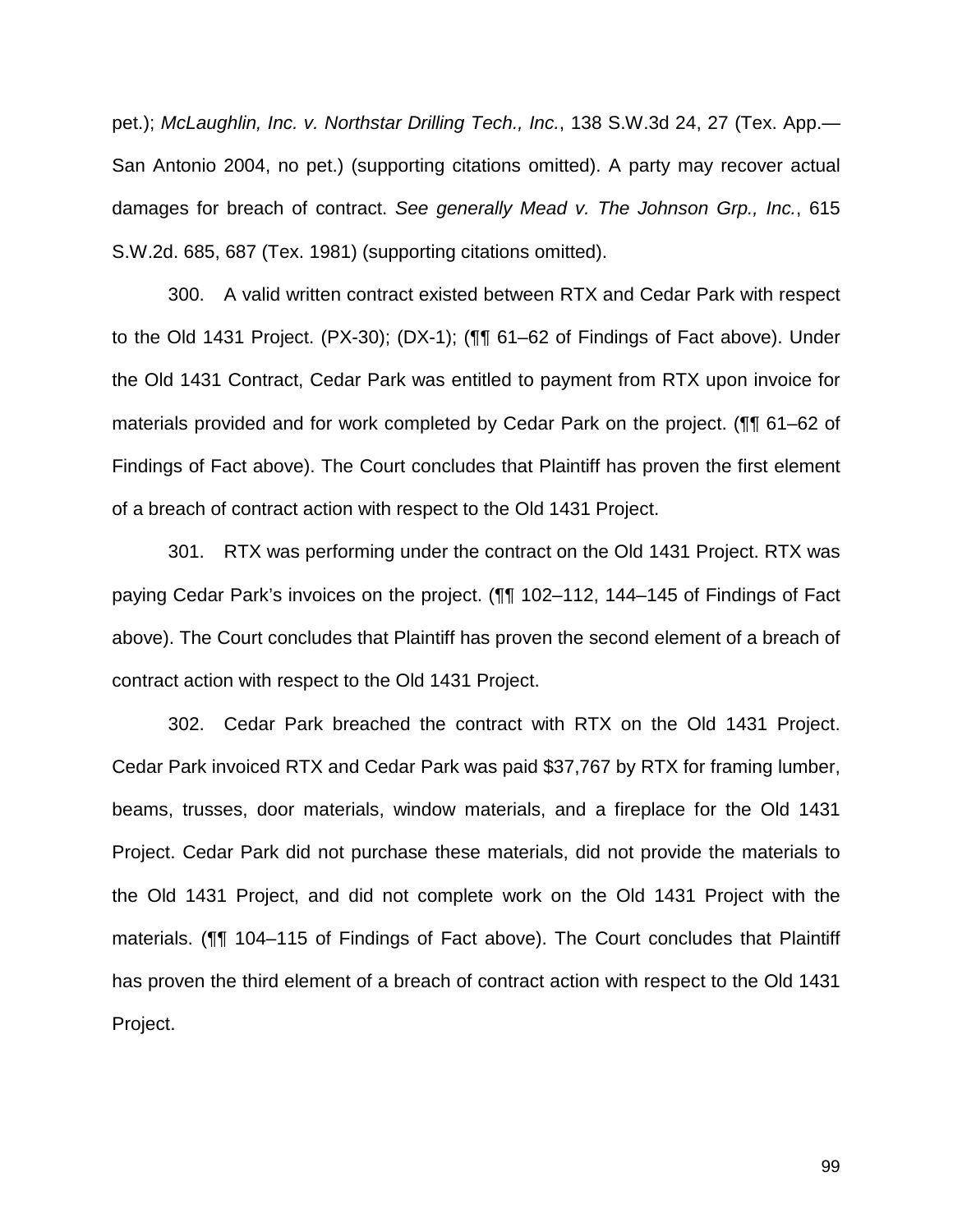pet.); *McLaughlin, Inc. v. Northstar Drilling Tech., Inc.*, 138 S.W.3d 24, 27 (Tex. App.—San Antonio 2004, no pet.) (supporting citations omitted). A party may recover actual damages for breach of contract. *See generally Mead v. The Johnson Grp., Inc.*, 615 S.W.2d. 685, 687 (Tex. 1981) (supporting citations omitted).

300. A valid written contract existed between RTX and Cedar Park with respect to the Old 1431 Project. (PX-30); (DX-1); (¶¶ 61–62 of Findings of Fact above). Under the Old 1431 Contract, Cedar Park was entitled to payment from RTX upon invoice for materials provided and for work completed by Cedar Park on the project. (¶¶ 61–62 of Findings of Fact above). The Court concludes that Plaintiff has proven the first element of a breach of contract action with respect to the Old 1431 Project.

301. RTX was performing under the contract on the Old 1431 Project. RTX was paying Cedar Park's invoices on the project. (¶¶ 102–112, 144–145 of Findings of Fact above). The Court concludes that Plaintiff has proven the second element of a breach of contract action with respect to the Old 1431 Project.

302. Cedar Park breached the contract with RTX on the Old 1431 Project. Cedar Park invoiced RTX and Cedar Park was paid $37,767 by RTX for framing lumber, beams, trusses, door materials, window materials, and a fireplace for the Old 1431 Project. Cedar Park did not purchase these materials, did not provide the materials to the Old 1431 Project, and did not complete work on the Old 1431 Project with the materials. (¶¶ 104–115 of Findings of Fact above). The Court concludes that Plaintiff has proven the third element of a breach of contract action with respect to the Old 1431 Project.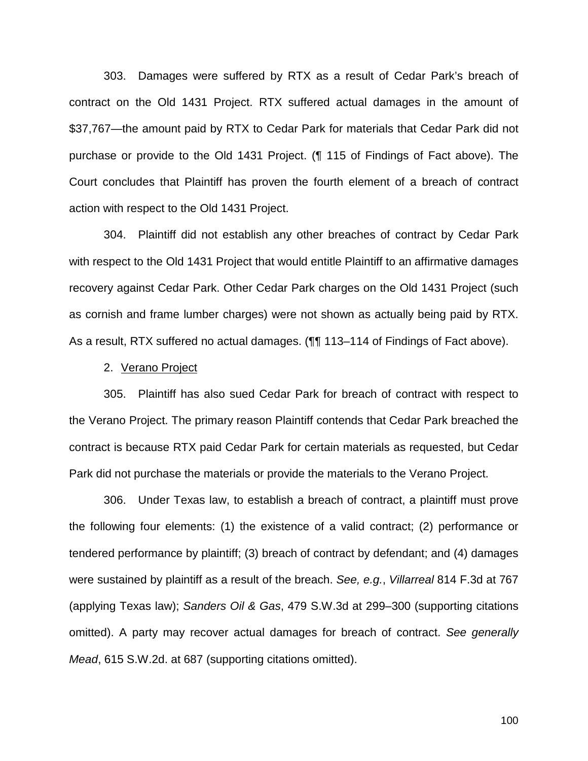303. Damages were suffered by RTX as a result of Cedar Park's breach of contract on the Old 1431 Project. RTX suffered actual damages in the amount of $37,767—the amount paid by RTX to Cedar Park for materials that Cedar Park did not purchase or provide to the Old 1431 Project. (¶ 115 of Findings of Fact above). The Court concludes that Plaintiff has proven the fourth element of a breach of contract action with respect to the Old 1431 Project.

304. Plaintiff did not establish any other breaches of contract by Cedar Park with respect to the Old 1431 Project that would entitle Plaintiff to an affirmative damages recovery against Cedar Park. Other Cedar Park charges on the Old 1431 Project (such as cornish and frame lumber charges) were not shown as actually being paid by RTX. As a result, RTX suffered no actual damages. (¶¶ 113–114 of Findings of Fact above).

2. <u>Verano Project</u>

305. Plaintiff has also sued Cedar Park for breach of contract with respect to the Verano Project. The primary reason Plaintiff contends that Cedar Park breached the contract is because RTX paid Cedar Park for certain materials as requested, but Cedar Park did not purchase the materials or provide the materials to the Verano Project.

306. Under Texas law, to establish a breach of contract, a plaintiff must prove the following four elements: (1) the existence of a valid contract; (2) performance or tendered performance by plaintiff; (3) breach of contract by defendant; and (4) damages were sustained by plaintiff as a result of the breach. *See, e.g.*, *Villarreal* 814 F.3d at 767 (applying Texas law); *Sanders Oil & Gas*, 479 S.W.3d at 299–300 (supporting citations omitted). A party may recover actual damages for breach of contract. *See generally Mead*, 615 S.W.2d. at 687 (supporting citations omitted).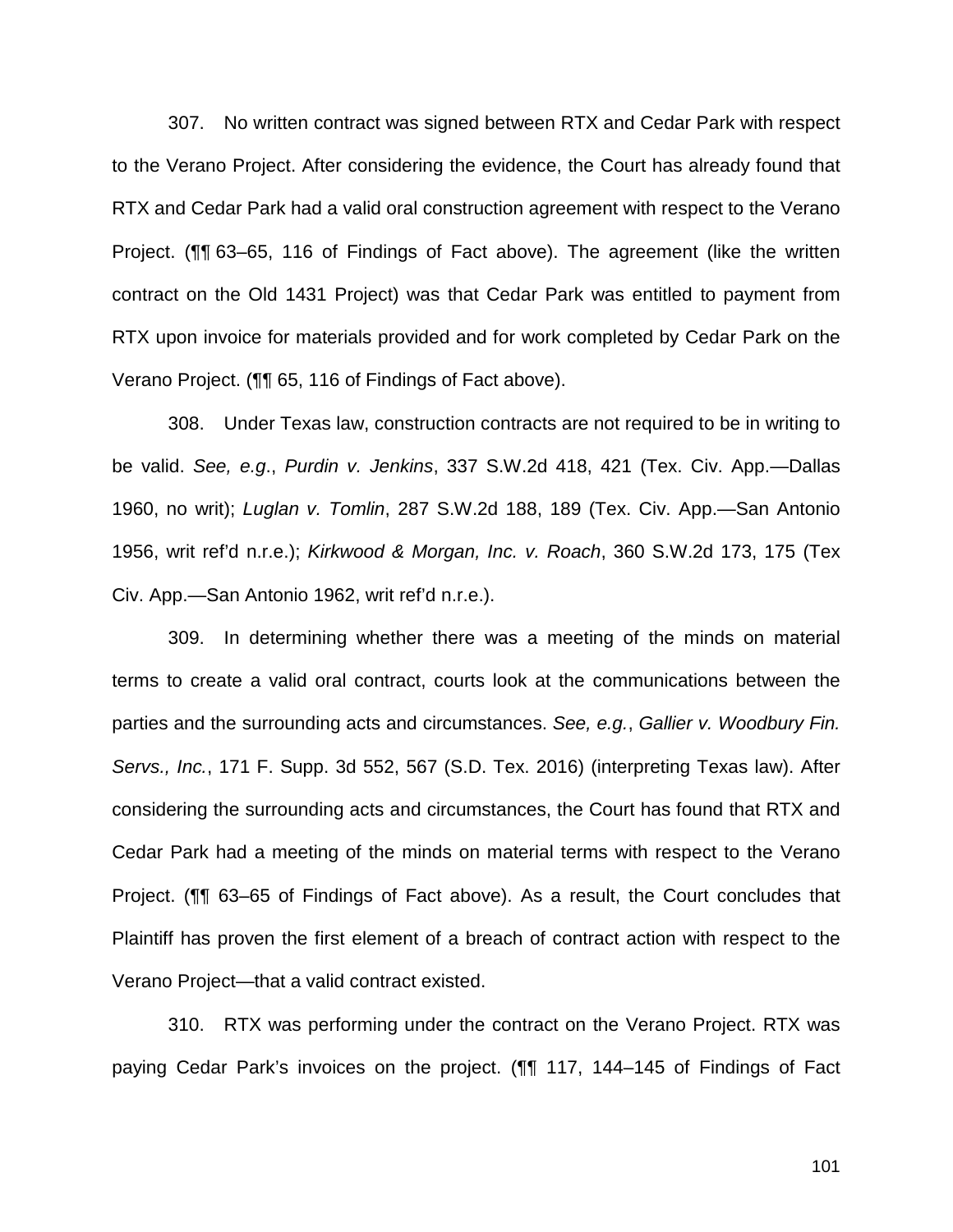307. No written contract was signed between RTX and Cedar Park with respect to the Verano Project. After considering the evidence, the Court has already found that RTX and Cedar Park had a valid oral construction agreement with respect to the Verano Project. (¶¶ 63–65, 116 of Findings of Fact above). The agreement (like the written contract on the Old 1431 Project) was that Cedar Park was entitled to payment from RTX upon invoice for materials provided and for work completed by Cedar Park on the Verano Project. (¶¶ 65, 116 of Findings of Fact above).

308. Under Texas law, construction contracts are not required to be in writing to be valid. *See, e.g.*, *Purdin v. Jenkins*, 337 S.W.2d 418, 421 (Tex. Civ. App.—Dallas 1960, no writ); *Luglan v. Tomlin*, 287 S.W.2d 188, 189 (Tex. Civ. App.—San Antonio 1956, writ ref'd n.r.e.); *Kirkwood & Morgan, Inc. v. Roach*, 360 S.W.2d 173, 175 (Tex Civ. App.—San Antonio 1962, writ ref'd n.r.e.).

309. In determining whether there was a meeting of the minds on material terms to create a valid oral contract, courts look at the communications between the parties and the surrounding acts and circumstances. *See, e.g.*, *Gallier v. Woodbury Fin. Servs., Inc.*, 171 F. Supp. 3d 552, 567 (S.D. Tex. 2016) (interpreting Texas law). After considering the surrounding acts and circumstances, the Court has found that RTX and Cedar Park had a meeting of the minds on material terms with respect to the Verano Project. (¶¶ 63–65 of Findings of Fact above). As a result, the Court concludes that Plaintiff has proven the first element of a breach of contract action with respect to the Verano Project—that a valid contract existed.

310. RTX was performing under the contract on the Verano Project. RTX was paying Cedar Park's invoices on the project. (¶¶ 117, 144–145 of Findings of Fact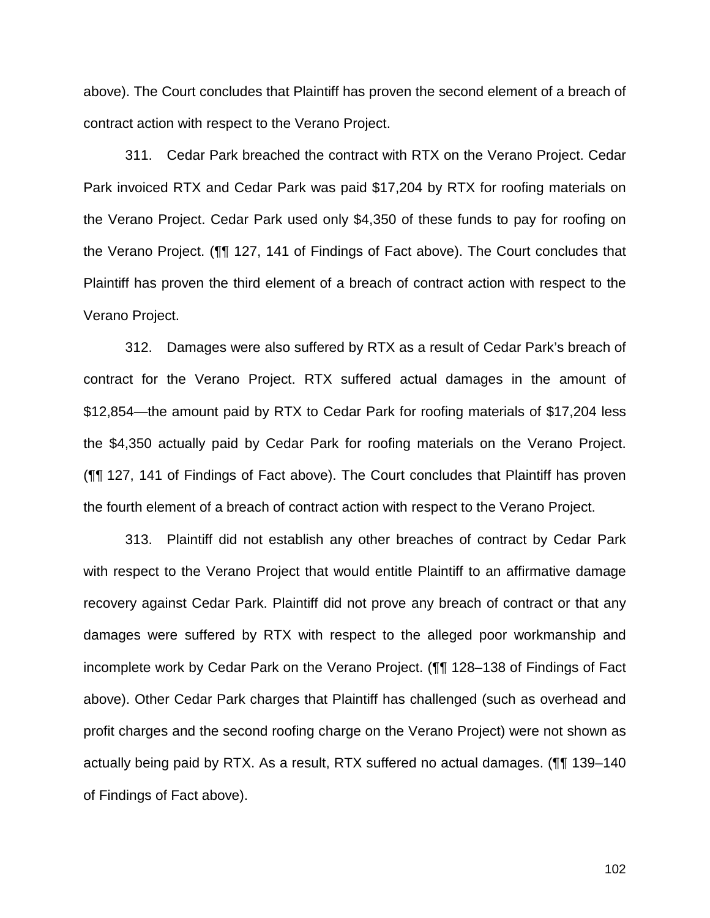above). The Court concludes that Plaintiff has proven the second element of a breach of contract action with respect to the Verano Project.

311. Cedar Park breached the contract with RTX on the Verano Project. Cedar Park invoiced RTX and Cedar Park was paid $17,204 by RTX for roofing materials on the Verano Project. Cedar Park used only $4,350 of these funds to pay for roofing on the Verano Project. (¶¶ 127, 141 of Findings of Fact above). The Court concludes that Plaintiff has proven the third element of a breach of contract action with respect to the Verano Project.

312. Damages were also suffered by RTX as a result of Cedar Park's breach of contract for the Verano Project. RTX suffered actual damages in the amount of $12,854—the amount paid by RTX to Cedar Park for roofing materials of $17,204 less the $4,350 actually paid by Cedar Park for roofing materials on the Verano Project. (¶¶ 127, 141 of Findings of Fact above). The Court concludes that Plaintiff has proven the fourth element of a breach of contract action with respect to the Verano Project.

313. Plaintiff did not establish any other breaches of contract by Cedar Park with respect to the Verano Project that would entitle Plaintiff to an affirmative damage recovery against Cedar Park. Plaintiff did not prove any breach of contract or that any damages were suffered by RTX with respect to the alleged poor workmanship and incomplete work by Cedar Park on the Verano Project. (¶¶ 128–138 of Findings of Fact above). Other Cedar Park charges that Plaintiff has challenged (such as overhead and profit charges and the second roofing charge on the Verano Project) were not shown as actually being paid by RTX. As a result, RTX suffered no actual damages. (¶¶ 139–140 of Findings of Fact above).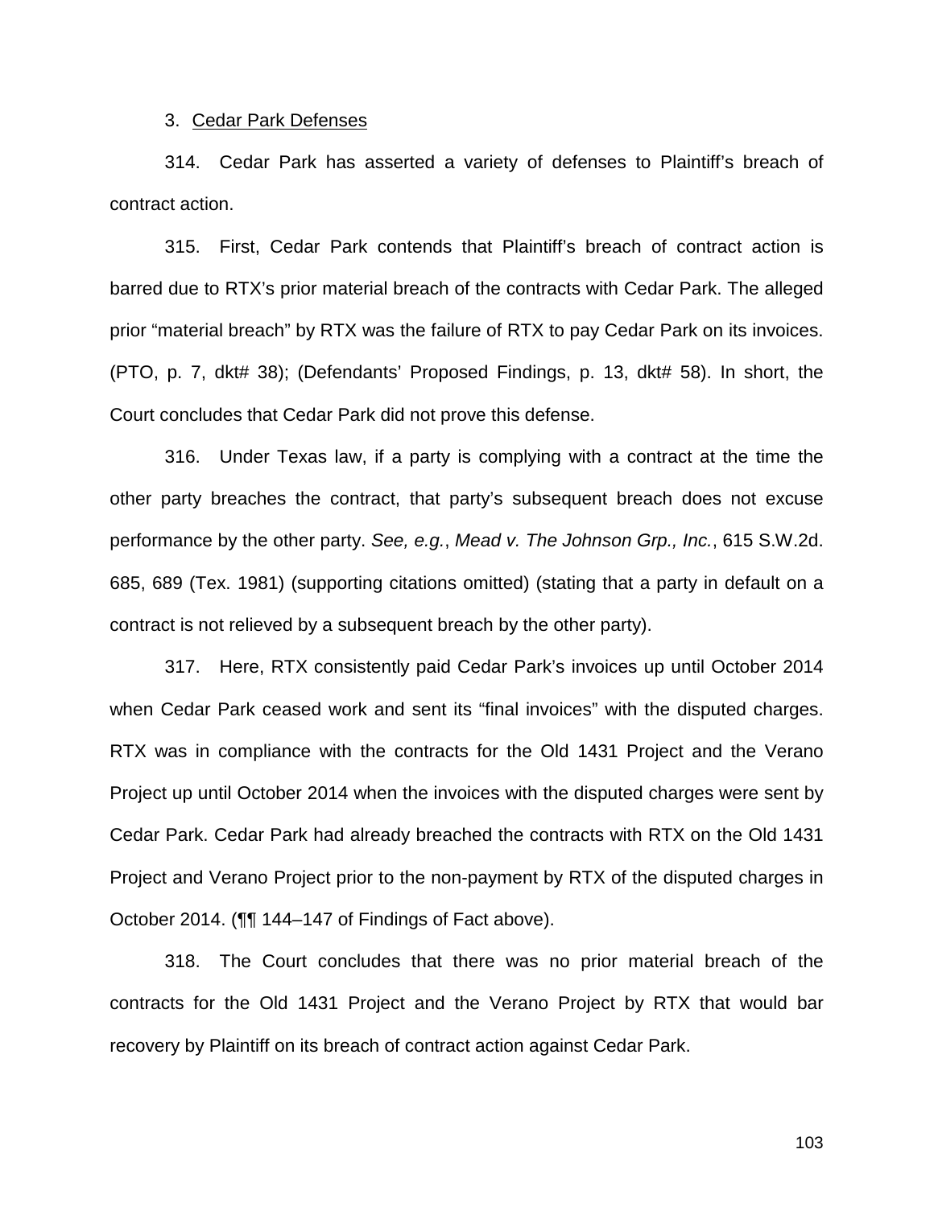3. Cedar Park Defenses

314. Cedar Park has asserted a variety of defenses to Plaintiff's breach of contract action.

315. First, Cedar Park contends that Plaintiff's breach of contract action is barred due to RTX's prior material breach of the contracts with Cedar Park. The alleged prior "material breach" by RTX was the failure of RTX to pay Cedar Park on its invoices. (PTO, p. 7, dkt# 38); (Defendants' Proposed Findings, p. 13, dkt# 58). In short, the Court concludes that Cedar Park did not prove this defense.

316. Under Texas law, if a party is complying with a contract at the time the other party breaches the contract, that party's subsequent breach does not excuse performance by the other party. *See, e.g.*, *Mead v. The Johnson Grp., Inc.*, 615 S.W.2d. 685, 689 (Tex. 1981) (supporting citations omitted) (stating that a party in default on a contract is not relieved by a subsequent breach by the other party).

317. Here, RTX consistently paid Cedar Park's invoices up until October 2014 when Cedar Park ceased work and sent its "final invoices" with the disputed charges. RTX was in compliance with the contracts for the Old 1431 Project and the Verano Project up until October 2014 when the invoices with the disputed charges were sent by Cedar Park. Cedar Park had already breached the contracts with RTX on the Old 1431 Project and Verano Project prior to the non-payment by RTX of the disputed charges in October 2014. (¶¶ 144–147 of Findings of Fact above).

318. The Court concludes that there was no prior material breach of the contracts for the Old 1431 Project and the Verano Project by RTX that would bar recovery by Plaintiff on its breach of contract action against Cedar Park.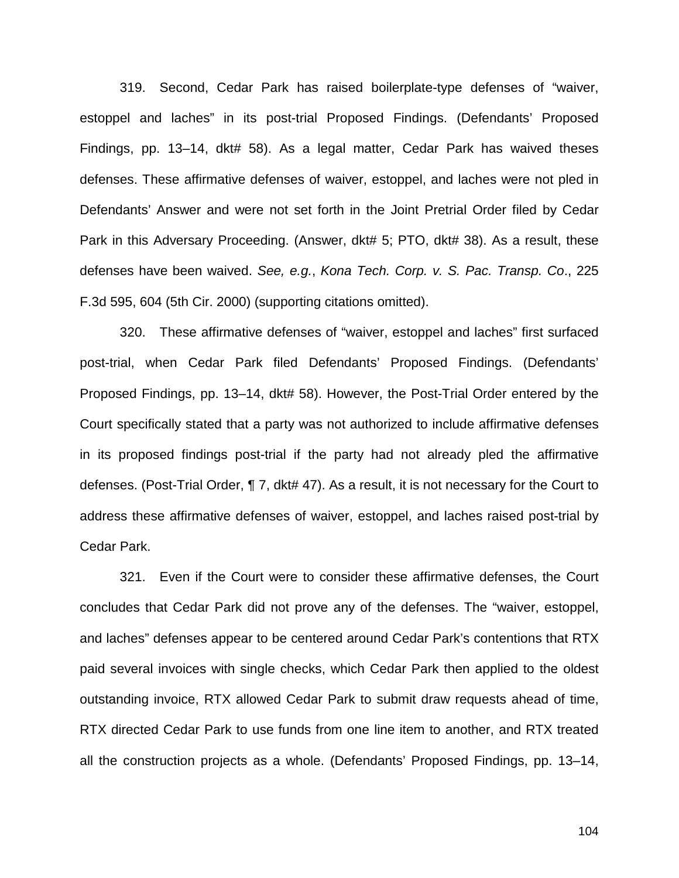319. Second, Cedar Park has raised boilerplate-type defenses of "waiver, estoppel and laches" in its post-trial Proposed Findings. (Defendants' Proposed Findings, pp. 13–14, dkt# 58). As a legal matter, Cedar Park has waived theses defenses. These affirmative defenses of waiver, estoppel, and laches were not pled in Defendants' Answer and were not set forth in the Joint Pretrial Order filed by Cedar Park in this Adversary Proceeding. (Answer, dkt# 5; PTO, dkt# 38). As a result, these defenses have been waived. *See, e.g.*, *Kona Tech. Corp. v. S. Pac. Transp. Co*., 225 F.3d 595, 604 (5th Cir. 2000) (supporting citations omitted).

320. These affirmative defenses of "waiver, estoppel and laches" first surfaced post-trial, when Cedar Park filed Defendants' Proposed Findings. (Defendants' Proposed Findings, pp. 13–14, dkt# 58). However, the Post-Trial Order entered by the Court specifically stated that a party was not authorized to include affirmative defenses in its proposed findings post-trial if the party had not already pled the affirmative defenses. (Post-Trial Order, ¶ 7, dkt# 47). As a result, it is not necessary for the Court to address these affirmative defenses of waiver, estoppel, and laches raised post-trial by Cedar Park.

321. Even if the Court were to consider these affirmative defenses, the Court concludes that Cedar Park did not prove any of the defenses. The "waiver, estoppel, and laches" defenses appear to be centered around Cedar Park's contentions that RTX paid several invoices with single checks, which Cedar Park then applied to the oldest outstanding invoice, RTX allowed Cedar Park to submit draw requests ahead of time, RTX directed Cedar Park to use funds from one line item to another, and RTX treated all the construction projects as a whole. (Defendants' Proposed Findings, pp. 13–14,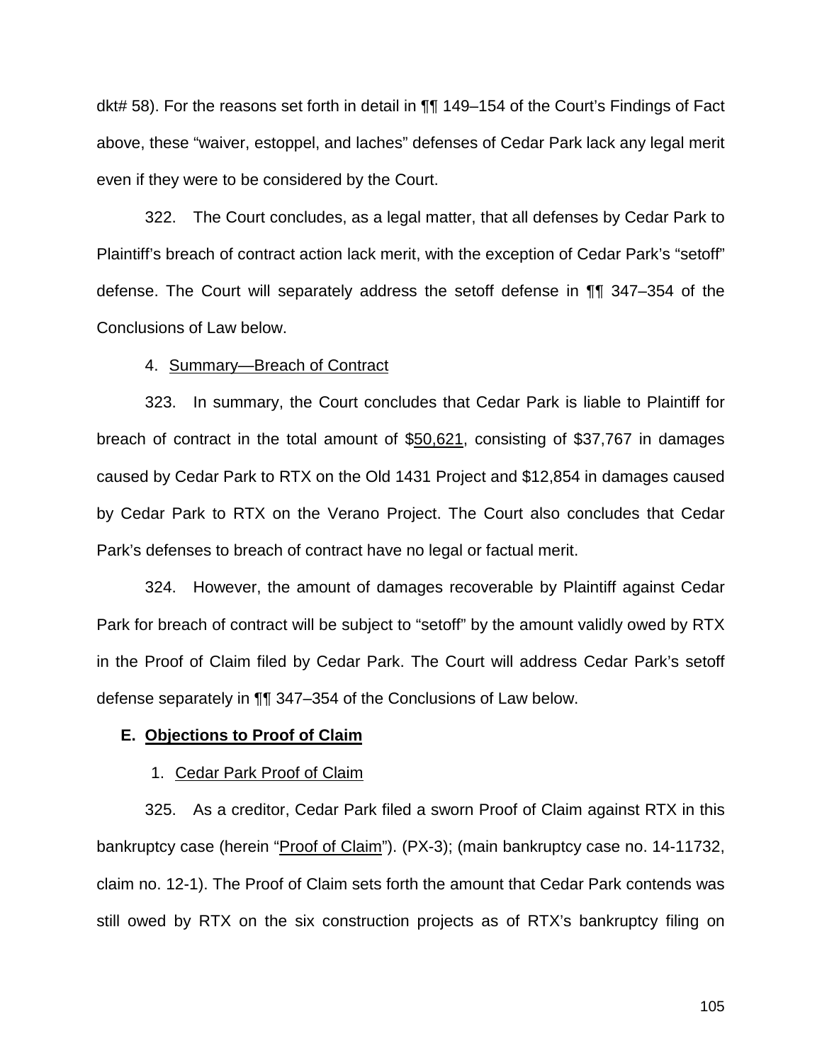dkt# 58). For the reasons set forth in detail in ¶¶ 149–154 of the Court's Findings of Fact above, these "waiver, estoppel, and laches" defenses of Cedar Park lack any legal merit even if they were to be considered by the Court.

322. The Court concludes, as a legal matter, that all defenses by Cedar Park to Plaintiff's breach of contract action lack merit, with the exception of Cedar Park's "setoff" defense. The Court will separately address the setoff defense in ¶¶ 347–354 of the Conclusions of Law below.

4. Summary—Breach of Contract

323. In summary, the Court concludes that Cedar Park is liable to Plaintiff for breach of contract in the total amount of $50,621, consisting of $37,767 in damages caused by Cedar Park to RTX on the Old 1431 Project and $12,854 in damages caused by Cedar Park to RTX on the Verano Project. The Court also concludes that Cedar Park's defenses to breach of contract have no legal or factual merit.

324. However, the amount of damages recoverable by Plaintiff against Cedar Park for breach of contract will be subject to "setoff" by the amount validly owed by RTX in the Proof of Claim filed by Cedar Park. The Court will address Cedar Park's setoff defense separately in ¶¶ 347–354 of the Conclusions of Law below.

**E. Objections to Proof of Claim**

1. Cedar Park Proof of Claim

325. As a creditor, Cedar Park filed a sworn Proof of Claim against RTX in this bankruptcy case (herein "Proof of Claim"). (PX-3); (main bankruptcy case no. 14-11732, claim no. 12-1). The Proof of Claim sets forth the amount that Cedar Park contends was still owed by RTX on the six construction projects as of RTX's bankruptcy filing on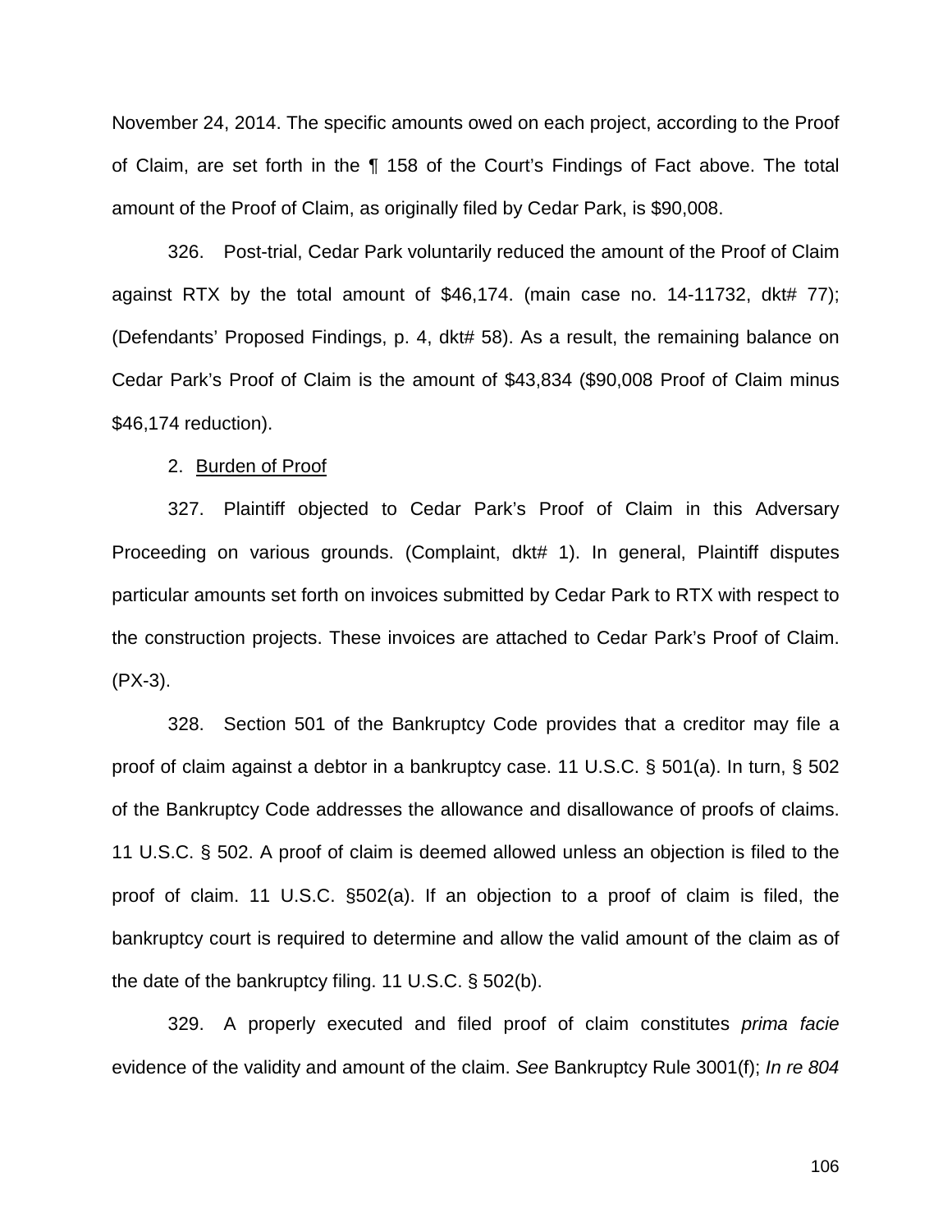November 24, 2014. The specific amounts owed on each project, according to the Proof of Claim, are set forth in the ¶ 158 of the Court's Findings of Fact above. The total amount of the Proof of Claim, as originally filed by Cedar Park, is $90,008.

326. Post-trial, Cedar Park voluntarily reduced the amount of the Proof of Claim against RTX by the total amount of $46,174. (main case no. 14-11732, dkt# 77); (Defendants' Proposed Findings, p. 4, dkt# 58). As a result, the remaining balance on Cedar Park's Proof of Claim is the amount of $43,834 ($90,008 Proof of Claim minus $46,174 reduction).

2. Burden of Proof

327. Plaintiff objected to Cedar Park's Proof of Claim in this Adversary Proceeding on various grounds. (Complaint, dkt# 1). In general, Plaintiff disputes particular amounts set forth on invoices submitted by Cedar Park to RTX with respect to the construction projects. These invoices are attached to Cedar Park's Proof of Claim. (PX-3).

328. Section 501 of the Bankruptcy Code provides that a creditor may file a proof of claim against a debtor in a bankruptcy case. 11 U.S.C. § 501(a). In turn, § 502 of the Bankruptcy Code addresses the allowance and disallowance of proofs of claims. 11 U.S.C. § 502. A proof of claim is deemed allowed unless an objection is filed to the proof of claim. 11 U.S.C. §502(a). If an objection to a proof of claim is filed, the bankruptcy court is required to determine and allow the valid amount of the claim as of the date of the bankruptcy filing. 11 U.S.C. § 502(b).

329. A properly executed and filed proof of claim constitutes *prima facie* evidence of the validity and amount of the claim. *See* Bankruptcy Rule 3001(f); *In re 804*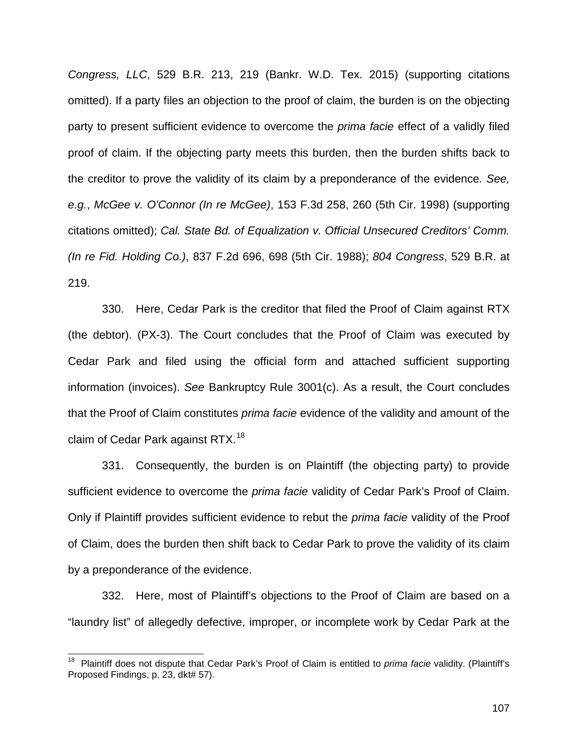*Congress, LLC*, 529 B.R. 213, 219 (Bankr. W.D. Tex. 2015) (supporting citations omitted). If a party files an objection to the proof of claim, the burden is on the objecting party to present sufficient evidence to overcome the *prima facie* effect of a validly filed proof of claim. If the objecting party meets this burden, then the burden shifts back to the creditor to prove the validity of its claim by a preponderance of the evidence*. See, e.g.*, *McGee v. O'Connor (In re McGee)*, 153 F.3d 258, 260 (5th Cir. 1998) (supporting citations omitted); *Cal. State Bd. of Equalization v. Official Unsecured Creditors' Comm. (In re Fid. Holding Co.)*, 837 F.2d 696, 698 (5th Cir. 1988); *804 Congress*, 529 B.R. at 219.

330. Here, Cedar Park is the creditor that filed the Proof of Claim against RTX (the debtor). (PX-3). The Court concludes that the Proof of Claim was executed by Cedar Park and filed using the official form and attached sufficient supporting information (invoices). *See* Bankruptcy Rule 3001(c). As a result, the Court concludes that the Proof of Claim constitutes *prima facie* evidence of the validity and amount of the claim of Cedar Park against RTX.[18]

331. Consequently, the burden is on Plaintiff (the objecting party) to provide sufficient evidence to overcome the *prima facie* validity of Cedar Park's Proof of Claim. Only if Plaintiff provides sufficient evidence to rebut the *prima facie* validity of the Proof of Claim, does the burden then shift back to Cedar Park to prove the validity of its claim by a preponderance of the evidence.

332. Here, most of Plaintiff's objections to the Proof of Claim are based on a "laundry list" of allegedly defective, improper, or incomplete work by Cedar Park at the

[18] Plaintiff does not dispute that Cedar Park's Proof of Claim is entitled to *prima facie* validity. (Plaintiff's Proposed Findings, p. 23, dkt# 57).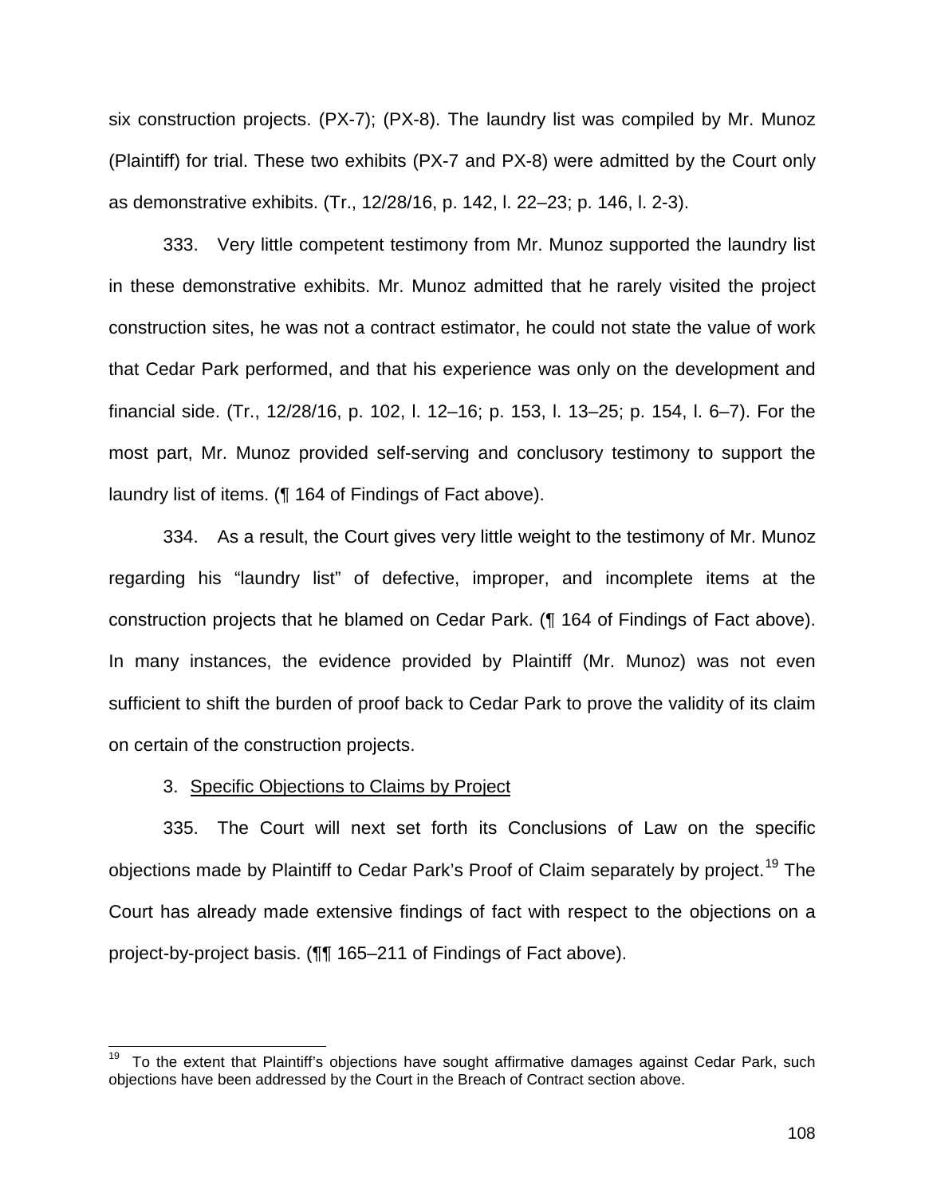six construction projects. (PX-7); (PX-8). The laundry list was compiled by Mr. Munoz (Plaintiff) for trial. These two exhibits (PX-7 and PX-8) were admitted by the Court only as demonstrative exhibits. (Tr., 12/28/16, p. 142, l. 22–23; p. 146, l. 2-3).

333. Very little competent testimony from Mr. Munoz supported the laundry list in these demonstrative exhibits. Mr. Munoz admitted that he rarely visited the project construction sites, he was not a contract estimator, he could not state the value of work that Cedar Park performed, and that his experience was only on the development and financial side. (Tr., 12/28/16, p. 102, l. 12–16; p. 153, l. 13–25; p. 154, l. 6–7). For the most part, Mr. Munoz provided self-serving and conclusory testimony to support the laundry list of items. (¶ 164 of Findings of Fact above).

334. As a result, the Court gives very little weight to the testimony of Mr. Munoz regarding his "laundry list" of defective, improper, and incomplete items at the construction projects that he blamed on Cedar Park. (¶ 164 of Findings of Fact above). In many instances, the evidence provided by Plaintiff (Mr. Munoz) was not even sufficient to shift the burden of proof back to Cedar Park to prove the validity of its claim on certain of the construction projects.

3. Specific Objections to Claims by Project

335. The Court will next set forth its Conclusions of Law on the specific objections made by Plaintiff to Cedar Park's Proof of Claim separately by project.[19] The Court has already made extensive findings of fact with respect to the objections on a project-by-project basis. (¶¶ 165–211 of Findings of Fact above).

[19] To the extent that Plaintiff's objections have sought affirmative damages against Cedar Park, such objections have been addressed by the Court in the Breach of Contract section above.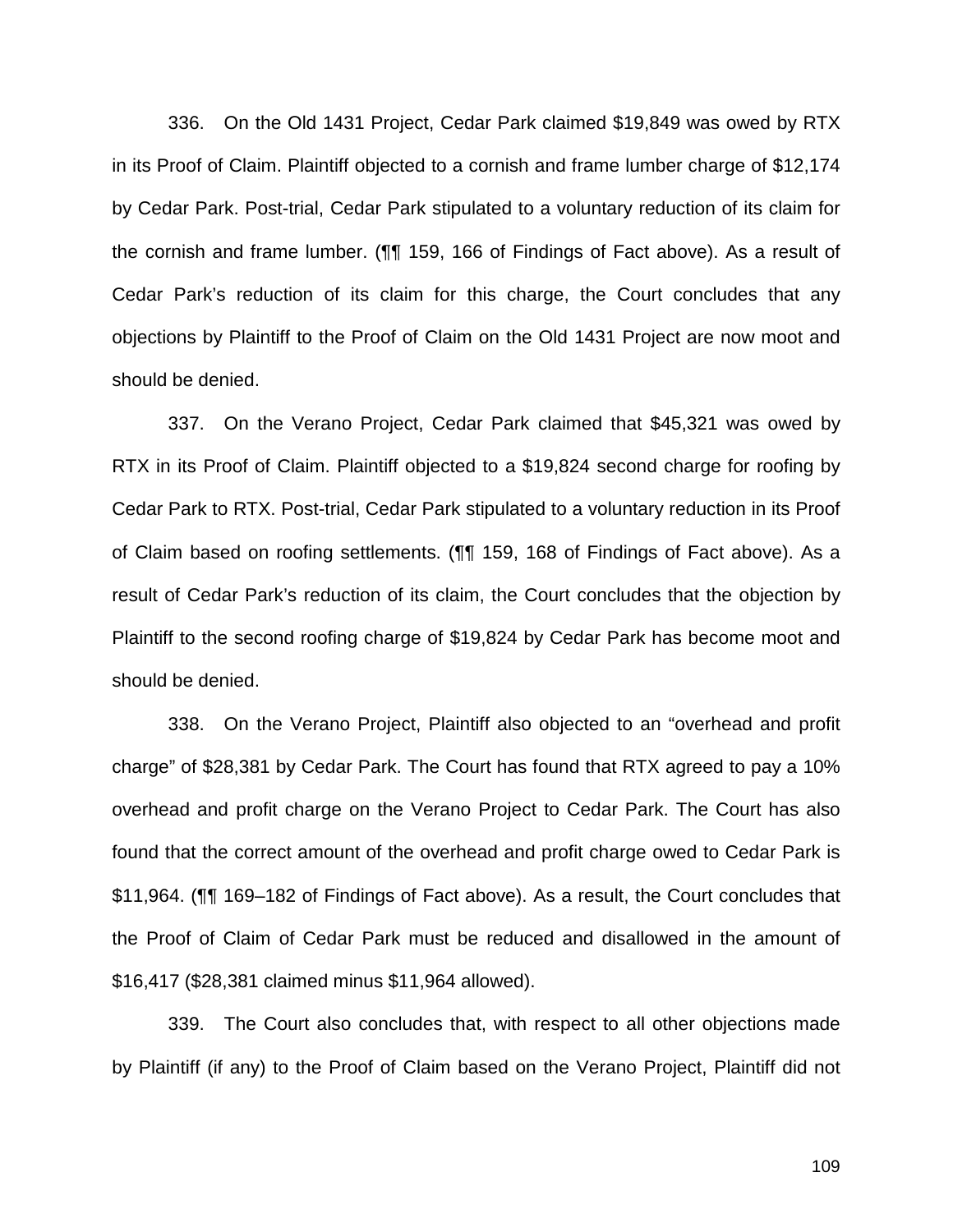336. On the Old 1431 Project, Cedar Park claimed $19,849 was owed by RTX in its Proof of Claim. Plaintiff objected to a cornish and frame lumber charge of $12,174 by Cedar Park. Post-trial, Cedar Park stipulated to a voluntary reduction of its claim for the cornish and frame lumber. (¶¶ 159, 166 of Findings of Fact above). As a result of Cedar Park's reduction of its claim for this charge, the Court concludes that any objections by Plaintiff to the Proof of Claim on the Old 1431 Project are now moot and should be denied.

337. On the Verano Project, Cedar Park claimed that $45,321 was owed by RTX in its Proof of Claim. Plaintiff objected to a $19,824 second charge for roofing by Cedar Park to RTX. Post-trial, Cedar Park stipulated to a voluntary reduction in its Proof of Claim based on roofing settlements. (¶¶ 159, 168 of Findings of Fact above). As a result of Cedar Park's reduction of its claim, the Court concludes that the objection by Plaintiff to the second roofing charge of $19,824 by Cedar Park has become moot and should be denied.

338. On the Verano Project, Plaintiff also objected to an "overhead and profit charge" of $28,381 by Cedar Park. The Court has found that RTX agreed to pay a 10% overhead and profit charge on the Verano Project to Cedar Park. The Court has also found that the correct amount of the overhead and profit charge owed to Cedar Park is $11,964. (¶¶ 169–182 of Findings of Fact above). As a result, the Court concludes that the Proof of Claim of Cedar Park must be reduced and disallowed in the amount of $16,417 ($28,381 claimed minus $11,964 allowed).

339. The Court also concludes that, with respect to all other objections made by Plaintiff (if any) to the Proof of Claim based on the Verano Project, Plaintiff did not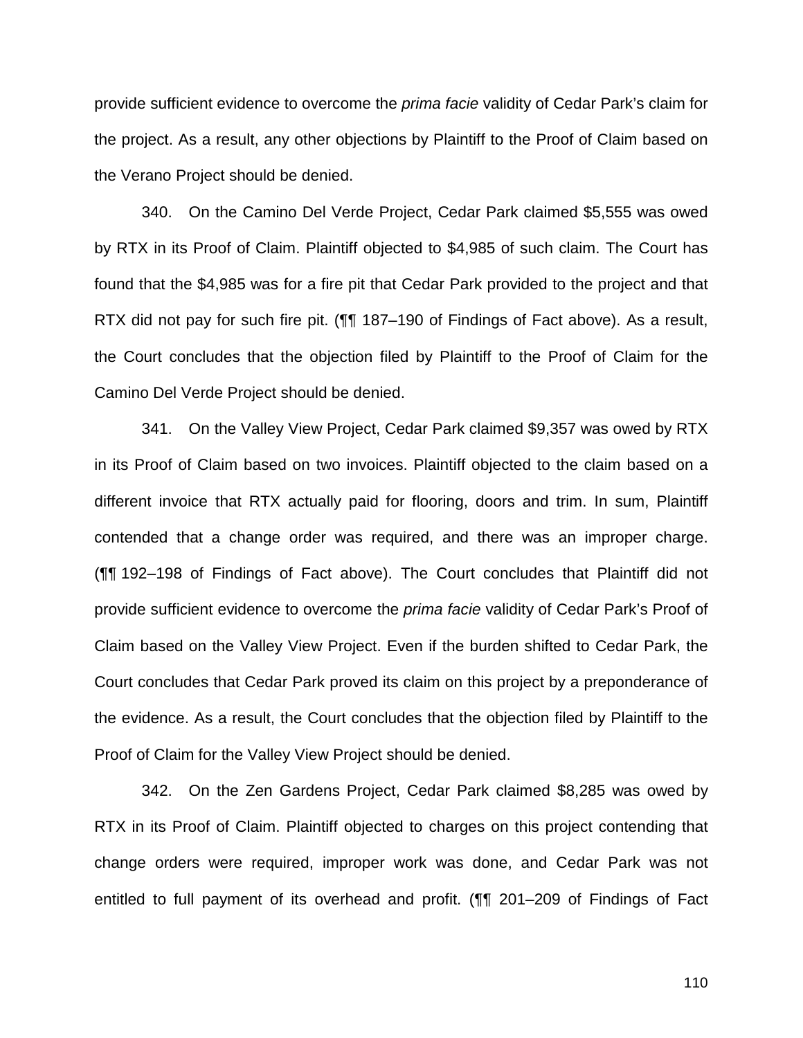provide sufficient evidence to overcome the *prima facie* validity of Cedar Park's claim for the project. As a result, any other objections by Plaintiff to the Proof of Claim based on the Verano Project should be denied.

340. On the Camino Del Verde Project, Cedar Park claimed $5,555 was owed by RTX in its Proof of Claim. Plaintiff objected to $4,985 of such claim. The Court has found that the $4,985 was for a fire pit that Cedar Park provided to the project and that RTX did not pay for such fire pit. (¶¶ 187–190 of Findings of Fact above). As a result, the Court concludes that the objection filed by Plaintiff to the Proof of Claim for the Camino Del Verde Project should be denied.

341. On the Valley View Project, Cedar Park claimed $9,357 was owed by RTX in its Proof of Claim based on two invoices. Plaintiff objected to the claim based on a different invoice that RTX actually paid for flooring, doors and trim. In sum, Plaintiff contended that a change order was required, and there was an improper charge. (¶¶ 192–198 of Findings of Fact above). The Court concludes that Plaintiff did not provide sufficient evidence to overcome the *prima facie* validity of Cedar Park's Proof of Claim based on the Valley View Project. Even if the burden shifted to Cedar Park, the Court concludes that Cedar Park proved its claim on this project by a preponderance of the evidence. As a result, the Court concludes that the objection filed by Plaintiff to the Proof of Claim for the Valley View Project should be denied.

342. On the Zen Gardens Project, Cedar Park claimed $8,285 was owed by RTX in its Proof of Claim. Plaintiff objected to charges on this project contending that change orders were required, improper work was done, and Cedar Park was not entitled to full payment of its overhead and profit. (¶¶ 201–209 of Findings of Fact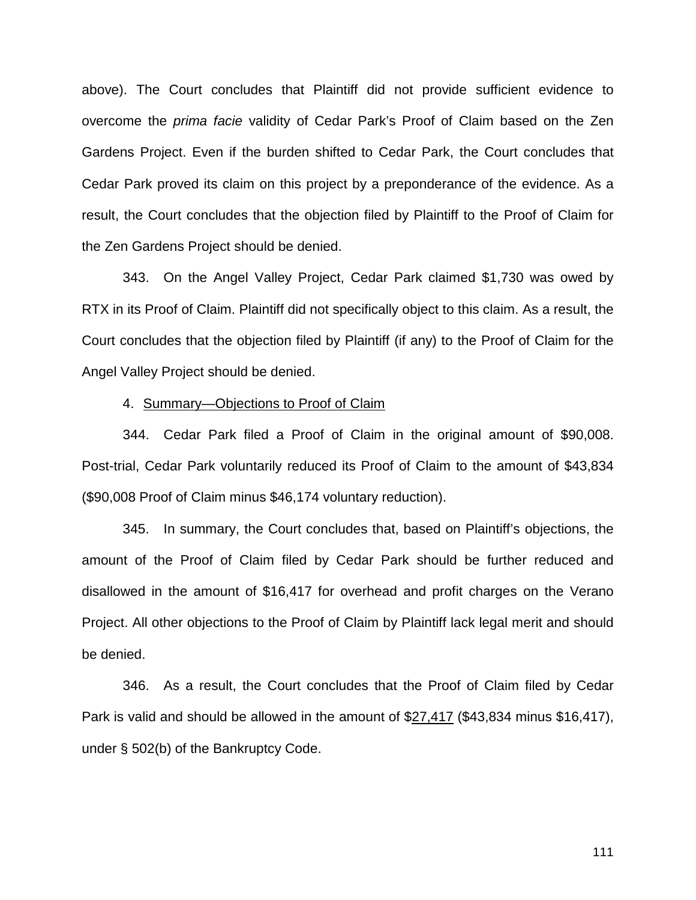above). The Court concludes that Plaintiff did not provide sufficient evidence to overcome the *prima facie* validity of Cedar Park's Proof of Claim based on the Zen Gardens Project. Even if the burden shifted to Cedar Park, the Court concludes that Cedar Park proved its claim on this project by a preponderance of the evidence. As a result, the Court concludes that the objection filed by Plaintiff to the Proof of Claim for the Zen Gardens Project should be denied.

343. On the Angel Valley Project, Cedar Park claimed $1,730 was owed by RTX in its Proof of Claim. Plaintiff did not specifically object to this claim. As a result, the Court concludes that the objection filed by Plaintiff (if any) to the Proof of Claim for the Angel Valley Project should be denied.

4. <u>Summary—Objections to Proof of Claim</u>

344. Cedar Park filed a Proof of Claim in the original amount of $90,008. Post-trial, Cedar Park voluntarily reduced its Proof of Claim to the amount of $43,834 ($90,008 Proof of Claim minus $46,174 voluntary reduction).

345. In summary, the Court concludes that, based on Plaintiff's objections, the amount of the Proof of Claim filed by Cedar Park should be further reduced and disallowed in the amount of $16,417 for overhead and profit charges on the Verano Project. All other objections to the Proof of Claim by Plaintiff lack legal merit and should be denied.

346. As a result, the Court concludes that the Proof of Claim filed by Cedar Park is valid and should be allowed in the amount of $<u>27,417</u> ($43,834 minus $16,417), under § 502(b) of the Bankruptcy Code.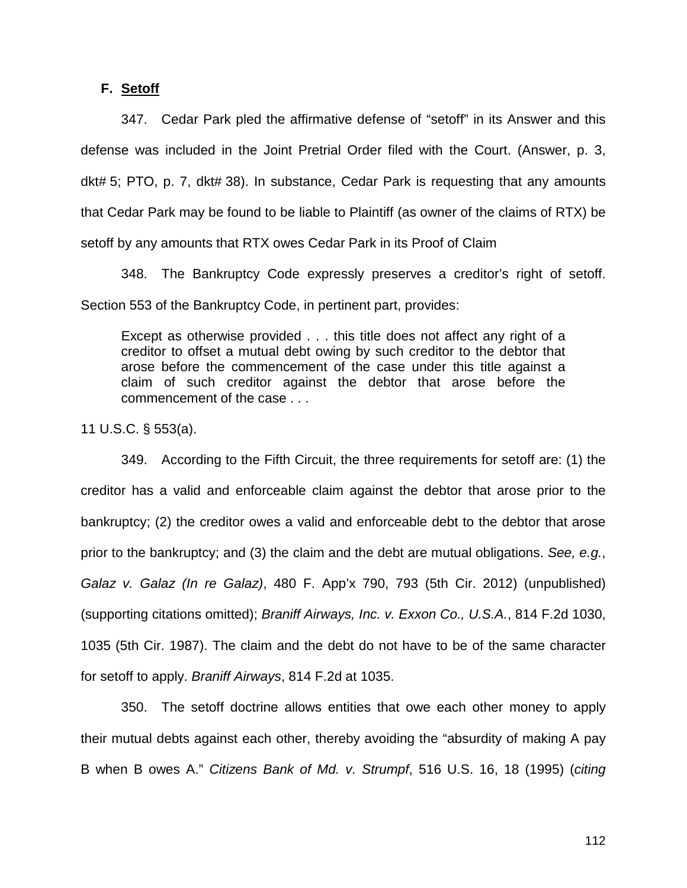### F. Setoff

347. Cedar Park pled the affirmative defense of "setoff" in its Answer and this defense was included in the Joint Pretrial Order filed with the Court. (Answer, p. 3, dkt# 5; PTO, p. 7, dkt# 38). In substance, Cedar Park is requesting that any amounts that Cedar Park may be found to be liable to Plaintiff (as owner of the claims of RTX) be setoff by any amounts that RTX owes Cedar Park in its Proof of Claim

348. The Bankruptcy Code expressly preserves a creditor's right of setoff. Section 553 of the Bankruptcy Code, in pertinent part, provides:

> Except as otherwise provided . . . this title does not affect any right of a creditor to offset a mutual debt owing by such creditor to the debtor that arose before the commencement of the case under this title against a claim of such creditor against the debtor that arose before the commencement of the case . . .

11 U.S.C. § 553(a).

349. According to the Fifth Circuit, the three requirements for setoff are: (1) the creditor has a valid and enforceable claim against the debtor that arose prior to the bankruptcy; (2) the creditor owes a valid and enforceable debt to the debtor that arose prior to the bankruptcy; and (3) the claim and the debt are mutual obligations. *See, e.g.*, *Galaz v. Galaz (In re Galaz)*, 480 F. App'x 790, 793 (5th Cir. 2012) (unpublished) (supporting citations omitted); *Braniff Airways, Inc. v. Exxon Co., U.S.A.*, 814 F.2d 1030, 1035 (5th Cir. 1987). The claim and the debt do not have to be of the same character for setoff to apply. *Braniff Airways*, 814 F.2d at 1035.

350. The setoff doctrine allows entities that owe each other money to apply their mutual debts against each other, thereby avoiding the "absurdity of making A pay B when B owes A." *Citizens Bank of Md. v. Strumpf*, 516 U.S. 16, 18 (1995) (*citing*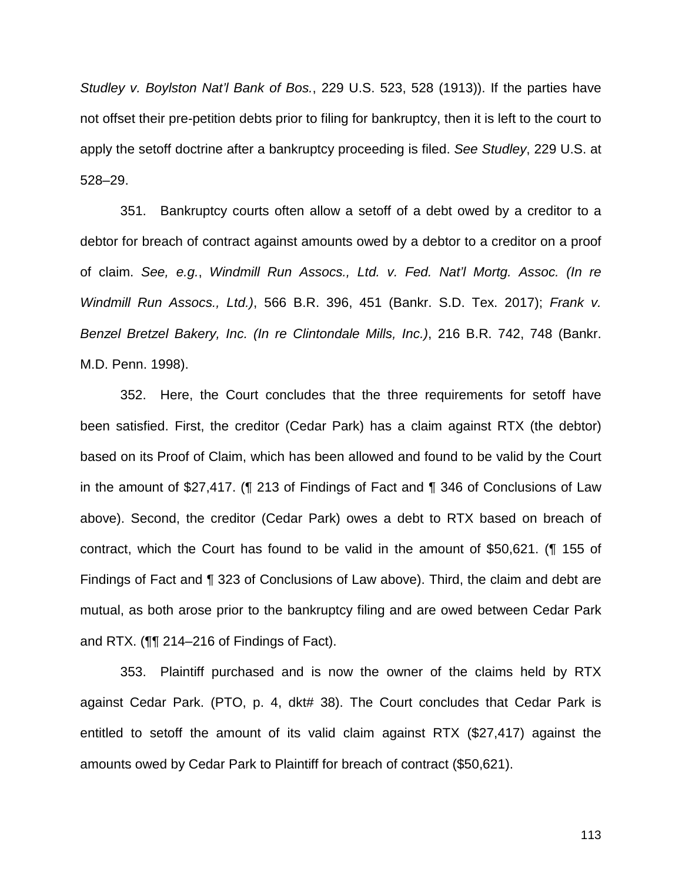*Studley v. Boylston Nat'l Bank of Bos.*, 229 U.S. 523, 528 (1913)). If the parties have not offset their pre-petition debts prior to filing for bankruptcy, then it is left to the court to apply the setoff doctrine after a bankruptcy proceeding is filed. *See Studley*, 229 U.S. at 528–29.

351. Bankruptcy courts often allow a setoff of a debt owed by a creditor to a debtor for breach of contract against amounts owed by a debtor to a creditor on a proof of claim. *See, e.g.*, *Windmill Run Assocs., Ltd. v. Fed. Nat'l Mortg. Assoc. (In re Windmill Run Assocs., Ltd.)*, 566 B.R. 396, 451 (Bankr. S.D. Tex. 2017); *Frank v. Benzel Bretzel Bakery, Inc. (In re Clintondale Mills, Inc.)*, 216 B.R. 742, 748 (Bankr. M.D. Penn. 1998).

352. Here, the Court concludes that the three requirements for setoff have been satisfied. First, the creditor (Cedar Park) has a claim against RTX (the debtor) based on its Proof of Claim, which has been allowed and found to be valid by the Court in the amount of $27,417. (¶ 213 of Findings of Fact and ¶ 346 of Conclusions of Law above). Second, the creditor (Cedar Park) owes a debt to RTX based on breach of contract, which the Court has found to be valid in the amount of $50,621. (¶ 155 of Findings of Fact and ¶ 323 of Conclusions of Law above). Third, the claim and debt are mutual, as both arose prior to the bankruptcy filing and are owed between Cedar Park and RTX. (¶¶ 214–216 of Findings of Fact).

353. Plaintiff purchased and is now the owner of the claims held by RTX against Cedar Park. (PTO, p. 4, dkt# 38). The Court concludes that Cedar Park is entitled to setoff the amount of its valid claim against RTX ($27,417) against the amounts owed by Cedar Park to Plaintiff for breach of contract ($50,621).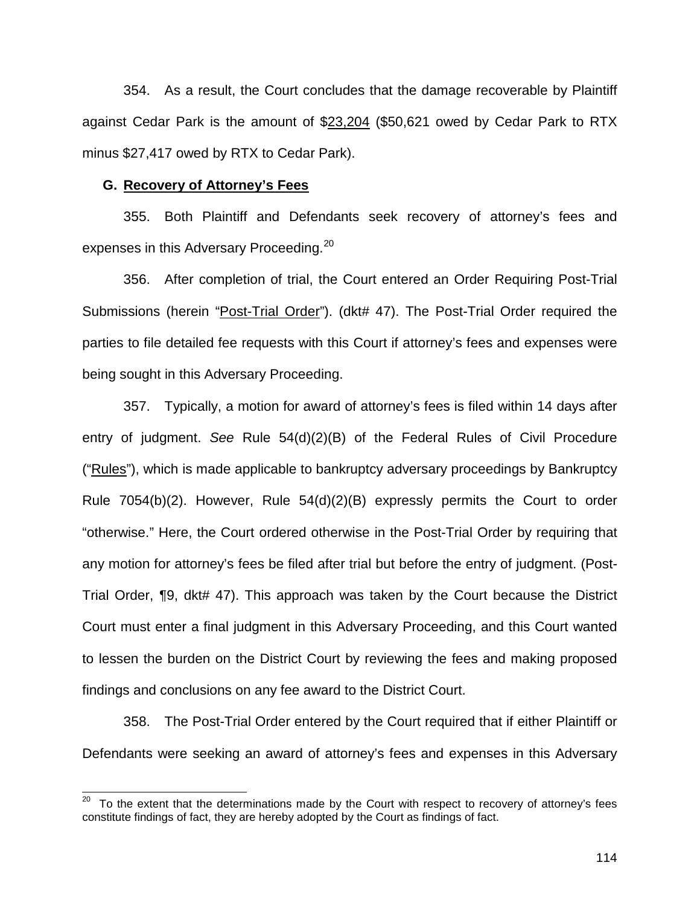354. As a result, the Court concludes that the damage recoverable by Plaintiff against Cedar Park is the amount of $23,204 ($50,621 owed by Cedar Park to RTX minus $27,417 owed by RTX to Cedar Park).

### G. Recovery of Attorney's Fees

355. Both Plaintiff and Defendants seek recovery of attorney's fees and expenses in this Adversary Proceeding.[20]

356. After completion of trial, the Court entered an Order Requiring Post-Trial Submissions (herein "Post-Trial Order"). (dkt# 47). The Post-Trial Order required the parties to file detailed fee requests with this Court if attorney's fees and expenses were being sought in this Adversary Proceeding.

357. Typically, a motion for award of attorney's fees is filed within 14 days after entry of judgment. *See* Rule 54(d)(2)(B) of the Federal Rules of Civil Procedure ("Rules"), which is made applicable to bankruptcy adversary proceedings by Bankruptcy Rule 7054(b)(2). However, Rule 54(d)(2)(B) expressly permits the Court to order "otherwise." Here, the Court ordered otherwise in the Post-Trial Order by requiring that any motion for attorney's fees be filed after trial but before the entry of judgment. (Post-Trial Order, ¶9, dkt# 47). This approach was taken by the Court because the District Court must enter a final judgment in this Adversary Proceeding, and this Court wanted to lessen the burden on the District Court by reviewing the fees and making proposed findings and conclusions on any fee award to the District Court.

358. The Post-Trial Order entered by the Court required that if either Plaintiff or Defendants were seeking an award of attorney's fees and expenses in this Adversary

[20] To the extent that the determinations made by the Court with respect to recovery of attorney's fees constitute findings of fact, they are hereby adopted by the Court as findings of fact.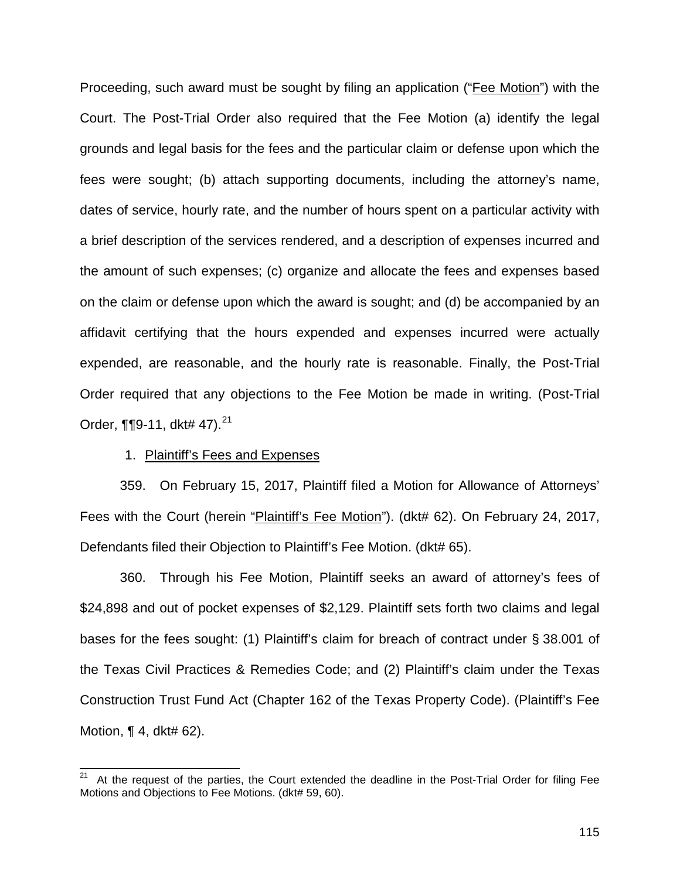Proceeding, such award must be sought by filing an application ("<u>Fee Motion</u>") with the Court. The Post-Trial Order also required that the Fee Motion (a) identify the legal grounds and legal basis for the fees and the particular claim or defense upon which the fees were sought; (b) attach supporting documents, including the attorney's name, dates of service, hourly rate, and the number of hours spent on a particular activity with a brief description of the services rendered, and a description of expenses incurred and the amount of such expenses; (c) organize and allocate the fees and expenses based on the claim or defense upon which the award is sought; and (d) be accompanied by an affidavit certifying that the hours expended and expenses incurred were actually expended, are reasonable, and the hourly rate is reasonable. Finally, the Post-Trial Order required that any objections to the Fee Motion be made in writing. (Post-Trial Order, ¶¶9-11, dkt# 47).[21]

1. <u>Plaintiff's Fees and Expenses</u>

359. On February 15, 2017, Plaintiff filed a Motion for Allowance of Attorneys' Fees with the Court (herein "<u>Plaintiff's Fee Motion</u>"). (dkt# 62). On February 24, 2017, Defendants filed their Objection to Plaintiff's Fee Motion. (dkt# 65).

360. Through his Fee Motion, Plaintiff seeks an award of attorney's fees of \$24,898 and out of pocket expenses of \$2,129. Plaintiff sets forth two claims and legal bases for the fees sought: (1) Plaintiff's claim for breach of contract under § 38.001 of the Texas Civil Practices & Remedies Code; and (2) Plaintiff's claim under the Texas Construction Trust Fund Act (Chapter 162 of the Texas Property Code). (Plaintiff's Fee Motion, ¶ 4, dkt# 62).

[21] At the request of the parties, the Court extended the deadline in the Post-Trial Order for filing Fee Motions and Objections to Fee Motions. (dkt# 59, 60).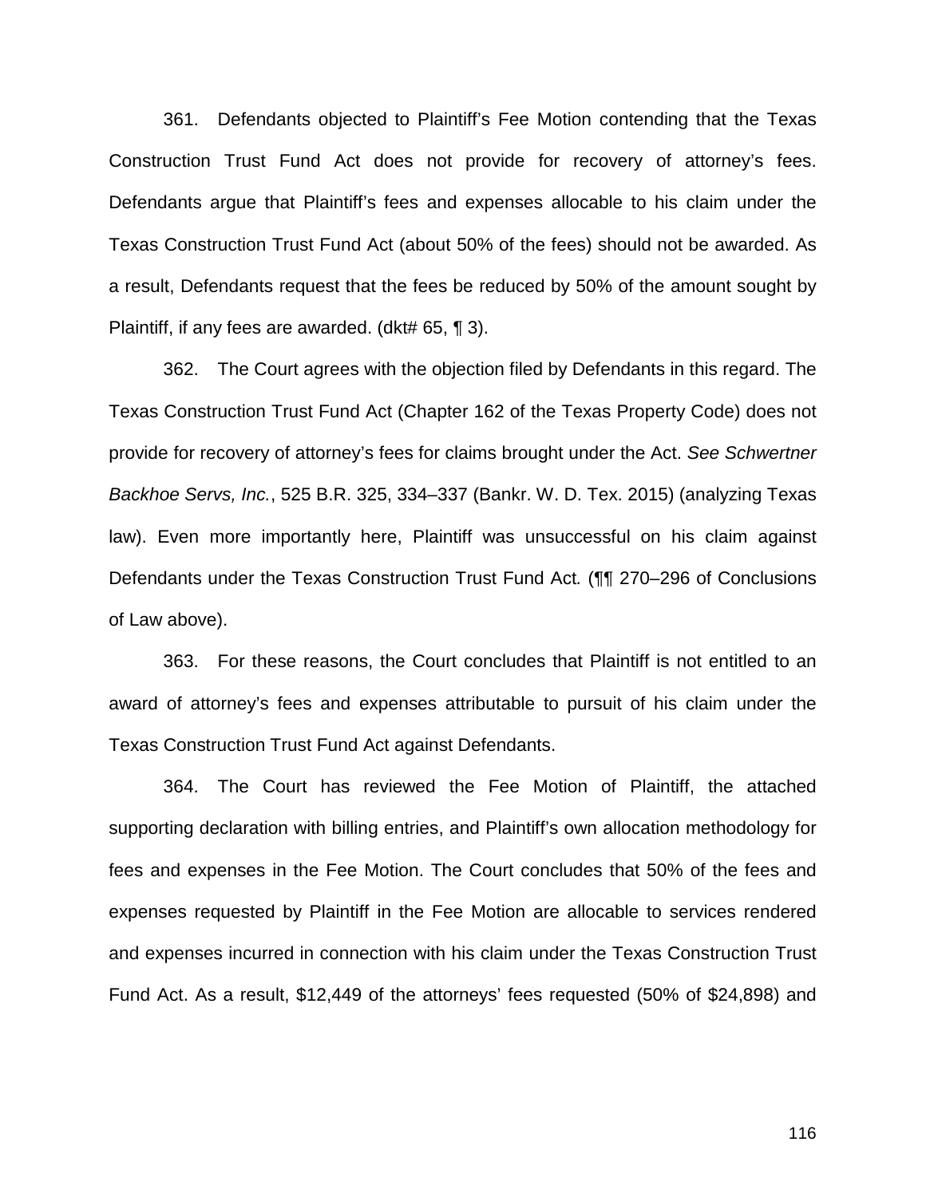361. Defendants objected to Plaintiff's Fee Motion contending that the Texas Construction Trust Fund Act does not provide for recovery of attorney's fees. Defendants argue that Plaintiff's fees and expenses allocable to his claim under the Texas Construction Trust Fund Act (about 50% of the fees) should not be awarded. As a result, Defendants request that the fees be reduced by 50% of the amount sought by Plaintiff, if any fees are awarded. (dkt# 65, ¶ 3).

362. The Court agrees with the objection filed by Defendants in this regard. The Texas Construction Trust Fund Act (Chapter 162 of the Texas Property Code) does not provide for recovery of attorney's fees for claims brought under the Act. *See Schwertner Backhoe Servs, Inc.*, 525 B.R. 325, 334–337 (Bankr. W. D. Tex. 2015) (analyzing Texas law). Even more importantly here, Plaintiff was unsuccessful on his claim against Defendants under the Texas Construction Trust Fund Act. (¶¶ 270–296 of Conclusions of Law above).

363. For these reasons, the Court concludes that Plaintiff is not entitled to an award of attorney's fees and expenses attributable to pursuit of his claim under the Texas Construction Trust Fund Act against Defendants.

364. The Court has reviewed the Fee Motion of Plaintiff, the attached supporting declaration with billing entries, and Plaintiff's own allocation methodology for fees and expenses in the Fee Motion. The Court concludes that 50% of the fees and expenses requested by Plaintiff in the Fee Motion are allocable to services rendered and expenses incurred in connection with his claim under the Texas Construction Trust Fund Act. As a result, $12,449 of the attorneys' fees requested (50% of $24,898) and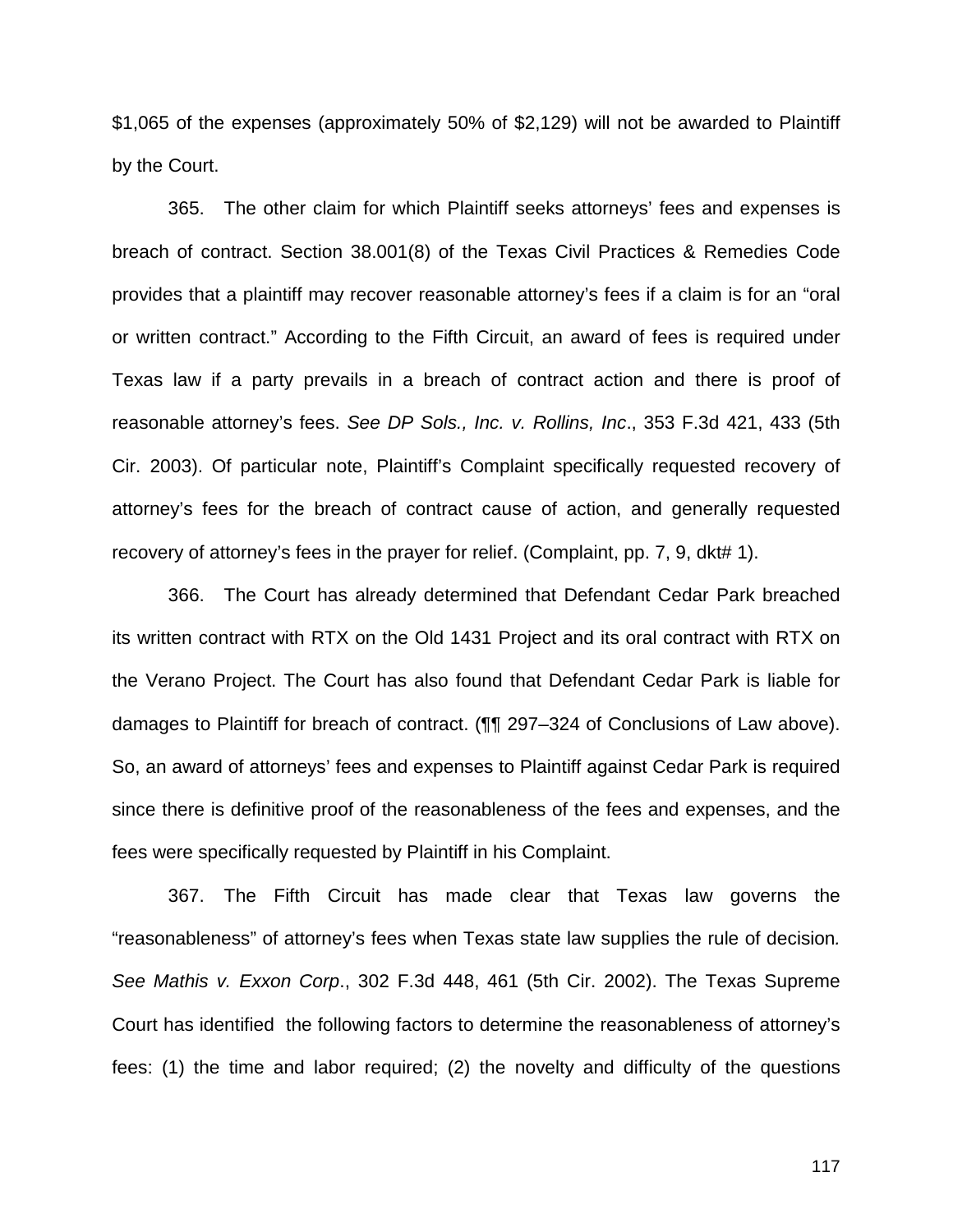$1,065 of the expenses (approximately 50% of $2,129) will not be awarded to Plaintiff by the Court.

365. The other claim for which Plaintiff seeks attorneys' fees and expenses is breach of contract. Section 38.001(8) of the Texas Civil Practices & Remedies Code provides that a plaintiff may recover reasonable attorney's fees if a claim is for an "oral or written contract." According to the Fifth Circuit, an award of fees is required under Texas law if a party prevails in a breach of contract action and there is proof of reasonable attorney's fees. *See DP Sols., Inc. v. Rollins, Inc*., 353 F.3d 421, 433 (5th Cir. 2003). Of particular note, Plaintiff's Complaint specifically requested recovery of attorney's fees for the breach of contract cause of action, and generally requested recovery of attorney's fees in the prayer for relief. (Complaint, pp. 7, 9, dkt# 1).

366. The Court has already determined that Defendant Cedar Park breached its written contract with RTX on the Old 1431 Project and its oral contract with RTX on the Verano Project. The Court has also found that Defendant Cedar Park is liable for damages to Plaintiff for breach of contract. (¶¶ 297–324 of Conclusions of Law above). So, an award of attorneys' fees and expenses to Plaintiff against Cedar Park is required since there is definitive proof of the reasonableness of the fees and expenses, and the fees were specifically requested by Plaintiff in his Complaint.

367. The Fifth Circuit has made clear that Texas law governs the "reasonableness" of attorney's fees when Texas state law supplies the rule of decision. *See Mathis v. Exxon Corp*., 302 F.3d 448, 461 (5th Cir. 2002). The Texas Supreme Court has identified the following factors to determine the reasonableness of attorney's fees: (1) the time and labor required; (2) the novelty and difficulty of the questions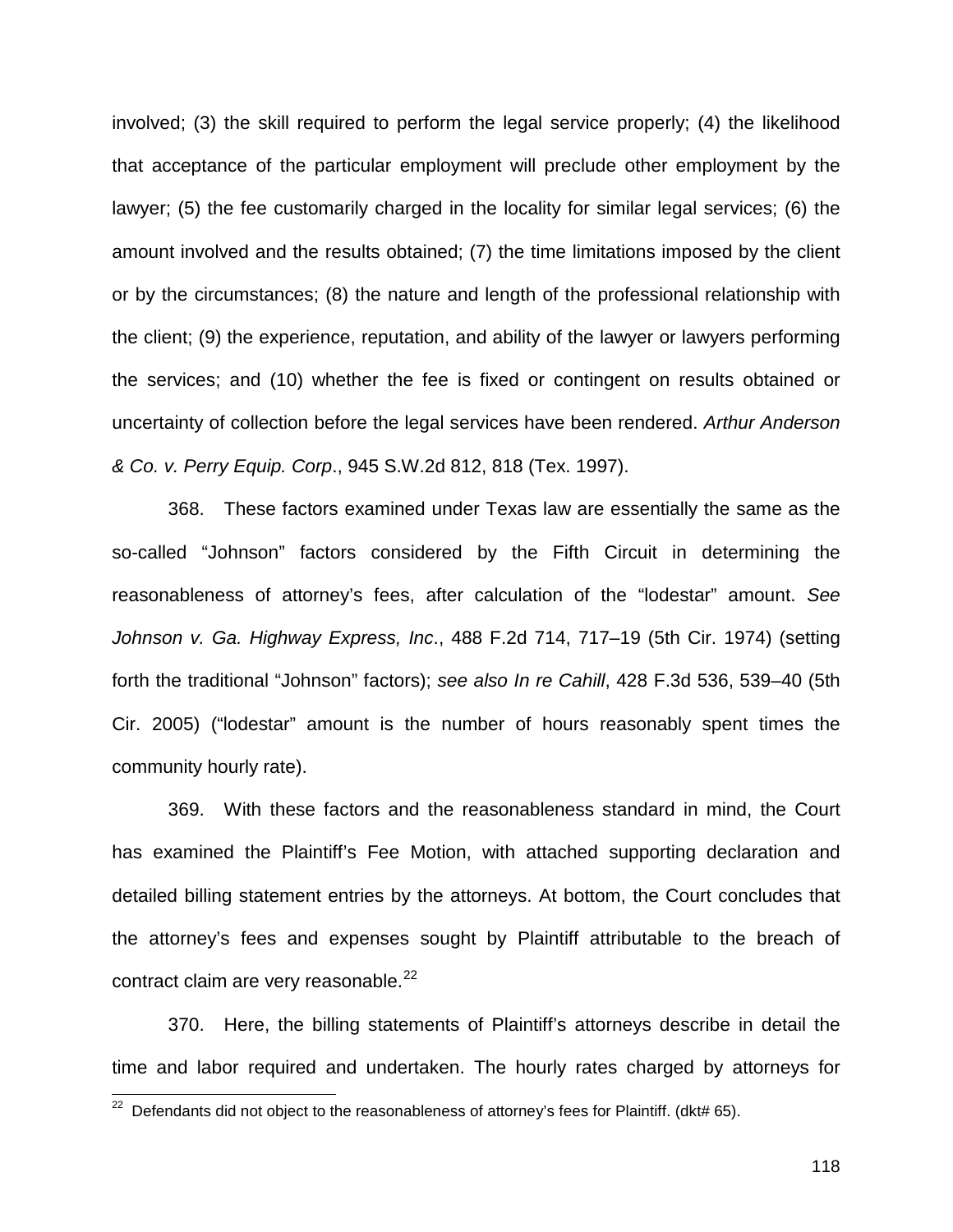involved; (3) the skill required to perform the legal service properly; (4) the likelihood that acceptance of the particular employment will preclude other employment by the lawyer; (5) the fee customarily charged in the locality for similar legal services; (6) the amount involved and the results obtained; (7) the time limitations imposed by the client or by the circumstances; (8) the nature and length of the professional relationship with the client; (9) the experience, reputation, and ability of the lawyer or lawyers performing the services; and (10) whether the fee is fixed or contingent on results obtained or uncertainty of collection before the legal services have been rendered. *Arthur Anderson & Co. v. Perry Equip. Corp*., 945 S.W.2d 812, 818 (Tex. 1997).

368. These factors examined under Texas law are essentially the same as the so-called "Johnson" factors considered by the Fifth Circuit in determining the reasonableness of attorney's fees, after calculation of the "lodestar" amount. *See Johnson v. Ga. Highway Express, Inc*., 488 F.2d 714, 717–19 (5th Cir. 1974) (setting forth the traditional "Johnson" factors); *see also In re Cahill*, 428 F.3d 536, 539–40 (5th Cir. 2005) ("lodestar" amount is the number of hours reasonably spent times the community hourly rate).

369. With these factors and the reasonableness standard in mind, the Court has examined the Plaintiff's Fee Motion, with attached supporting declaration and detailed billing statement entries by the attorneys. At bottom, the Court concludes that the attorney's fees and expenses sought by Plaintiff attributable to the breach of contract claim are very reasonable.[22]

370. Here, the billing statements of Plaintiff's attorneys describe in detail the time and labor required and undertaken. The hourly rates charged by attorneys for

[22] Defendants did not object to the reasonableness of attorney's fees for Plaintiff. (dkt# 65).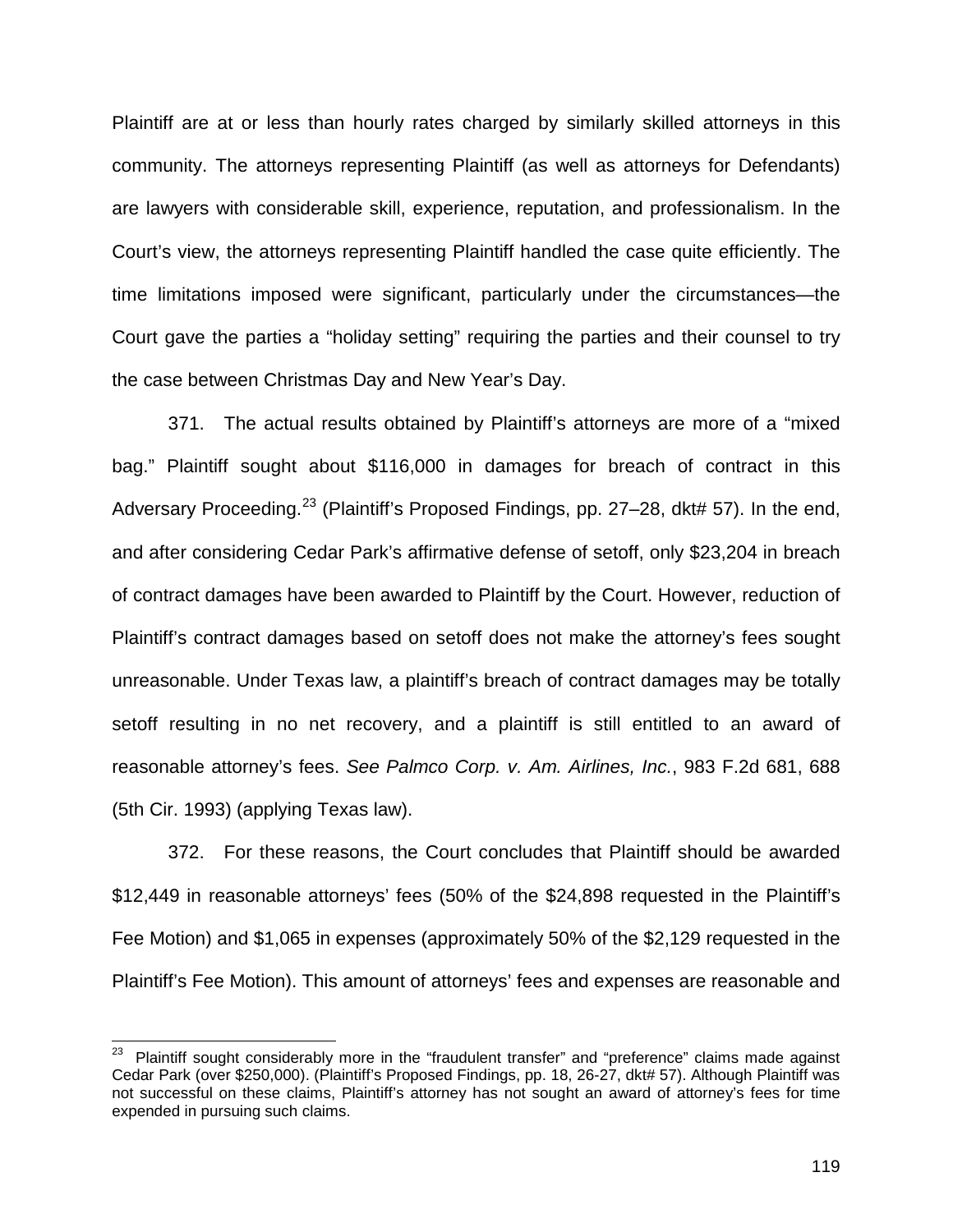Plaintiff are at or less than hourly rates charged by similarly skilled attorneys in this community. The attorneys representing Plaintiff (as well as attorneys for Defendants) are lawyers with considerable skill, experience, reputation, and professionalism. In the Court's view, the attorneys representing Plaintiff handled the case quite efficiently. The time limitations imposed were significant, particularly under the circumstances—the Court gave the parties a "holiday setting" requiring the parties and their counsel to try the case between Christmas Day and New Year's Day.

371. The actual results obtained by Plaintiff's attorneys are more of a "mixed bag." Plaintiff sought about \$116,000 in damages for breach of contract in this Adversary Proceeding.[23] (Plaintiff's Proposed Findings, pp. 27–28, dkt# 57). In the end, and after considering Cedar Park's affirmative defense of setoff, only \$23,204 in breach of contract damages have been awarded to Plaintiff by the Court. However, reduction of Plaintiff's contract damages based on setoff does not make the attorney's fees sought unreasonable. Under Texas law, a plaintiff's breach of contract damages may be totally setoff resulting in no net recovery, and a plaintiff is still entitled to an award of reasonable attorney's fees. *See Palmco Corp. v. Am. Airlines, Inc.*, 983 F.2d 681, 688 (5th Cir. 1993) (applying Texas law).

372. For these reasons, the Court concludes that Plaintiff should be awarded \$12,449 in reasonable attorneys' fees (50% of the \$24,898 requested in the Plaintiff's Fee Motion) and \$1,065 in expenses (approximately 50% of the \$2,129 requested in the Plaintiff's Fee Motion). This amount of attorneys' fees and expenses are reasonable and

[23] Plaintiff sought considerably more in the "fraudulent transfer" and "preference" claims made against Cedar Park (over \$250,000). (Plaintiff's Proposed Findings, pp. 18, 26-27, dkt# 57). Although Plaintiff was not successful on these claims, Plaintiff's attorney has not sought an award of attorney's fees for time expended in pursuing such claims.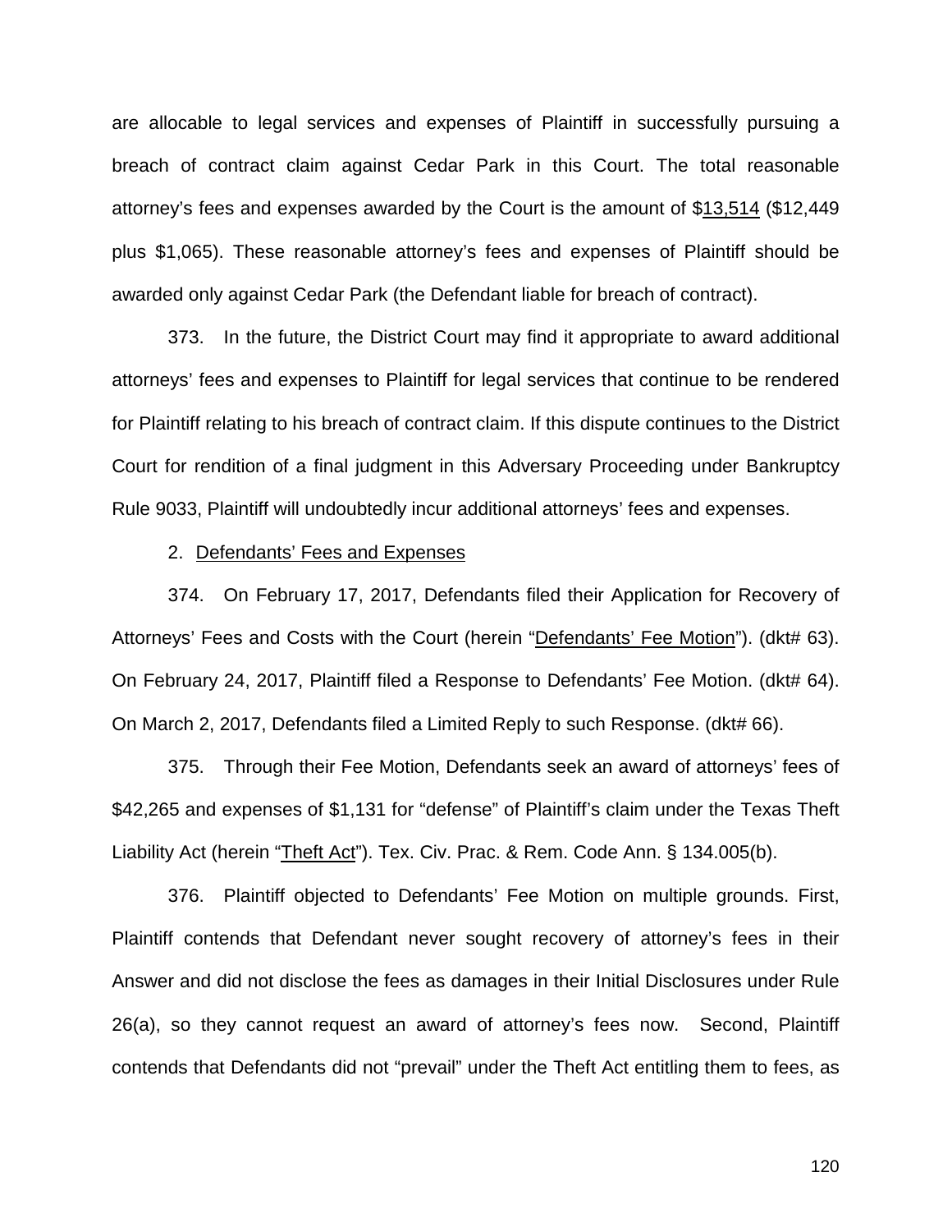are allocable to legal services and expenses of Plaintiff in successfully pursuing a breach of contract claim against Cedar Park in this Court. The total reasonable attorney's fees and expenses awarded by the Court is the amount of $<u>13,514</u> ($12,449 plus $1,065). These reasonable attorney's fees and expenses of Plaintiff should be awarded only against Cedar Park (the Defendant liable for breach of contract).

373. In the future, the District Court may find it appropriate to award additional attorneys' fees and expenses to Plaintiff for legal services that continue to be rendered for Plaintiff relating to his breach of contract claim. If this dispute continues to the District Court for rendition of a final judgment in this Adversary Proceeding under Bankruptcy Rule 9033, Plaintiff will undoubtedly incur additional attorneys' fees and expenses.

2. <u>Defendants' Fees and Expenses</u>

374. On February 17, 2017, Defendants filed their Application for Recovery of Attorneys' Fees and Costs with the Court (herein "<u>Defendants' Fee Motion</u>"). (dkt# 63). On February 24, 2017, Plaintiff filed a Response to Defendants' Fee Motion. (dkt# 64). On March 2, 2017, Defendants filed a Limited Reply to such Response. (dkt# 66).

375. Through their Fee Motion, Defendants seek an award of attorneys' fees of $42,265 and expenses of $1,131 for "defense" of Plaintiff's claim under the Texas Theft Liability Act (herein "<u>Theft Act</u>"). Tex. Civ. Prac. & Rem. Code Ann. § 134.005(b).

376. Plaintiff objected to Defendants' Fee Motion on multiple grounds. First, Plaintiff contends that Defendant never sought recovery of attorney's fees in their Answer and did not disclose the fees as damages in their Initial Disclosures under Rule 26(a), so they cannot request an award of attorney's fees now. Second, Plaintiff contends that Defendants did not "prevail" under the Theft Act entitling them to fees, as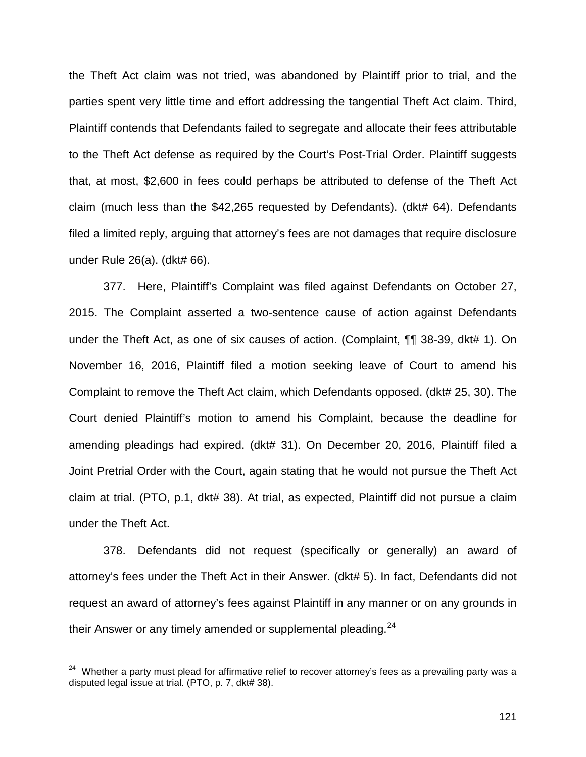the Theft Act claim was not tried, was abandoned by Plaintiff prior to trial, and the parties spent very little time and effort addressing the tangential Theft Act claim. Third, Plaintiff contends that Defendants failed to segregate and allocate their fees attributable to the Theft Act defense as required by the Court's Post-Trial Order. Plaintiff suggests that, at most, $2,600 in fees could perhaps be attributed to defense of the Theft Act claim (much less than the $42,265 requested by Defendants). (dkt# 64). Defendants filed a limited reply, arguing that attorney's fees are not damages that require disclosure under Rule 26(a). (dkt# 66).

377. Here, Plaintiff's Complaint was filed against Defendants on October 27, 2015. The Complaint asserted a two-sentence cause of action against Defendants under the Theft Act, as one of six causes of action. (Complaint, ¶¶ 38-39, dkt# 1). On November 16, 2016, Plaintiff filed a motion seeking leave of Court to amend his Complaint to remove the Theft Act claim, which Defendants opposed. (dkt# 25, 30). The Court denied Plaintiff's motion to amend his Complaint, because the deadline for amending pleadings had expired. (dkt# 31). On December 20, 2016, Plaintiff filed a Joint Pretrial Order with the Court, again stating that he would not pursue the Theft Act claim at trial. (PTO, p.1, dkt# 38). At trial, as expected, Plaintiff did not pursue a claim under the Theft Act.

378. Defendants did not request (specifically or generally) an award of attorney's fees under the Theft Act in their Answer. (dkt# 5). In fact, Defendants did not request an award of attorney's fees against Plaintiff in any manner or on any grounds in their Answer or any timely amended or supplemental pleading.[24]

[24] Whether a party must plead for affirmative relief to recover attorney's fees as a prevailing party was a disputed legal issue at trial. (PTO, p. 7, dkt# 38).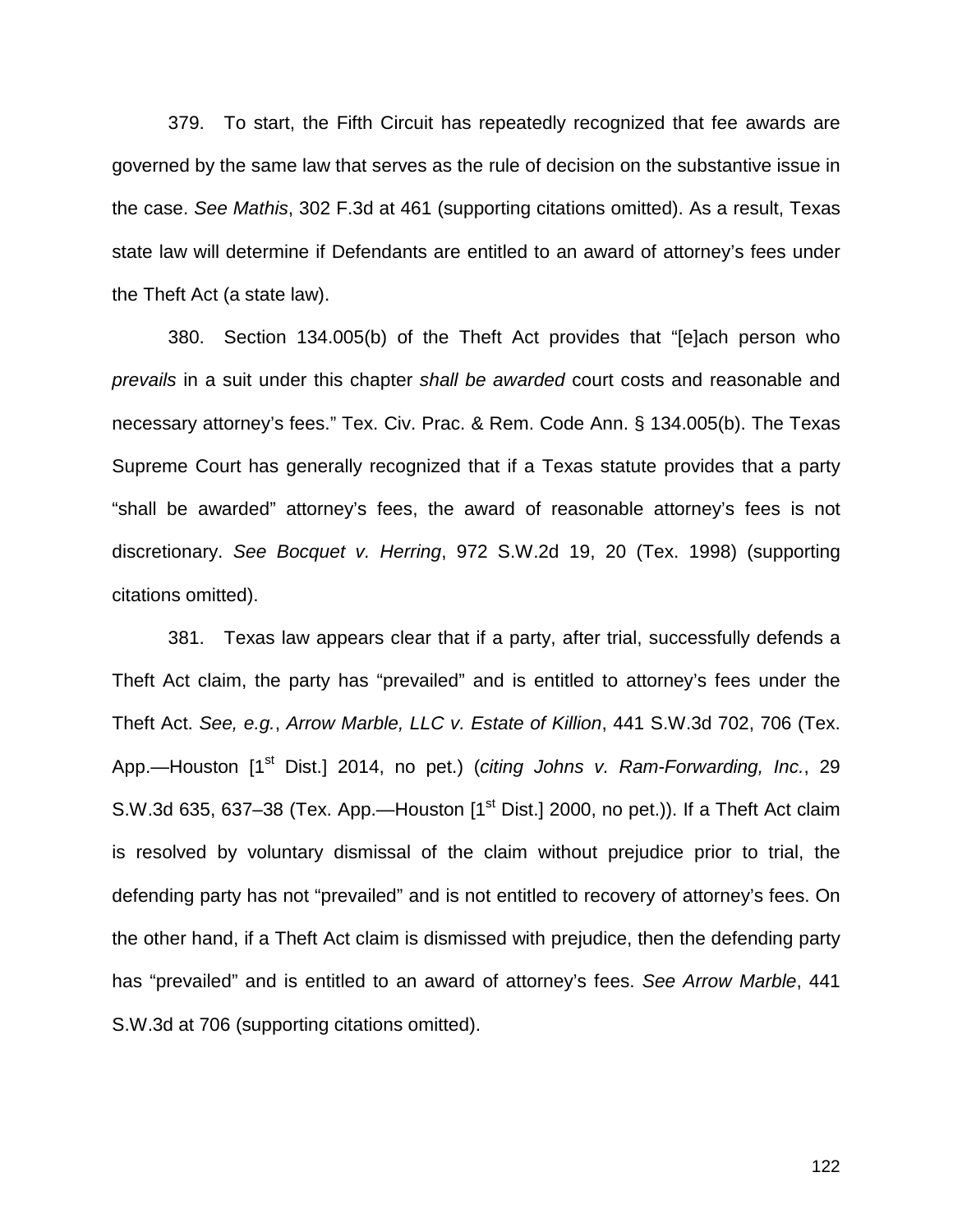379. To start, the Fifth Circuit has repeatedly recognized that fee awards are governed by the same law that serves as the rule of decision on the substantive issue in the case. *See Mathis*, 302 F.3d at 461 (supporting citations omitted). As a result, Texas state law will determine if Defendants are entitled to an award of attorney's fees under the Theft Act (a state law).

380. Section 134.005(b) of the Theft Act provides that "[e]ach person who *prevails* in a suit under this chapter *shall be awarded* court costs and reasonable and necessary attorney's fees." Tex. Civ. Prac. & Rem. Code Ann. § 134.005(b). The Texas Supreme Court has generally recognized that if a Texas statute provides that a party "shall be awarded" attorney's fees, the award of reasonable attorney's fees is not discretionary. *See Bocquet v. Herring*, 972 S.W.2d 19, 20 (Tex. 1998) (supporting citations omitted).

381. Texas law appears clear that if a party, after trial, successfully defends a Theft Act claim, the party has "prevailed" and is entitled to attorney's fees under the Theft Act. *See, e.g.*, *Arrow Marble, LLC v. Estate of Killion*, 441 S.W.3d 702, 706 (Tex. App.—Houston [1st Dist.] 2014, no pet.) (*citing Johns v. Ram-Forwarding, Inc.*, 29 S.W.3d 635, 637–38 (Tex. App.—Houston [1st Dist.] 2000, no pet.)). If a Theft Act claim is resolved by voluntary dismissal of the claim without prejudice prior to trial, the defending party has not "prevailed" and is not entitled to recovery of attorney's fees. On the other hand, if a Theft Act claim is dismissed with prejudice, then the defending party has "prevailed" and is entitled to an award of attorney's fees. *See Arrow Marble*, 441 S.W.3d at 706 (supporting citations omitted).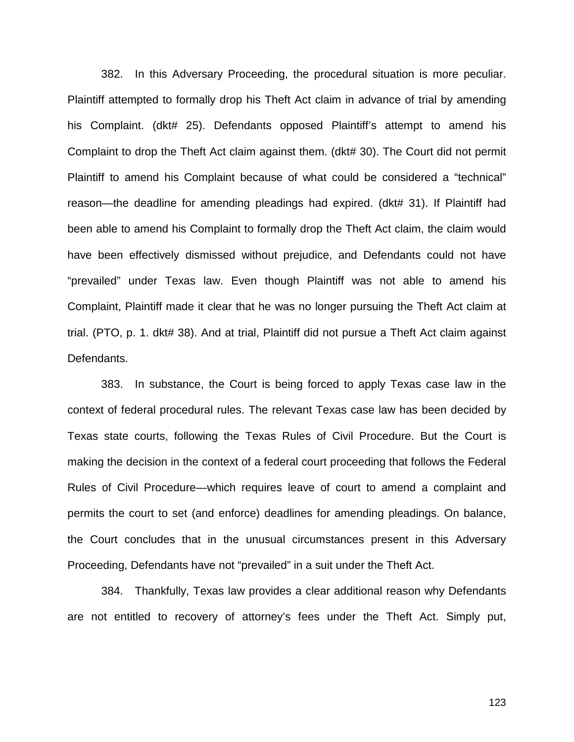382. In this Adversary Proceeding, the procedural situation is more peculiar. Plaintiff attempted to formally drop his Theft Act claim in advance of trial by amending his Complaint. (dkt# 25). Defendants opposed Plaintiff's attempt to amend his Complaint to drop the Theft Act claim against them. (dkt# 30). The Court did not permit Plaintiff to amend his Complaint because of what could be considered a "technical" reason—the deadline for amending pleadings had expired. (dkt# 31). If Plaintiff had been able to amend his Complaint to formally drop the Theft Act claim, the claim would have been effectively dismissed without prejudice, and Defendants could not have "prevailed" under Texas law. Even though Plaintiff was not able to amend his Complaint, Plaintiff made it clear that he was no longer pursuing the Theft Act claim at trial. (PTO, p. 1. dkt# 38). And at trial, Plaintiff did not pursue a Theft Act claim against Defendants.

383. In substance, the Court is being forced to apply Texas case law in the context of federal procedural rules. The relevant Texas case law has been decided by Texas state courts, following the Texas Rules of Civil Procedure. But the Court is making the decision in the context of a federal court proceeding that follows the Federal Rules of Civil Procedure—which requires leave of court to amend a complaint and permits the court to set (and enforce) deadlines for amending pleadings. On balance, the Court concludes that in the unusual circumstances present in this Adversary Proceeding, Defendants have not "prevailed" in a suit under the Theft Act.

384. Thankfully, Texas law provides a clear additional reason why Defendants are not entitled to recovery of attorney's fees under the Theft Act. Simply put,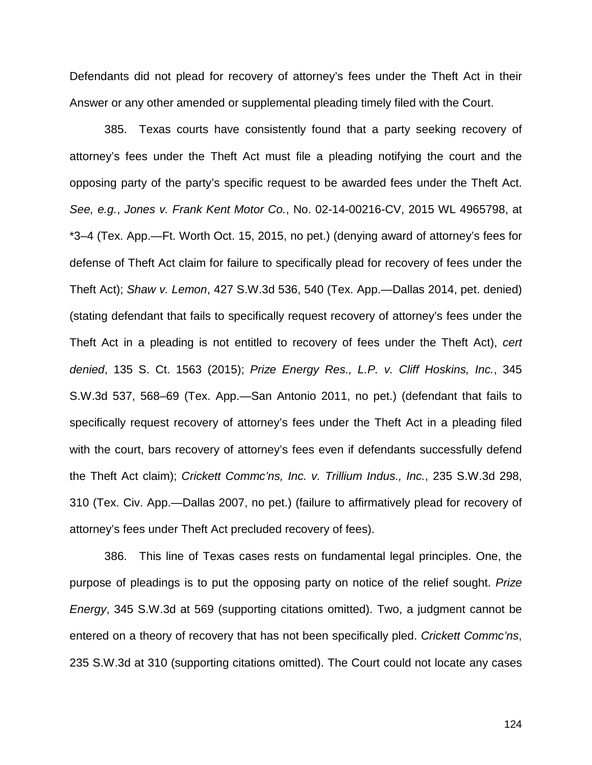Defendants did not plead for recovery of attorney's fees under the Theft Act in their Answer or any other amended or supplemental pleading timely filed with the Court.

385. Texas courts have consistently found that a party seeking recovery of attorney's fees under the Theft Act must file a pleading notifying the court and the opposing party of the party's specific request to be awarded fees under the Theft Act. *See, e.g.*, *Jones v. Frank Kent Motor Co.*, No. 02-14-00216-CV, 2015 WL 4965798, at *3–4 (Tex. App.—Ft. Worth Oct. 15, 2015, no pet.) (denying award of attorney's fees for defense of Theft Act claim for failure to specifically plead for recovery of fees under the Theft Act); *Shaw v. Lemon*, 427 S.W.3d 536, 540 (Tex. App.—Dallas 2014, pet. denied) (stating defendant that fails to specifically request recovery of attorney's fees under the Theft Act in a pleading is not entitled to recovery of fees under the Theft Act), *cert denied*, 135 S. Ct. 1563 (2015); *Prize Energy Res., L.P. v. Cliff Hoskins, Inc.*, 345 S.W.3d 537, 568–69 (Tex. App.—San Antonio 2011, no pet.) (defendant that fails to specifically request recovery of attorney's fees under the Theft Act in a pleading filed with the court, bars recovery of attorney's fees even if defendants successfully defend the Theft Act claim); *Crickett Commc'ns, Inc. v. Trillium Indus., Inc.*, 235 S.W.3d 298, 310 (Tex. Civ. App.—Dallas 2007, no pet.) (failure to affirmatively plead for recovery of attorney's fees under Theft Act precluded recovery of fees).

386. This line of Texas cases rests on fundamental legal principles. One, the purpose of pleadings is to put the opposing party on notice of the relief sought. *Prize Energy*, 345 S.W.3d at 569 (supporting citations omitted). Two, a judgment cannot be entered on a theory of recovery that has not been specifically pled. *Crickett Commc'ns*, 235 S.W.3d at 310 (supporting citations omitted). The Court could not locate any cases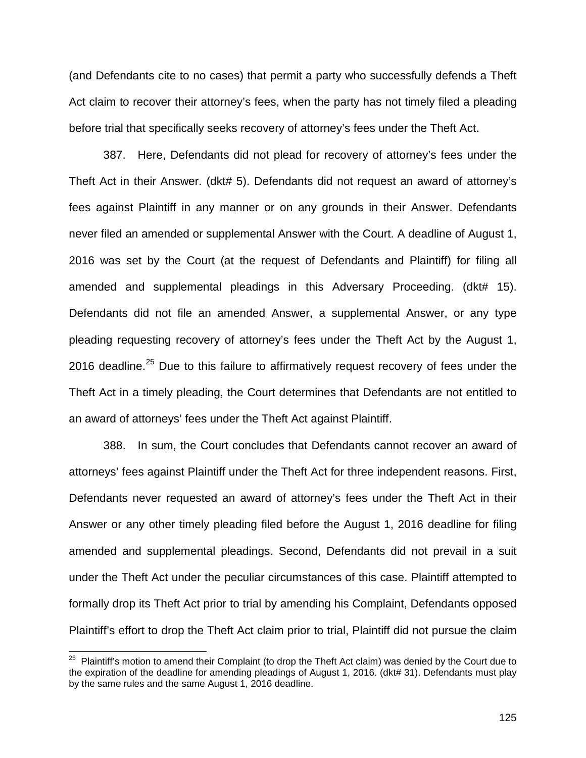(and Defendants cite to no cases) that permit a party who successfully defends a Theft Act claim to recover their attorney's fees, when the party has not timely filed a pleading before trial that specifically seeks recovery of attorney's fees under the Theft Act.

387. Here, Defendants did not plead for recovery of attorney's fees under the Theft Act in their Answer. (dkt# 5). Defendants did not request an award of attorney's fees against Plaintiff in any manner or on any grounds in their Answer. Defendants never filed an amended or supplemental Answer with the Court. A deadline of August 1, 2016 was set by the Court (at the request of Defendants and Plaintiff) for filing all amended and supplemental pleadings in this Adversary Proceeding. (dkt# 15). Defendants did not file an amended Answer, a supplemental Answer, or any type pleading requesting recovery of attorney's fees under the Theft Act by the August 1, 2016 deadline.[25] Due to this failure to affirmatively request recovery of fees under the Theft Act in a timely pleading, the Court determines that Defendants are not entitled to an award of attorneys' fees under the Theft Act against Plaintiff.

388. In sum, the Court concludes that Defendants cannot recover an award of attorneys' fees against Plaintiff under the Theft Act for three independent reasons. First, Defendants never requested an award of attorney's fees under the Theft Act in their Answer or any other timely pleading filed before the August 1, 2016 deadline for filing amended and supplemental pleadings. Second, Defendants did not prevail in a suit under the Theft Act under the peculiar circumstances of this case. Plaintiff attempted to formally drop its Theft Act prior to trial by amending his Complaint, Defendants opposed Plaintiff's effort to drop the Theft Act claim prior to trial, Plaintiff did not pursue the claim

[25] Plaintiff's motion to amend their Complaint (to drop the Theft Act claim) was denied by the Court due to the expiration of the deadline for amending pleadings of August 1, 2016. (dkt# 31). Defendants must play by the same rules and the same August 1, 2016 deadline.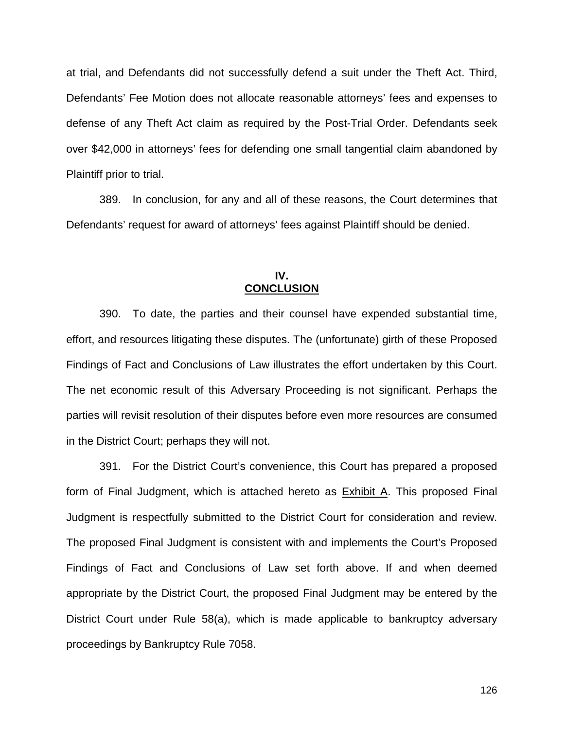at trial, and Defendants did not successfully defend a suit under the Theft Act. Third, Defendants' Fee Motion does not allocate reasonable attorneys' fees and expenses to defense of any Theft Act claim as required by the Post-Trial Order. Defendants seek over $42,000 in attorneys' fees for defending one small tangential claim abandoned by Plaintiff prior to trial.

389. In conclusion, for any and all of these reasons, the Court determines that Defendants' request for award of attorneys' fees against Plaintiff should be denied.

## IV.
## <u>CONCLUSION</u>

390. To date, the parties and their counsel have expended substantial time, effort, and resources litigating these disputes. The (unfortunate) girth of these Proposed Findings of Fact and Conclusions of Law illustrates the effort undertaken by this Court. The net economic result of this Adversary Proceeding is not significant. Perhaps the parties will revisit resolution of their disputes before even more resources are consumed in the District Court; perhaps they will not.

391. For the District Court's convenience, this Court has prepared a proposed form of Final Judgment, which is attached hereto as <u>Exhibit A</u>. This proposed Final Judgment is respectfully submitted to the District Court for consideration and review. The proposed Final Judgment is consistent with and implements the Court's Proposed Findings of Fact and Conclusions of Law set forth above. If and when deemed appropriate by the District Court, the proposed Final Judgment may be entered by the District Court under Rule 58(a), which is made applicable to bankruptcy adversary proceedings by Bankruptcy Rule 7058.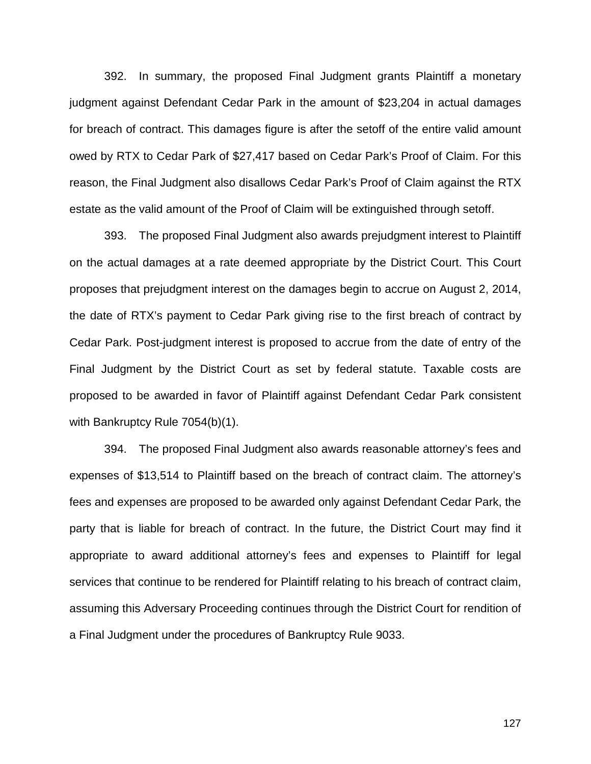392. In summary, the proposed Final Judgment grants Plaintiff a monetary judgment against Defendant Cedar Park in the amount of $23,204 in actual damages for breach of contract. This damages figure is after the setoff of the entire valid amount owed by RTX to Cedar Park of $27,417 based on Cedar Park's Proof of Claim. For this reason, the Final Judgment also disallows Cedar Park's Proof of Claim against the RTX estate as the valid amount of the Proof of Claim will be extinguished through setoff.

393. The proposed Final Judgment also awards prejudgment interest to Plaintiff on the actual damages at a rate deemed appropriate by the District Court. This Court proposes that prejudgment interest on the damages begin to accrue on August 2, 2014, the date of RTX's payment to Cedar Park giving rise to the first breach of contract by Cedar Park. Post-judgment interest is proposed to accrue from the date of entry of the Final Judgment by the District Court as set by federal statute. Taxable costs are proposed to be awarded in favor of Plaintiff against Defendant Cedar Park consistent with Bankruptcy Rule 7054(b)(1).

394. The proposed Final Judgment also awards reasonable attorney's fees and expenses of $13,514 to Plaintiff based on the breach of contract claim. The attorney's fees and expenses are proposed to be awarded only against Defendant Cedar Park, the party that is liable for breach of contract. In the future, the District Court may find it appropriate to award additional attorney's fees and expenses to Plaintiff for legal services that continue to be rendered for Plaintiff relating to his breach of contract claim, assuming this Adversary Proceeding continues through the District Court for rendition of a Final Judgment under the procedures of Bankruptcy Rule 9033.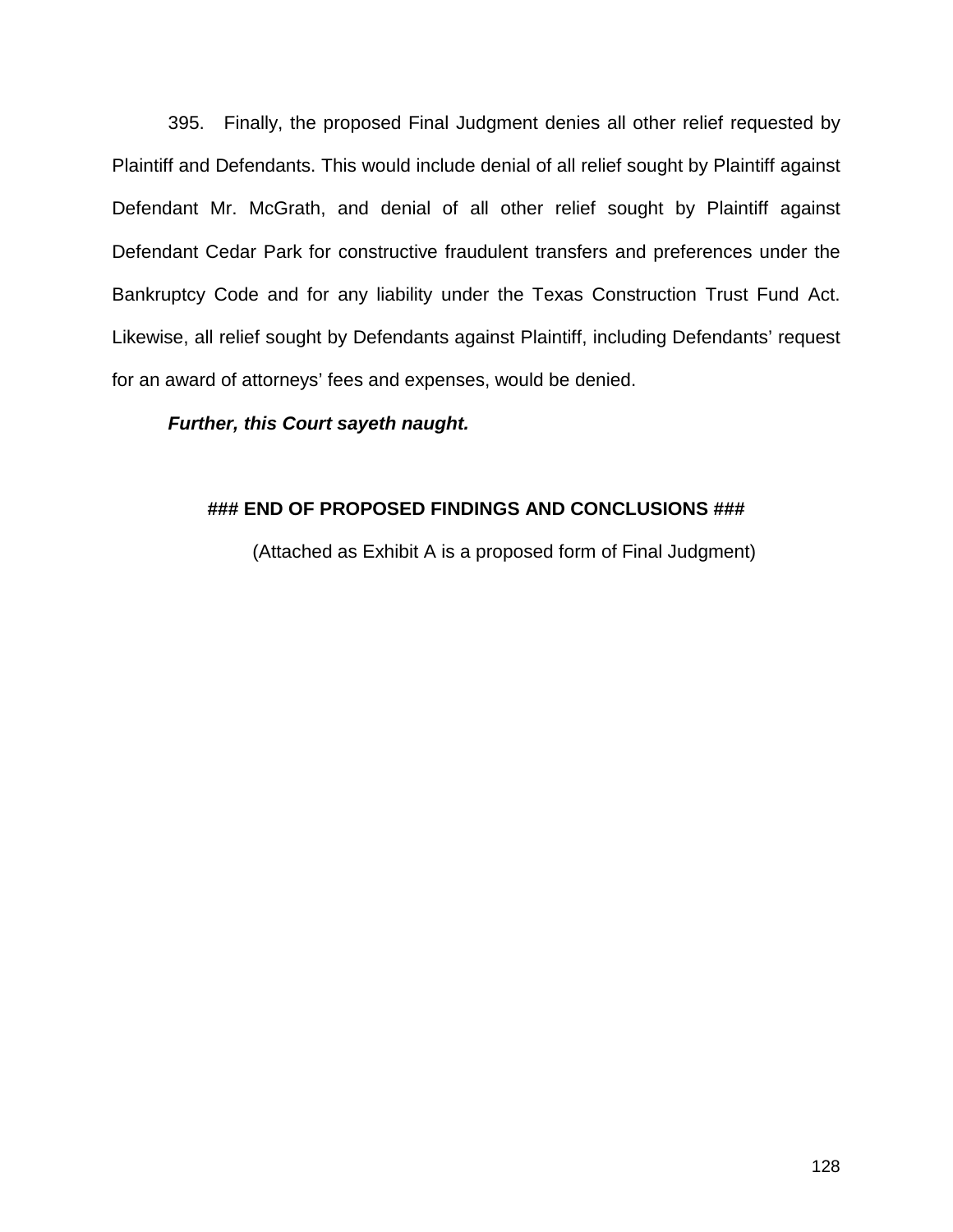395. Finally, the proposed Final Judgment denies all other relief requested by Plaintiff and Defendants. This would include denial of all relief sought by Plaintiff against Defendant Mr. McGrath, and denial of all other relief sought by Plaintiff against Defendant Cedar Park for constructive fraudulent transfers and preferences under the Bankruptcy Code and for any liability under the Texas Construction Trust Fund Act. Likewise, all relief sought by Defendants against Plaintiff, including Defendants' request for an award of attorneys' fees and expenses, would be denied.

***Further, this Court sayeth naught.***

**### END OF PROPOSED FINDINGS AND CONCLUSIONS ###**

(Attached as Exhibit A is a proposed form of Final Judgment)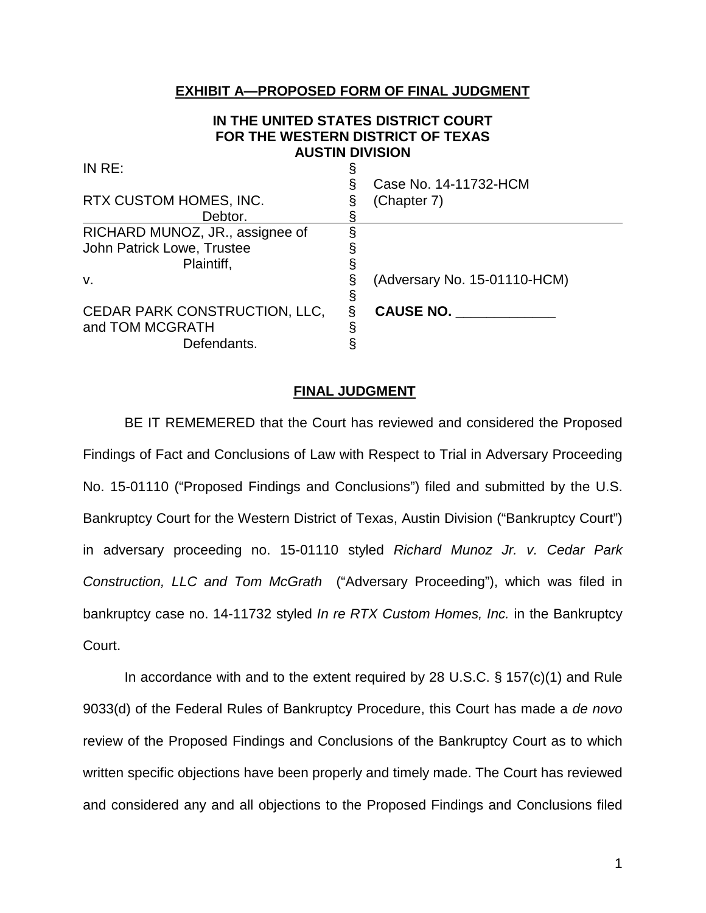**EXHIBIT A—PROPOSED FORM OF FINAL JUDGMENT**

**IN THE UNITED STATES DISTRICT COURT**
**FOR THE WESTERN DISTRICT OF TEXAS**
**AUSTIN DIVISION**

| | | |
|---|---|---|
| IN RE: | § | |
| | § | Case No. 14-11732-HCM |
| RTX CUSTOM HOMES, INC. | § | (Chapter 7) |
| Debtor. | § | |
| RICHARD MUNOZ, JR., assignee of | § | |
| John Patrick Lowe, Trustee | § | |
| Plaintiff, | § | |
| v. | § | (Adversary No. 15-01110-HCM) |
| | § | |
| CEDAR PARK CONSTRUCTION, LLC, | § | **CAUSE NO. ____________** |
| and TOM MCGRATH | § | |
| Defendants. | § | |

**FINAL JUDGMENT**

BE IT REMEMERED that the Court has reviewed and considered the Proposed Findings of Fact and Conclusions of Law with Respect to Trial in Adversary Proceeding No. 15-01110 ("Proposed Findings and Conclusions") filed and submitted by the U.S. Bankruptcy Court for the Western District of Texas, Austin Division ("Bankruptcy Court") in adversary proceeding no. 15-01110 styled *Richard Munoz Jr. v. Cedar Park Construction, LLC and Tom McGrath* ("Adversary Proceeding"), which was filed in bankruptcy case no. 14-11732 styled *In re RTX Custom Homes, Inc.* in the Bankruptcy Court.

In accordance with and to the extent required by 28 U.S.C. § 157(c)(1) and Rule 9033(d) of the Federal Rules of Bankruptcy Procedure, this Court has made a *de novo* review of the Proposed Findings and Conclusions of the Bankruptcy Court as to which written specific objections have been properly and timely made. The Court has reviewed and considered any and all objections to the Proposed Findings and Conclusions filed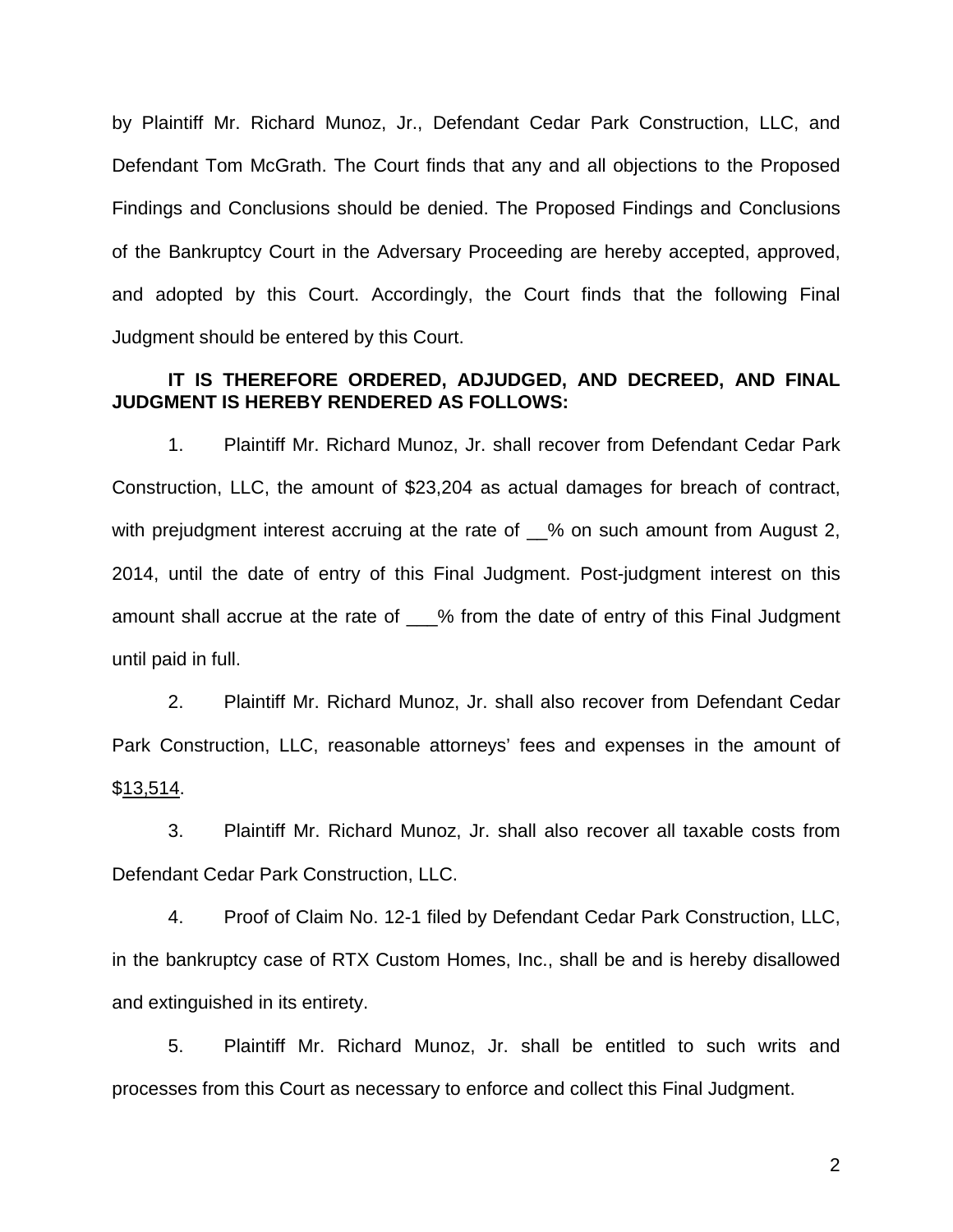by Plaintiff Mr. Richard Munoz, Jr., Defendant Cedar Park Construction, LLC, and Defendant Tom McGrath. The Court finds that any and all objections to the Proposed Findings and Conclusions should be denied. The Proposed Findings and Conclusions of the Bankruptcy Court in the Adversary Proceeding are hereby accepted, approved, and adopted by this Court. Accordingly, the Court finds that the following Final Judgment should be entered by this Court.

**IT IS THEREFORE ORDERED, ADJUDGED, AND DECREED, AND FINAL JUDGMENT IS HEREBY RENDERED AS FOLLOWS:**

1. Plaintiff Mr. Richard Munoz, Jr. shall recover from Defendant Cedar Park Construction, LLC, the amount of $23,204 as actual damages for breach of contract, with prejudgment interest accruing at the rate of __% on such amount from August 2, 2014, until the date of entry of this Final Judgment. Post-judgment interest on this amount shall accrue at the rate of ___% from the date of entry of this Final Judgment until paid in full.

2. Plaintiff Mr. Richard Munoz, Jr. shall also recover from Defendant Cedar Park Construction, LLC, reasonable attorneys' fees and expenses in the amount of $13,514.

3. Plaintiff Mr. Richard Munoz, Jr. shall also recover all taxable costs from Defendant Cedar Park Construction, LLC.

4. Proof of Claim No. 12-1 filed by Defendant Cedar Park Construction, LLC, in the bankruptcy case of RTX Custom Homes, Inc., shall be and is hereby disallowed and extinguished in its entirety.

5. Plaintiff Mr. Richard Munoz, Jr. shall be entitled to such writs and processes from this Court as necessary to enforce and collect this Final Judgment.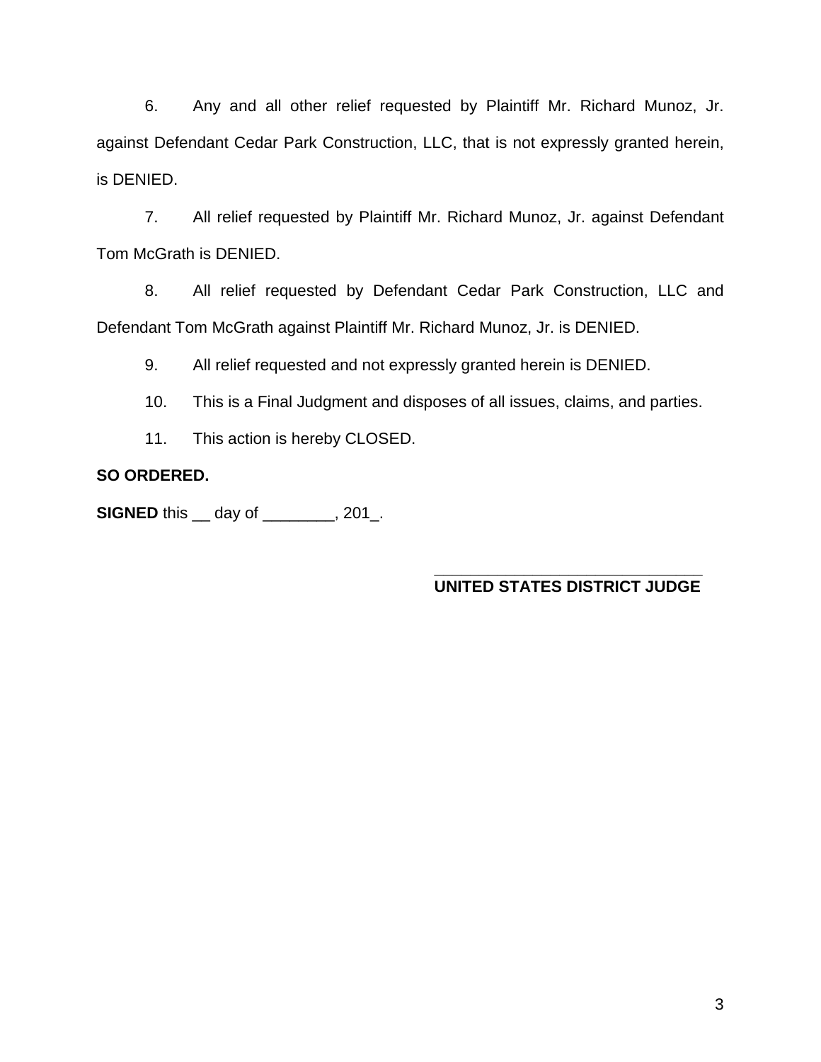6. Any and all other relief requested by Plaintiff Mr. Richard Munoz, Jr. against Defendant Cedar Park Construction, LLC, that is not expressly granted herein, is DENIED.

7. All relief requested by Plaintiff Mr. Richard Munoz, Jr. against Defendant Tom McGrath is DENIED.

8. All relief requested by Defendant Cedar Park Construction, LLC and Defendant Tom McGrath against Plaintiff Mr. Richard Munoz, Jr. is DENIED.

9. All relief requested and not expressly granted herein is DENIED.

10. This is a Final Judgment and disposes of all issues, claims, and parties.

11. This action is hereby CLOSED.

**SO ORDERED.**

**SIGNED** this __ day of ________, 201_.

_________________________________
**UNITED STATES DISTRICT JUDGE**